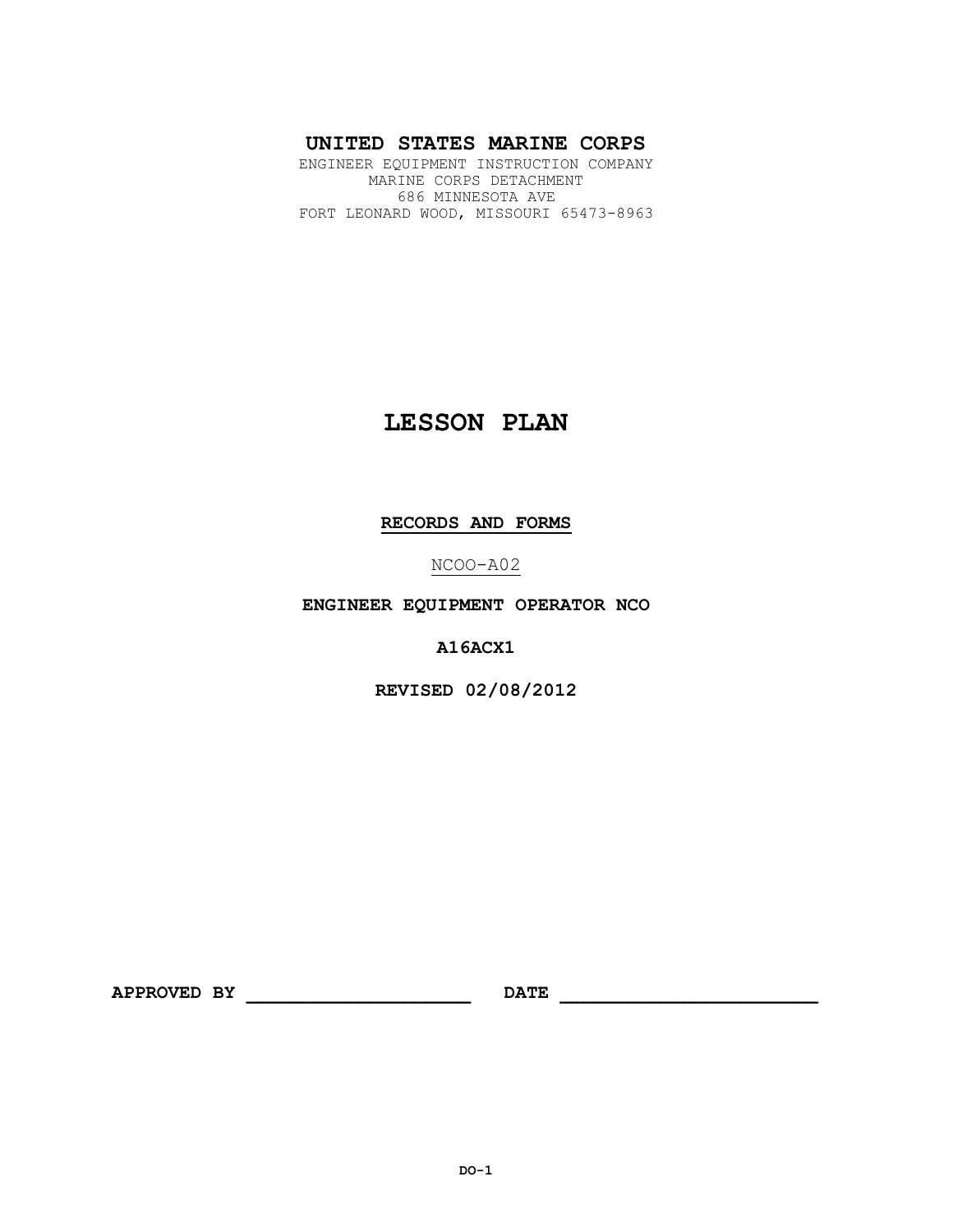**UNITED STATES MARINE CORPS**

ENGINEER EQUIPMENT INSTRUCTION COMPANY
MARINE CORPS DETACHMENT
686 MINNESOTA AVE
FORT LEONARD WOOD, MISSOURI 65473-8963

# LESSON PLAN

**RECORDS AND FORMS**

NCOO-A02

**ENGINEER EQUIPMENT OPERATOR NCO**

**A16ACX1**

**REVISED 02/08/2012**

**APPROVED BY** ____________________ **DATE** ______________________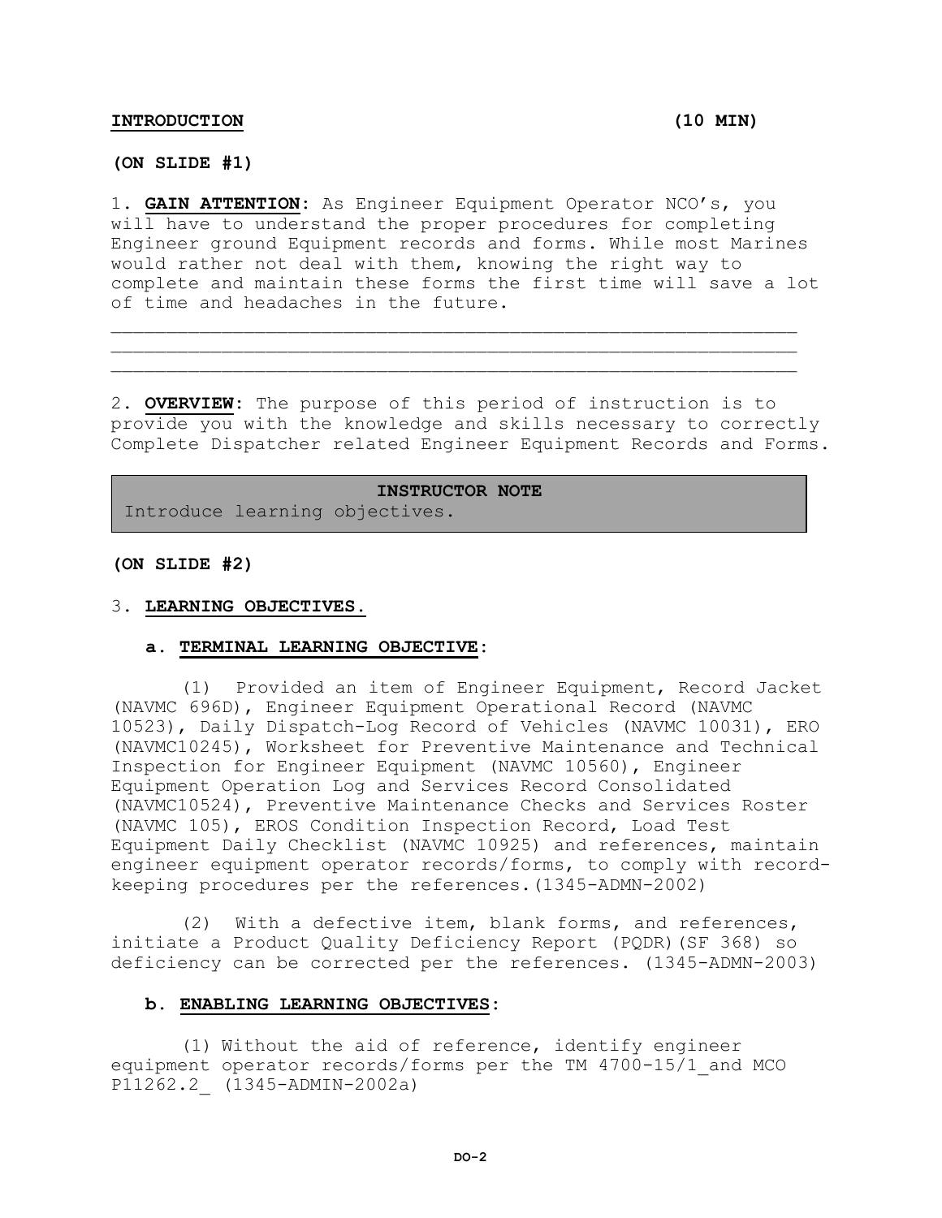**INTRODUCTION** **(10 MIN)**

**(ON SLIDE #1)**

1. **GAIN ATTENTION**: As Engineer Equipment Operator NCO's, you will have to understand the proper procedures for completing Engineer ground Equipment records and forms. While most Marines would rather not deal with them, knowing the right way to complete and maintain these forms the first time will save a lot of time and headaches in the future.

______________________________________________________________
______________________________________________________________
______________________________________________________________

2. **OVERVIEW**: The purpose of this period of instruction is to provide you with the knowledge and skills necessary to correctly Complete Dispatcher related Engineer Equipment Records and Forms.

> **INSTRUCTOR NOTE**
> Introduce learning objectives.

**(ON SLIDE #2)**

3. **LEARNING OBJECTIVES.**

**a. TERMINAL LEARNING OBJECTIVE:**

(1) Provided an item of Engineer Equipment, Record Jacket (NAVMC 696D), Engineer Equipment Operational Record (NAVMC 10523), Daily Dispatch-Log Record of Vehicles (NAVMC 10031), ERO (NAVMC10245), Worksheet for Preventive Maintenance and Technical Inspection for Engineer Equipment (NAVMC 10560), Engineer Equipment Operation Log and Services Record Consolidated (NAVMC10524), Preventive Maintenance Checks and Services Roster (NAVMC 105), EROS Condition Inspection Record, Load Test Equipment Daily Checklist (NAVMC 10925) and references, maintain engineer equipment operator records/forms, to comply with record-keeping procedures per the references.(1345-ADMN-2002)

(2) With a defective item, blank forms, and references, initiate a Product Quality Deficiency Report (PQDR)(SF 368) so deficiency can be corrected per the references. (1345-ADMN-2003)

**b. ENABLING LEARNING OBJECTIVES:**

(1) Without the aid of reference, identify engineer equipment operator records/forms per the TM 4700-15/1_and MCO P11262.2_ (1345-ADMIN-2002a)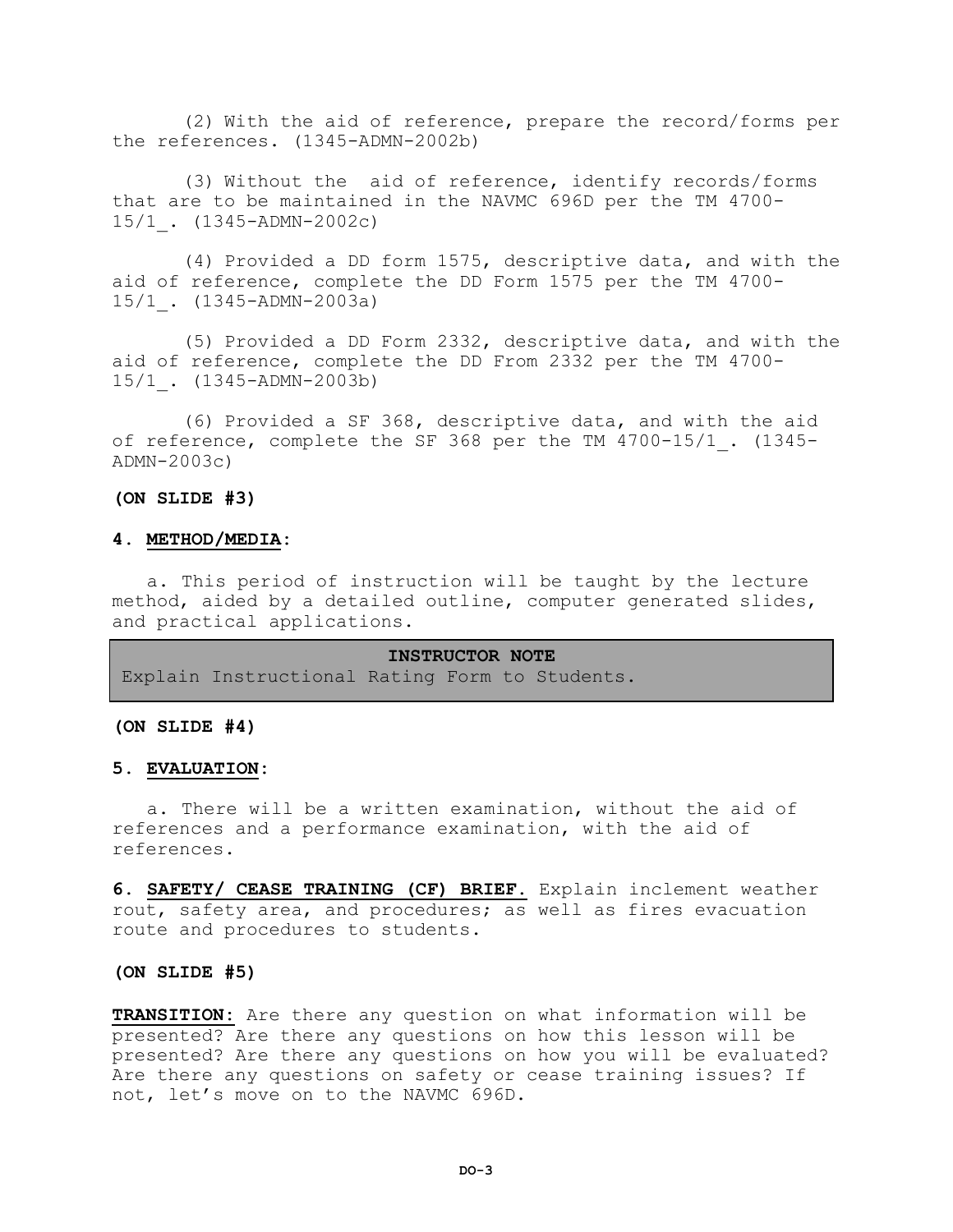(2) With the aid of reference, prepare the record/forms per the references. (1345-ADMN-2002b)

(3) Without the  aid of reference, identify records/forms that are to be maintained in the NAVMC 696D per the TM 4700-15/1_. (1345-ADMN-2002c)

(4) Provided a DD form 1575, descriptive data, and with the aid of reference, complete the DD Form 1575 per the TM 4700-15/1_. (1345-ADMN-2003a)

(5) Provided a DD Form 2332, descriptive data, and with the aid of reference, complete the DD From 2332 per the TM 4700-15/1_. (1345-ADMN-2003b)

(6) Provided a SF 368, descriptive data, and with the aid of reference, complete the SF 368 per the TM 4700-15/1_. (1345-ADMN-2003c)

**(ON SLIDE #3)**

**4. METHOD/MEDIA:**

a. This period of instruction will be taught by the lecture method, aided by a detailed outline, computer generated slides, and practical applications.

| **INSTRUCTOR NOTE** |
|---|
| Explain Instructional Rating Form to Students. |

**(ON SLIDE #4)**

**5. EVALUATION:**

a. There will be a written examination, without the aid of references and a performance examination, with the aid of references.

**6. SAFETY/ CEASE TRAINING (CF) BRIEF.** Explain inclement weather rout, safety area, and procedures; as well as fires evacuation route and procedures to students.

**(ON SLIDE #5)**

**TRANSITION:** Are there any question on what information will be presented? Are there any questions on how this lesson will be presented? Are there any questions on how you will be evaluated? Are there any questions on safety or cease training issues? If not, let’s move on to the NAVMC 696D.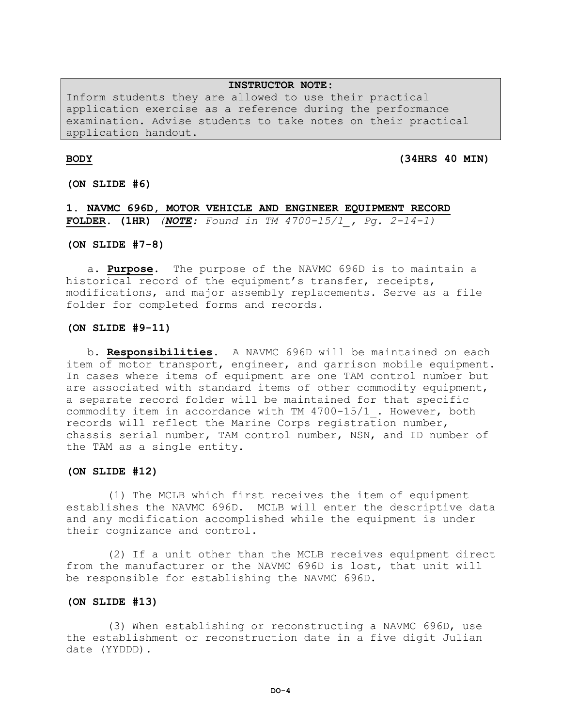**INSTRUCTOR NOTE:**
Inform students they are allowed to use their practical application exercise as a reference during the performance examination. Advise students to take notes on their practical application handout.

**BODY** **(34HRS 40 MIN)**

**(ON SLIDE #6)**

**1. NAVMC 696D, MOTOR VEHICLE AND ENGINEER EQUIPMENT RECORD FOLDER. (1HR)** *(**NOTE**: Found in TM 4700-15/1_, Pg. 2-14-1)*

**(ON SLIDE #7-8)**

a. **Purpose**. The purpose of the NAVMC 696D is to maintain a historical record of the equipment's transfer, receipts, modifications, and major assembly replacements. Serve as a file folder for completed forms and records.

**(ON SLIDE #9-11)**

b. **Responsibilities**. A NAVMC 696D will be maintained on each item of motor transport, engineer, and garrison mobile equipment. In cases where items of equipment are one TAM control number but are associated with standard items of other commodity equipment, a separate record folder will be maintained for that specific commodity item in accordance with TM 4700-15/1_. However, both records will reflect the Marine Corps registration number, chassis serial number, TAM control number, NSN, and ID number of the TAM as a single entity.

**(ON SLIDE #12)**

(1) The MCLB which first receives the item of equipment establishes the NAVMC 696D. MCLB will enter the descriptive data and any modification accomplished while the equipment is under their cognizance and control.

(2) If a unit other than the MCLB receives equipment direct from the manufacturer or the NAVMC 696D is lost, that unit will be responsible for establishing the NAVMC 696D.

**(ON SLIDE #13)**

(3) When establishing or reconstructing a NAVMC 696D, use the establishment or reconstruction date in a five digit Julian date (YYDDD).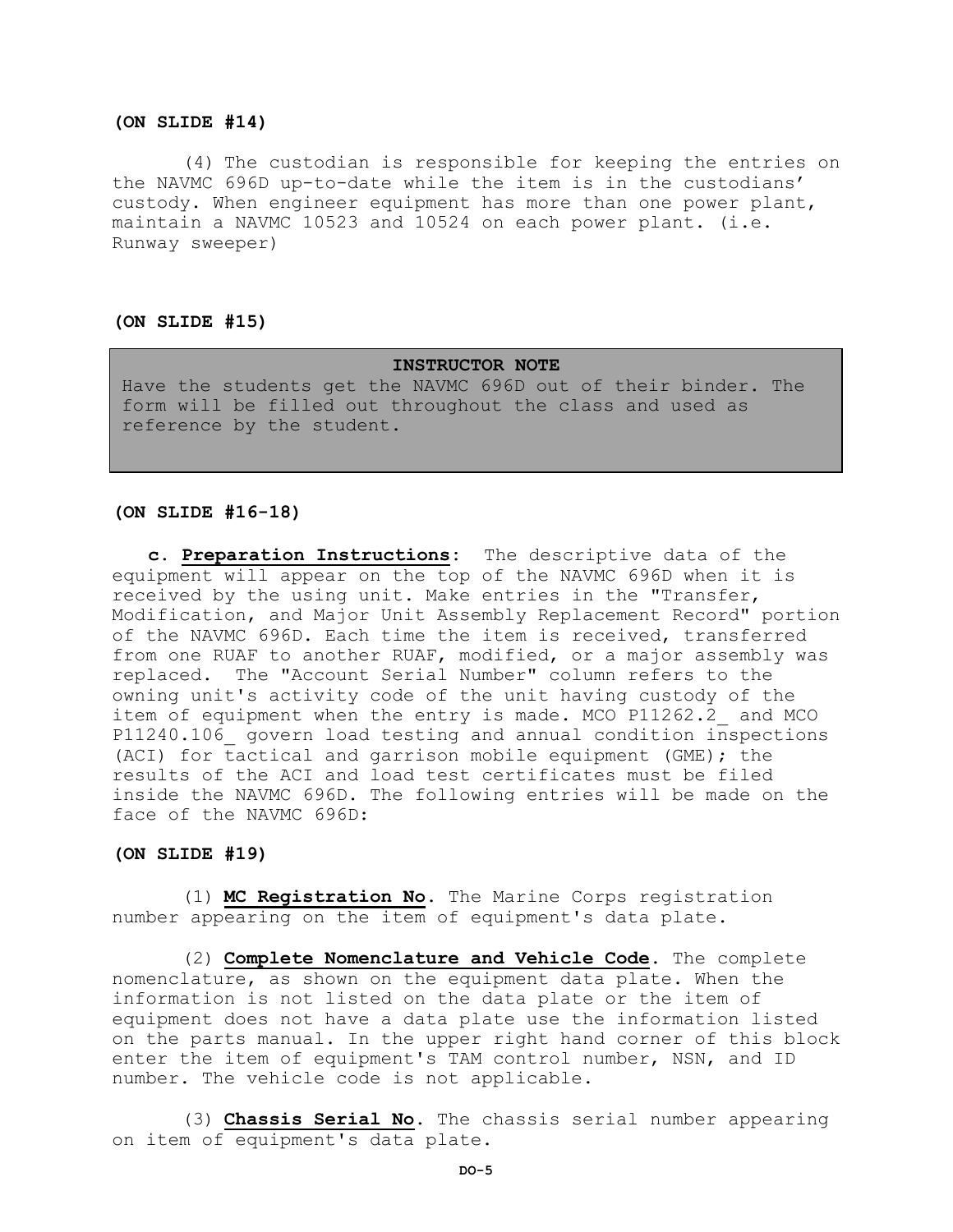**(ON SLIDE #14)**

(4) The custodian is responsible for keeping the entries on the NAVMC 696D up-to-date while the item is in the custodians' custody. When engineer equipment has more than one power plant, maintain a NAVMC 10523 and 10524 on each power plant. (i.e. Runway sweeper)

**(ON SLIDE #15)**

> **INSTRUCTOR NOTE**
>
> Have the students get the NAVMC 696D out of their binder. The form will be filled out throughout the class and used as reference by the student.

**(ON SLIDE #16-18)**

**c. Preparation Instructions**: The descriptive data of the equipment will appear on the top of the NAVMC 696D when it is received by the using unit. Make entries in the "Transfer, Modification, and Major Unit Assembly Replacement Record" portion of the NAVMC 696D. Each time the item is received, transferred from one RUAF to another RUAF, modified, or a major assembly was replaced. The "Account Serial Number" column refers to the owning unit's activity code of the unit having custody of the item of equipment when the entry is made. MCO P11262.2_ and MCO P11240.106_ govern load testing and annual condition inspections (ACI) for tactical and garrison mobile equipment (GME); the results of the ACI and load test certificates must be filed inside the NAVMC 696D. The following entries will be made on the face of the NAVMC 696D:

**(ON SLIDE #19)**

(1) **MC Registration No**. The Marine Corps registration number appearing on the item of equipment's data plate.

(2) **Complete Nomenclature and Vehicle Code**. The complete nomenclature, as shown on the equipment data plate. When the information is not listed on the data plate or the item of equipment does not have a data plate use the information listed on the parts manual. In the upper right hand corner of this block enter the item of equipment's TAM control number, NSN, and ID number. The vehicle code is not applicable.

(3) **Chassis Serial No**. The chassis serial number appearing on item of equipment's data plate.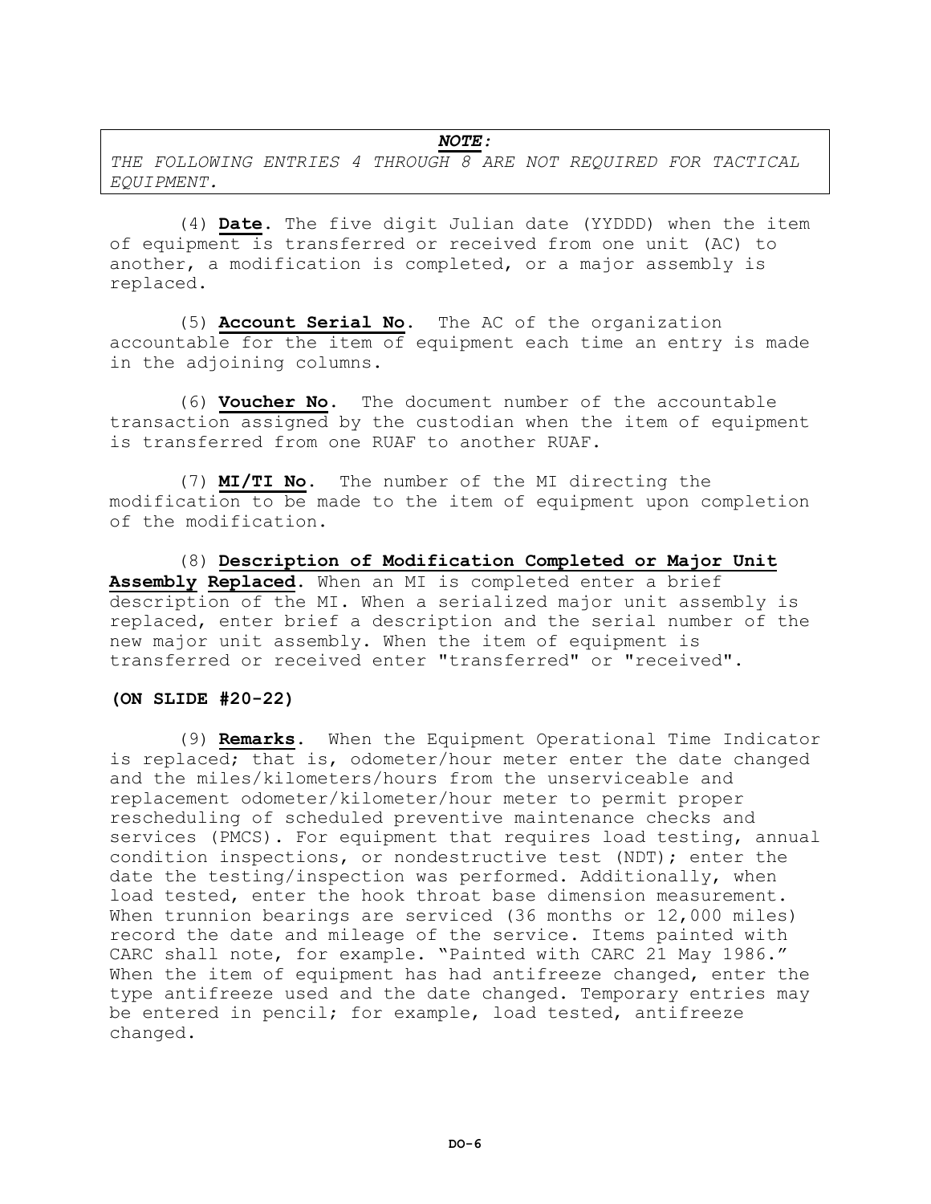> ***NOTE:***
> *THE FOLLOWING ENTRIES 4 THROUGH 8 ARE NOT REQUIRED FOR TACTICAL EQUIPMENT.*

(4) **Date**. The five digit Julian date (YYDDD) when the item of equipment is transferred or received from one unit (AC) to another, a modification is completed, or a major assembly is replaced.

(5) **Account Serial No**. The AC of the organization accountable for the item of equipment each time an entry is made in the adjoining columns.

(6) **Voucher No**. The document number of the accountable transaction assigned by the custodian when the item of equipment is transferred from one RUAF to another RUAF.

(7) **MI/TI No**. The number of the MI directing the modification to be made to the item of equipment upon completion of the modification.

(8) **Description of Modification Completed or Major Unit Assembly Replaced**. When an MI is completed enter a brief description of the MI. When a serialized major unit assembly is replaced, enter brief a description and the serial number of the new major unit assembly. When the item of equipment is transferred or received enter "transferred" or "received".

**(ON SLIDE #20-22)**

(9) **Remarks**. When the Equipment Operational Time Indicator is replaced; that is, odometer/hour meter enter the date changed and the miles/kilometers/hours from the unserviceable and replacement odometer/kilometer/hour meter to permit proper rescheduling of scheduled preventive maintenance checks and services (PMCS). For equipment that requires load testing, annual condition inspections, or nondestructive test (NDT); enter the date the testing/inspection was performed. Additionally, when load tested, enter the hook throat base dimension measurement. When trunnion bearings are serviced (36 months or 12,000 miles) record the date and mileage of the service. Items painted with CARC shall note, for example. "Painted with CARC 21 May 1986." When the item of equipment has had antifreeze changed, enter the type antifreeze used and the date changed. Temporary entries may be entered in pencil; for example, load tested, antifreeze changed.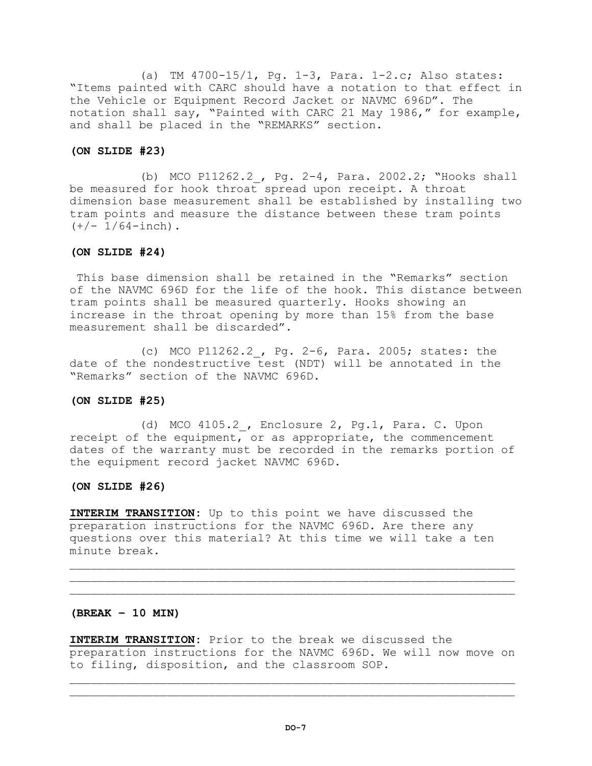(a) TM 4700-15/1, Pg. 1-3, Para. 1-2.c; Also states: "Items painted with CARC should have a notation to that effect in the Vehicle or Equipment Record Jacket or NAVMC 696D". The notation shall say, "Painted with CARC 21 May 1986," for example, and shall be placed in the "REMARKS" section.

**(ON SLIDE #23)**

(b) MCO P11262.2_, Pg. 2-4, Para. 2002.2; "Hooks shall be measured for hook throat spread upon receipt. A throat dimension base measurement shall be established by installing two tram points and measure the distance between these tram points (+/- 1/64-inch).

**(ON SLIDE #24)**

This base dimension shall be retained in the "Remarks" section of the NAVMC 696D for the life of the hook. This distance between tram points shall be measured quarterly. Hooks showing an increase in the throat opening by more than 15% from the base measurement shall be discarded".

(c) MCO P11262.2_, Pg. 2-6, Para. 2005; states: the date of the nondestructive test (NDT) will be annotated in the "Remarks" section of the NAVMC 696D.

**(ON SLIDE #25)**

(d) MCO 4105.2_, Enclosure 2, Pg.1, Para. C. Upon receipt of the equipment, or as appropriate, the commencement dates of the warranty must be recorded in the remarks portion of the equipment record jacket NAVMC 696D.

**(ON SLIDE #26)**

**INTERIM TRANSITION**: Up to this point we have discussed the preparation instructions for the NAVMC 696D. Are there any questions over this material? At this time we will take a ten minute break.

______________________________________________________________
______________________________________________________________
______________________________________________________________

**(BREAK – 10 MIN)**

**INTERIM TRANSITION**: Prior to the break we discussed the preparation instructions for the NAVMC 696D. We will now move on to filing, disposition, and the classroom SOP.

______________________________________________________________
______________________________________________________________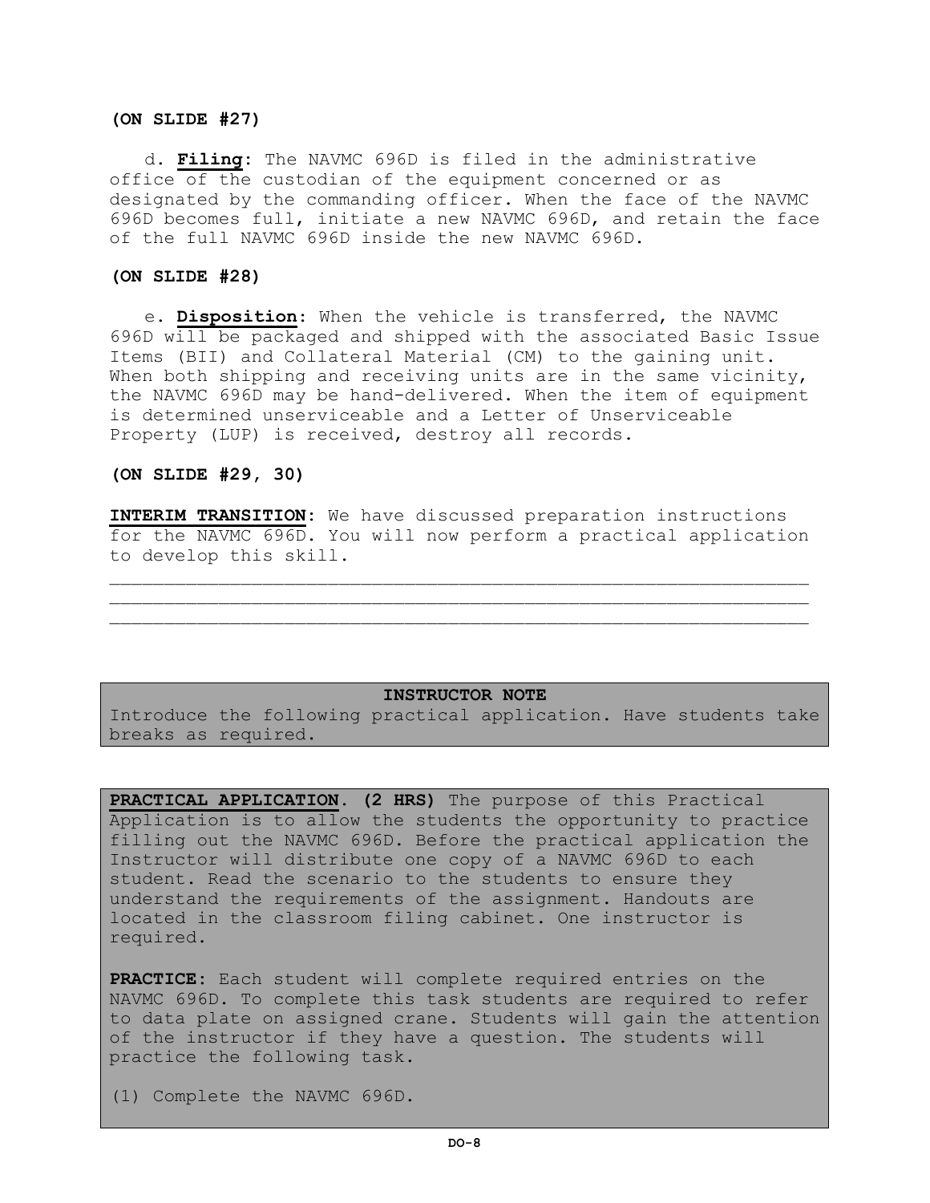**(ON SLIDE #27)**

d. **Filing**: The NAVMC 696D is filed in the administrative office of the custodian of the equipment concerned or as designated by the commanding officer. When the face of the NAVMC 696D becomes full, initiate a new NAVMC 696D, and retain the face of the full NAVMC 696D inside the new NAVMC 696D.

**(ON SLIDE #28)**

e. **Disposition**: When the vehicle is transferred, the NAVMC 696D will be packaged and shipped with the associated Basic Issue Items (BII) and Collateral Material (CM) to the gaining unit. When both shipping and receiving units are in the same vicinity, the NAVMC 696D may be hand-delivered. When the item of equipment is determined unserviceable and a Letter of Unserviceable Property (LUP) is received, destroy all records.

**(ON SLIDE #29, 30)**

**INTERIM TRANSITION**: We have discussed preparation instructions for the NAVMC 696D. You will now perform a practical application to develop this skill.

_______________________________________________________________
_______________________________________________________________
_______________________________________________________________

**INSTRUCTOR NOTE**

Introduce the following practical application. Have students take breaks as required.

**PRACTICAL APPLICATION**. **(2 HRS)** The purpose of this Practical Application is to allow the students the opportunity to practice filling out the NAVMC 696D. Before the practical application the Instructor will distribute one copy of a NAVMC 696D to each student. Read the scenario to the students to ensure they understand the requirements of the assignment. Handouts are located in the classroom filing cabinet. One instructor is required.

**PRACTICE**: Each student will complete required entries on the NAVMC 696D. To complete this task students are required to refer to data plate on assigned crane. Students will gain the attention of the instructor if they have a question. The students will practice the following task.

(1) Complete the NAVMC 696D.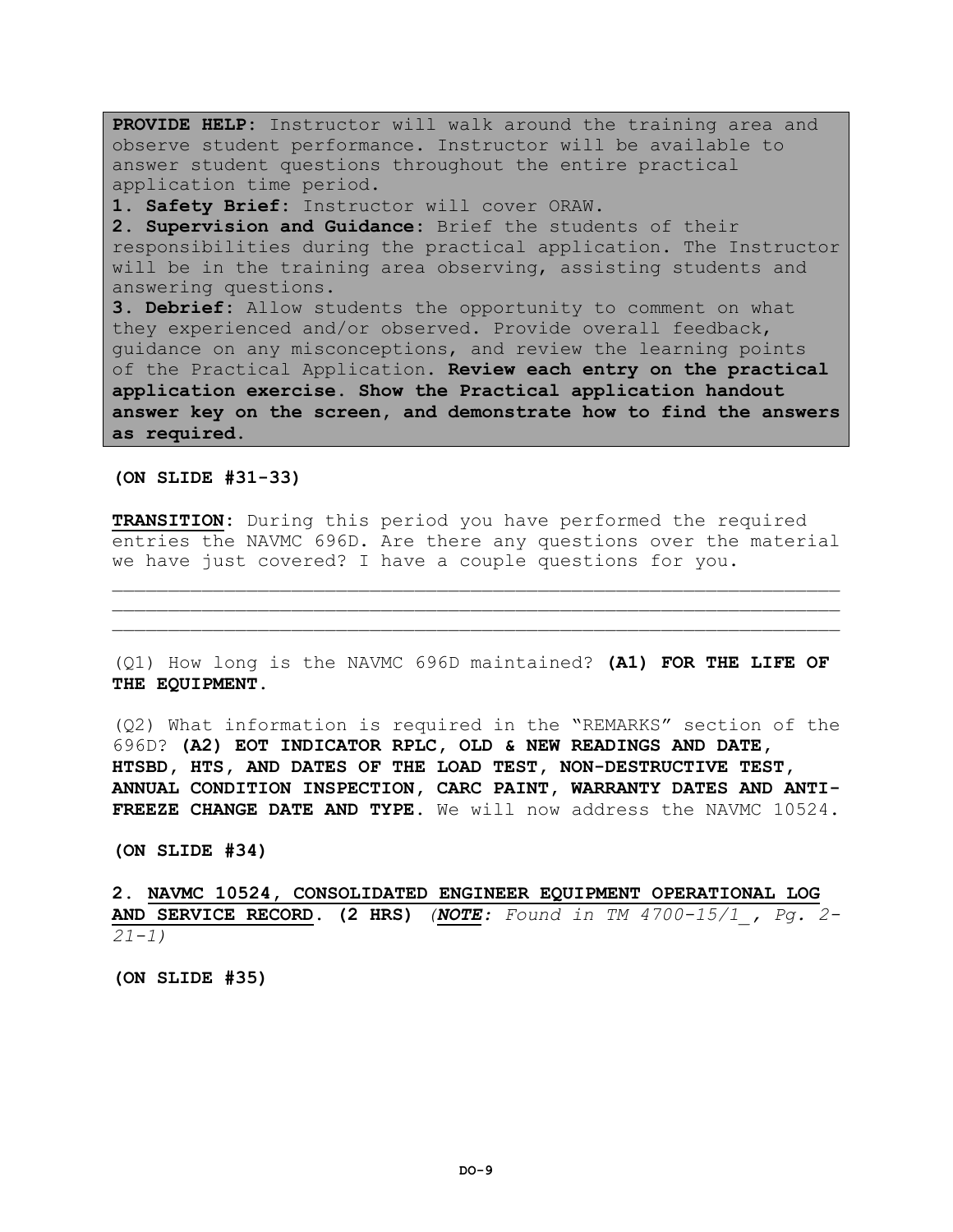**PROVIDE HELP:** Instructor will walk around the training area and observe student performance. Instructor will be available to answer student questions throughout the entire practical application time period.

**1. Safety Brief:** Instructor will cover ORAW.

**2. Supervision and Guidance:** Brief the students of their responsibilities during the practical application. The Instructor will be in the training area observing, assisting students and answering questions.

**3. Debrief:** Allow students the opportunity to comment on what they experienced and/or observed. Provide overall feedback, guidance on any misconceptions, and review the learning points of the Practical Application. **Review each entry on the practical application exercise. Show the Practical application handout answer key on the screen, and demonstrate how to find the answers as required.**

**(ON SLIDE #31-33)**

**TRANSITION:** During this period you have performed the required entries the NAVMC 696D. Are there any questions over the material we have just covered? I have a couple questions for you.

___________________________________________________________________
___________________________________________________________________
___________________________________________________________________

(Q1) How long is the NAVMC 696D maintained? **(A1) FOR THE LIFE OF THE EQUIPMENT.**

(Q2) What information is required in the "REMARKS" section of the 696D? **(A2) EOT INDICATOR RPLC, OLD & NEW READINGS AND DATE, HTSBD, HTS, AND DATES OF THE LOAD TEST, NON-DESTRUCTIVE TEST, ANNUAL CONDITION INSPECTION, CARC PAINT, WARRANTY DATES AND ANTI-FREEZE CHANGE DATE AND TYPE.** We will now address the NAVMC 10524.

**(ON SLIDE #34)**

**2. NAVMC 10524, CONSOLIDATED ENGINEER EQUIPMENT OPERATIONAL LOG AND SERVICE RECORD. (2 HRS)** *(**NOTE**: Found in TM 4700-15/1_, Pg. 2-21-1)*

**(ON SLIDE #35)**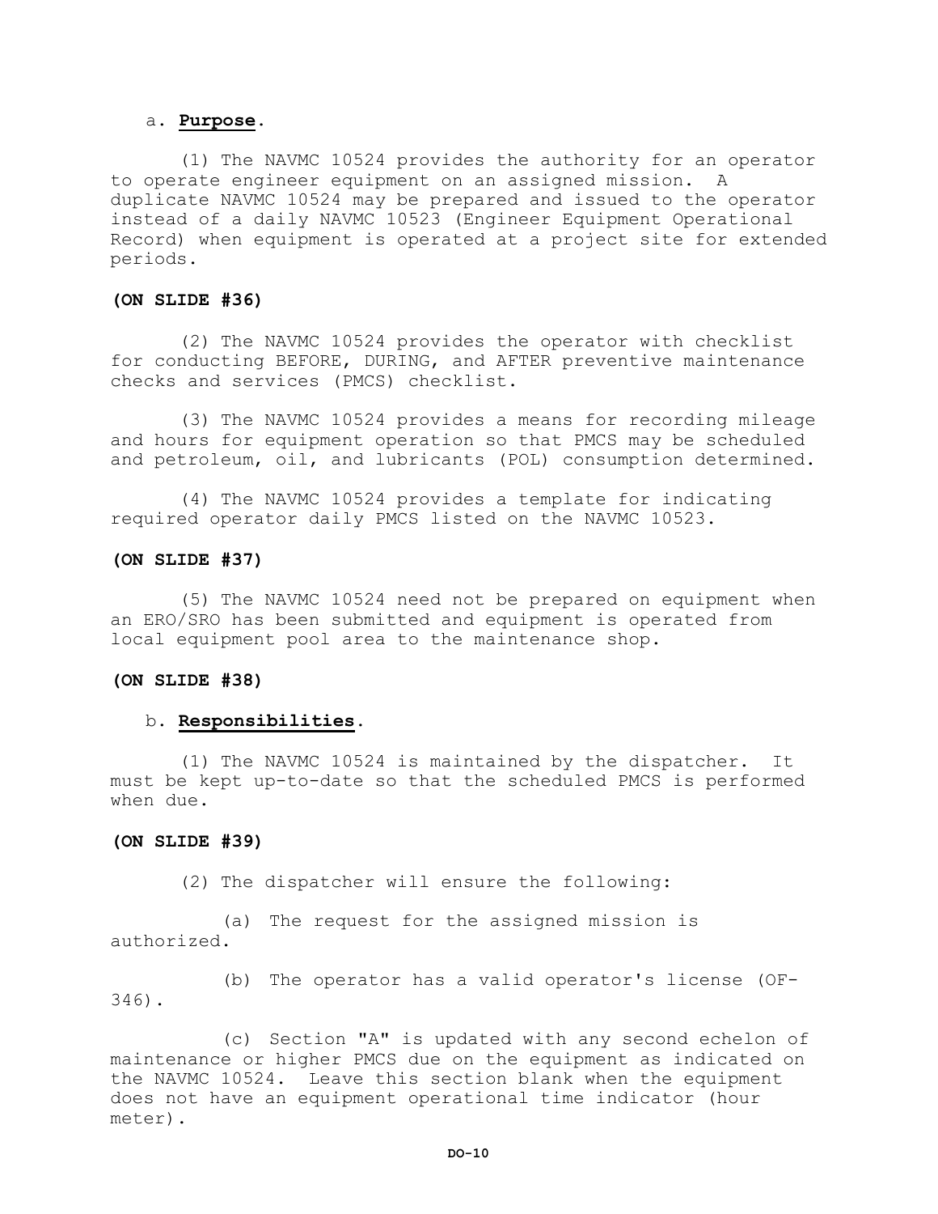a. **Purpose**.

(1) The NAVMC 10524 provides the authority for an operator to operate engineer equipment on an assigned mission. A duplicate NAVMC 10524 may be prepared and issued to the operator instead of a daily NAVMC 10523 (Engineer Equipment Operational Record) when equipment is operated at a project site for extended periods.

**(ON SLIDE #36)**

(2) The NAVMC 10524 provides the operator with checklist for conducting BEFORE, DURING, and AFTER preventive maintenance checks and services (PMCS) checklist.

(3) The NAVMC 10524 provides a means for recording mileage and hours for equipment operation so that PMCS may be scheduled and petroleum, oil, and lubricants (POL) consumption determined.

(4) The NAVMC 10524 provides a template for indicating required operator daily PMCS listed on the NAVMC 10523.

**(ON SLIDE #37)**

(5) The NAVMC 10524 need not be prepared on equipment when an ERO/SRO has been submitted and equipment is operated from local equipment pool area to the maintenance shop.

**(ON SLIDE #38)**

b. **Responsibilities**.

(1) The NAVMC 10524 is maintained by the dispatcher. It must be kept up-to-date so that the scheduled PMCS is performed when due.

**(ON SLIDE #39)**

(2) The dispatcher will ensure the following:

(a) The request for the assigned mission is authorized.

(b) The operator has a valid operator's license (OF-346).

(c) Section "A" is updated with any second echelon of maintenance or higher PMCS due on the equipment as indicated on the NAVMC 10524. Leave this section blank when the equipment does not have an equipment operational time indicator (hour meter).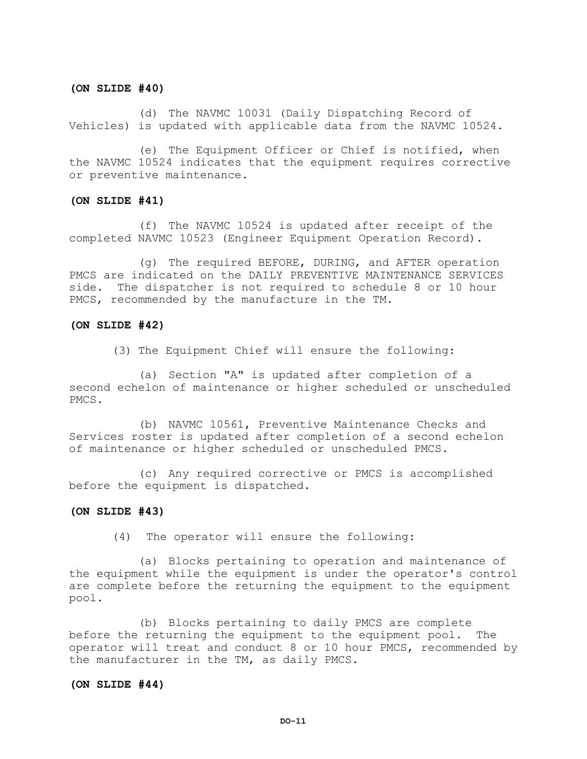**(ON SLIDE #40)**

(d) The NAVMC 10031 (Daily Dispatching Record of Vehicles) is updated with applicable data from the NAVMC 10524.

(e) The Equipment Officer or Chief is notified, when the NAVMC 10524 indicates that the equipment requires corrective or preventive maintenance.

**(ON SLIDE #41)**

(f) The NAVMC 10524 is updated after receipt of the completed NAVMC 10523 (Engineer Equipment Operation Record).

(g) The required BEFORE, DURING, and AFTER operation PMCS are indicated on the DAILY PREVENTIVE MAINTENANCE SERVICES side. The dispatcher is not required to schedule 8 or 10 hour PMCS, recommended by the manufacture in the TM.

**(ON SLIDE #42)**

(3) The Equipment Chief will ensure the following:

(a) Section "A" is updated after completion of a second echelon of maintenance or higher scheduled or unscheduled PMCS.

(b) NAVMC 10561, Preventive Maintenance Checks and Services roster is updated after completion of a second echelon of maintenance or higher scheduled or unscheduled PMCS.

(c) Any required corrective or PMCS is accomplished before the equipment is dispatched.

**(ON SLIDE #43)**

(4) The operator will ensure the following:

(a) Blocks pertaining to operation and maintenance of the equipment while the equipment is under the operator's control are complete before the returning the equipment to the equipment pool.

(b) Blocks pertaining to daily PMCS are complete before the returning the equipment to the equipment pool. The operator will treat and conduct 8 or 10 hour PMCS, recommended by the manufacturer in the TM, as daily PMCS.

**(ON SLIDE #44)**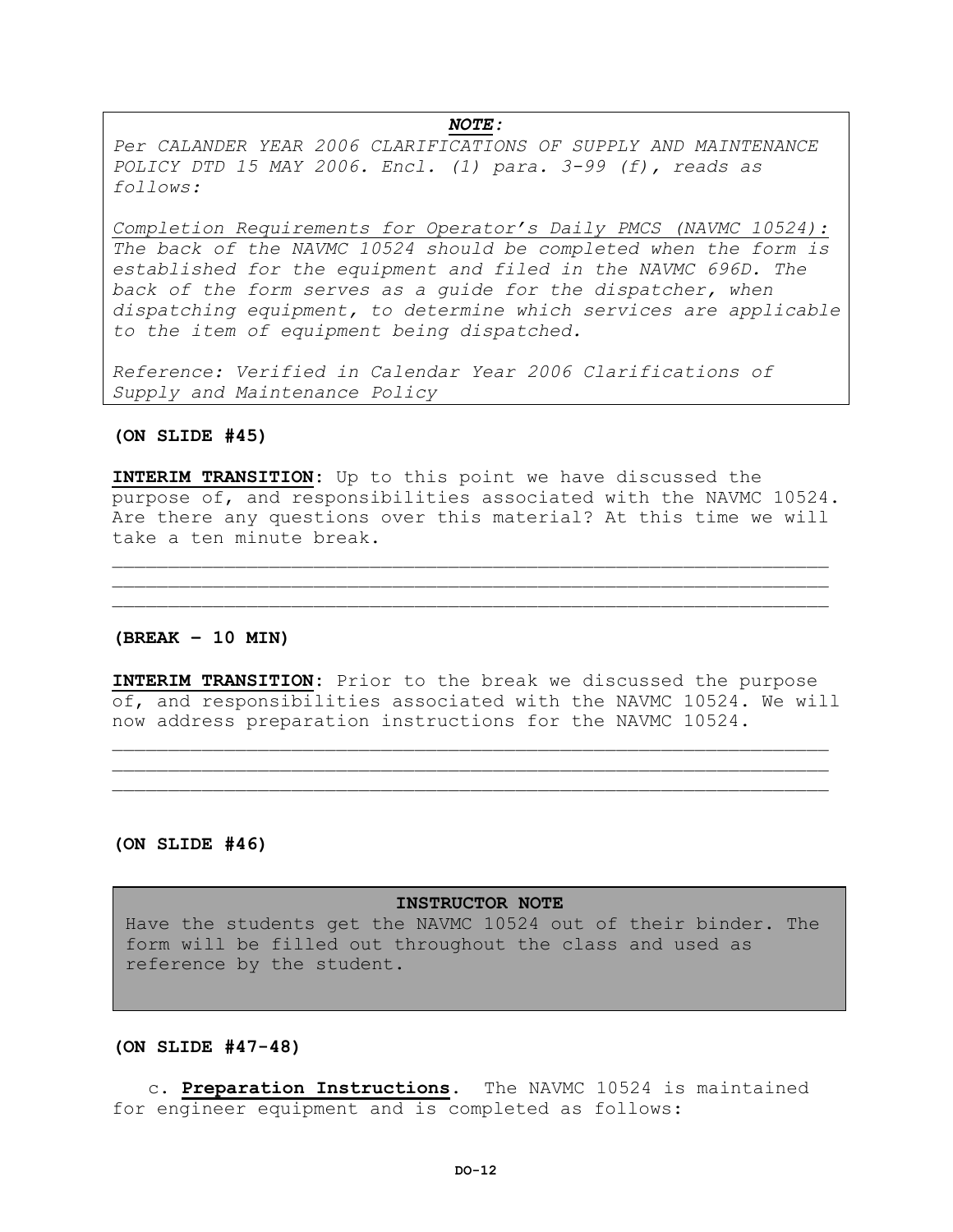***NOTE:***

*Per CALANDER YEAR 2006 CLARIFICATIONS OF SUPPLY AND MAINTENANCE POLICY DTD 15 MAY 2006. Encl. (1) para. 3-99 (f), reads as follows:*

*Completion Requirements for Operator's Daily PMCS (NAVMC 10524): The back of the NAVMC 10524 should be completed when the form is established for the equipment and filed in the NAVMC 696D. The back of the form serves as a guide for the dispatcher, when dispatching equipment, to determine which services are applicable to the item of equipment being dispatched.*

*Reference: Verified in Calendar Year 2006 Clarifications of Supply and Maintenance Policy*

**(ON SLIDE #45)**

**INTERIM TRANSITION**: Up to this point we have discussed the purpose of, and responsibilities associated with the NAVMC 10524. Are there any questions over this material? At this time we will take a ten minute break.

______________________________________________________________
______________________________________________________________
______________________________________________________________

**(BREAK – 10 MIN)**

**INTERIM TRANSITION**: Prior to the break we discussed the purpose of, and responsibilities associated with the NAVMC 10524. We will now address preparation instructions for the NAVMC 10524.

______________________________________________________________
______________________________________________________________
______________________________________________________________

**(ON SLIDE #46)**

**INSTRUCTOR NOTE**

Have the students get the NAVMC 10524 out of their binder. The form will be filled out throughout the class and used as reference by the student.

**(ON SLIDE #47-48)**

c. **Preparation Instructions**. The NAVMC 10524 is maintained for engineer equipment and is completed as follows: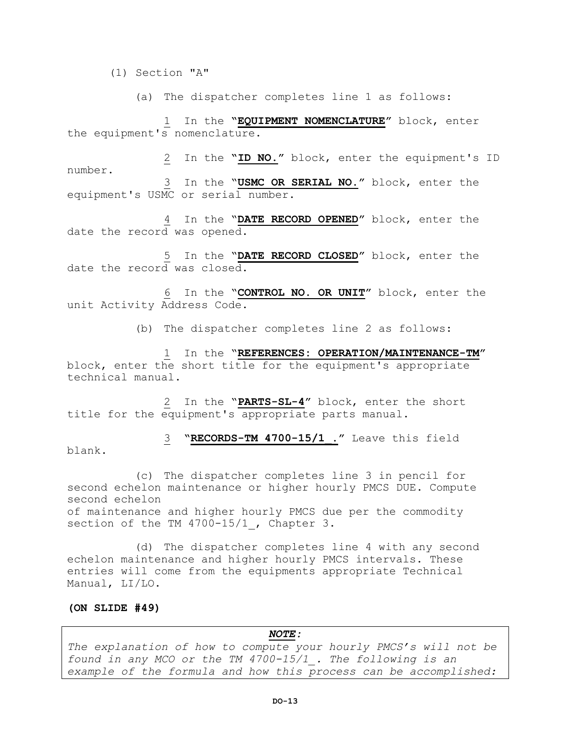(1) Section "A"

(a) The dispatcher completes line 1 as follows:

1 In the "**EQUIPMENT NOMENCLATURE**" block, enter the equipment's nomenclature.

2 In the "**ID NO.**" block, enter the equipment's ID number.

3 In the "**USMC OR SERIAL NO.**" block, enter the equipment's USMC or serial number.

4 In the "**DATE RECORD OPENED**" block, enter the date the record was opened.

5 In the "**DATE RECORD CLOSED**" block, enter the date the record was closed.

6 In the "**CONTROL NO. OR UNIT**" block, enter the unit Activity Address Code.

(b) The dispatcher completes line 2 as follows:

1 In the "**REFERENCES: OPERATION/MAINTENANCE-TM**" block, enter the short title for the equipment's appropriate technical manual.

2 In the "**PARTS-SL-4**" block, enter the short title for the equipment's appropriate parts manual.

3 "**RECORDS-TM 4700-15/1_.**" Leave this field blank.

(c) The dispatcher completes line 3 in pencil for second echelon maintenance or higher hourly PMCS DUE. Compute second echelon of maintenance and higher hourly PMCS due per the commodity section of the TM 4700-15/1_, Chapter 3.

(d) The dispatcher completes line 4 with any second echelon maintenance and higher hourly PMCS intervals. These entries will come from the equipments appropriate Technical Manual, LI/LO.

**(ON SLIDE #49)**

***NOTE:***
*The explanation of how to compute your hourly PMCS's will not be found in any MCO or the TM 4700-15/1_. The following is an example of the formula and how this process can be accomplished:*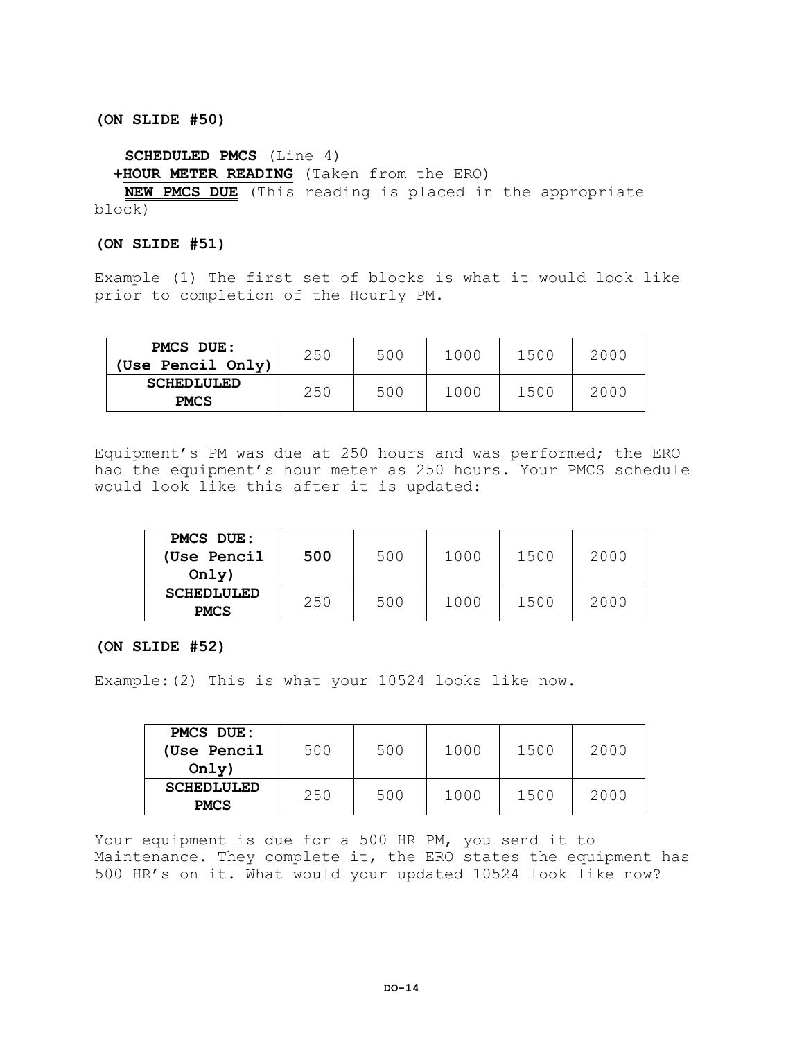**(ON SLIDE #50)**

**SCHEDULED PMCS** (Line 4)
**+HOUR METER READING** (Taken from the ERO)
**NEW PMCS DUE** (This reading is placed in the appropriate block)

**(ON SLIDE #51)**

Example (1) The first set of blocks is what it would look like prior to completion of the Hourly PM.

| **PMCS DUE: (Use Pencil Only)** | 250 | 500 | 1000 | 1500 | 2000 |
|---|---|---|---|---|---|
| **SCHEDLULED PMCS** | 250 | 500 | 1000 | 1500 | 2000 |

Equipment's PM was due at 250 hours and was performed; the ERO had the equipment's hour meter as 250 hours. Your PMCS schedule would look like this after it is updated:

| **PMCS DUE: (Use Pencil Only)** | **500** | 500 | 1000 | 1500 | 2000 |
|---|---|---|---|---|---|
| **SCHEDLULED PMCS** | 250 | 500 | 1000 | 1500 | 2000 |

**(ON SLIDE #52)**

Example:(2) This is what your 10524 looks like now.

| **PMCS DUE: (Use Pencil Only)** | 500 | 500 | 1000 | 1500 | 2000 |
|---|---|---|---|---|---|
| **SCHEDLULED PMCS** | 250 | 500 | 1000 | 1500 | 2000 |

Your equipment is due for a 500 HR PM, you send it to Maintenance. They complete it, the ERO states the equipment has 500 HR's on it. What would your updated 10524 look like now?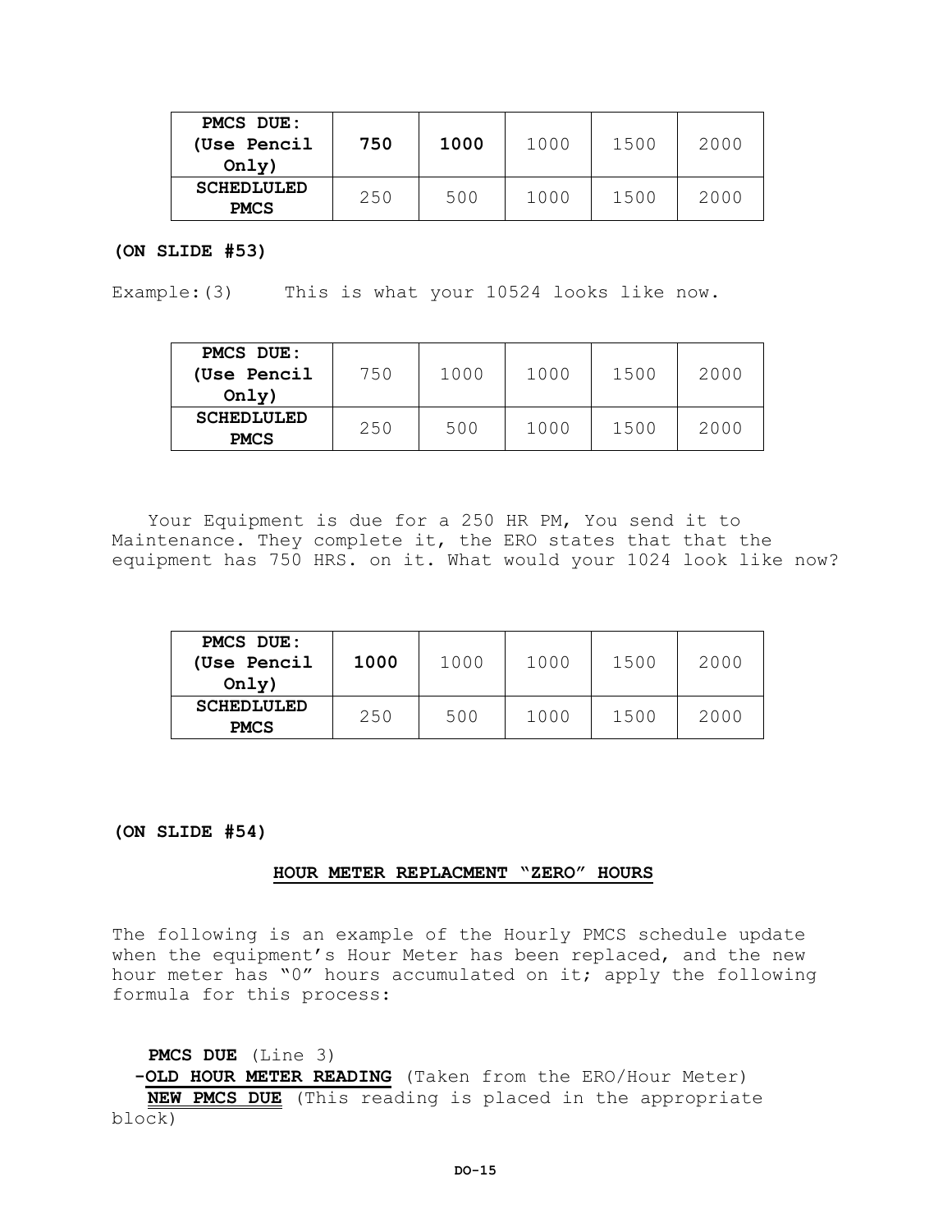| PMCS DUE: (Use Pencil Only) | **750** | **1000** | 1000 | 1500 | 2000 |
|---|---|---|---|---|---|
| **SCHEDLULED PMCS** | 250 | 500 | 1000 | 1500 | 2000 |

**(ON SLIDE #53)**

Example:(3) This is what your 10524 looks like now.

| PMCS DUE: (Use Pencil Only) | 750 | 1000 | 1000 | 1500 | 2000 |
|---|---|---|---|---|---|
| **SCHEDLULED PMCS** | 250 | 500 | 1000 | 1500 | 2000 |

Your Equipment is due for a 250 HR PM, You send it to Maintenance. They complete it, the ERO states that that the equipment has 750 HRS. on it. What would your 1024 look like now?

| PMCS DUE: (Use Pencil Only) | **1000** | 1000 | 1000 | 1500 | 2000 |
|---|---|---|---|---|---|
| **SCHEDLULED PMCS** | 250 | 500 | 1000 | 1500 | 2000 |

**(ON SLIDE #54)**

## HOUR METER REPLACMENT "ZERO" HOURS

The following is an example of the Hourly PMCS schedule update when the equipment's Hour Meter has been replaced, and the new hour meter has "0" hours accumulated on it; apply the following formula for this process:

**PMCS DUE** (Line 3)
-**OLD HOUR METER READING** (Taken from the ERO/Hour Meter)
**NEW PMCS DUE** (This reading is placed in the appropriate block)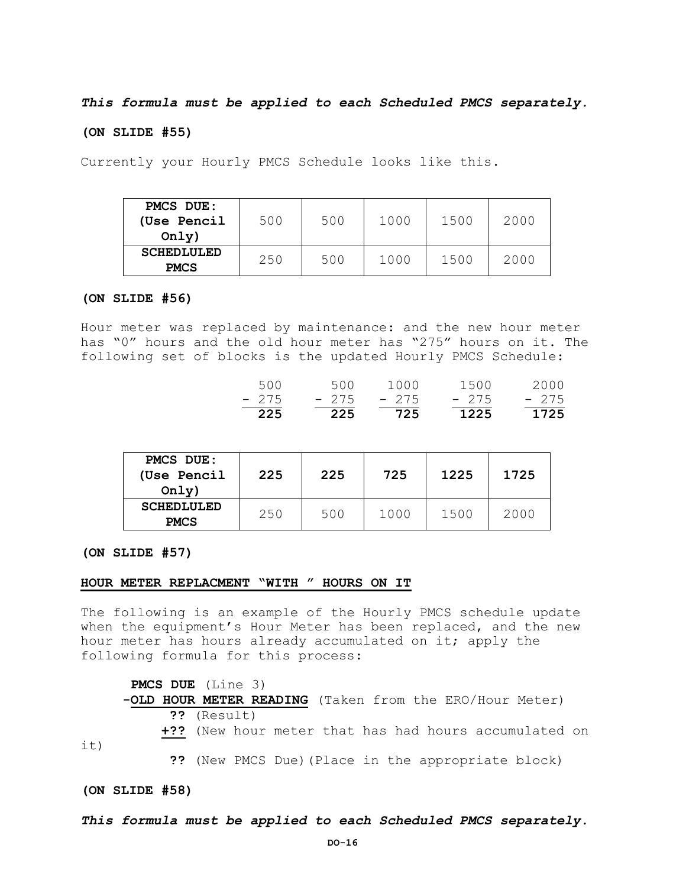***This formula must be applied to each Scheduled PMCS separately.***

**(ON SLIDE #55)**

Currently your Hourly PMCS Schedule looks like this.

| **PMCS DUE: (Use Pencil Only)** | 500 | 500 | 1000 | 1500 | 2000 |
|---|---|---|---|---|---|
| **SCHEDLULED PMCS** | 250 | 500 | 1000 | 1500 | 2000 |

**(ON SLIDE #56)**

Hour meter was replaced by maintenance: and the new hour meter has "0" hours and the old hour meter has "275" hours on it. The following set of blocks is the updated Hourly PMCS Schedule:

```
 500      500    1000     1500     2000
- 275    - 275   - 275    - 275    - 275
  225      225     725     1225     1725
```

| **PMCS DUE: (Use Pencil Only)** | **225** | **225** | **725** | **1225** | **1725** |
|---|---|---|---|---|---|
| **SCHEDLULED PMCS** | 250 | 500 | 1000 | 1500 | 2000 |

**(ON SLIDE #57)**

**HOUR METER REPLACMENT "WITH " HOURS ON IT**

The following is an example of the Hourly PMCS schedule update when the equipment's Hour Meter has been replaced, and the new hour meter has hours already accumulated on it; apply the following formula for this process:

**PMCS DUE** (Line 3)
**-OLD HOUR METER READING** (Taken from the ERO/Hour Meter)
**??** (Result)
**+??** (New hour meter that has had hours accumulated on it)
**??** (New PMCS Due)(Place in the appropriate block)

**(ON SLIDE #58)**

***This formula must be applied to each Scheduled PMCS separately.***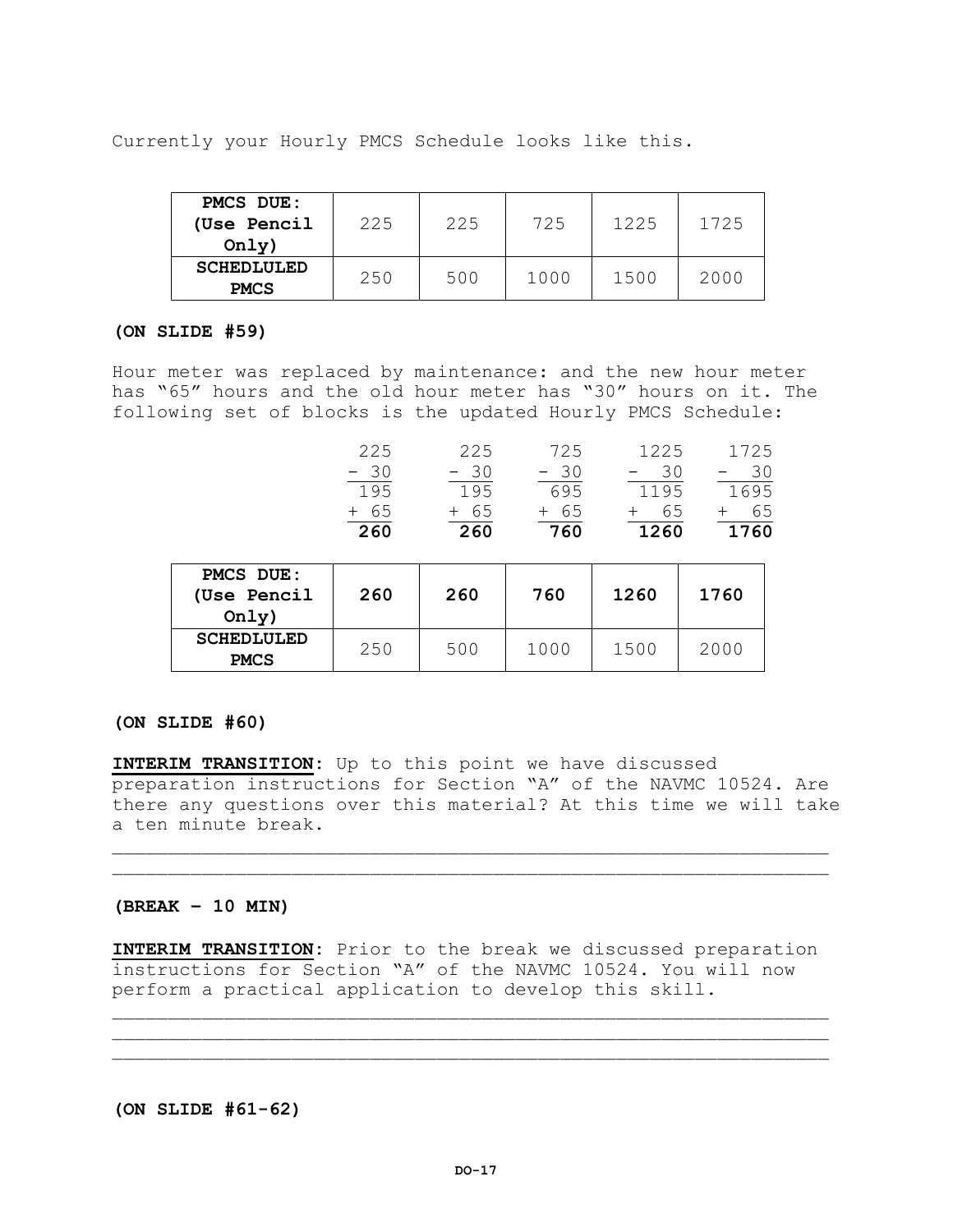Currently your Hourly PMCS Schedule looks like this.

| **PMCS DUE: (Use Pencil Only)** | 225 | 225 | 725 | 1225 | 1725 |
|---|---|---|---|---|---|
| **SCHEDLULED PMCS** | 250 | 500 | 1000 | 1500 | 2000 |

**(ON SLIDE #59)**

Hour meter was replaced by maintenance: and the new hour meter has "65" hours and the old hour meter has "30" hours on it. The following set of blocks is the updated Hourly PMCS Schedule:

```
 225      225      725      1225      1725
- 30     - 30     - 30     -  30     -  30
 195      195      695      1195      1695
+ 65     + 65     + 65     +  65     +  65
 260      260      760      1260      1760
```

| **PMCS DUE: (Use Pencil Only)** | **260** | **260** | **760** | **1260** | **1760** |
|---|---|---|---|---|---|
| **SCHEDLULED PMCS** | 250 | 500 | 1000 | 1500 | 2000 |

**(ON SLIDE #60)**

**INTERIM TRANSITION**: Up to this point we have discussed preparation instructions for Section "A" of the NAVMC 10524. Are there any questions over this material? At this time we will take a ten minute break.

______________________________________________________________
______________________________________________________________

**(BREAK – 10 MIN)**

**INTERIM TRANSITION**: Prior to the break we discussed preparation instructions for Section "A" of the NAVMC 10524. You will now perform a practical application to develop this skill.

______________________________________________________________
______________________________________________________________
______________________________________________________________

**(ON SLIDE #61-62)**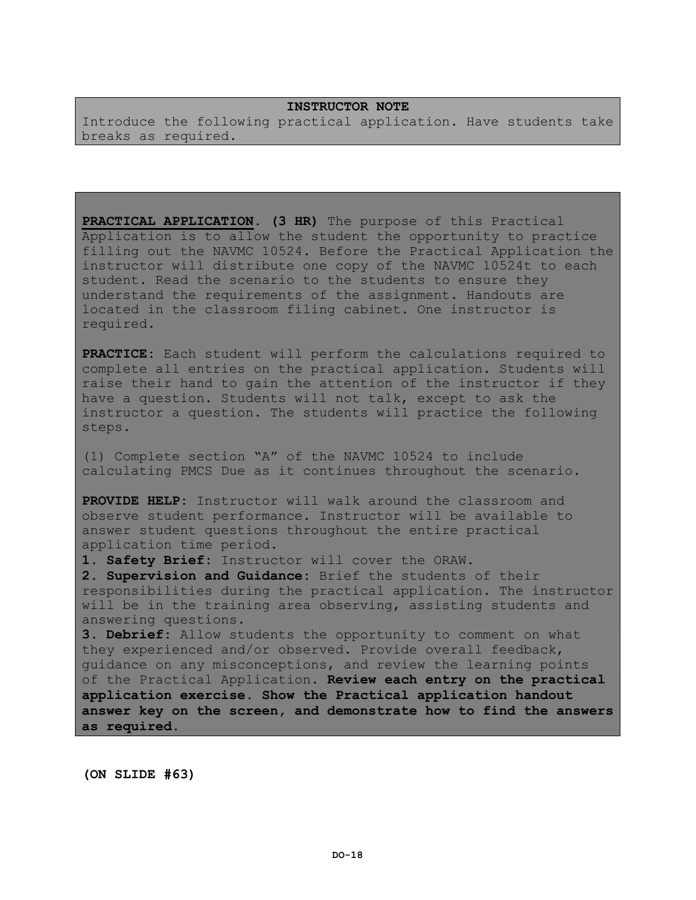**INSTRUCTOR NOTE**

Introduce the following practical application. Have students take breaks as required.

**PRACTICAL APPLICATION. (3 HR)** The purpose of this Practical Application is to allow the student the opportunity to practice filling out the NAVMC 10524. Before the Practical Application the instructor will distribute one copy of the NAVMC 10524t to each student. Read the scenario to the students to ensure they understand the requirements of the assignment. Handouts are located in the classroom filing cabinet. One instructor is required.

**PRACTICE:** Each student will perform the calculations required to complete all entries on the practical application. Students will raise their hand to gain the attention of the instructor if they have a question. Students will not talk, except to ask the instructor a question. The students will practice the following steps.

(1) Complete section "A" of the NAVMC 10524 to include calculating PMCS Due as it continues throughout the scenario.

**PROVIDE HELP:** Instructor will walk around the classroom and observe student performance. Instructor will be available to answer student questions throughout the entire practical application time period.

**1. Safety Brief:** Instructor will cover the ORAW.

**2. Supervision and Guidance:** Brief the students of their responsibilities during the practical application. The instructor will be in the training area observing, assisting students and answering questions.

**3. Debrief:** Allow students the opportunity to comment on what they experienced and/or observed. Provide overall feedback, guidance on any misconceptions, and review the learning points of the Practical Application. **Review each entry on the practical application exercise. Show the Practical application handout answer key on the screen, and demonstrate how to find the answers as required.**

**(ON SLIDE #63)**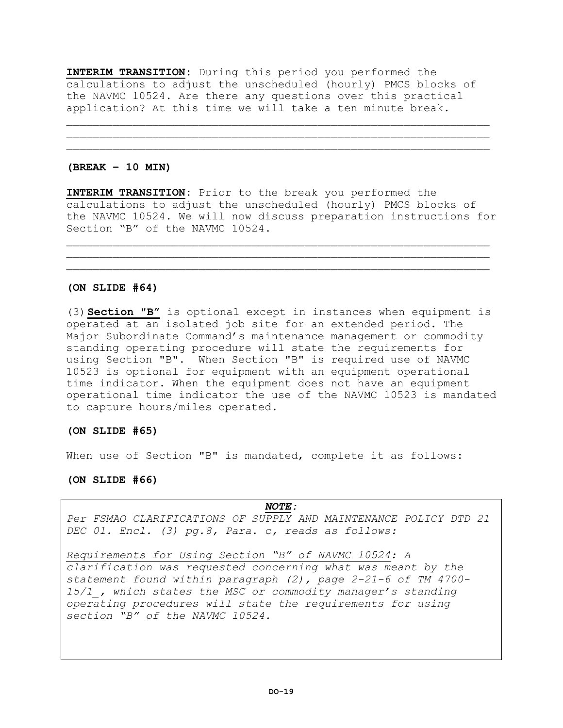**INTERIM TRANSITION**: During this period you performed the calculations to adjust the unscheduled (hourly) PMCS blocks of the NAVMC 10524. Are there any questions over this practical application? At this time we will take a ten minute break.

\_\_\_\_\_\_\_\_\_\_\_\_\_\_\_\_\_\_\_\_\_\_\_\_\_\_\_\_\_\_\_\_\_\_\_\_\_\_\_\_\_\_\_\_\_\_\_\_\_\_\_\_\_\_\_\_\_\_\_\_\_\_
\_\_\_\_\_\_\_\_\_\_\_\_\_\_\_\_\_\_\_\_\_\_\_\_\_\_\_\_\_\_\_\_\_\_\_\_\_\_\_\_\_\_\_\_\_\_\_\_\_\_\_\_\_\_\_\_\_\_\_\_\_\_
\_\_\_\_\_\_\_\_\_\_\_\_\_\_\_\_\_\_\_\_\_\_\_\_\_\_\_\_\_\_\_\_\_\_\_\_\_\_\_\_\_\_\_\_\_\_\_\_\_\_\_\_\_\_\_\_\_\_\_\_\_\_

**(BREAK – 10 MIN)**

**INTERIM TRANSITION**: Prior to the break you performed the calculations to adjust the unscheduled (hourly) PMCS blocks of the NAVMC 10524. We will now discuss preparation instructions for Section "B" of the NAVMC 10524.

\_\_\_\_\_\_\_\_\_\_\_\_\_\_\_\_\_\_\_\_\_\_\_\_\_\_\_\_\_\_\_\_\_\_\_\_\_\_\_\_\_\_\_\_\_\_\_\_\_\_\_\_\_\_\_\_\_\_\_\_\_\_
\_\_\_\_\_\_\_\_\_\_\_\_\_\_\_\_\_\_\_\_\_\_\_\_\_\_\_\_\_\_\_\_\_\_\_\_\_\_\_\_\_\_\_\_\_\_\_\_\_\_\_\_\_\_\_\_\_\_\_\_\_\_
\_\_\_\_\_\_\_\_\_\_\_\_\_\_\_\_\_\_\_\_\_\_\_\_\_\_\_\_\_\_\_\_\_\_\_\_\_\_\_\_\_\_\_\_\_\_\_\_\_\_\_\_\_\_\_\_\_\_\_\_\_\_

**(ON SLIDE #64)**

(3) **Section "B"** is optional except in instances when equipment is operated at an isolated job site for an extended period. The Major Subordinate Command's maintenance management or commodity standing operating procedure will state the requirements for using Section "B". When Section "B" is required use of NAVMC 10523 is optional for equipment with an equipment operational time indicator. When the equipment does not have an equipment operational time indicator the use of the NAVMC 10523 is mandated to capture hours/miles operated.

**(ON SLIDE #65)**

When use of Section "B" is mandated, complete it as follows:

**(ON SLIDE #66)**

> ***NOTE:***
>
> *Per FSMAO CLARIFICATIONS OF SUPPLY AND MAINTENANCE POLICY DTD 21 DEC 01. Encl. (3) pg.8, Para. c, reads as follows:*
>
> *Requirements for Using Section "B" of NAVMC 10524: A clarification was requested concerning what was meant by the statement found within paragraph (2), page 2-21-6 of TM 4700-15/1_, which states the MSC or commodity manager's standing operating procedures will state the requirements for using section "B" of the NAVMC 10524.*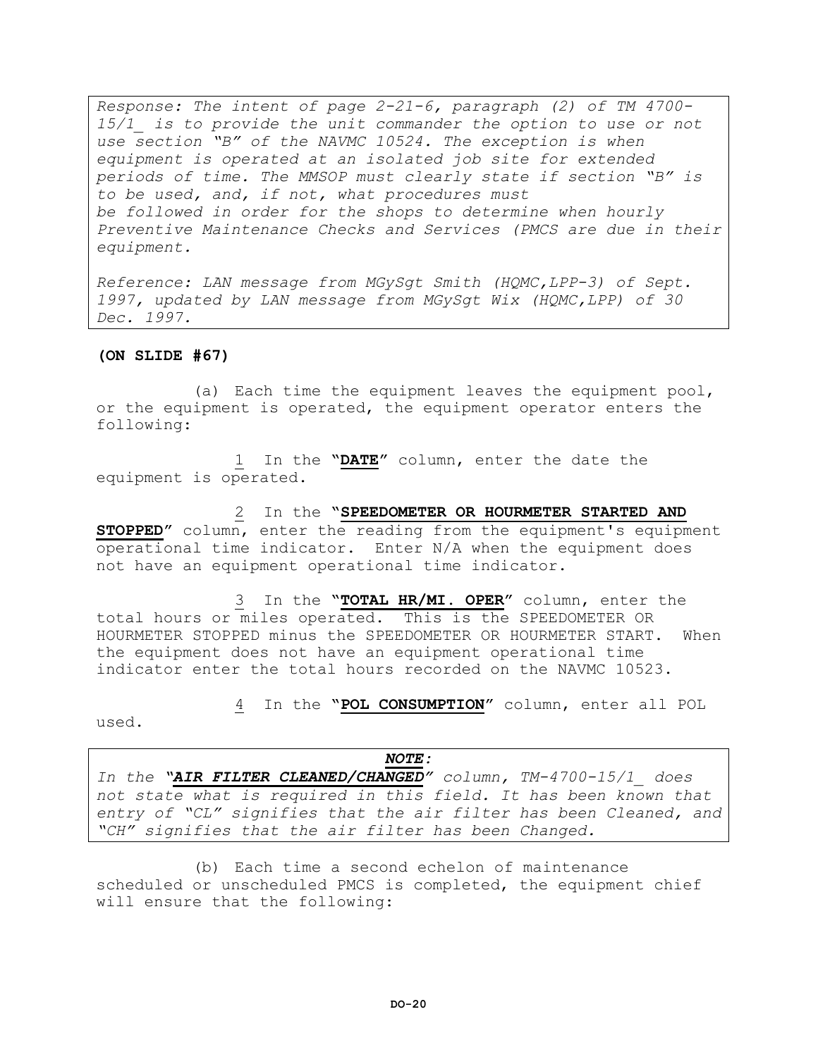*Response: The intent of page 2-21-6, paragraph (2) of TM 4700-15/1_ is to provide the unit commander the option to use or not use section "B" of the NAVMC 10524. The exception is when equipment is operated at an isolated job site for extended periods of time. The MMSOP must clearly state if section "B" is to be used, and, if not, what procedures must be followed in order for the shops to determine when hourly Preventive Maintenance Checks and Services (PMCS are due in their equipment.*

*Reference: LAN message from MGySgt Smith (HQMC,LPP-3) of Sept. 1997, updated by LAN message from MGySgt Wix (HQMC,LPP) of 30 Dec. 1997.*

**(ON SLIDE #67)**

(a) Each time the equipment leaves the equipment pool, or the equipment is operated, the equipment operator enters the following:

1 In the "**DATE**" column, enter the date the equipment is operated.

2 In the "**SPEEDOMETER OR HOURMETER STARTED AND STOPPED**" column, enter the reading from the equipment's equipment operational time indicator. Enter N/A when the equipment does not have an equipment operational time indicator.

3 In the "**TOTAL HR/MI. OPER**" column, enter the total hours or miles operated. This is the SPEEDOMETER OR HOURMETER STOPPED minus the SPEEDOMETER OR HOURMETER START. When the equipment does not have an equipment operational time indicator enter the total hours recorded on the NAVMC 10523.

4 In the "**POL CONSUMPTION**" column, enter all POL used.

***NOTE:***
*In the "**AIR FILTER CLEANED/CHANGED**" column, TM-4700-15/1_ does not state what is required in this field. It has been known that entry of "CL" signifies that the air filter has been Cleaned, and "CH" signifies that the air filter has been Changed.*

(b) Each time a second echelon of maintenance scheduled or unscheduled PMCS is completed, the equipment chief will ensure that the following: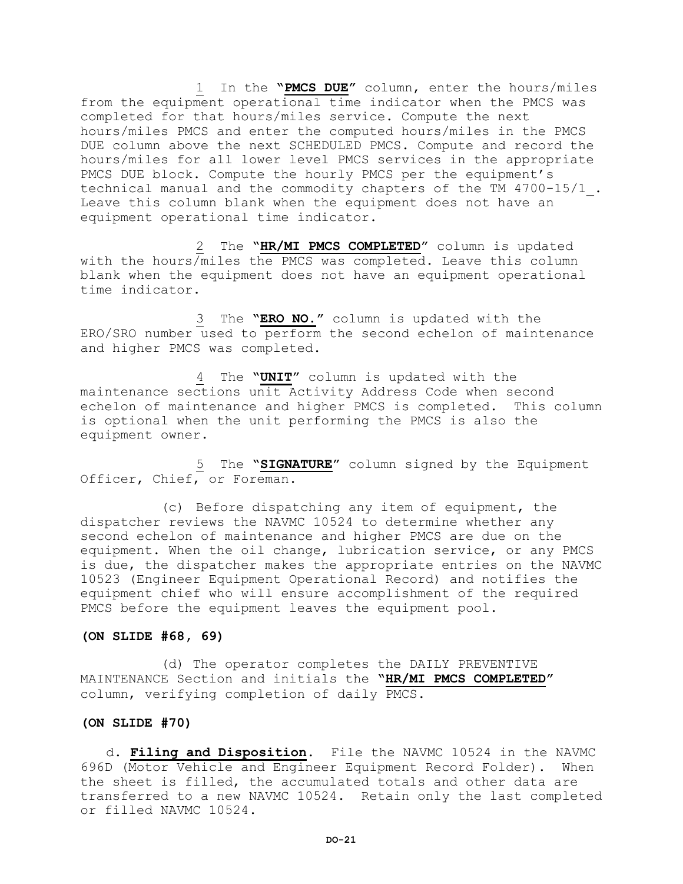1 In the "**PMCS DUE**" column, enter the hours/miles from the equipment operational time indicator when the PMCS was completed for that hours/miles service. Compute the next hours/miles PMCS and enter the computed hours/miles in the PMCS DUE column above the next SCHEDULED PMCS. Compute and record the hours/miles for all lower level PMCS services in the appropriate PMCS DUE block. Compute the hourly PMCS per the equipment's technical manual and the commodity chapters of the TM 4700-15/1_. Leave this column blank when the equipment does not have an equipment operational time indicator.

2 The "**HR/MI PMCS COMPLETED**" column is updated with the hours/miles the PMCS was completed. Leave this column blank when the equipment does not have an equipment operational time indicator.

3 The "**ERO NO.**" column is updated with the ERO/SRO number used to perform the second echelon of maintenance and higher PMCS was completed.

4 The "**UNIT**" column is updated with the maintenance sections unit Activity Address Code when second echelon of maintenance and higher PMCS is completed. This column is optional when the unit performing the PMCS is also the equipment owner.

5 The "**SIGNATURE**" column signed by the Equipment Officer, Chief, or Foreman.

(c) Before dispatching any item of equipment, the dispatcher reviews the NAVMC 10524 to determine whether any second echelon of maintenance and higher PMCS are due on the equipment. When the oil change, lubrication service, or any PMCS is due, the dispatcher makes the appropriate entries on the NAVMC 10523 (Engineer Equipment Operational Record) and notifies the equipment chief who will ensure accomplishment of the required PMCS before the equipment leaves the equipment pool.

**(ON SLIDE #68, 69)**

(d) The operator completes the DAILY PREVENTIVE MAINTENANCE Section and initials the "**HR/MI PMCS COMPLETED**" column, verifying completion of daily PMCS.

**(ON SLIDE #70)**

d. **Filing and Disposition**. File the NAVMC 10524 in the NAVMC 696D (Motor Vehicle and Engineer Equipment Record Folder). When the sheet is filled, the accumulated totals and other data are transferred to a new NAVMC 10524. Retain only the last completed or filled NAVMC 10524.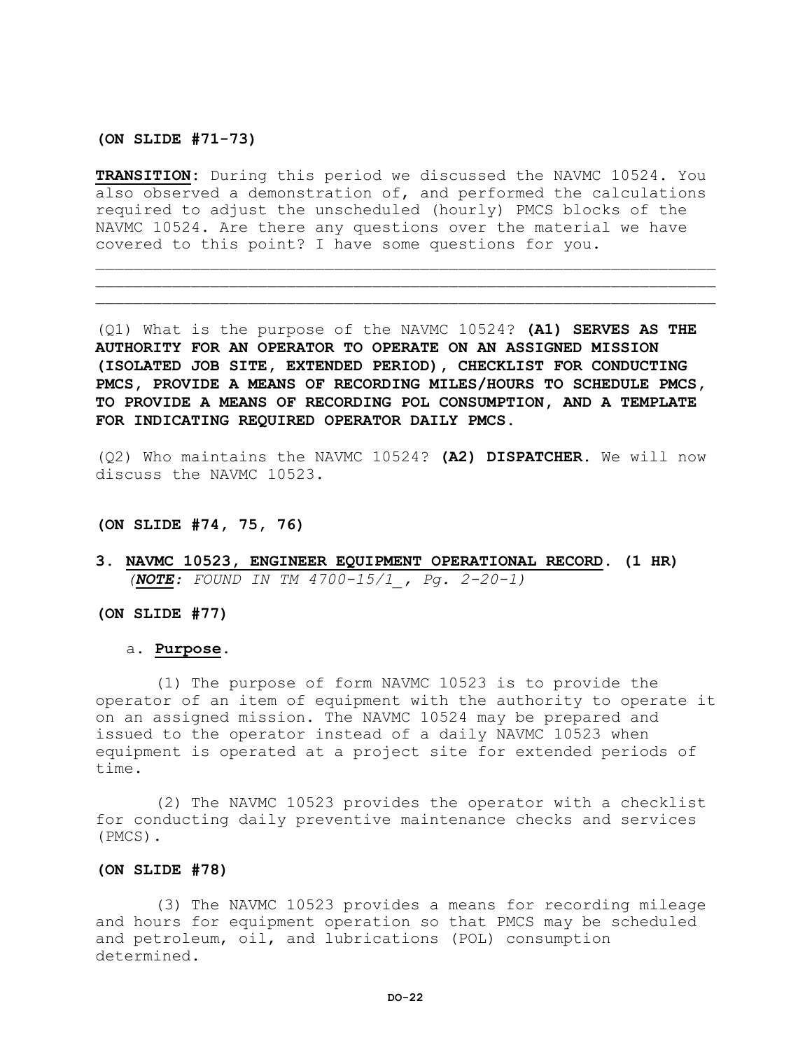**(ON SLIDE #71-73)**

**TRANSITION**: During this period we discussed the NAVMC 10524. You also observed a demonstration of, and performed the calculations required to adjust the unscheduled (hourly) PMCS blocks of the NAVMC 10524. Are there any questions over the material we have covered to this point? I have some questions for you.

___________________________________________________________________
___________________________________________________________________
___________________________________________________________________

(Q1) What is the purpose of the NAVMC 10524? **(A1) SERVES AS THE AUTHORITY FOR AN OPERATOR TO OPERATE ON AN ASSIGNED MISSION (ISOLATED JOB SITE, EXTENDED PERIOD), CHECKLIST FOR CONDUCTING PMCS, PROVIDE A MEANS OF RECORDING MILES/HOURS TO SCHEDULE PMCS, TO PROVIDE A MEANS OF RECORDING POL CONSUMPTION, AND A TEMPLATE FOR INDICATING REQUIRED OPERATOR DAILY PMCS.**

(Q2) Who maintains the NAVMC 10524? **(A2) DISPATCHER.** We will now discuss the NAVMC 10523.

**(ON SLIDE #74, 75, 76)**

**3. NAVMC 10523, ENGINEER EQUIPMENT OPERATIONAL RECORD. (1 HR)**
*(**NOTE**: FOUND IN TM 4700-15/1_, Pg. 2-20-1)*

**(ON SLIDE #77)**

a. **Purpose**.

(1) The purpose of form NAVMC 10523 is to provide the operator of an item of equipment with the authority to operate it on an assigned mission. The NAVMC 10524 may be prepared and issued to the operator instead of a daily NAVMC 10523 when equipment is operated at a project site for extended periods of time.

(2) The NAVMC 10523 provides the operator with a checklist for conducting daily preventive maintenance checks and services (PMCS).

**(ON SLIDE #78)**

(3) The NAVMC 10523 provides a means for recording mileage and hours for equipment operation so that PMCS may be scheduled and petroleum, oil, and lubrications (POL) consumption determined.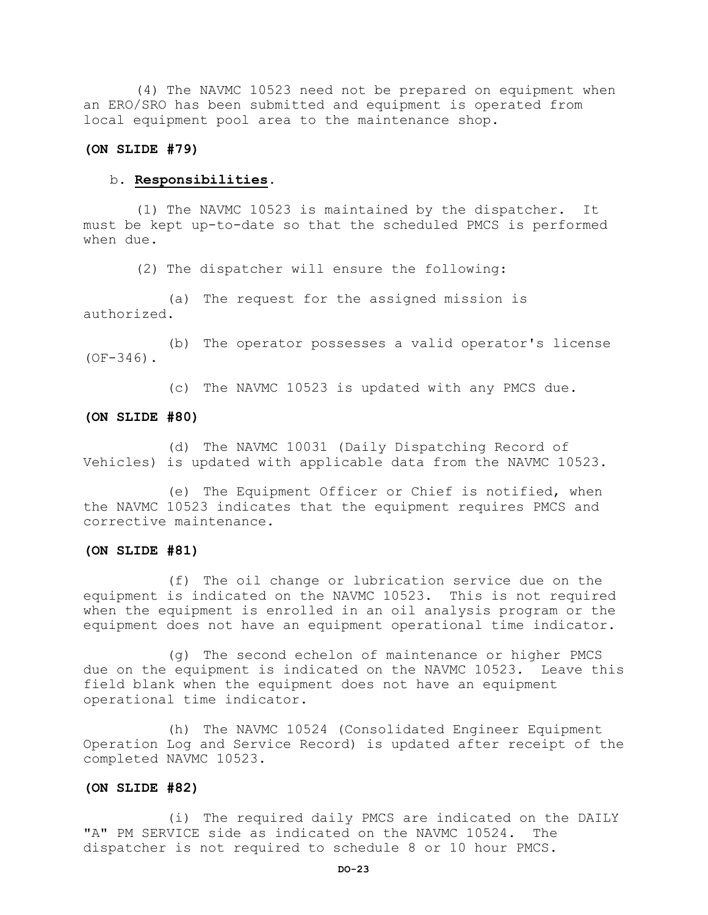(4) The NAVMC 10523 need not be prepared on equipment when an ERO/SRO has been submitted and equipment is operated from local equipment pool area to the maintenance shop.

**(ON SLIDE #79)**

b. **Responsibilities**.

(1) The NAVMC 10523 is maintained by the dispatcher. It must be kept up-to-date so that the scheduled PMCS is performed when due.

(2) The dispatcher will ensure the following:

(a) The request for the assigned mission is authorized.

(b) The operator possesses a valid operator's license (OF-346).

(c) The NAVMC 10523 is updated with any PMCS due.

**(ON SLIDE #80)**

(d) The NAVMC 10031 (Daily Dispatching Record of Vehicles) is updated with applicable data from the NAVMC 10523.

(e) The Equipment Officer or Chief is notified, when the NAVMC 10523 indicates that the equipment requires PMCS and corrective maintenance.

**(ON SLIDE #81)**

(f) The oil change or lubrication service due on the equipment is indicated on the NAVMC 10523. This is not required when the equipment is enrolled in an oil analysis program or the equipment does not have an equipment operational time indicator.

(g) The second echelon of maintenance or higher PMCS due on the equipment is indicated on the NAVMC 10523. Leave this field blank when the equipment does not have an equipment operational time indicator.

(h) The NAVMC 10524 (Consolidated Engineer Equipment Operation Log and Service Record) is updated after receipt of the completed NAVMC 10523.

**(ON SLIDE #82)**

(i) The required daily PMCS are indicated on the DAILY "A" PM SERVICE side as indicated on the NAVMC 10524. The dispatcher is not required to schedule 8 or 10 hour PMCS.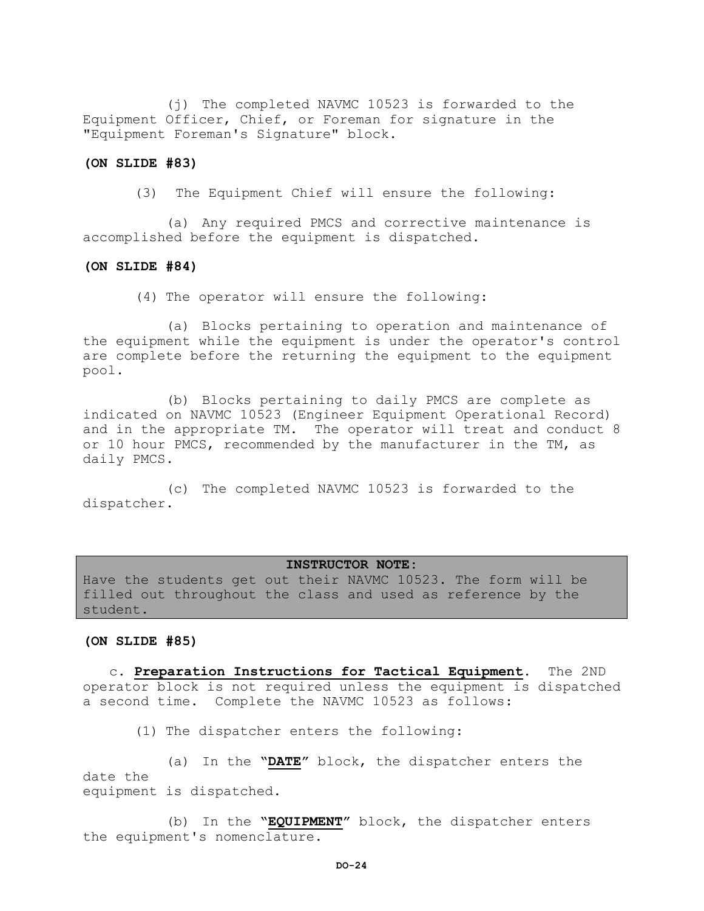(j) The completed NAVMC 10523 is forwarded to the Equipment Officer, Chief, or Foreman for signature in the "Equipment Foreman's Signature" block.

**(ON SLIDE #83)**

(3) The Equipment Chief will ensure the following:

(a) Any required PMCS and corrective maintenance is accomplished before the equipment is dispatched.

**(ON SLIDE #84)**

(4) The operator will ensure the following:

(a) Blocks pertaining to operation and maintenance of the equipment while the equipment is under the operator's control are complete before the returning the equipment to the equipment pool.

(b) Blocks pertaining to daily PMCS are complete as indicated on NAVMC 10523 (Engineer Equipment Operational Record) and in the appropriate TM. The operator will treat and conduct 8 or 10 hour PMCS, recommended by the manufacturer in the TM, as daily PMCS.

(c) The completed NAVMC 10523 is forwarded to the dispatcher.

**INSTRUCTOR NOTE:**
Have the students get out their NAVMC 10523. The form will be filled out throughout the class and used as reference by the student.

**(ON SLIDE #85)**

c. **Preparation Instructions for Tactical Equipment**. The 2ND operator block is not required unless the equipment is dispatched a second time. Complete the NAVMC 10523 as follows:

(1) The dispatcher enters the following:

(a) In the "**DATE**" block, the dispatcher enters the date the equipment is dispatched.

(b) In the "**EQUIPMENT**" block, the dispatcher enters the equipment's nomenclature.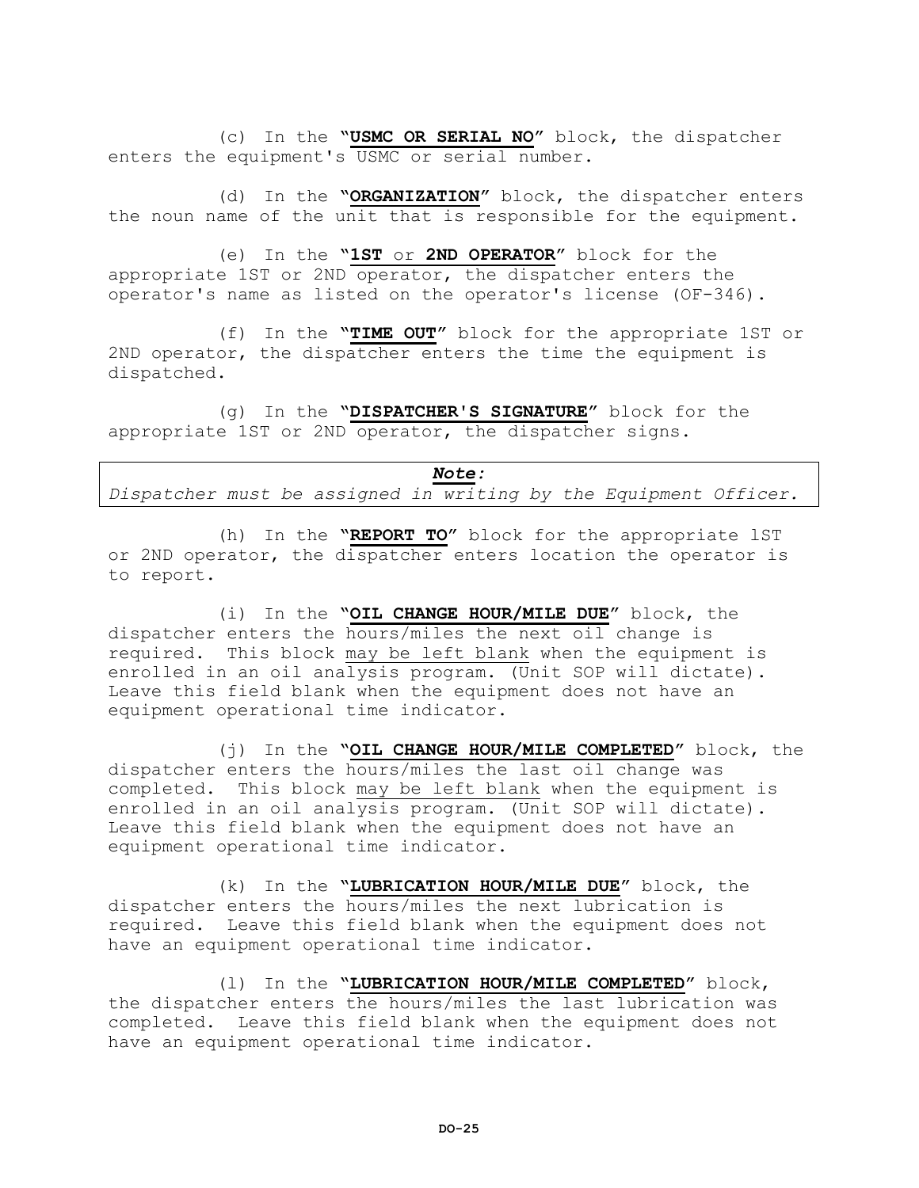(c) In the "**USMC OR SERIAL NO**" block, the dispatcher enters the equipment's USMC or serial number.

(d) In the "**ORGANIZATION**" block, the dispatcher enters the noun name of the unit that is responsible for the equipment.

(e) In the "**1ST** or **2ND OPERATOR**" block for the appropriate 1ST or 2ND operator, the dispatcher enters the operator's name as listed on the operator's license (OF-346).

(f) In the "**TIME OUT**" block for the appropriate 1ST or 2ND operator, the dispatcher enters the time the equipment is dispatched.

(g) In the "**DISPATCHER'S SIGNATURE**" block for the appropriate 1ST or 2ND operator, the dispatcher signs.

> ***Note:***
> *Dispatcher must be assigned in writing by the Equipment Officer.*

(h) In the "**REPORT TO**" block for the appropriate lST or 2ND operator, the dispatcher enters location the operator is to report.

(i) In the "**OIL CHANGE HOUR/MILE DUE**" block, the dispatcher enters the hours/miles the next oil change is required. This block may be left blank when the equipment is enrolled in an oil analysis program. (Unit SOP will dictate). Leave this field blank when the equipment does not have an equipment operational time indicator.

(j) In the "**OIL CHANGE HOUR/MILE COMPLETED**" block, the dispatcher enters the hours/miles the last oil change was completed. This block may be left blank when the equipment is enrolled in an oil analysis program. (Unit SOP will dictate). Leave this field blank when the equipment does not have an equipment operational time indicator.

(k) In the "**LUBRICATION HOUR/MILE DUE**" block, the dispatcher enters the hours/miles the next lubrication is required. Leave this field blank when the equipment does not have an equipment operational time indicator.

(l) In the "**LUBRICATION HOUR/MILE COMPLETED**" block, the dispatcher enters the hours/miles the last lubrication was completed. Leave this field blank when the equipment does not have an equipment operational time indicator.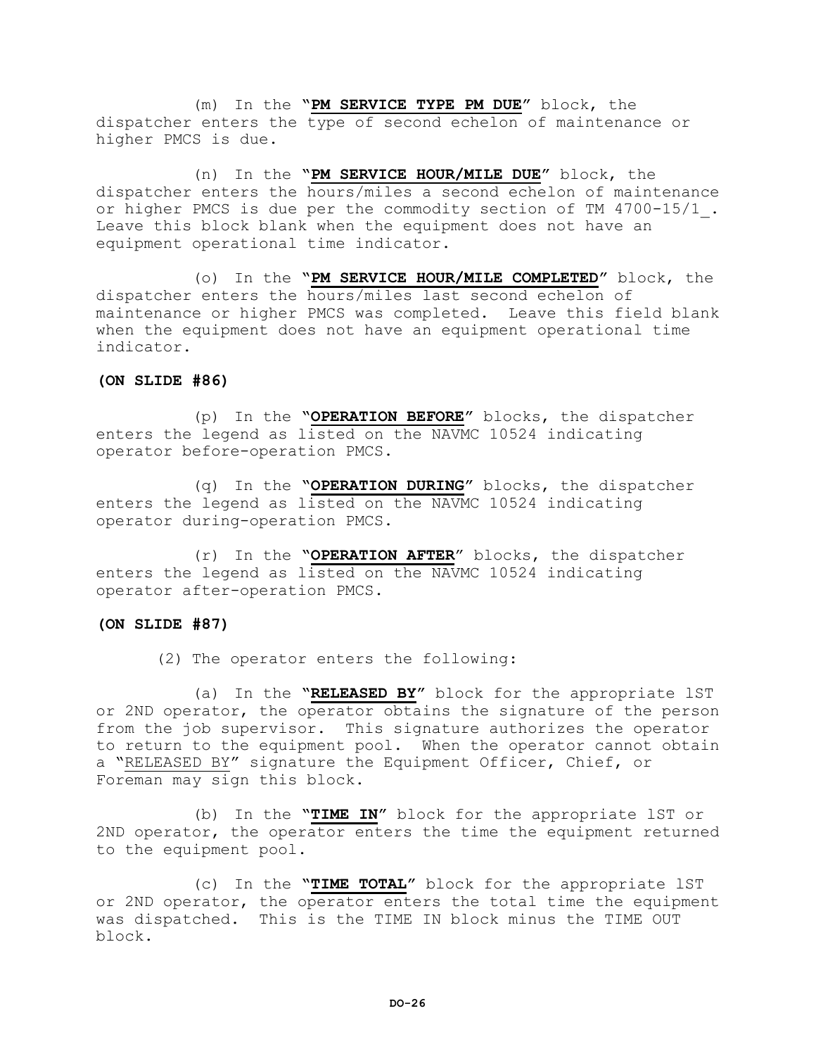(m) In the "**PM SERVICE TYPE PM DUE**" block, the dispatcher enters the type of second echelon of maintenance or higher PMCS is due.

(n) In the "**PM SERVICE HOUR/MILE DUE**" block, the dispatcher enters the hours/miles a second echelon of maintenance or higher PMCS is due per the commodity section of TM 4700-15/1_. Leave this block blank when the equipment does not have an equipment operational time indicator.

(o) In the "**PM SERVICE HOUR/MILE COMPLETED**" block, the dispatcher enters the hours/miles last second echelon of maintenance or higher PMCS was completed. Leave this field blank when the equipment does not have an equipment operational time indicator.

**(ON SLIDE #86)**

(p) In the "**OPERATION BEFORE**" blocks, the dispatcher enters the legend as listed on the NAVMC 10524 indicating operator before-operation PMCS.

(q) In the "**OPERATION DURING**" blocks, the dispatcher enters the legend as listed on the NAVMC 10524 indicating operator during-operation PMCS.

(r) In the "**OPERATION AFTER**" blocks, the dispatcher enters the legend as listed on the NAVMC 10524 indicating operator after-operation PMCS.

**(ON SLIDE #87)**

(2) The operator enters the following:

(a) In the "**RELEASED BY**" block for the appropriate 1ST or 2ND operator, the operator obtains the signature of the person from the job supervisor. This signature authorizes the operator to return to the equipment pool. When the operator cannot obtain a "RELEASED BY" signature the Equipment Officer, Chief, or Foreman may sign this block.

(b) In the "**TIME IN**" block for the appropriate 1ST or 2ND operator, the operator enters the time the equipment returned to the equipment pool.

(c) In the "**TIME TOTAL**" block for the appropriate 1ST or 2ND operator, the operator enters the total time the equipment was dispatched. This is the TIME IN block minus the TIME OUT block.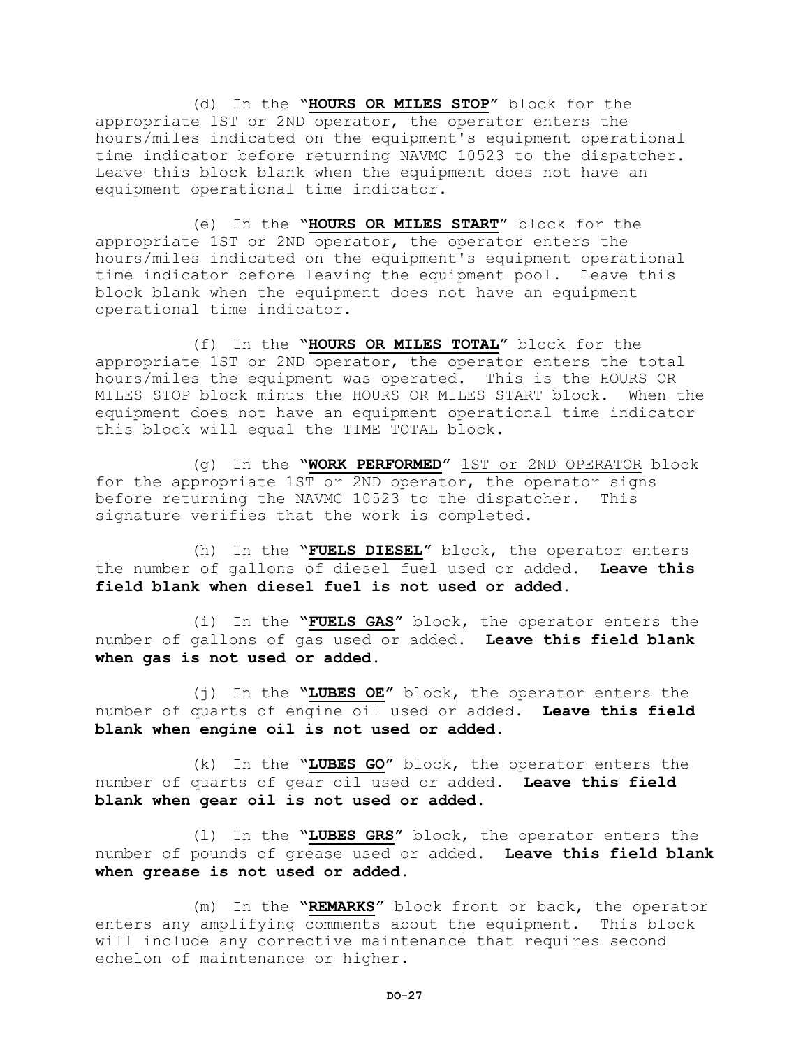(d) In the **"HOURS OR MILES STOP"** block for the appropriate 1ST or 2ND operator, the operator enters the hours/miles indicated on the equipment's equipment operational time indicator before returning NAVMC 10523 to the dispatcher. Leave this block blank when the equipment does not have an equipment operational time indicator.

(e) In the **"HOURS OR MILES START"** block for the appropriate 1ST or 2ND operator, the operator enters the hours/miles indicated on the equipment's equipment operational time indicator before leaving the equipment pool. Leave this block blank when the equipment does not have an equipment operational time indicator.

(f) In the **"HOURS OR MILES TOTAL"** block for the appropriate 1ST or 2ND operator, the operator enters the total hours/miles the equipment was operated. This is the HOURS OR MILES STOP block minus the HOURS OR MILES START block. When the equipment does not have an equipment operational time indicator this block will equal the TIME TOTAL block.

(g) In the **"WORK PERFORMED"** 1ST or 2ND OPERATOR block for the appropriate 1ST or 2ND operator, the operator signs before returning the NAVMC 10523 to the dispatcher. This signature verifies that the work is completed.

(h) In the **"FUELS DIESEL"** block, the operator enters the number of gallons of diesel fuel used or added. **Leave this field blank when diesel fuel is not used or added.**

(i) In the **"FUELS GAS"** block, the operator enters the number of gallons of gas used or added. **Leave this field blank when gas is not used or added.**

(j) In the **"LUBES OE"** block, the operator enters the number of quarts of engine oil used or added. **Leave this field blank when engine oil is not used or added.**

(k) In the **"LUBES GO"** block, the operator enters the number of quarts of gear oil used or added. **Leave this field blank when gear oil is not used or added.**

(l) In the **"LUBES GRS"** block, the operator enters the number of pounds of grease used or added. **Leave this field blank when grease is not used or added.**

(m) In the **"REMARKS"** block front or back, the operator enters any amplifying comments about the equipment. This block will include any corrective maintenance that requires second echelon of maintenance or higher.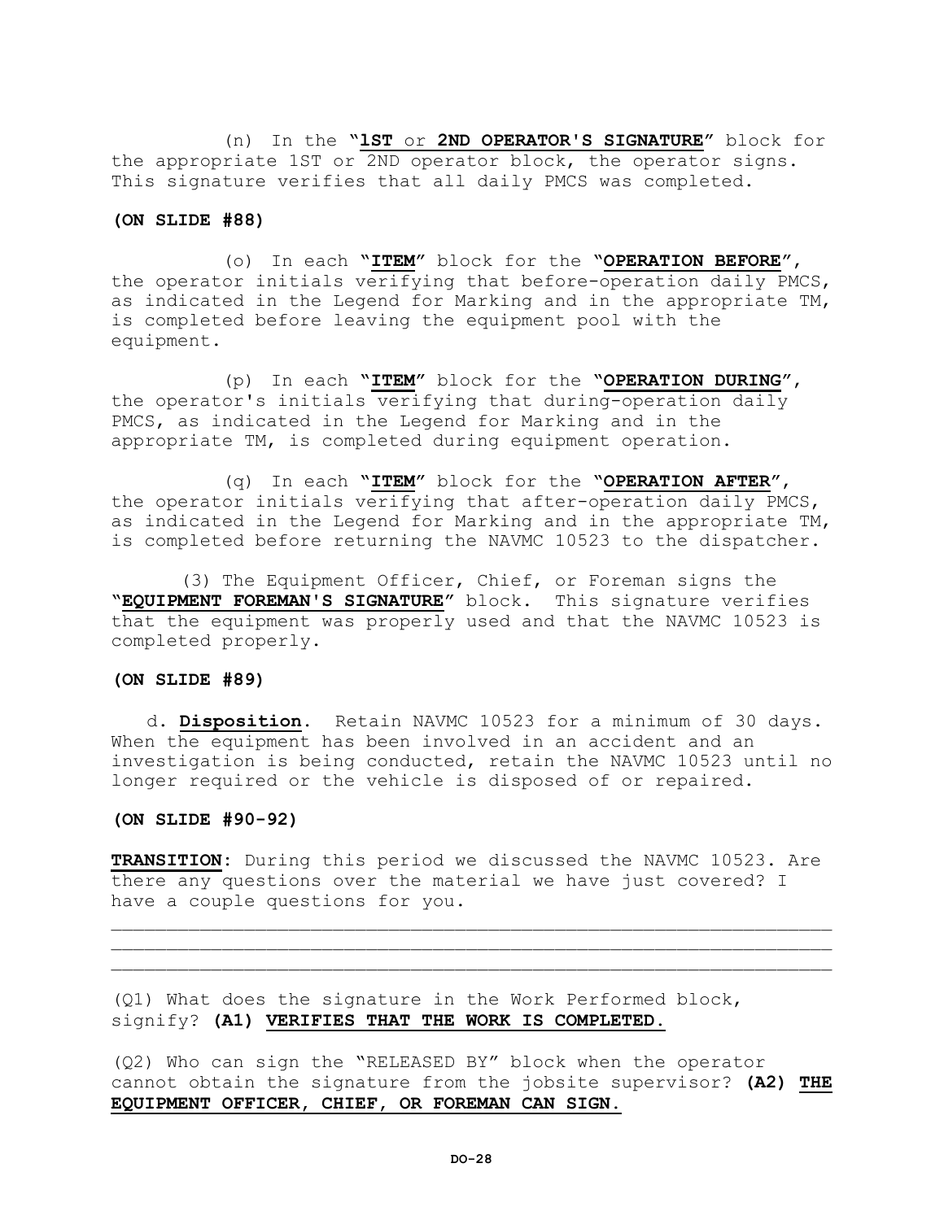(n) In the "**1ST** or **2ND OPERATOR'S SIGNATURE**" block for the appropriate 1ST or 2ND operator block, the operator signs. This signature verifies that all daily PMCS was completed.

**(ON SLIDE #88)**

(o) In each "**ITEM**" block for the "**OPERATION BEFORE**", the operator initials verifying that before-operation daily PMCS, as indicated in the Legend for Marking and in the appropriate TM, is completed before leaving the equipment pool with the equipment.

(p) In each "**ITEM**" block for the "**OPERATION DURING**", the operator's initials verifying that during-operation daily PMCS, as indicated in the Legend for Marking and in the appropriate TM, is completed during equipment operation.

(q) In each "**ITEM**" block for the "**OPERATION AFTER**", the operator initials verifying that after-operation daily PMCS, as indicated in the Legend for Marking and in the appropriate TM, is completed before returning the NAVMC 10523 to the dispatcher.

(3) The Equipment Officer, Chief, or Foreman signs the "**EQUIPMENT FOREMAN'S SIGNATURE**" block. This signature verifies that the equipment was properly used and that the NAVMC 10523 is completed properly.

**(ON SLIDE #89)**

d. **Disposition**. Retain NAVMC 10523 for a minimum of 30 days. When the equipment has been involved in an accident and an investigation is being conducted, retain the NAVMC 10523 until no longer required or the vehicle is disposed of or repaired.

**(ON SLIDE #90-92)**

**TRANSITION**: During this period we discussed the NAVMC 10523. Are there any questions over the material we have just covered? I have a couple questions for you.

___________________________________________________________________
___________________________________________________________________
___________________________________________________________________

(Q1) What does the signature in the Work Performed block, signify? **(A1) VERIFIES THAT THE WORK IS COMPLETED.**

(Q2) Who can sign the "RELEASED BY" block when the operator cannot obtain the signature from the jobsite supervisor? **(A2) THE EQUIPMENT OFFICER, CHIEF, OR FOREMAN CAN SIGN.**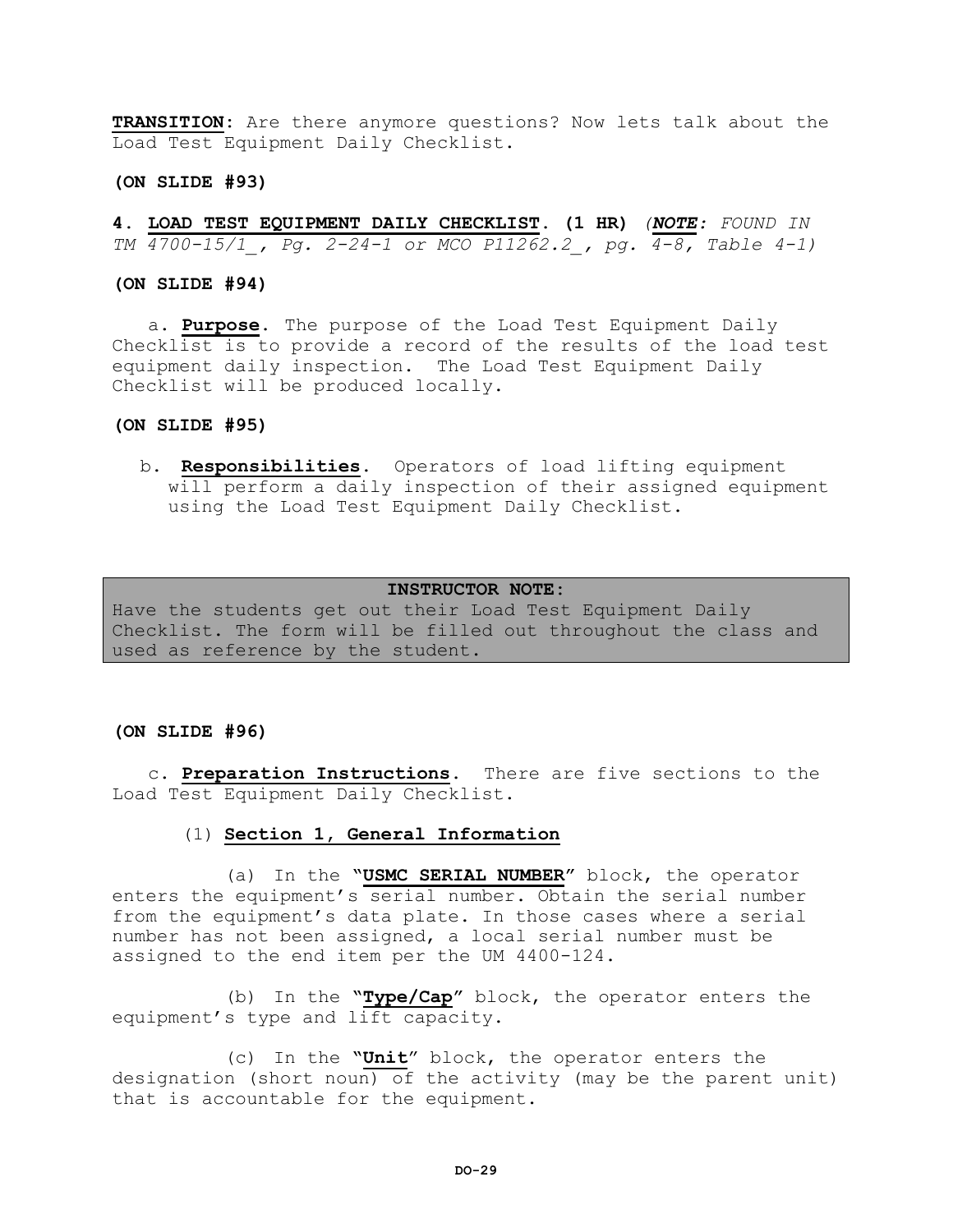**TRANSITION**: Are there anymore questions? Now lets talk about the Load Test Equipment Daily Checklist.

**(ON SLIDE #93)**

**4. LOAD TEST EQUIPMENT DAILY CHECKLIST. (1 HR)** *(**NOTE**: FOUND IN TM 4700-15/1_, Pg. 2-24-1 or MCO P11262.2_, pg. 4-8, Table 4-1)*

**(ON SLIDE #94)**

a. **Purpose**. The purpose of the Load Test Equipment Daily Checklist is to provide a record of the results of the load test equipment daily inspection. The Load Test Equipment Daily Checklist will be produced locally.

**(ON SLIDE #95)**

b. **Responsibilities**. Operators of load lifting equipment will perform a daily inspection of their assigned equipment using the Load Test Equipment Daily Checklist.

> **INSTRUCTOR NOTE:**
> Have the students get out their Load Test Equipment Daily Checklist. The form will be filled out throughout the class and used as reference by the student.

**(ON SLIDE #96)**

c. **Preparation Instructions**. There are five sections to the Load Test Equipment Daily Checklist.

(1) **Section 1, General Information**

(a) In the "**USMC SERIAL NUMBER**" block, the operator enters the equipment's serial number. Obtain the serial number from the equipment's data plate. In those cases where a serial number has not been assigned, a local serial number must be assigned to the end item per the UM 4400-124.

(b) In the "**Type/Cap**" block, the operator enters the equipment's type and lift capacity.

(c) In the "**Unit**" block, the operator enters the designation (short noun) of the activity (may be the parent unit) that is accountable for the equipment.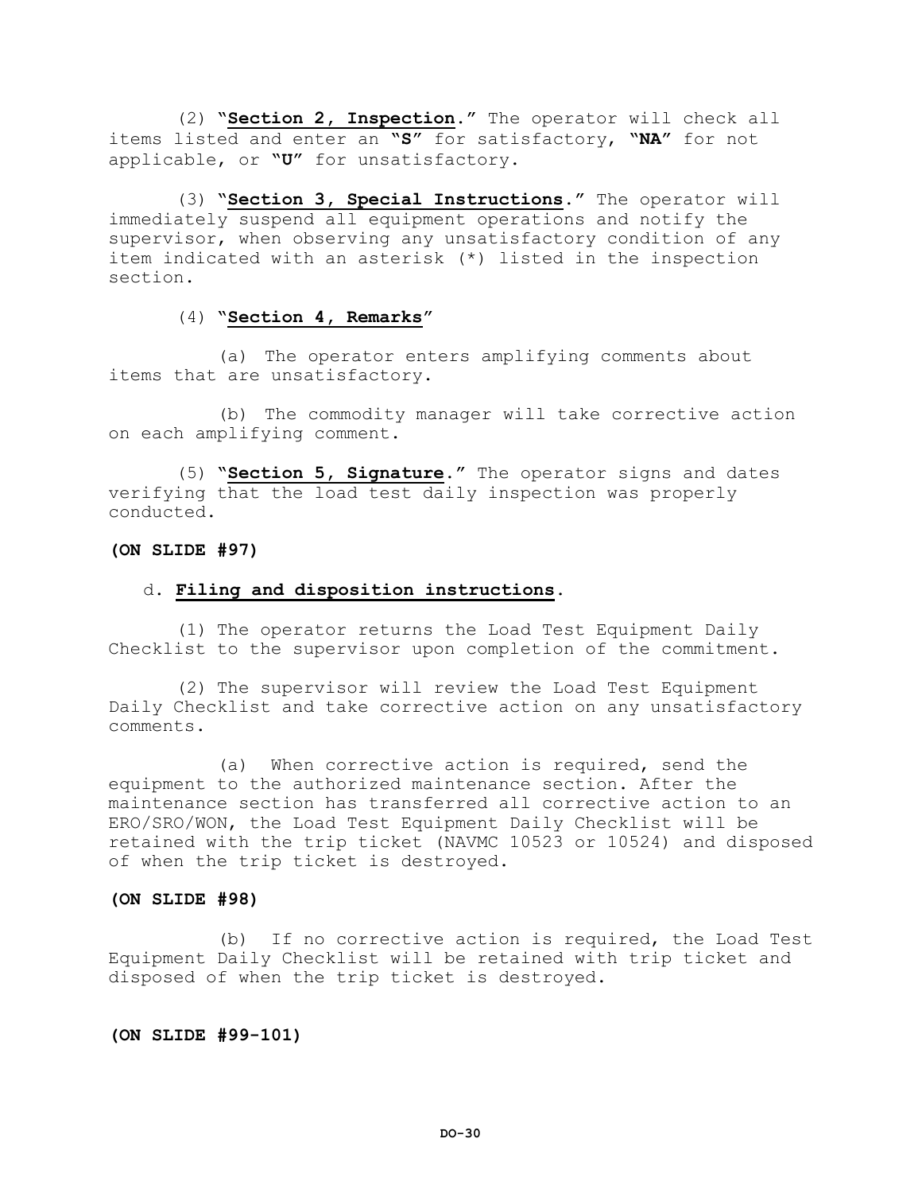(2) "**Section 2, Inspection**." The operator will check all items listed and enter an "**S**" for satisfactory, "**NA**" for not applicable, or "**U**" for unsatisfactory.

(3) "**Section 3, Special Instructions**." The operator will immediately suspend all equipment operations and notify the supervisor, when observing any unsatisfactory condition of any item indicated with an asterisk (*) listed in the inspection section.

(4) "**Section 4, Remarks**"

(a) The operator enters amplifying comments about items that are unsatisfactory.

(b) The commodity manager will take corrective action on each amplifying comment.

(5) "**Section 5, Signature**." The operator signs and dates verifying that the load test daily inspection was properly conducted.

**(ON SLIDE #97)**

d. **Filing and disposition instructions**.

(1) The operator returns the Load Test Equipment Daily Checklist to the supervisor upon completion of the commitment.

(2) The supervisor will review the Load Test Equipment Daily Checklist and take corrective action on any unsatisfactory comments.

(a) When corrective action is required, send the equipment to the authorized maintenance section. After the maintenance section has transferred all corrective action to an ERO/SRO/WON, the Load Test Equipment Daily Checklist will be retained with the trip ticket (NAVMC 10523 or 10524) and disposed of when the trip ticket is destroyed.

**(ON SLIDE #98)**

(b) If no corrective action is required, the Load Test Equipment Daily Checklist will be retained with trip ticket and disposed of when the trip ticket is destroyed.

**(ON SLIDE #99-101)**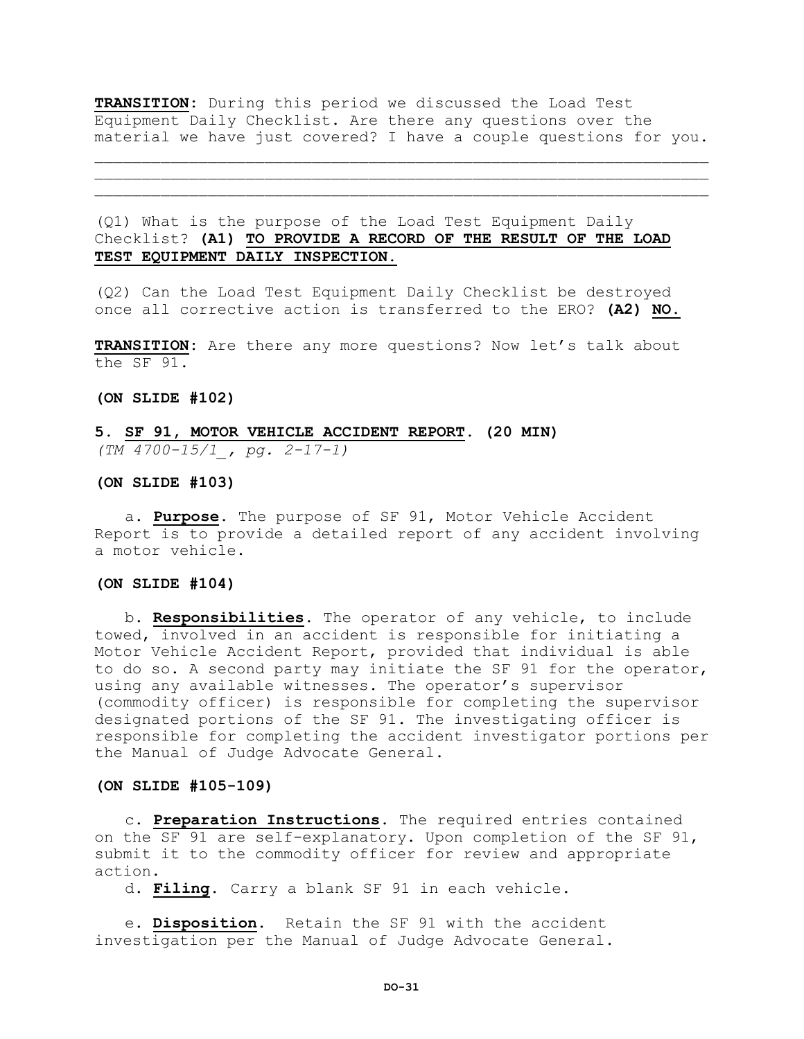**TRANSITION:** During this period we discussed the Load Test Equipment Daily Checklist. Are there any questions over the material we have just covered? I have a couple questions for you.

______________________________________________________________________
______________________________________________________________________
______________________________________________________________________

(Q1) What is the purpose of the Load Test Equipment Daily Checklist? **(A1) TO PROVIDE A RECORD OF THE RESULT OF THE LOAD TEST EQUIPMENT DAILY INSPECTION.**

(Q2) Can the Load Test Equipment Daily Checklist be destroyed once all corrective action is transferred to the ERO? **(A2) NO.**

**TRANSITION:** Are there any more questions? Now let's talk about the SF 91.

**(ON SLIDE #102)**

**5. SF 91, MOTOR VEHICLE ACCIDENT REPORT. (20 MIN)**
*(TM 4700-15/1_, pg. 2-17-1)*

**(ON SLIDE #103)**

a. **Purpose**. The purpose of SF 91, Motor Vehicle Accident Report is to provide a detailed report of any accident involving a motor vehicle.

**(ON SLIDE #104)**

b. **Responsibilities**. The operator of any vehicle, to include towed, involved in an accident is responsible for initiating a Motor Vehicle Accident Report, provided that individual is able to do so. A second party may initiate the SF 91 for the operator, using any available witnesses. The operator's supervisor (commodity officer) is responsible for completing the supervisor designated portions of the SF 91. The investigating officer is responsible for completing the accident investigator portions per the Manual of Judge Advocate General.

**(ON SLIDE #105-109)**

c. **Preparation Instructions**. The required entries contained on the SF 91 are self-explanatory. Upon completion of the SF 91, submit it to the commodity officer for review and appropriate action.

d. **Filing**. Carry a blank SF 91 in each vehicle.

e. **Disposition**. Retain the SF 91 with the accident investigation per the Manual of Judge Advocate General.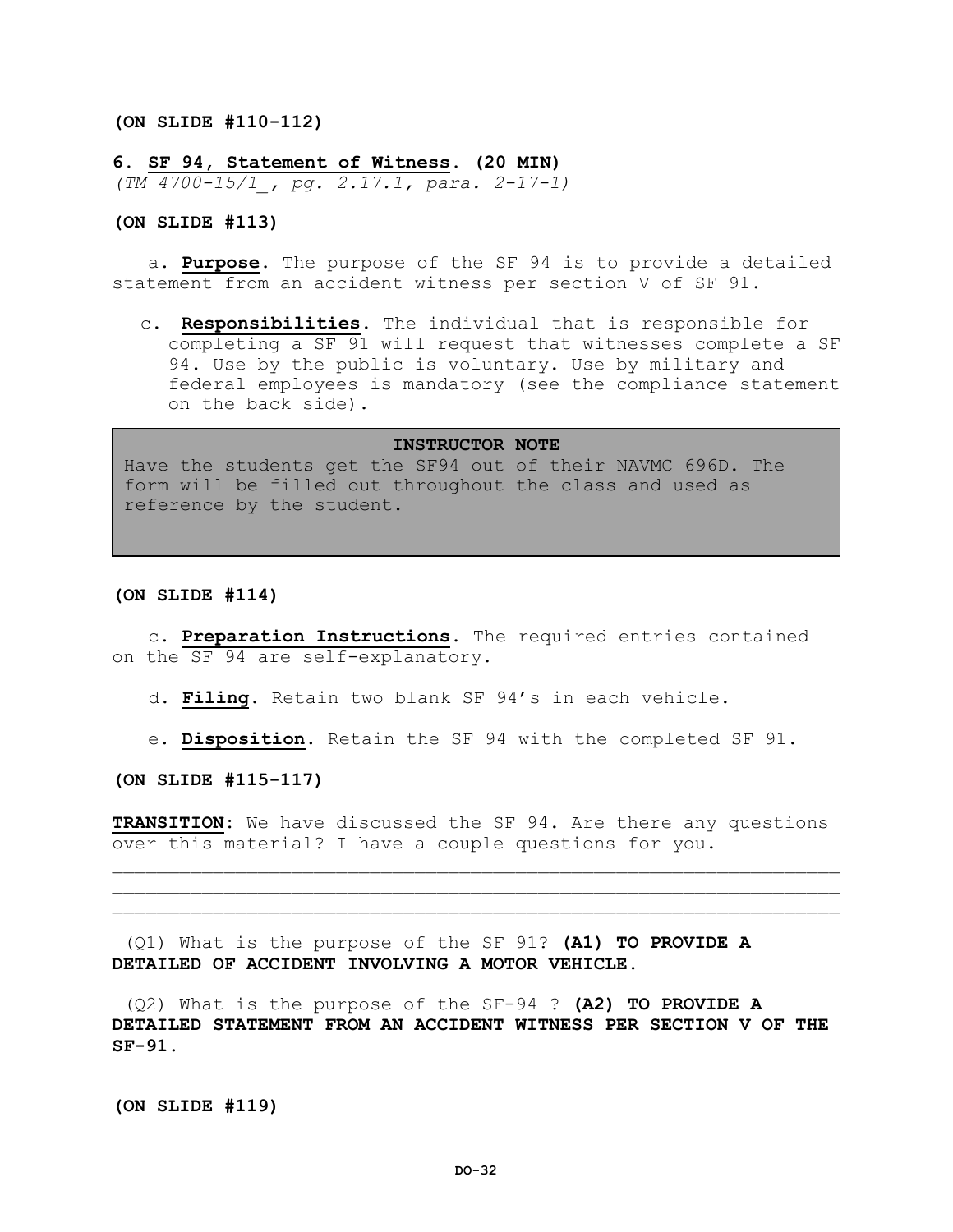**(ON SLIDE #110-112)**

**6. SF 94, Statement of Witness. (20 MIN)**
*(TM 4700-15/1_, pg. 2.17.1, para. 2-17-1)*

**(ON SLIDE #113)**

a. **Purpose**. The purpose of the SF 94 is to provide a detailed statement from an accident witness per section V of SF 91.

c. **Responsibilities**. The individual that is responsible for completing a SF 91 will request that witnesses complete a SF 94. Use by the public is voluntary. Use by military and federal employees is mandatory (see the compliance statement on the back side).

> **INSTRUCTOR NOTE**
> Have the students get the SF94 out of their NAVMC 696D. The form will be filled out throughout the class and used as reference by the student.

**(ON SLIDE #114)**

c. **Preparation Instructions**. The required entries contained on the SF 94 are self-explanatory.

d. **Filing**. Retain two blank SF 94's in each vehicle.

e. **Disposition**. Retain the SF 94 with the completed SF 91.

**(ON SLIDE #115-117)**

**TRANSITION:** We have discussed the SF 94. Are there any questions over this material? I have a couple questions for you.

___________________________________________________________________
___________________________________________________________________
___________________________________________________________________

(Q1) What is the purpose of the SF 91? **(A1) TO PROVIDE A DETAILED OF ACCIDENT INVOLVING A MOTOR VEHICLE.**

(Q2) What is the purpose of the SF-94 ? **(A2) TO PROVIDE A DETAILED STATEMENT FROM AN ACCIDENT WITNESS PER SECTION V OF THE SF-91.**

**(ON SLIDE #119)**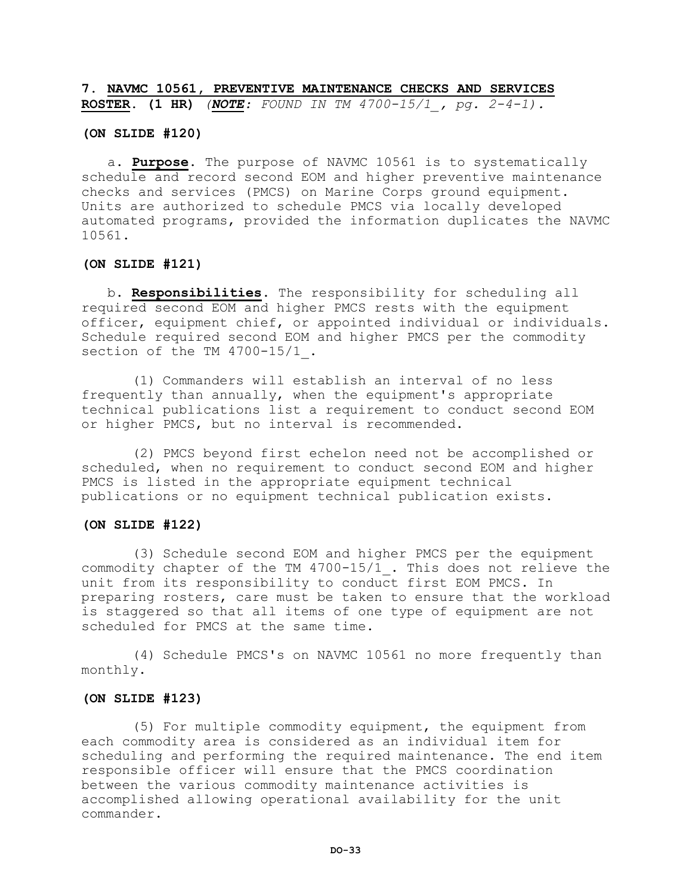**7. NAVMC 10561, PREVENTIVE MAINTENANCE CHECKS AND SERVICES ROSTER. (1 HR)** *(**NOTE**: FOUND IN TM 4700-15/1_, pg. 2-4-1).*

**(ON SLIDE #120)**

a. **Purpose**. The purpose of NAVMC 10561 is to systematically schedule and record second EOM and higher preventive maintenance checks and services (PMCS) on Marine Corps ground equipment. Units are authorized to schedule PMCS via locally developed automated programs, provided the information duplicates the NAVMC 10561.

**(ON SLIDE #121)**

b. **Responsibilities**. The responsibility for scheduling all required second EOM and higher PMCS rests with the equipment officer, equipment chief, or appointed individual or individuals. Schedule required second EOM and higher PMCS per the commodity section of the TM 4700-15/1_.

(1) Commanders will establish an interval of no less frequently than annually, when the equipment's appropriate technical publications list a requirement to conduct second EOM or higher PMCS, but no interval is recommended.

(2) PMCS beyond first echelon need not be accomplished or scheduled, when no requirement to conduct second EOM and higher PMCS is listed in the appropriate equipment technical publications or no equipment technical publication exists.

**(ON SLIDE #122)**

(3) Schedule second EOM and higher PMCS per the equipment commodity chapter of the TM 4700-15/1_. This does not relieve the unit from its responsibility to conduct first EOM PMCS. In preparing rosters, care must be taken to ensure that the workload is staggered so that all items of one type of equipment are not scheduled for PMCS at the same time.

(4) Schedule PMCS's on NAVMC 10561 no more frequently than monthly.

**(ON SLIDE #123)**

(5) For multiple commodity equipment, the equipment from each commodity area is considered as an individual item for scheduling and performing the required maintenance. The end item responsible officer will ensure that the PMCS coordination between the various commodity maintenance activities is accomplished allowing operational availability for the unit commander.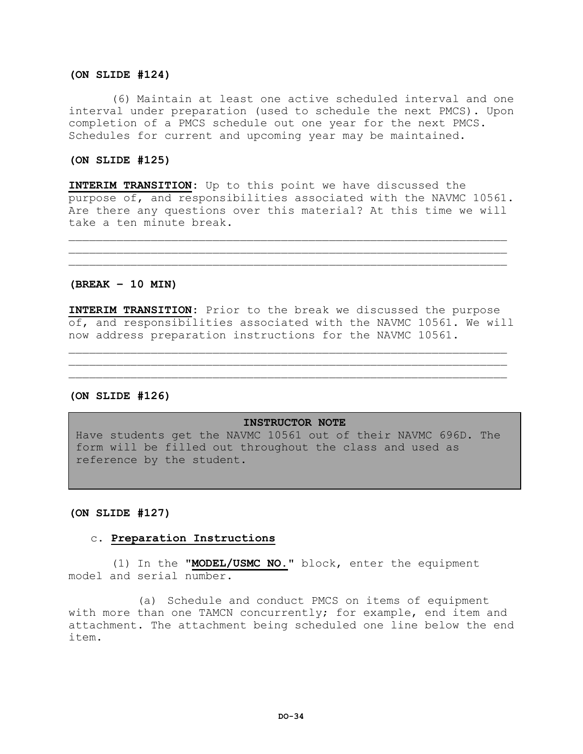**(ON SLIDE #124)**

(6) Maintain at least one active scheduled interval and one interval under preparation (used to schedule the next PMCS). Upon completion of a PMCS schedule out one year for the next PMCS. Schedules for current and upcoming year may be maintained.

**(ON SLIDE #125)**

**INTERIM TRANSITION**: Up to this point we have discussed the purpose of, and responsibilities associated with the NAVMC 10561. Are there any questions over this material? At this time we will take a ten minute break.

______________________________________________________________
______________________________________________________________
______________________________________________________________

**(BREAK – 10 MIN)**

**INTERIM TRANSITION**: Prior to the break we discussed the purpose of, and responsibilities associated with the NAVMC 10561. We will now address preparation instructions for the NAVMC 10561.

______________________________________________________________
______________________________________________________________
______________________________________________________________

**(ON SLIDE #126)**

> **INSTRUCTOR NOTE**
>
> Have students get the NAVMC 10561 out of their NAVMC 696D. The form will be filled out throughout the class and used as reference by the student.

**(ON SLIDE #127)**

c. **Preparation Instructions**

(1) In the "**MODEL/USMC NO.**" block, enter the equipment model and serial number.

(a) Schedule and conduct PMCS on items of equipment with more than one TAMCN concurrently; for example, end item and attachment. The attachment being scheduled one line below the end item.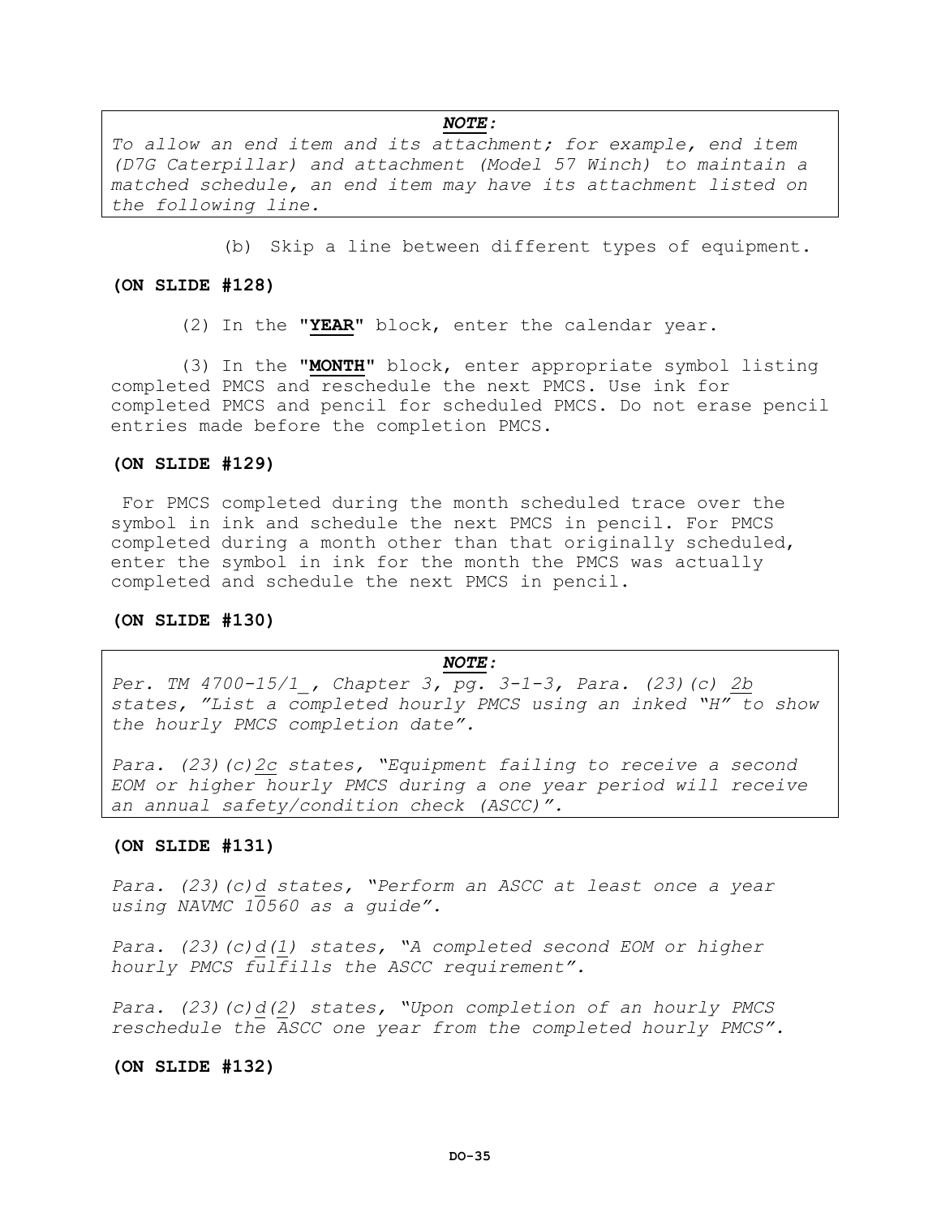***NOTE:***
*To allow an end item and its attachment; for example, end item (D7G Caterpillar) and attachment (Model 57 Winch) to maintain a matched schedule, an end item may have its attachment listed on the following line.*

(b) Skip a line between different types of equipment.

**(ON SLIDE #128)**

(2) In the "**YEAR**" block, enter the calendar year.

(3) In the "**MONTH**" block, enter appropriate symbol listing completed PMCS and reschedule the next PMCS. Use ink for completed PMCS and pencil for scheduled PMCS. Do not erase pencil entries made before the completion PMCS.

**(ON SLIDE #129)**

For PMCS completed during the month scheduled trace over the symbol in ink and schedule the next PMCS in pencil. For PMCS completed during a month other than that originally scheduled, enter the symbol in ink for the month the PMCS was actually completed and schedule the next PMCS in pencil.

**(ON SLIDE #130)**

***NOTE:***
*Per. TM 4700-15/1_, Chapter 3, pg. 3-1-3, Para. (23)(c) 2b states, "List a completed hourly PMCS using an inked "H" to show the hourly PMCS completion date".*

*Para. (23)(c)2c states, "Equipment failing to receive a second EOM or higher hourly PMCS during a one year period will receive an annual safety/condition check (ASCC)".*

**(ON SLIDE #131)**

*Para. (23)(c)d states, "Perform an ASCC at least once a year using NAVMC 10560 as a guide".*

*Para. (23)(c)d(1) states, "A completed second EOM or higher hourly PMCS fulfills the ASCC requirement".*

*Para. (23)(c)d(2) states, "Upon completion of an hourly PMCS reschedule the ASCC one year from the completed hourly PMCS".*

**(ON SLIDE #132)**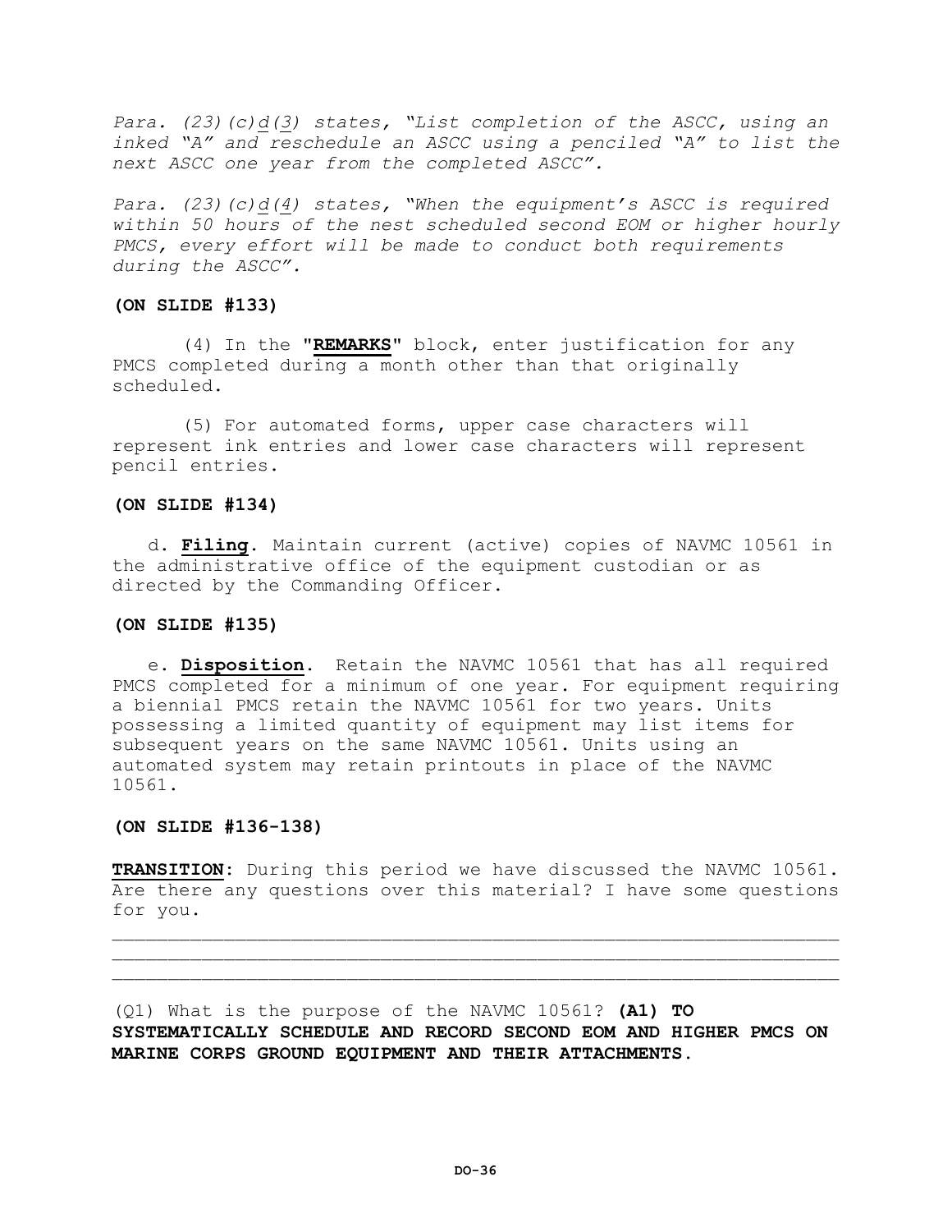*Para. (23)(c)d(3) states, "List completion of the ASCC, using an inked "A" and reschedule an ASCC using a penciled "A" to list the next ASCC one year from the completed ASCC".*

*Para. (23)(c)d(4) states, "When the equipment's ASCC is required within 50 hours of the nest scheduled second EOM or higher hourly PMCS, every effort will be made to conduct both requirements during the ASCC".*

**(ON SLIDE #133)**

(4) In the "**REMARKS**" block, enter justification for any PMCS completed during a month other than that originally scheduled.

(5) For automated forms, upper case characters will represent ink entries and lower case characters will represent pencil entries.

**(ON SLIDE #134)**

d. **Filing**. Maintain current (active) copies of NAVMC 10561 in the administrative office of the equipment custodian or as directed by the Commanding Officer.

**(ON SLIDE #135)**

e. **Disposition**. Retain the NAVMC 10561 that has all required PMCS completed for a minimum of one year. For equipment requiring a biennial PMCS retain the NAVMC 10561 for two years. Units possessing a limited quantity of equipment may list items for subsequent years on the same NAVMC 10561. Units using an automated system may retain printouts in place of the NAVMC 10561.

**(ON SLIDE #136-138)**

**TRANSITION**: During this period we have discussed the NAVMC 10561. Are there any questions over this material? I have some questions for you.

___________________________________________________________________
___________________________________________________________________
___________________________________________________________________

(Q1) What is the purpose of the NAVMC 10561? **(A1) TO SYSTEMATICALLY SCHEDULE AND RECORD SECOND EOM AND HIGHER PMCS ON MARINE CORPS GROUND EQUIPMENT AND THEIR ATTACHMENTS.**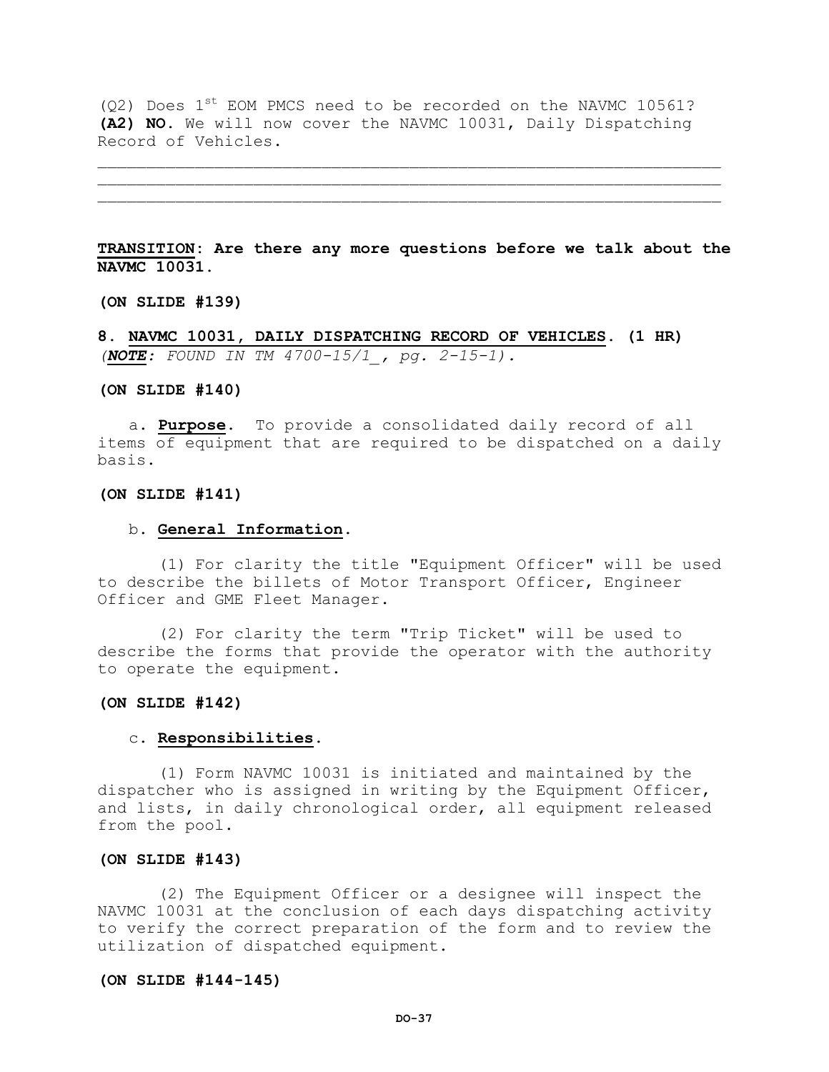(Q2) Does 1st EOM PMCS need to be recorded on the NAVMC 10561?
**(A2) NO.** We will now cover the NAVMC 10031, Daily Dispatching Record of Vehicles.

______________________________________________________________
______________________________________________________________
______________________________________________________________

**TRANSITION: Are there any more questions before we talk about the NAVMC 10031.**

**(ON SLIDE #139)**

**8. NAVMC 10031, DAILY DISPATCHING RECORD OF VEHICLES. (1 HR)**
*(**NOTE**: FOUND IN TM 4700-15/1_, pg. 2-15-1).*

**(ON SLIDE #140)**

a. **Purpose**. To provide a consolidated daily record of all items of equipment that are required to be dispatched on a daily basis.

**(ON SLIDE #141)**

b. **General Information**.

(1) For clarity the title "Equipment Officer" will be used to describe the billets of Motor Transport Officer, Engineer Officer and GME Fleet Manager.

(2) For clarity the term "Trip Ticket" will be used to describe the forms that provide the operator with the authority to operate the equipment.

**(ON SLIDE #142)**

c. **Responsibilities**.

(1) Form NAVMC 10031 is initiated and maintained by the dispatcher who is assigned in writing by the Equipment Officer, and lists, in daily chronological order, all equipment released from the pool.

**(ON SLIDE #143)**

(2) The Equipment Officer or a designee will inspect the NAVMC 10031 at the conclusion of each days dispatching activity to verify the correct preparation of the form and to review the utilization of dispatched equipment.

**(ON SLIDE #144-145)**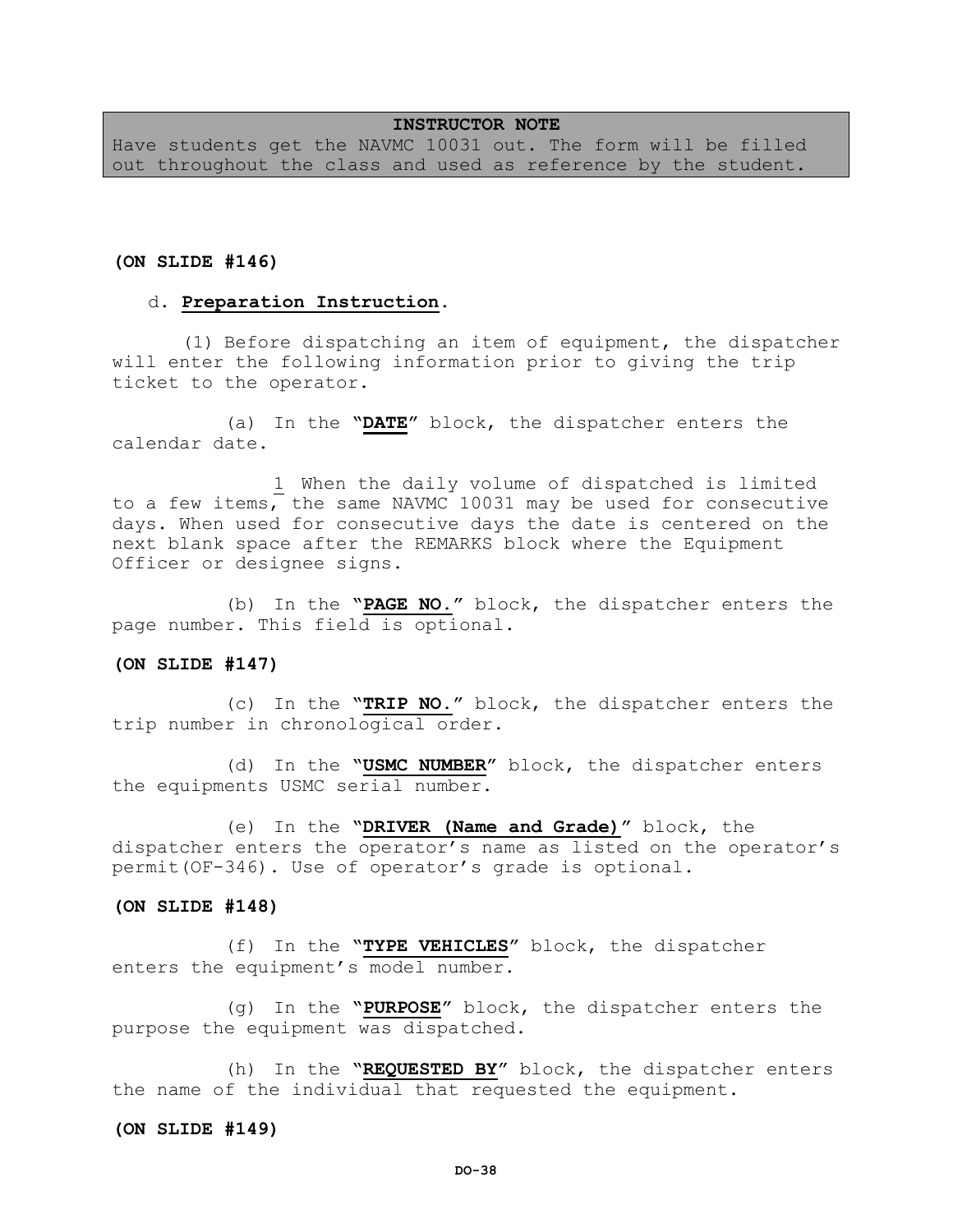**INSTRUCTOR NOTE**
Have students get the NAVMC 10031 out. The form will be filled out throughout the class and used as reference by the student.

**(ON SLIDE #146)**

d. **Preparation Instruction**.

(1) Before dispatching an item of equipment, the dispatcher will enter the following information prior to giving the trip ticket to the operator.

(a) In the "**DATE**" block, the dispatcher enters the calendar date.

1 When the daily volume of dispatched is limited to a few items, the same NAVMC 10031 may be used for consecutive days. When used for consecutive days the date is centered on the next blank space after the REMARKS block where the Equipment Officer or designee signs.

(b) In the "**PAGE NO.**" block, the dispatcher enters the page number. This field is optional.

**(ON SLIDE #147)**

(c) In the "**TRIP NO.**" block, the dispatcher enters the trip number in chronological order.

(d) In the "**USMC NUMBER**" block, the dispatcher enters the equipments USMC serial number.

(e) In the "**DRIVER (Name and Grade)**" block, the dispatcher enters the operator's name as listed on the operator's permit(OF-346). Use of operator's grade is optional.

**(ON SLIDE #148)**

(f) In the "**TYPE VEHICLES**" block, the dispatcher enters the equipment's model number.

(g) In the "**PURPOSE**" block, the dispatcher enters the purpose the equipment was dispatched.

(h) In the "**REQUESTED BY**" block, the dispatcher enters the name of the individual that requested the equipment.

**(ON SLIDE #149)**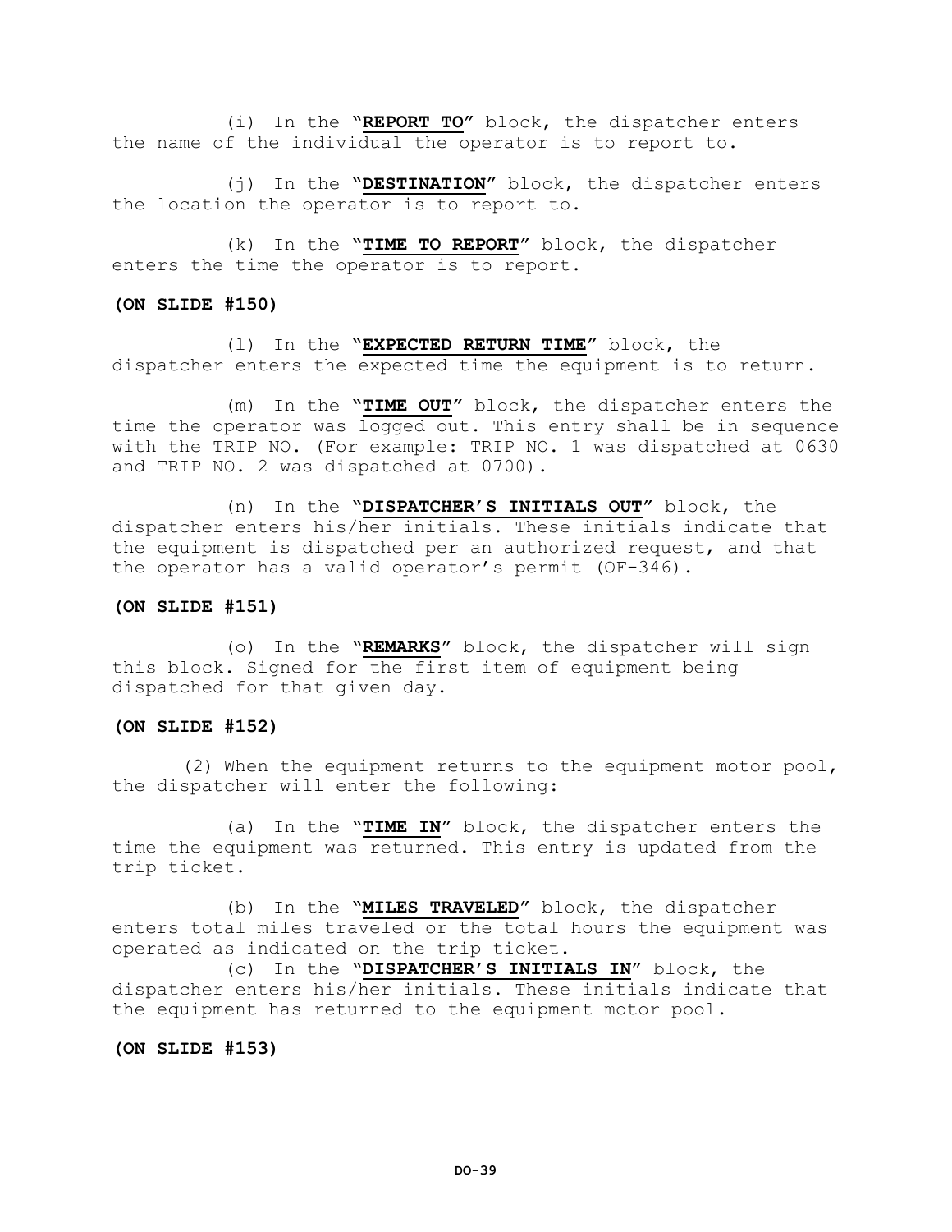(i) In the "**REPORT TO**" block, the dispatcher enters the name of the individual the operator is to report to.

(j) In the "**DESTINATION**" block, the dispatcher enters the location the operator is to report to.

(k) In the "**TIME TO REPORT**" block, the dispatcher enters the time the operator is to report.

**(ON SLIDE #150)**

(l) In the "**EXPECTED RETURN TIME**" block, the dispatcher enters the expected time the equipment is to return.

(m) In the "**TIME OUT**" block, the dispatcher enters the time the operator was logged out. This entry shall be in sequence with the TRIP NO. (For example: TRIP NO. 1 was dispatched at 0630 and TRIP NO. 2 was dispatched at 0700).

(n) In the "**DISPATCHER'S INITIALS OUT**" block, the dispatcher enters his/her initials. These initials indicate that the equipment is dispatched per an authorized request, and that the operator has a valid operator's permit (OF-346).

**(ON SLIDE #151)**

(o) In the "**REMARKS**" block, the dispatcher will sign this block. Signed for the first item of equipment being dispatched for that given day.

**(ON SLIDE #152)**

(2) When the equipment returns to the equipment motor pool, the dispatcher will enter the following:

(a) In the "**TIME IN**" block, the dispatcher enters the time the equipment was returned. This entry is updated from the trip ticket.

(b) In the "**MILES TRAVELED**" block, the dispatcher enters total miles traveled or the total hours the equipment was operated as indicated on the trip ticket.

(c) In the "**DISPATCHER'S INITIALS IN**" block, the dispatcher enters his/her initials. These initials indicate that the equipment has returned to the equipment motor pool.

**(ON SLIDE #153)**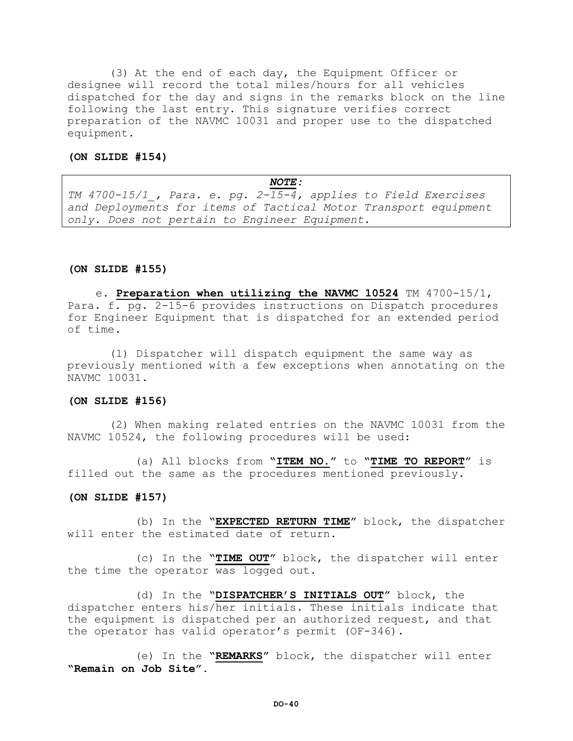(3) At the end of each day, the Equipment Officer or designee will record the total miles/hours for all vehicles dispatched for the day and signs in the remarks block on the line following the last entry. This signature verifies correct preparation of the NAVMC 10031 and proper use to the dispatched equipment.

**(ON SLIDE #154)**

> ***NOTE:***
>
> *TM 4700-15/1_, Para. e. pg. 2-15-4, applies to Field Exercises and Deployments for items of Tactical Motor Transport equipment only. Does not pertain to Engineer Equipment.*

**(ON SLIDE #155)**

e. **<u>Preparation when utilizing the NAVMC 10524</u>** TM 4700-15/1, Para. f. pg. 2-15-6 provides instructions on Dispatch procedures for Engineer Equipment that is dispatched for an extended period of time.

(1) Dispatcher will dispatch equipment the same way as previously mentioned with a few exceptions when annotating on the NAVMC 10031.

**(ON SLIDE #156)**

(2) When making related entries on the NAVMC 10031 from the NAVMC 10524, the following procedures will be used:

(a) All blocks from "**<u>ITEM NO.</u>**" to "**<u>TIME TO REPORT</u>**" is filled out the same as the procedures mentioned previously.

**(ON SLIDE #157)**

(b) In the "**<u>EXPECTED RETURN TIME</u>**" block, the dispatcher will enter the estimated date of return.

(c) In the "**<u>TIME OUT</u>**" block, the dispatcher will enter the time the operator was logged out.

(d) In the "**<u>DISPATCHER'S INITIALS OUT</u>**" block, the dispatcher enters his/her initials. These initials indicate that the equipment is dispatched per an authorized request, and that the operator has valid operator's permit (OF-346).

(e) In the "**<u>REMARKS</u>**" block, the dispatcher will enter **"Remain on Job Site".**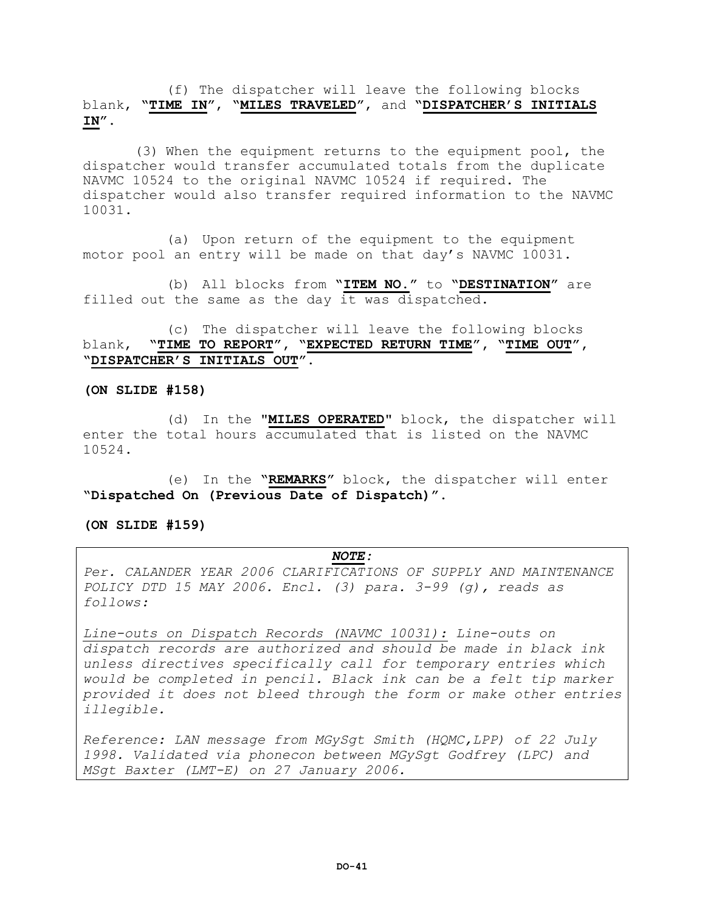(f) The dispatcher will leave the following blocks blank, **"TIME IN"**, **"MILES TRAVELED"**, and **"DISPATCHER'S INITIALS IN"**.

(3) When the equipment returns to the equipment pool, the dispatcher would transfer accumulated totals from the duplicate NAVMC 10524 to the original NAVMC 10524 if required. The dispatcher would also transfer required information to the NAVMC 10031.

(a) Upon return of the equipment to the equipment motor pool an entry will be made on that day's NAVMC 10031.

(b) All blocks from **"ITEM NO."** to **"DESTINATION"** are filled out the same as the day it was dispatched.

(c) The dispatcher will leave the following blocks blank, **"TIME TO REPORT"**, **"EXPECTED RETURN TIME"**, **"TIME OUT"**, **"DISPATCHER'S INITIALS OUT"**.

**(ON SLIDE #158)**

(d) In the **"MILES OPERATED"** block, the dispatcher will enter the total hours accumulated that is listed on the NAVMC 10524.

(e) In the **"REMARKS"** block, the dispatcher will enter **"Dispatched On (Previous Date of Dispatch)"**.

**(ON SLIDE #159)**

> ***NOTE:***
>
> *Per. CALANDER YEAR 2006 CLARIFICATIONS OF SUPPLY AND MAINTENANCE POLICY DTD 15 MAY 2006. Encl. (3) para. 3-99 (g), reads as follows:*
>
> *Line-outs on Dispatch Records (NAVMC 10031): Line-outs on dispatch records are authorized and should be made in black ink unless directives specifically call for temporary entries which would be completed in pencil. Black ink can be a felt tip marker provided it does not bleed through the form or make other entries illegible.*
>
> *Reference: LAN message from MGySgt Smith (HQMC,LPP) of 22 July 1998. Validated via phonecon between MGySgt Godfrey (LPC) and MSgt Baxter (LMT-E) on 27 January 2006.*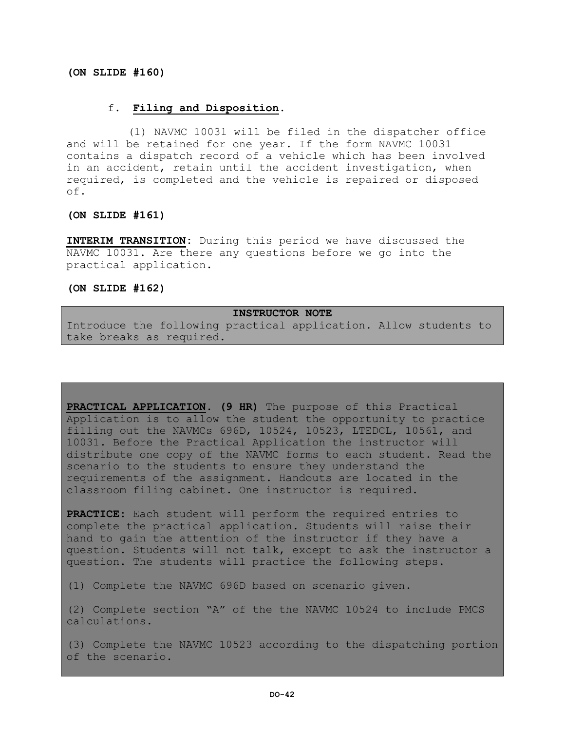**(ON SLIDE #160)**

f. **Filing and Disposition**.

(1) NAVMC 10031 will be filed in the dispatcher office and will be retained for one year. If the form NAVMC 10031 contains a dispatch record of a vehicle which has been involved in an accident, retain until the accident investigation, when required, is completed and the vehicle is repaired or disposed of.

**(ON SLIDE #161)**

**INTERIM TRANSITION**: During this period we have discussed the NAVMC 10031. Are there any questions before we go into the practical application.

**(ON SLIDE #162)**

**INSTRUCTOR NOTE**

Introduce the following practical application. Allow students to take breaks as required.

**PRACTICAL APPLICATION. (9 HR)** The purpose of this Practical Application is to allow the student the opportunity to practice filling out the NAVMCs 696D, 10524, 10523, LTEDCL, 10561, and 10031. Before the Practical Application the instructor will distribute one copy of the NAVMC forms to each student. Read the scenario to the students to ensure they understand the requirements of the assignment. Handouts are located in the classroom filing cabinet. One instructor is required.

**PRACTICE:** Each student will perform the required entries to complete the practical application. Students will raise their hand to gain the attention of the instructor if they have a question. Students will not talk, except to ask the instructor a question. The students will practice the following steps.

(1) Complete the NAVMC 696D based on scenario given.

(2) Complete section "A" of the the NAVMC 10524 to include PMCS calculations.

(3) Complete the NAVMC 10523 according to the dispatching portion of the scenario.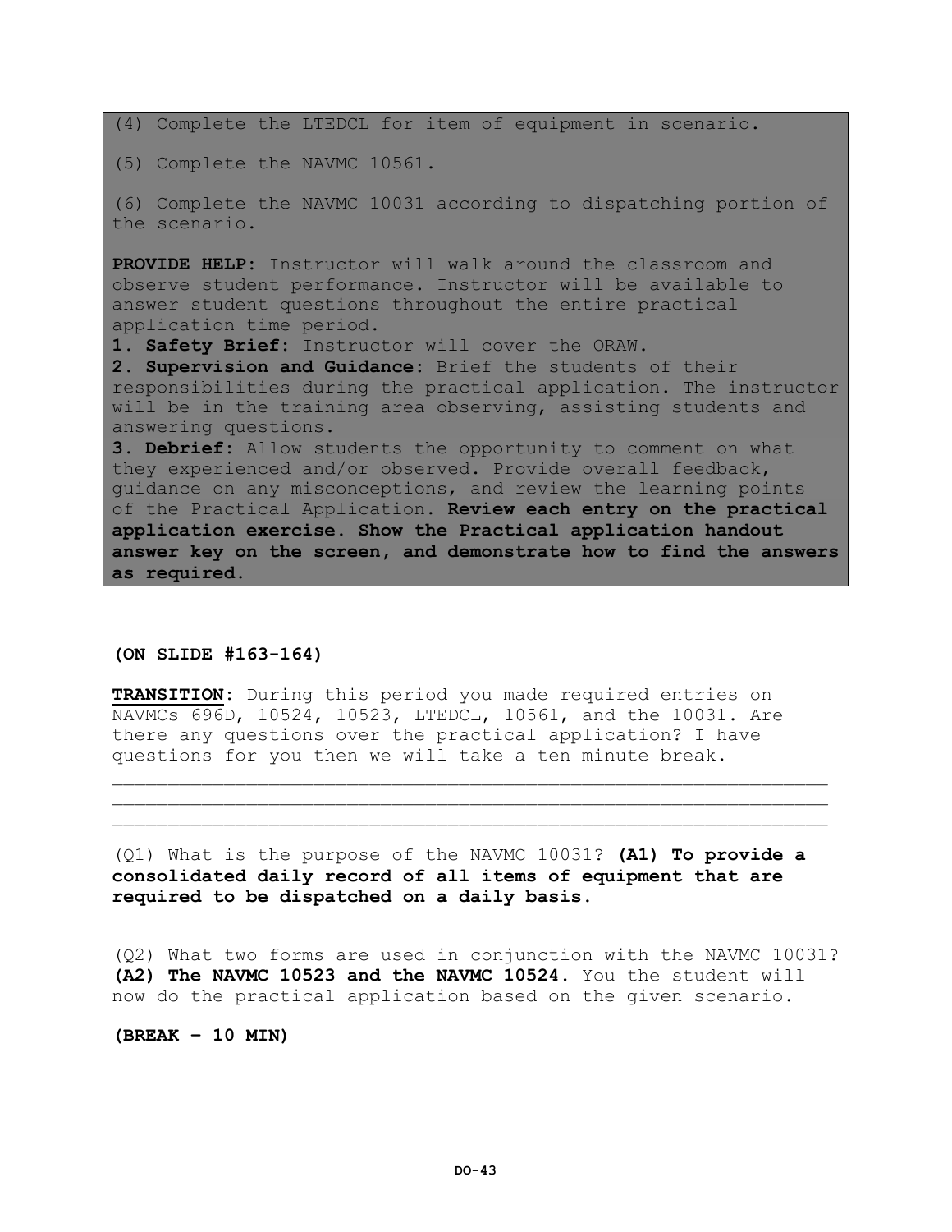(4) Complete the LTEDCL for item of equipment in scenario.

(5) Complete the NAVMC 10561.

(6) Complete the NAVMC 10031 according to dispatching portion of the scenario.

**PROVIDE HELP:** Instructor will walk around the classroom and observe student performance. Instructor will be available to answer student questions throughout the entire practical application time period.

**1. Safety Brief:** Instructor will cover the ORAW.

**2. Supervision and Guidance:** Brief the students of their responsibilities during the practical application. The instructor will be in the training area observing, assisting students and answering questions.

**3. Debrief:** Allow students the opportunity to comment on what they experienced and/or observed. Provide overall feedback, guidance on any misconceptions, and review the learning points of the Practical Application. **Review each entry on the practical application exercise. Show the Practical application handout answer key on the screen, and demonstrate how to find the answers as required.**

**(ON SLIDE #163-164)**

**TRANSITION:** During this period you made required entries on NAVMCs 696D, 10524, 10523, LTEDCL, 10561, and the 10031. Are there any questions over the practical application? I have questions for you then we will take a ten minute break.

\_\_\_\_\_\_\_\_\_\_\_\_\_\_\_\_\_\_\_\_\_\_\_\_\_\_\_\_\_\_\_\_\_\_\_\_\_\_\_\_\_\_\_\_\_\_\_\_\_\_\_\_\_\_\_\_\_\_\_\_\_\_
\_\_\_\_\_\_\_\_\_\_\_\_\_\_\_\_\_\_\_\_\_\_\_\_\_\_\_\_\_\_\_\_\_\_\_\_\_\_\_\_\_\_\_\_\_\_\_\_\_\_\_\_\_\_\_\_\_\_\_\_\_\_
\_\_\_\_\_\_\_\_\_\_\_\_\_\_\_\_\_\_\_\_\_\_\_\_\_\_\_\_\_\_\_\_\_\_\_\_\_\_\_\_\_\_\_\_\_\_\_\_\_\_\_\_\_\_\_\_\_\_\_\_\_\_

(Q1) What is the purpose of the NAVMC 10031? **(A1) To provide a consolidated daily record of all items of equipment that are required to be dispatched on a daily basis.**

(Q2) What two forms are used in conjunction with the NAVMC 10031? **(A2) The NAVMC 10523 and the NAVMC 10524.** You the student will now do the practical application based on the given scenario.

**(BREAK – 10 MIN)**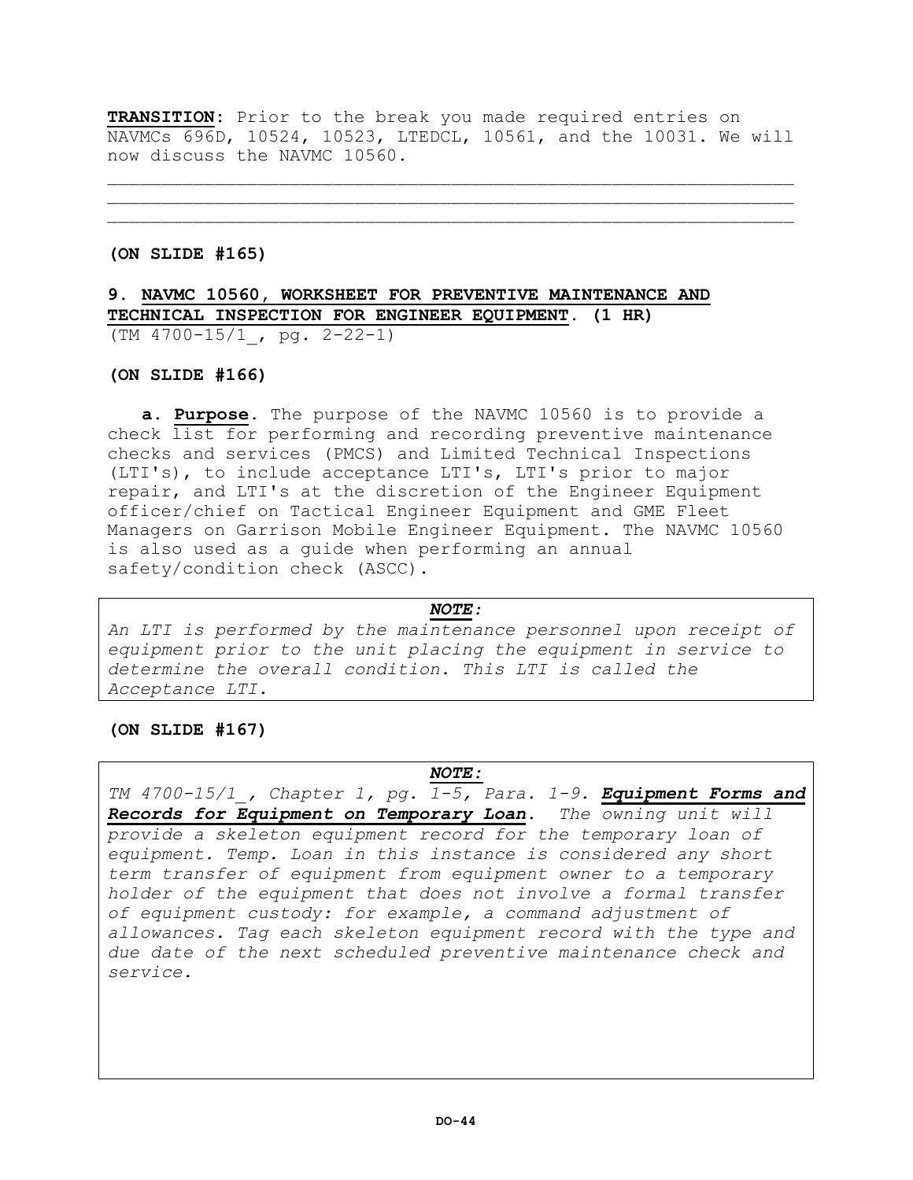**TRANSITION**: Prior to the break you made required entries on NAVMCs 696D, 10524, 10523, LTEDCL, 10561, and the 10031. We will now discuss the NAVMC 10560.

______________________________________________________________________
______________________________________________________________________
______________________________________________________________________

**(ON SLIDE #165)**

**9. NAVMC 10560, WORKSHEET FOR PREVENTIVE MAINTENANCE AND TECHNICAL INSPECTION FOR ENGINEER EQUIPMENT. (1 HR)**
(TM 4700-15/1_, pg. 2-22-1)

**(ON SLIDE #166)**

**a. Purpose.** The purpose of the NAVMC 10560 is to provide a check list for performing and recording preventive maintenance checks and services (PMCS) and Limited Technical Inspections (LTI's), to include acceptance LTI's, LTI's prior to major repair, and LTI's at the discretion of the Engineer Equipment officer/chief on Tactical Engineer Equipment and GME Fleet Managers on Garrison Mobile Engineer Equipment. The NAVMC 10560 is also used as a guide when performing an annual safety/condition check (ASCC).

> ***NOTE:***
> *An LTI is performed by the maintenance personnel upon receipt of equipment prior to the unit placing the equipment in service to determine the overall condition. This LTI is called the Acceptance LTI.*

**(ON SLIDE #167)**

> ***NOTE:***
> *TM 4700-15/1_, Chapter 1, pg. 1-5, Para. 1-9.* ***Equipment Forms and Records for Equipment on Temporary Loan****. The owning unit will provide a skeleton equipment record for the temporary loan of equipment. Temp. Loan in this instance is considered any short term transfer of equipment from equipment owner to a temporary holder of the equipment that does not involve a formal transfer of equipment custody: for example, a command adjustment of allowances. Tag each skeleton equipment record with the type and due date of the next scheduled preventive maintenance check and service.*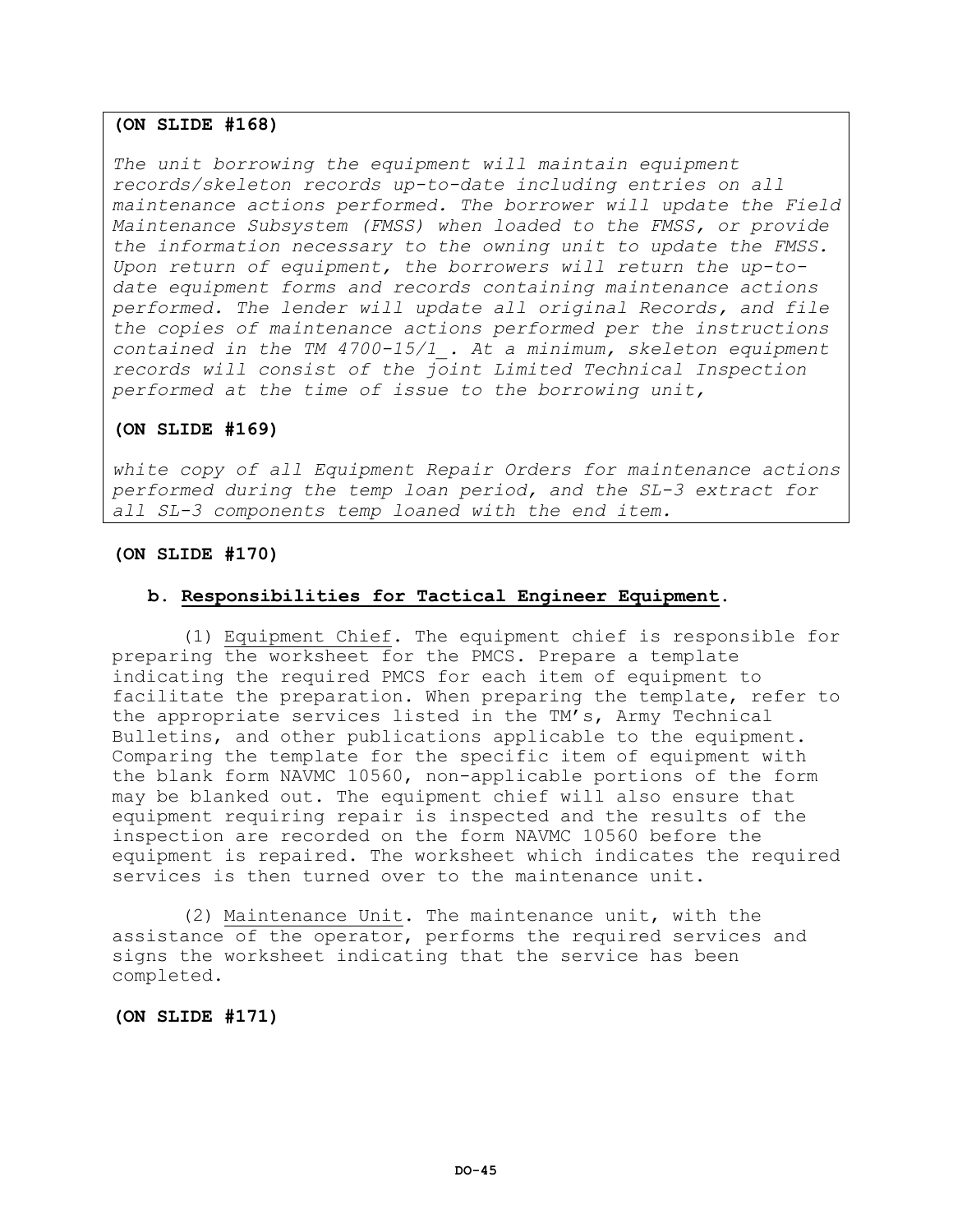**(ON SLIDE #168)**

*The unit borrowing the equipment will maintain equipment records/skeleton records up-to-date including entries on all maintenance actions performed. The borrower will update the Field Maintenance Subsystem (FMSS) when loaded to the FMSS, or provide the information necessary to the owning unit to update the FMSS. Upon return of equipment, the borrowers will return the up-to-date equipment forms and records containing maintenance actions performed. The lender will update all original Records, and file the copies of maintenance actions performed per the instructions contained in the TM 4700-15/1_. At a minimum, skeleton equipment records will consist of the joint Limited Technical Inspection performed at the time of issue to the borrowing unit,*

**(ON SLIDE #169)**

*white copy of all Equipment Repair Orders for maintenance actions performed during the temp loan period, and the SL-3 extract for all SL-3 components temp loaned with the end item.*

**(ON SLIDE #170)**

**b. Responsibilities for Tactical Engineer Equipment.**

(1) Equipment Chief. The equipment chief is responsible for preparing the worksheet for the PMCS. Prepare a template indicating the required PMCS for each item of equipment to facilitate the preparation. When preparing the template, refer to the appropriate services listed in the TM's, Army Technical Bulletins, and other publications applicable to the equipment. Comparing the template for the specific item of equipment with the blank form NAVMC 10560, non-applicable portions of the form may be blanked out. The equipment chief will also ensure that equipment requiring repair is inspected and the results of the inspection are recorded on the form NAVMC 10560 before the equipment is repaired. The worksheet which indicates the required services is then turned over to the maintenance unit.

(2) Maintenance Unit. The maintenance unit, with the assistance of the operator, performs the required services and signs the worksheet indicating that the service has been completed.

**(ON SLIDE #171)**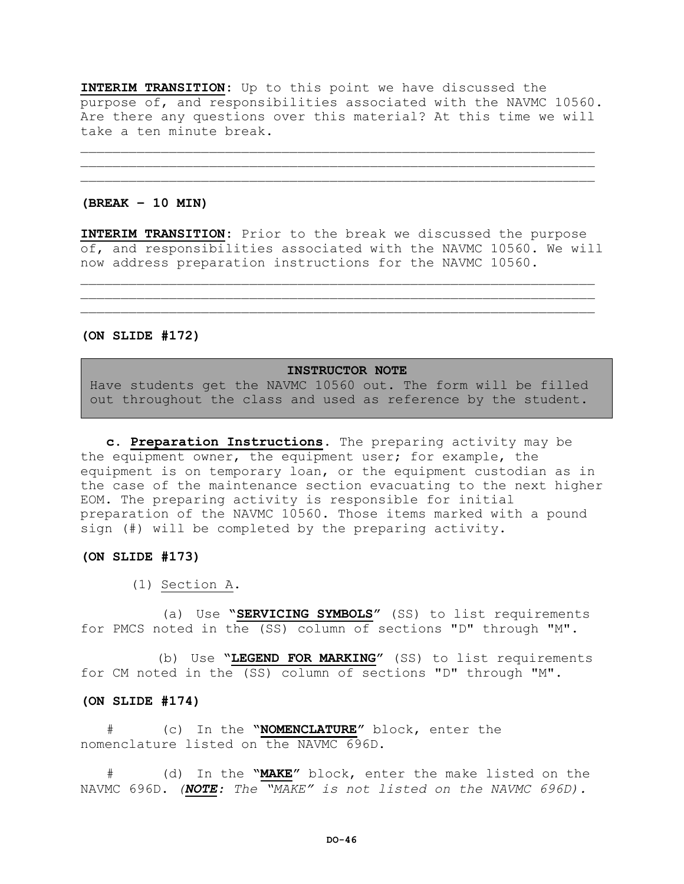**INTERIM TRANSITION**: Up to this point we have discussed the purpose of, and responsibilities associated with the NAVMC 10560. Are there any questions over this material? At this time we will take a ten minute break.

______________________________________________________________
______________________________________________________________
______________________________________________________________

**(BREAK – 10 MIN)**

**INTERIM TRANSITION**: Prior to the break we discussed the purpose of, and responsibilities associated with the NAVMC 10560. We will now address preparation instructions for the NAVMC 10560.

______________________________________________________________
______________________________________________________________
______________________________________________________________

**(ON SLIDE #172)**

> **INSTRUCTOR NOTE**
> Have students get the NAVMC 10560 out. The form will be filled out throughout the class and used as reference by the student.

**c. Preparation Instructions**. The preparing activity may be the equipment owner, the equipment user; for example, the equipment is on temporary loan, or the equipment custodian as in the case of the maintenance section evacuating to the next higher EOM. The preparing activity is responsible for initial preparation of the NAVMC 10560. Those items marked with a pound sign (#) will be completed by the preparing activity.

**(ON SLIDE #173)**

(1) Section A.

(a) Use "**SERVICING SYMBOLS**" (SS) to list requirements for PMCS noted in the (SS) column of sections "D" through "M".

(b) Use "**LEGEND FOR MARKING**" (SS) to list requirements for CM noted in the (SS) column of sections "D" through "M".

**(ON SLIDE #174)**

\# (c) In the "**NOMENCLATURE**" block, enter the nomenclature listed on the NAVMC 696D.

\# (d) In the "**MAKE**" block, enter the make listed on the NAVMC 696D. *(**NOTE:** The "MAKE" is not listed on the NAVMC 696D).*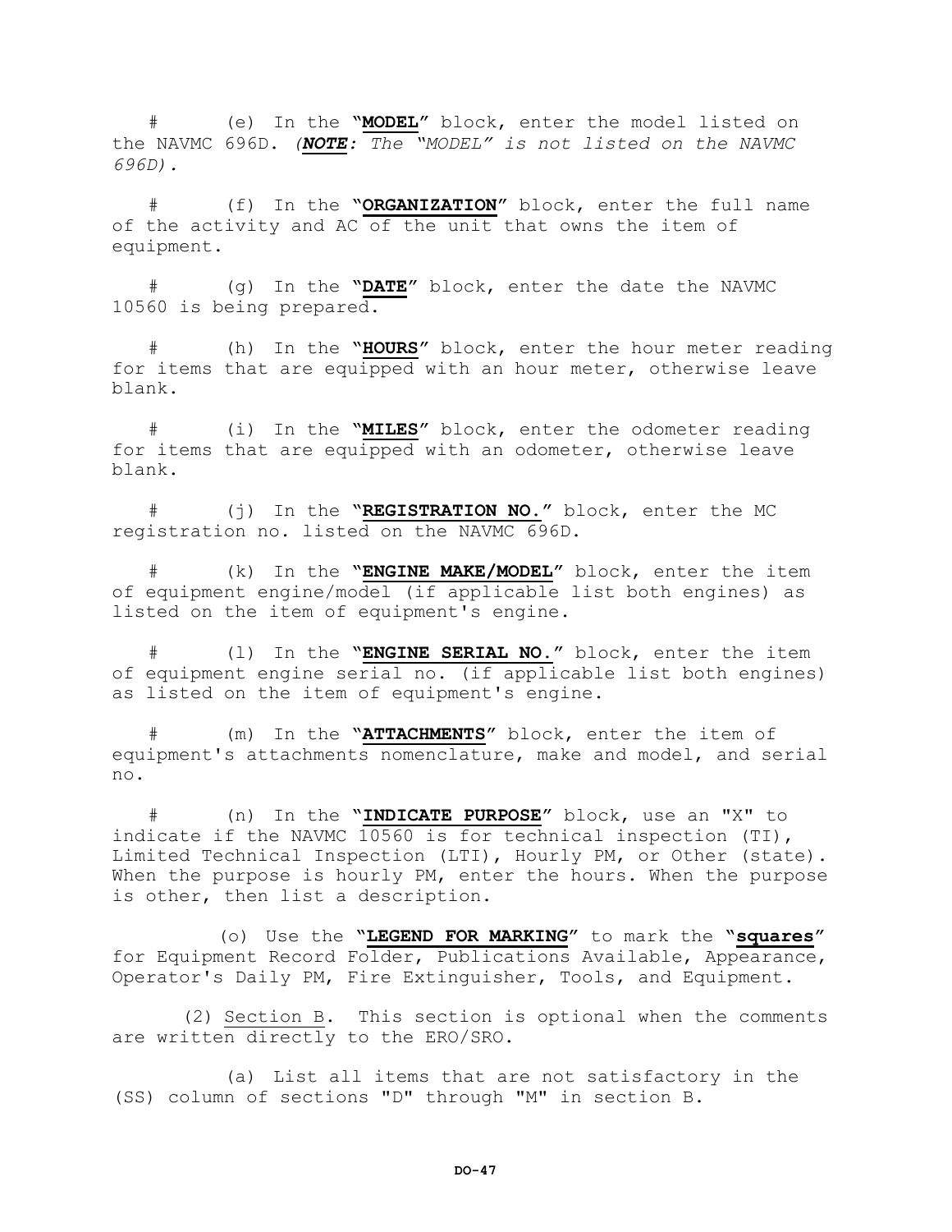# (e) In the "**MODEL**" block, enter the model listed on the NAVMC 696D. *(**NOTE:** The "MODEL" is not listed on the NAVMC 696D).*

# (f) In the "**ORGANIZATION**" block, enter the full name of the activity and AC of the unit that owns the item of equipment.

# (g) In the "**DATE**" block, enter the date the NAVMC 10560 is being prepared.

# (h) In the "**HOURS**" block, enter the hour meter reading for items that are equipped with an hour meter, otherwise leave blank.

# (i) In the "**MILES**" block, enter the odometer reading for items that are equipped with an odometer, otherwise leave blank.

# (j) In the "**REGISTRATION NO.**" block, enter the MC registration no. listed on the NAVMC 696D.

# (k) In the "**ENGINE MAKE/MODEL**" block, enter the item of equipment engine/model (if applicable list both engines) as listed on the item of equipment's engine.

# (l) In the "**ENGINE SERIAL NO.**" block, enter the item of equipment engine serial no. (if applicable list both engines) as listed on the item of equipment's engine.

# (m) In the "**ATTACHMENTS**" block, enter the item of equipment's attachments nomenclature, make and model, and serial no.

# (n) In the "**INDICATE PURPOSE**" block, use an "X" to indicate if the NAVMC 10560 is for technical inspection (TI), Limited Technical Inspection (LTI), Hourly PM, or Other (state). When the purpose is hourly PM, enter the hours. When the purpose is other, then list a description.

(o) Use the "**LEGEND FOR MARKING**" to mark the "**squares**" for Equipment Record Folder, Publications Available, Appearance, Operator's Daily PM, Fire Extinguisher, Tools, and Equipment.

(2) Section B. This section is optional when the comments are written directly to the ERO/SRO.

(a) List all items that are not satisfactory in the (SS) column of sections "D" through "M" in section B.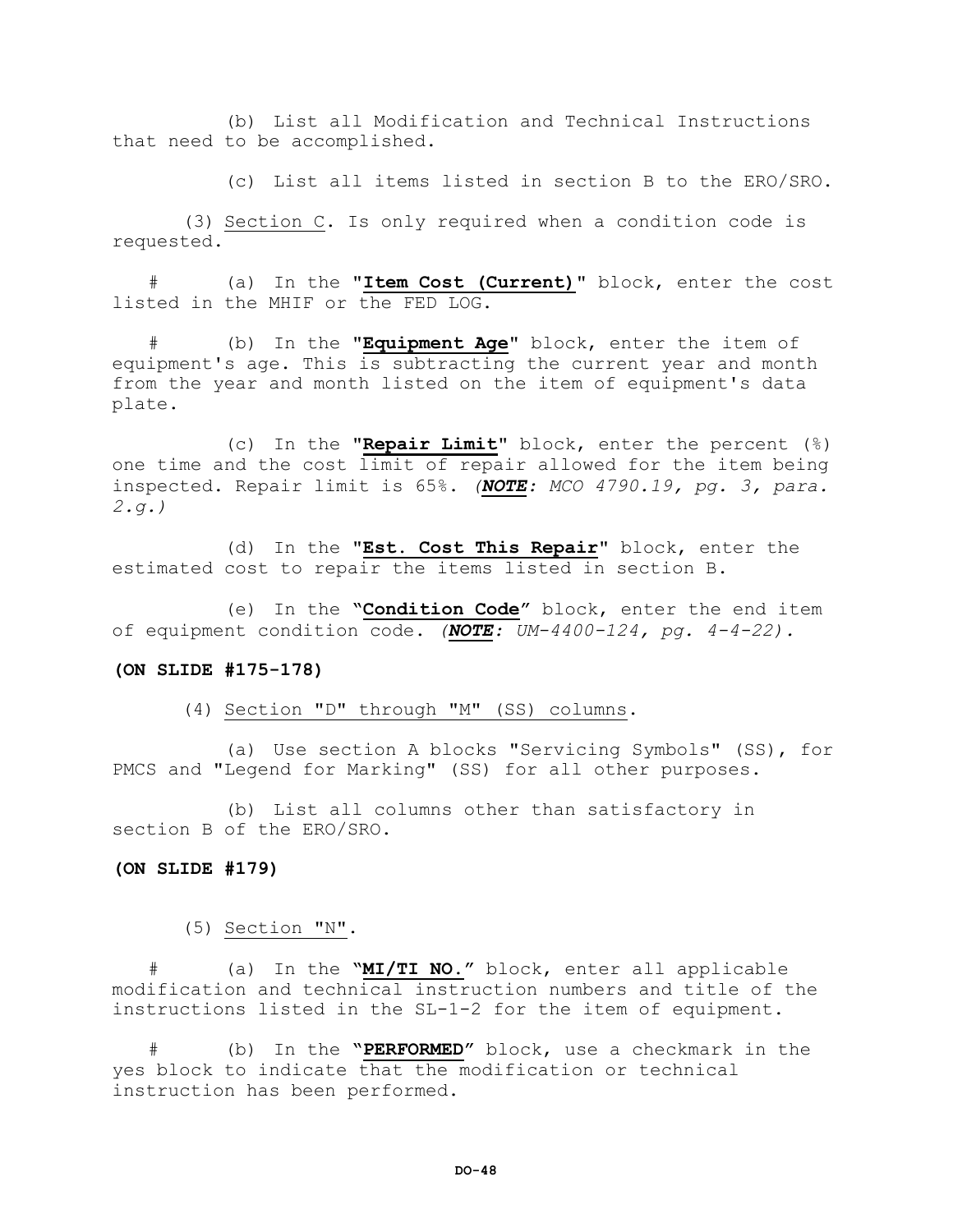(b) List all Modification and Technical Instructions that need to be accomplished.

(c) List all items listed in section B to the ERO/SRO.

(3) Section C. Is only required when a condition code is requested.

# (a) In the "**Item Cost (Current)**" block, enter the cost listed in the MHIF or the FED LOG.

# (b) In the "**Equipment Age**" block, enter the item of equipment's age. This is subtracting the current year and month from the year and month listed on the item of equipment's data plate.

(c) In the "**Repair Limit**" block, enter the percent (%) one time and the cost limit of repair allowed for the item being inspected. Repair limit is 65%. *(**NOTE**: MCO 4790.19, pg. 3, para. 2.g.)*

(d) In the "**Est. Cost This Repair**" block, enter the estimated cost to repair the items listed in section B.

(e) In the "**Condition Code**" block, enter the end item of equipment condition code. *(**NOTE**: UM-4400-124, pg. 4-4-22).*

**(ON SLIDE #175-178)**

(4) Section "D" through "M" (SS) columns.

(a) Use section A blocks "Servicing Symbols" (SS), for PMCS and "Legend for Marking" (SS) for all other purposes.

(b) List all columns other than satisfactory in section B of the ERO/SRO.

**(ON SLIDE #179)**

(5) Section "N".

# (a) In the "**MI/TI NO.**" block, enter all applicable modification and technical instruction numbers and title of the instructions listed in the SL-1-2 for the item of equipment.

# (b) In the "**PERFORMED**" block, use a checkmark in the yes block to indicate that the modification or technical instruction has been performed.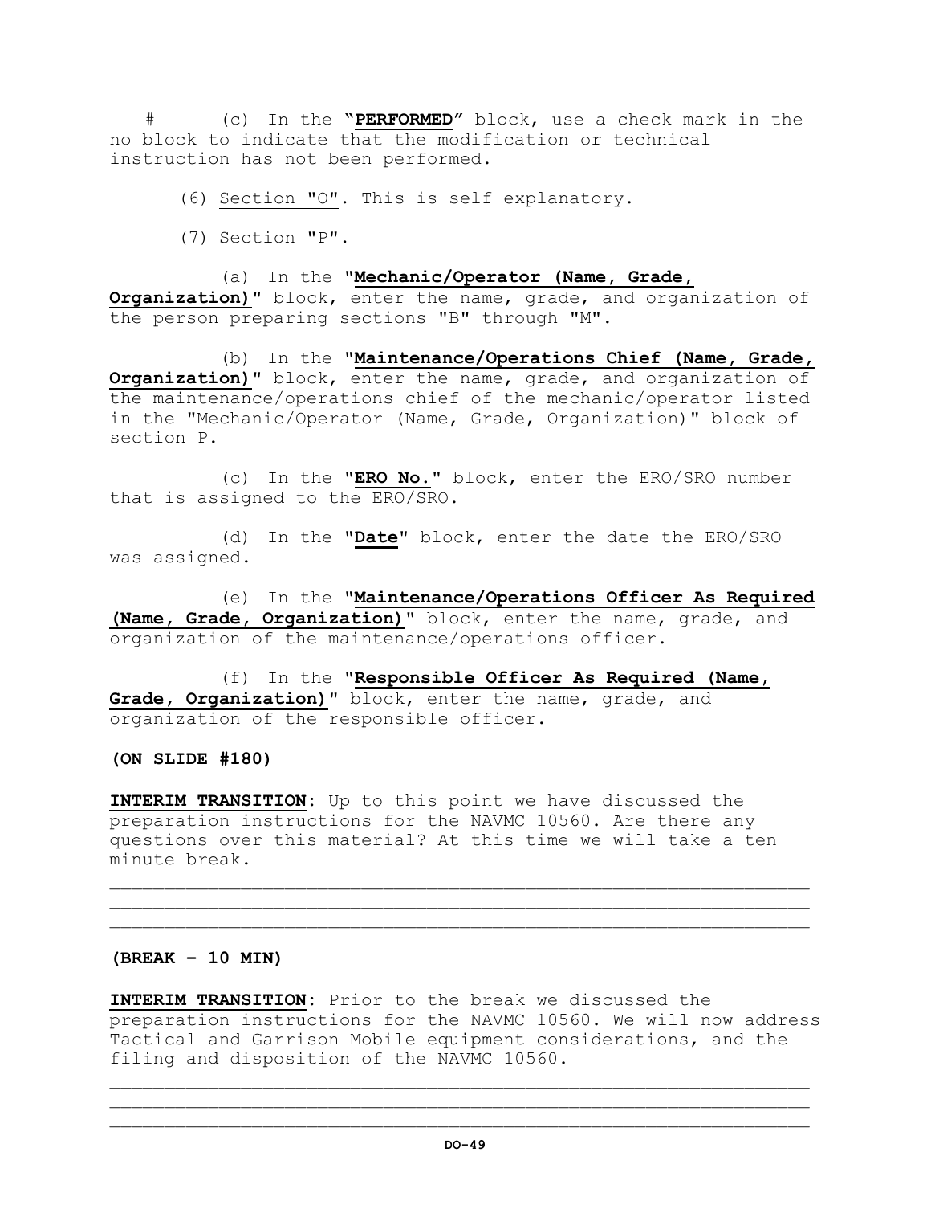\# (c) In the "**PERFORMED**" block, use a check mark in the no block to indicate that the modification or technical instruction has not been performed.

(6) Section "O". This is self explanatory.

(7) Section "P".

(a) In the "**Mechanic/Operator (Name, Grade, Organization)**" block, enter the name, grade, and organization of the person preparing sections "B" through "M".

(b) In the "**Maintenance/Operations Chief (Name, Grade, Organization)**" block, enter the name, grade, and organization of the maintenance/operations chief of the mechanic/operator listed in the "Mechanic/Operator (Name, Grade, Organization)" block of section P.

(c) In the "**ERO No.**" block, enter the ERO/SRO number that is assigned to the ERO/SRO.

(d) In the "**Date**" block, enter the date the ERO/SRO was assigned.

(e) In the "**Maintenance/Operations Officer As Required (Name, Grade, Organization)**" block, enter the name, grade, and organization of the maintenance/operations officer.

(f) In the "**Responsible Officer As Required (Name, Grade, Organization)**" block, enter the name, grade, and organization of the responsible officer.

**(ON SLIDE #180)**

**INTERIM TRANSITION**: Up to this point we have discussed the preparation instructions for the NAVMC 10560. Are there any questions over this material? At this time we will take a ten minute break.

______________________________________________________________
______________________________________________________________
______________________________________________________________

**(BREAK – 10 MIN)**

**INTERIM TRANSITION**: Prior to the break we discussed the preparation instructions for the NAVMC 10560. We will now address Tactical and Garrison Mobile equipment considerations, and the filing and disposition of the NAVMC 10560.

______________________________________________________________
______________________________________________________________
______________________________________________________________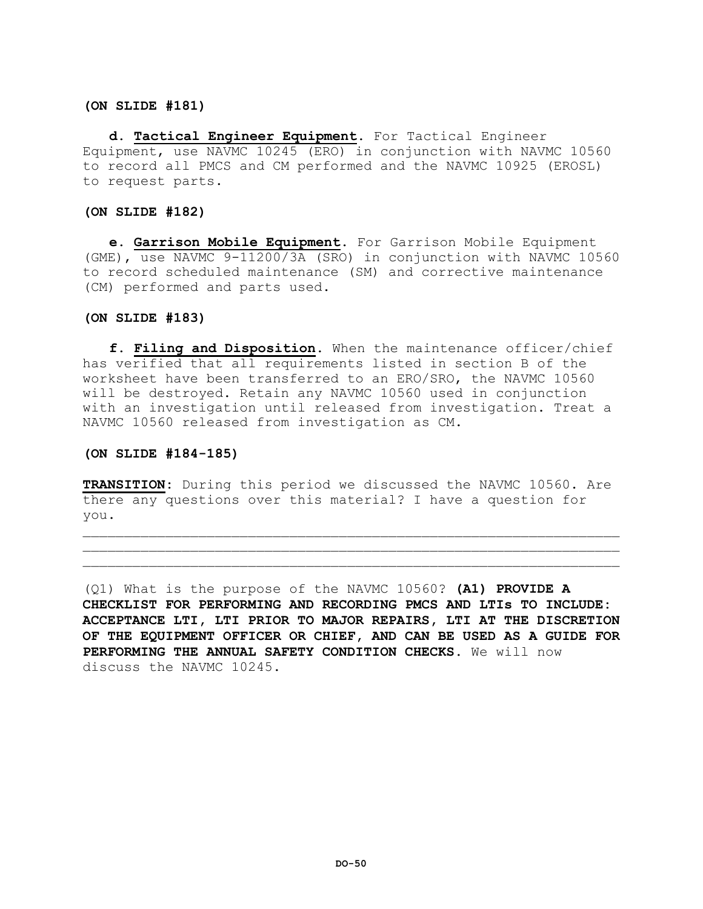**(ON SLIDE #181)**

**d. Tactical Engineer Equipment.** For Tactical Engineer Equipment, use NAVMC 10245 (ERO) in conjunction with NAVMC 10560 to record all PMCS and CM performed and the NAVMC 10925 (EROSL) to request parts.

**(ON SLIDE #182)**

**e. Garrison Mobile Equipment.** For Garrison Mobile Equipment (GME), use NAVMC 9-11200/3A (SRO) in conjunction with NAVMC 10560 to record scheduled maintenance (SM) and corrective maintenance (CM) performed and parts used.

**(ON SLIDE #183)**

**f. Filing and Disposition.** When the maintenance officer/chief has verified that all requirements listed in section B of the worksheet have been transferred to an ERO/SRO, the NAVMC 10560 will be destroyed. Retain any NAVMC 10560 used in conjunction with an investigation until released from investigation. Treat a NAVMC 10560 released from investigation as CM.

**(ON SLIDE #184-185)**

**TRANSITION:** During this period we discussed the NAVMC 10560. Are there any questions over this material? I have a question for you.

___________________________________________________________________
___________________________________________________________________
___________________________________________________________________

(Q1) What is the purpose of the NAVMC 10560? **(A1) PROVIDE A CHECKLIST FOR PERFORMING AND RECORDING PMCS AND LTIs TO INCLUDE: ACCEPTANCE LTI, LTI PRIOR TO MAJOR REPAIRS, LTI AT THE DISCRETION OF THE EQUIPMENT OFFICER OR CHIEF, AND CAN BE USED AS A GUIDE FOR PERFORMING THE ANNUAL SAFETY CONDITION CHECKS.** We will now discuss the NAVMC 10245.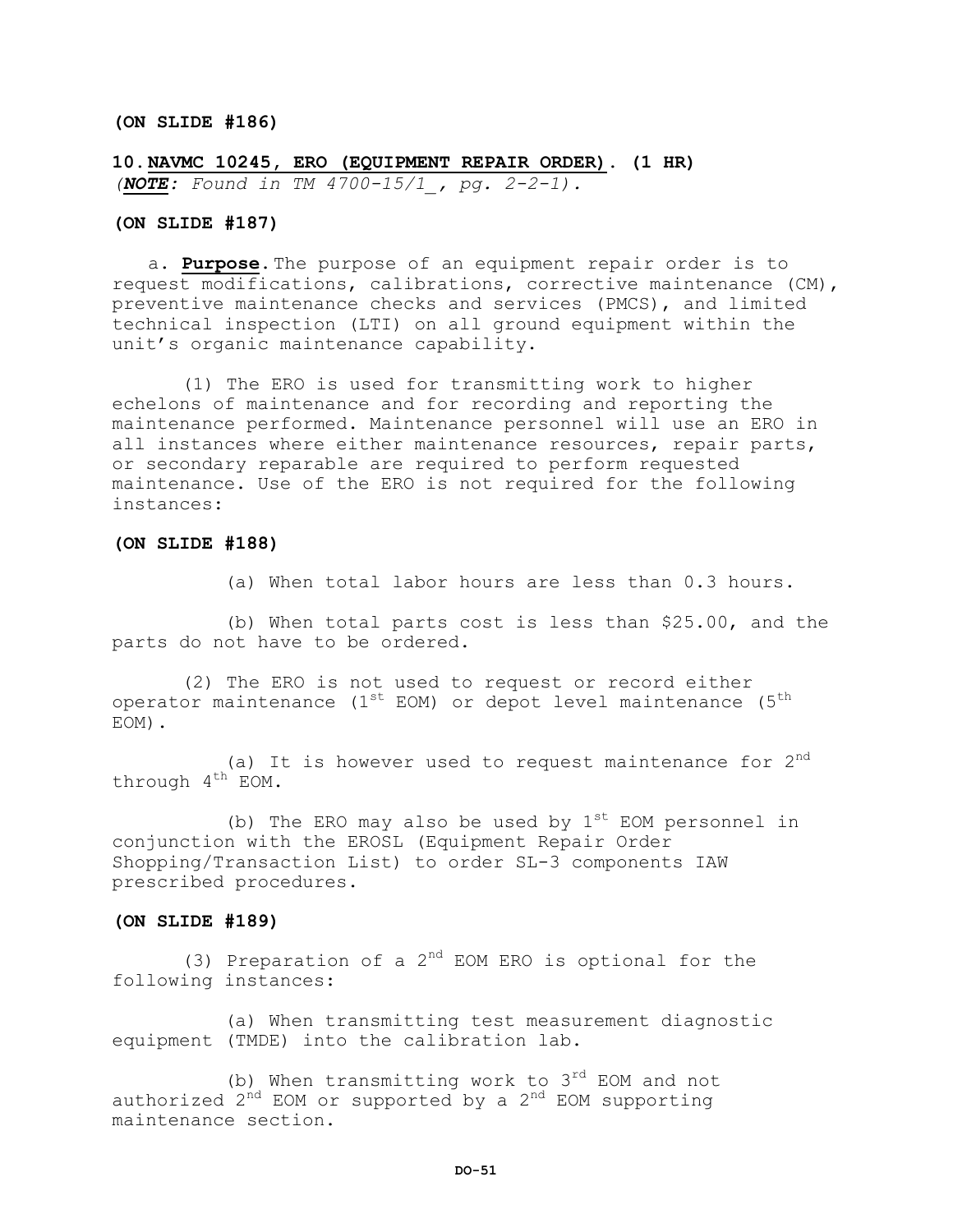**(ON SLIDE #186)**

**10. NAVMC 10245, ERO (EQUIPMENT REPAIR ORDER). (1 HR)**
*(**NOTE**: Found in TM 4700-15/1_, pg. 2-2-1).*

**(ON SLIDE #187)**

a. **Purpose.** The purpose of an equipment repair order is to request modifications, calibrations, corrective maintenance (CM), preventive maintenance checks and services (PMCS), and limited technical inspection (LTI) on all ground equipment within the unit's organic maintenance capability.

(1) The ERO is used for transmitting work to higher echelons of maintenance and for recording and reporting the maintenance performed. Maintenance personnel will use an ERO in all instances where either maintenance resources, repair parts, or secondary reparable are required to perform requested maintenance. Use of the ERO is not required for the following instances:

**(ON SLIDE #188)**

(a) When total labor hours are less than 0.3 hours.

(b) When total parts cost is less than $25.00, and the parts do not have to be ordered.

(2) The ERO is not used to request or record either operator maintenance (1st EOM) or depot level maintenance (5th EOM).

(a) It is however used to request maintenance for 2nd through 4th EOM.

(b) The ERO may also be used by 1st EOM personnel in conjunction with the EROSL (Equipment Repair Order Shopping/Transaction List) to order SL-3 components IAW prescribed procedures.

**(ON SLIDE #189)**

(3) Preparation of a 2nd EOM ERO is optional for the following instances:

(a) When transmitting test measurement diagnostic equipment (TMDE) into the calibration lab.

(b) When transmitting work to 3rd EOM and not authorized 2nd EOM or supported by a 2nd EOM supporting maintenance section.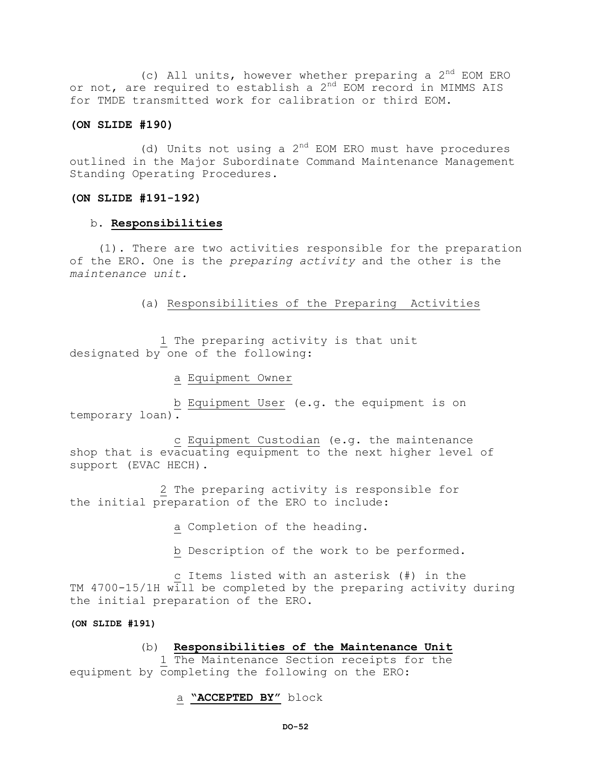(c) All units, however whether preparing a 2nd EOM ERO or not, are required to establish a 2nd EOM record in MIMMS AIS for TMDE transmitted work for calibration or third EOM.

**(ON SLIDE #190)**

(d) Units not using a 2nd EOM ERO must have procedures outlined in the Major Subordinate Command Maintenance Management Standing Operating Procedures.

**(ON SLIDE #191-192)**

b. **Responsibilities**

(1). There are two activities responsible for the preparation of the ERO. One is the *preparing activity* and the other is the *maintenance unit.*

(a) Responsibilities of the Preparing Activities

1 The preparing activity is that unit designated by one of the following:

a Equipment Owner

b Equipment User (e.g. the equipment is on temporary loan).

c Equipment Custodian (e.g. the maintenance shop that is evacuating equipment to the next higher level of support (EVAC HECH).

2 The preparing activity is responsible for the initial preparation of the ERO to include:

a Completion of the heading.

b Description of the work to be performed.

c Items listed with an asterisk (#) in the TM 4700-15/1H will be completed by the preparing activity during the initial preparation of the ERO.

**(ON SLIDE #191)**

(b) **Responsibilities of the Maintenance Unit**

1 The Maintenance Section receipts for the equipment by completing the following on the ERO:

a **"ACCEPTED BY"** block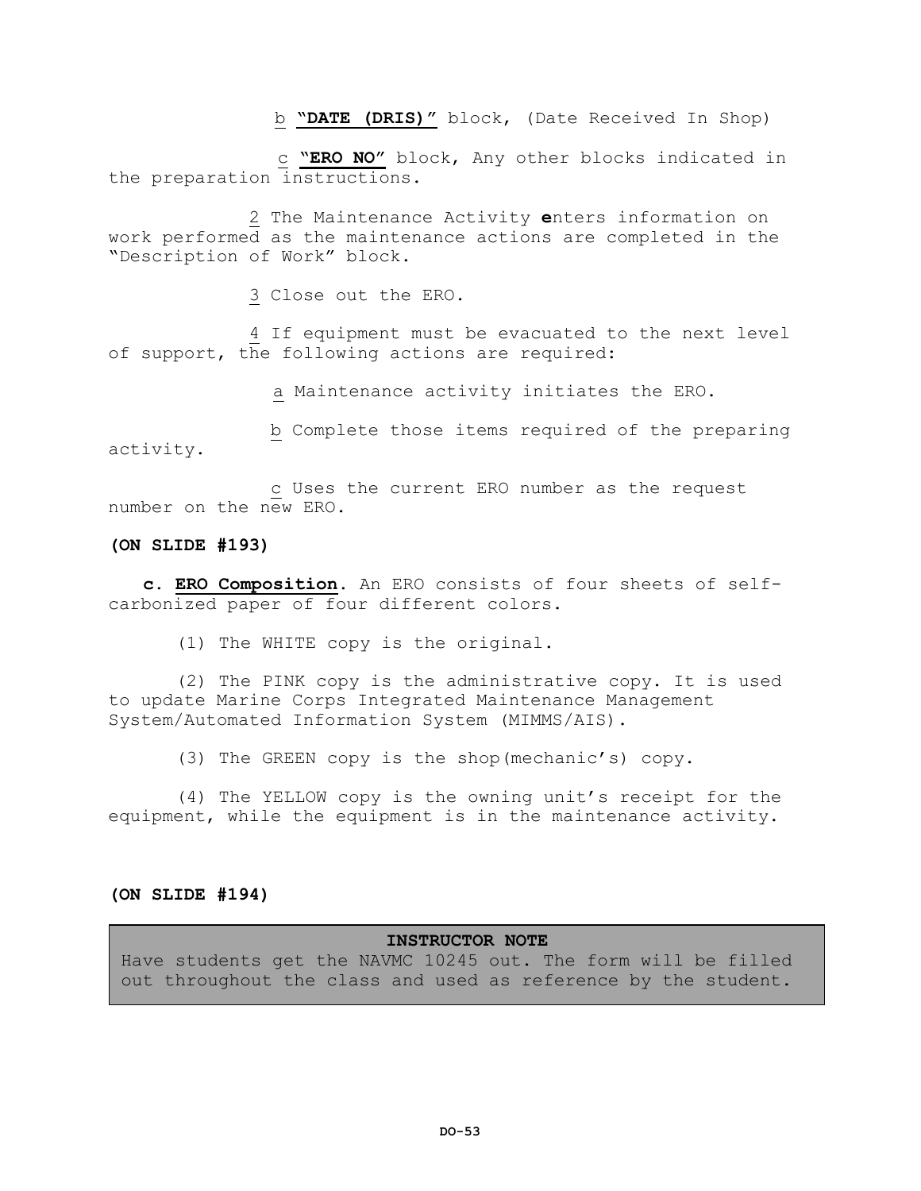b **"DATE (DRIS)"** block, (Date Received In Shop)

c **"ERO NO"** block, Any other blocks indicated in the preparation instructions.

2 The Maintenance Activity **e**nters information on work performed as the maintenance actions are completed in the "Description of Work" block.

3 Close out the ERO.

4 If equipment must be evacuated to the next level of support, the following actions are required:

a Maintenance activity initiates the ERO.

b Complete those items required of the preparing activity.

c Uses the current ERO number as the request number on the new ERO.

**(ON SLIDE #193)**

**c. ERO Composition**. An ERO consists of four sheets of self-carbonized paper of four different colors.

(1) The WHITE copy is the original.

(2) The PINK copy is the administrative copy. It is used to update Marine Corps Integrated Maintenance Management System/Automated Information System (MIMMS/AIS).

(3) The GREEN copy is the shop(mechanic's) copy.

(4) The YELLOW copy is the owning unit's receipt for the equipment, while the equipment is in the maintenance activity.

**(ON SLIDE #194)**

> **INSTRUCTOR NOTE**
> Have students get the NAVMC 10245 out. The form will be filled out throughout the class and used as reference by the student.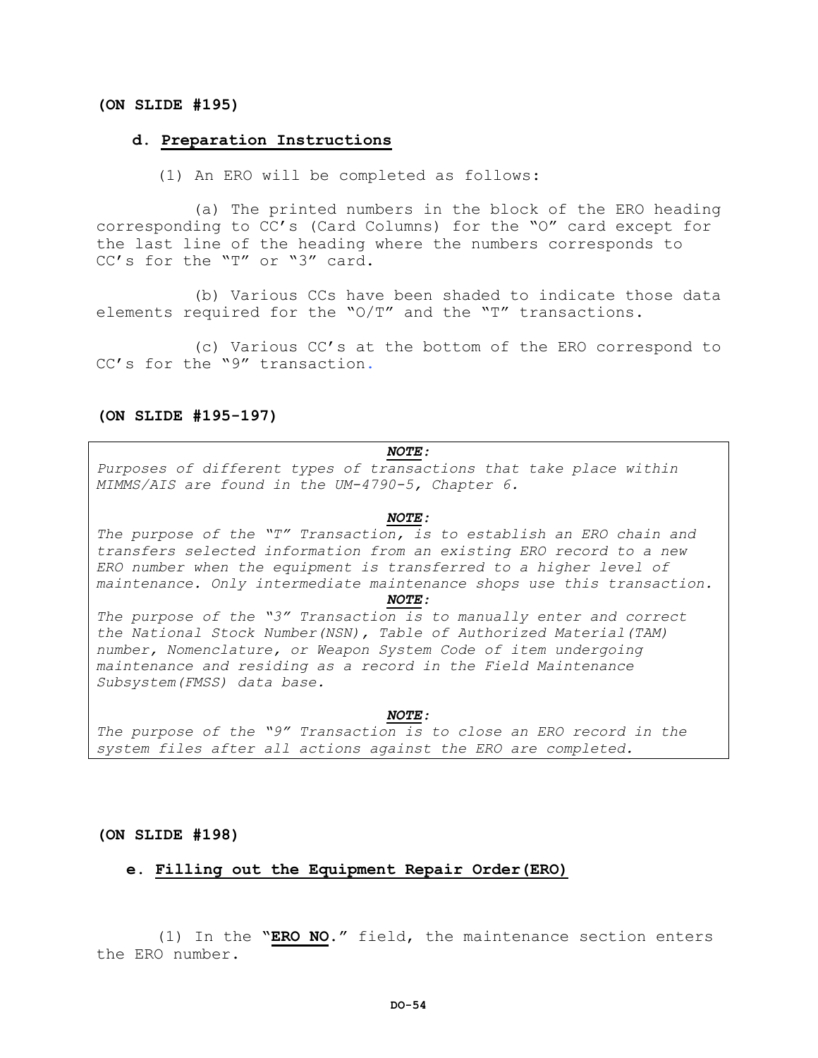**(ON SLIDE #195)**

**d. Preparation Instructions**

(1) An ERO will be completed as follows:

(a) The printed numbers in the block of the ERO heading corresponding to CC's (Card Columns) for the "O" card except for the last line of the heading where the numbers corresponds to CC's for the "T" or "3" card.

(b) Various CCs have been shaded to indicate those data elements required for the "O/T" and the "T" transactions.

(c) Various CC's at the bottom of the ERO correspond to CC's for the "9" transaction.

**(ON SLIDE #195-197)**

> ***NOTE:***
>
> *Purposes of different types of transactions that take place within MIMMS/AIS are found in the UM-4790-5, Chapter 6.*
>
> ***NOTE:***
>
> *The purpose of the "T" Transaction, is to establish an ERO chain and transfers selected information from an existing ERO record to a new ERO number when the equipment is transferred to a higher level of maintenance. Only intermediate maintenance shops use this transaction.*
>
> ***NOTE:***
>
> *The purpose of the "3" Transaction is to manually enter and correct the National Stock Number(NSN), Table of Authorized Material(TAM) number, Nomenclature, or Weapon System Code of item undergoing maintenance and residing as a record in the Field Maintenance Subsystem(FMSS) data base.*
>
> ***NOTE:***
>
> *The purpose of the "9" Transaction is to close an ERO record in the system files after all actions against the ERO are completed.*

**(ON SLIDE #198)**

**e. Filling out the Equipment Repair Order(ERO)**

(1) In the "**ERO NO**." field, the maintenance section enters the ERO number.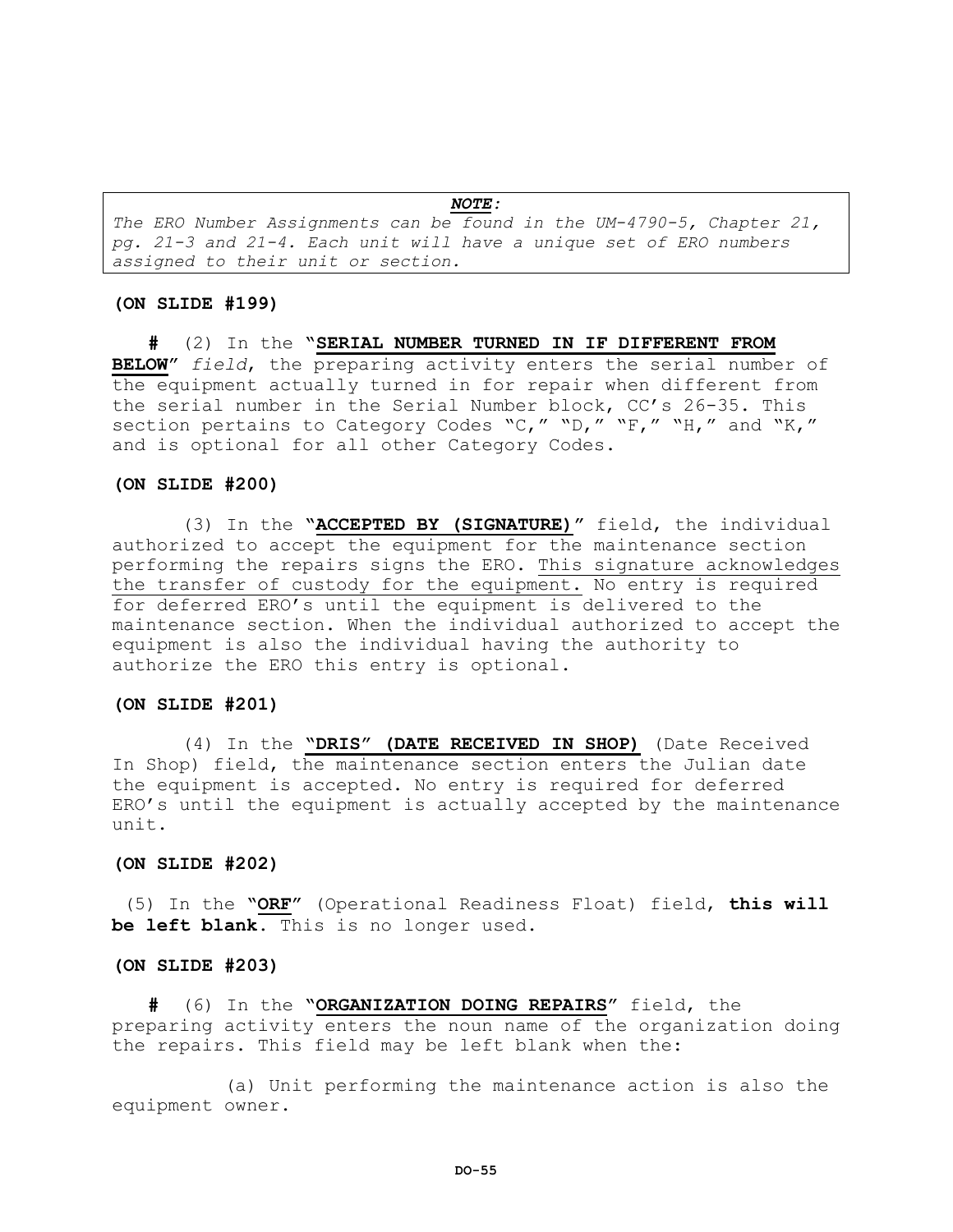> ***NOTE:***
> *The ERO Number Assignments can be found in the UM-4790-5, Chapter 21, pg. 21-3 and 21-4. Each unit will have a unique set of ERO numbers assigned to their unit or section.*

**(ON SLIDE #199)**

**#** (2) In the "**SERIAL NUMBER TURNED IN IF DIFFERENT FROM BELOW**" *field*, the preparing activity enters the serial number of the equipment actually turned in for repair when different from the serial number in the Serial Number block, CC's 26-35. This section pertains to Category Codes "C," "D," "F," "H," and "K," and is optional for all other Category Codes.

**(ON SLIDE #200)**

(3) In the "**ACCEPTED BY (SIGNATURE)**" field, the individual authorized to accept the equipment for the maintenance section performing the repairs signs the ERO. This signature acknowledges the transfer of custody for the equipment. No entry is required for deferred ERO's until the equipment is delivered to the maintenance section. When the individual authorized to accept the equipment is also the individual having the authority to authorize the ERO this entry is optional.

**(ON SLIDE #201)**

(4) In the **"DRIS" (DATE RECEIVED IN SHOP)** (Date Received In Shop) field, the maintenance section enters the Julian date the equipment is accepted. No entry is required for deferred ERO's until the equipment is actually accepted by the maintenance unit.

**(ON SLIDE #202)**

(5) In the **"ORF"** (Operational Readiness Float) field, **this will be left blank**. This is no longer used.

**(ON SLIDE #203)**

**#** (6) In the **"ORGANIZATION DOING REPAIRS"** field, the preparing activity enters the noun name of the organization doing the repairs. This field may be left blank when the:

(a) Unit performing the maintenance action is also the equipment owner.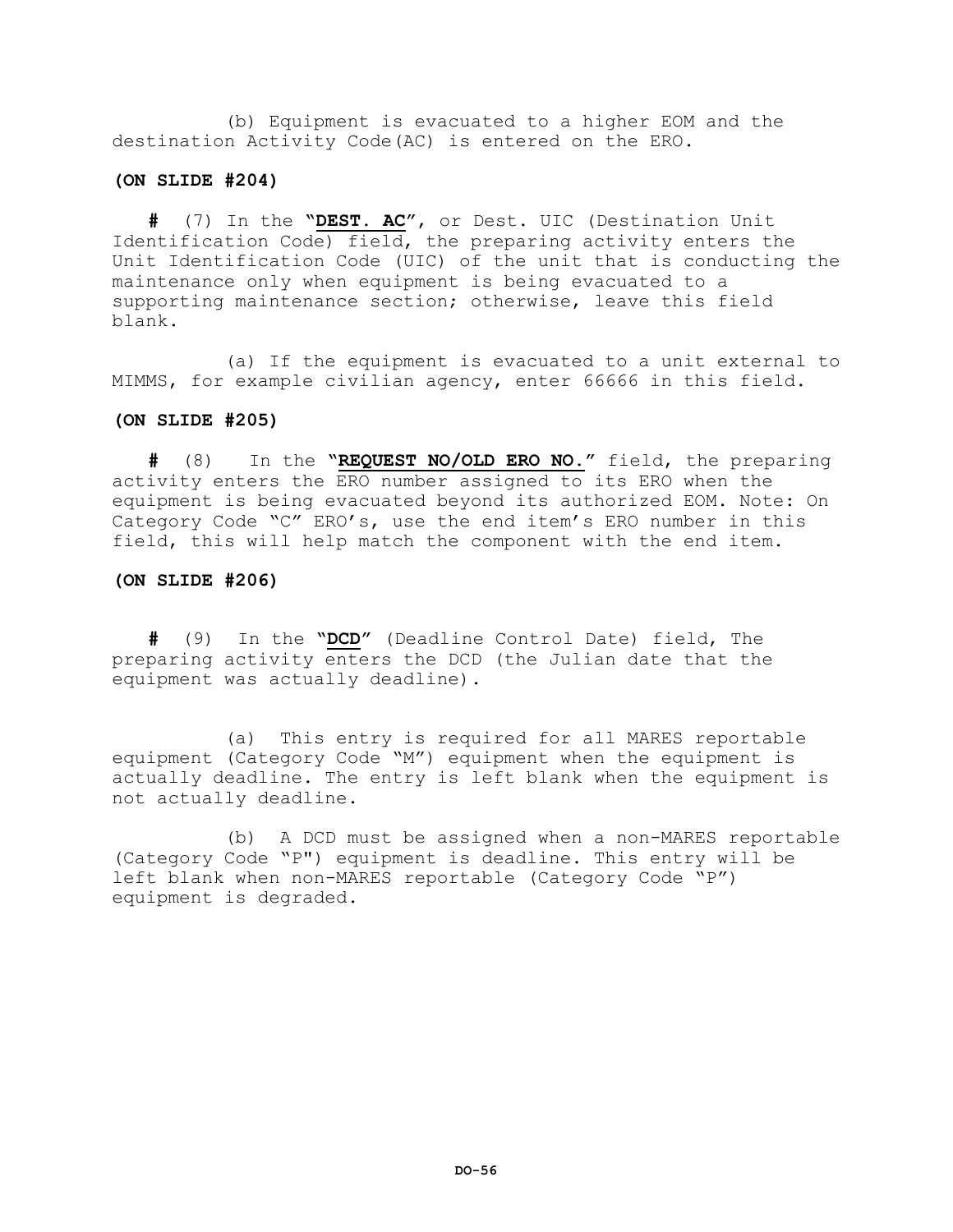(b) Equipment is evacuated to a higher EOM and the destination Activity Code(AC) is entered on the ERO.

**(ON SLIDE #204)**

**#** (7) In the "**DEST. AC**", or Dest. UIC (Destination Unit Identification Code) field, the preparing activity enters the Unit Identification Code (UIC) of the unit that is conducting the maintenance only when equipment is being evacuated to a supporting maintenance section; otherwise, leave this field blank.

(a) If the equipment is evacuated to a unit external to MIMMS, for example civilian agency, enter 66666 in this field.

**(ON SLIDE #205)**

**#** (8) In the "**REQUEST NO/OLD ERO NO.**" field, the preparing activity enters the ERO number assigned to its ERO when the equipment is being evacuated beyond its authorized EOM. Note: On Category Code "C" ERO's, use the end item's ERO number in this field, this will help match the component with the end item.

**(ON SLIDE #206)**

**#** (9) In the "**DCD**" (Deadline Control Date) field, The preparing activity enters the DCD (the Julian date that the equipment was actually deadline).

(a) This entry is required for all MARES reportable equipment (Category Code "M") equipment when the equipment is actually deadline. The entry is left blank when the equipment is not actually deadline.

(b) A DCD must be assigned when a non-MARES reportable (Category Code "P") equipment is deadline. This entry will be left blank when non-MARES reportable (Category Code "P") equipment is degraded.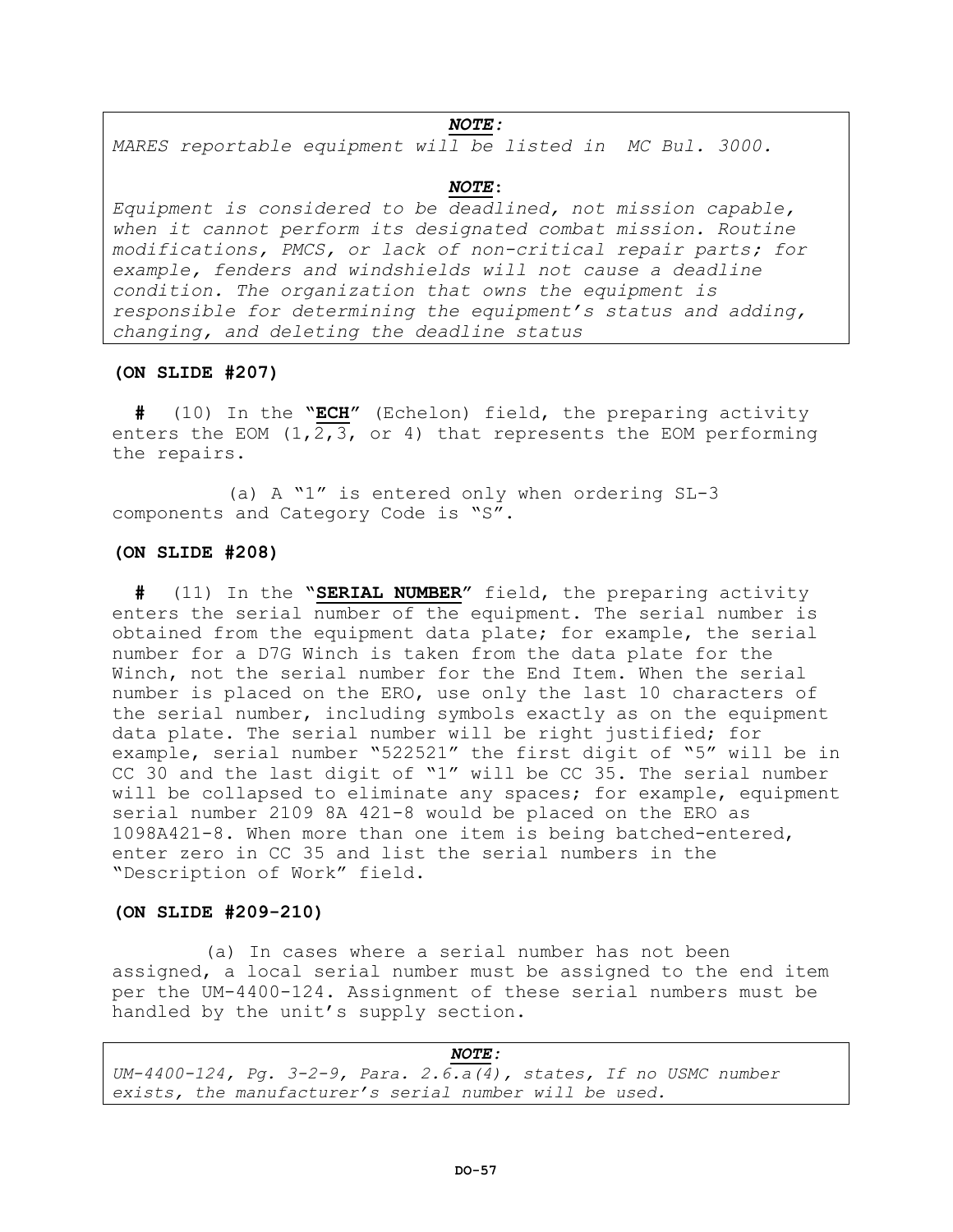***NOTE:***
*MARES reportable equipment will be listed in MC Bul. 3000.*

***NOTE:***
*Equipment is considered to be deadlined, not mission capable, when it cannot perform its designated combat mission. Routine modifications, PMCS, or lack of non-critical repair parts; for example, fenders and windshields will not cause a deadline condition. The organization that owns the equipment is responsible for determining the equipment's status and adding, changing, and deleting the deadline status*

**(ON SLIDE #207)**

**#** (10) In the "**ECH**" (Echelon) field, the preparing activity enters the EOM (1,2,3, or 4) that represents the EOM performing the repairs.

(a) A "1" is entered only when ordering SL-3 components and Category Code is "S".

**(ON SLIDE #208)**

**#** (11) In the "**SERIAL NUMBER**" field, the preparing activity enters the serial number of the equipment. The serial number is obtained from the equipment data plate; for example, the serial number for a D7G Winch is taken from the data plate for the Winch, not the serial number for the End Item. When the serial number is placed on the ERO, use only the last 10 characters of the serial number, including symbols exactly as on the equipment data plate. The serial number will be right justified; for example, serial number "522521" the first digit of "5" will be in CC 30 and the last digit of "1" will be CC 35. The serial number will be collapsed to eliminate any spaces; for example, equipment serial number 2109 8A 421-8 would be placed on the ERO as 1098A421-8. When more than one item is being batched-entered, enter zero in CC 35 and list the serial numbers in the "Description of Work" field.

**(ON SLIDE #209-210)**

(a) In cases where a serial number has not been assigned, a local serial number must be assigned to the end item per the UM-4400-124. Assignment of these serial numbers must be handled by the unit's supply section.

***NOTE:***
*UM-4400-124, Pg. 3-2-9, Para. 2.6.a(4), states, If no USMC number exists, the manufacturer's serial number will be used.*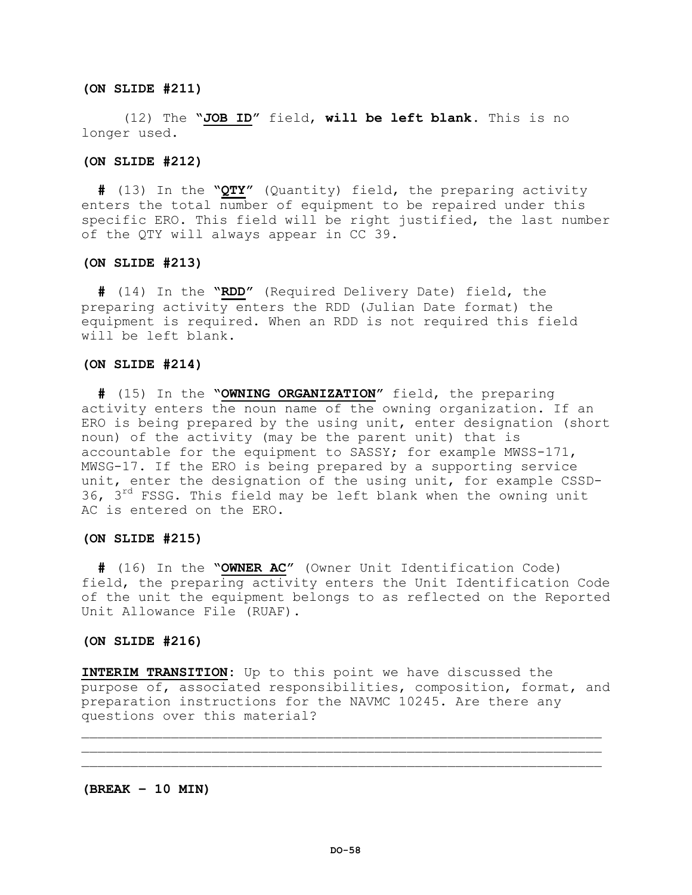**(ON SLIDE #211)**

(12) The "**JOB ID**" field, **will be left blank.** This is no longer used.

**(ON SLIDE #212)**

**#** (13) In the "**QTY**" (Quantity) field, the preparing activity enters the total number of equipment to be repaired under this specific ERO. This field will be right justified, the last number of the QTY will always appear in CC 39.

**(ON SLIDE #213)**

**#** (14) In the "**RDD**" (Required Delivery Date) field, the preparing activity enters the RDD (Julian Date format) the equipment is required. When an RDD is not required this field will be left blank.

**(ON SLIDE #214)**

**#** (15) In the "**OWNING ORGANIZATION**" field, the preparing activity enters the noun name of the owning organization. If an ERO is being prepared by the using unit, enter designation (short noun) of the activity (may be the parent unit) that is accountable for the equipment to SASSY; for example MWSS-171, MWSG-17. If the ERO is being prepared by a supporting service unit, enter the designation of the using unit, for example CSSD-36, 3rd FSSG. This field may be left blank when the owning unit AC is entered on the ERO.

**(ON SLIDE #215)**

**#** (16) In the "**OWNER AC**" (Owner Unit Identification Code) field, the preparing activity enters the Unit Identification Code of the unit the equipment belongs to as reflected on the Reported Unit Allowance File (RUAF).

**(ON SLIDE #216)**

**INTERIM TRANSITION**: Up to this point we have discussed the purpose of, associated responsibilities, composition, format, and preparation instructions for the NAVMC 10245. Are there any questions over this material?

______________________________________________________________
______________________________________________________________
______________________________________________________________

**(BREAK – 10 MIN)**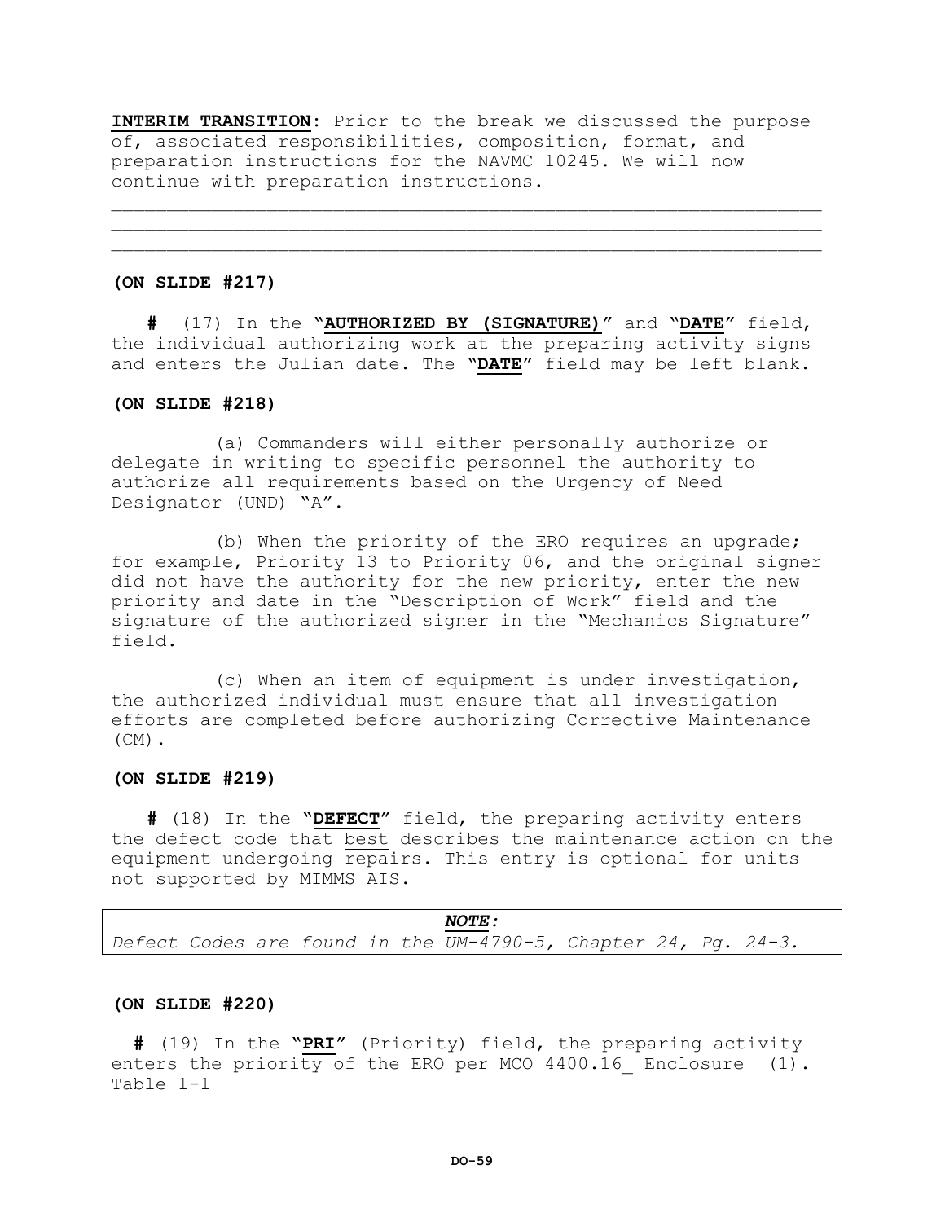**INTERIM TRANSITION**: Prior to the break we discussed the purpose of, associated responsibilities, composition, format, and preparation instructions for the NAVMC 10245. We will now continue with preparation instructions.

________________________________________________________________
________________________________________________________________
________________________________________________________________

**(ON SLIDE #217)**

**#** (17) In the "**AUTHORIZED BY (SIGNATURE)**" and "**DATE**" field, the individual authorizing work at the preparing activity signs and enters the Julian date. The "**DATE**" field may be left blank.

**(ON SLIDE #218)**

(a) Commanders will either personally authorize or delegate in writing to specific personnel the authority to authorize all requirements based on the Urgency of Need Designator (UND) "A".

(b) When the priority of the ERO requires an upgrade; for example, Priority 13 to Priority 06, and the original signer did not have the authority for the new priority, enter the new priority and date in the "Description of Work" field and the signature of the authorized signer in the "Mechanics Signature" field.

(c) When an item of equipment is under investigation, the authorized individual must ensure that all investigation efforts are completed before authorizing Corrective Maintenance (CM).

**(ON SLIDE #219)**

**#** (18) In the "**DEFECT**" field, the preparing activity enters the defect code that best describes the maintenance action on the equipment undergoing repairs. This entry is optional for units not supported by MIMMS AIS.

| ***NOTE:*** |
|---|
| *Defect Codes are found in the UM-4790-5, Chapter 24, Pg. 24-3.* |

**(ON SLIDE #220)**

**#** (19) In the "**PRI**" (Priority) field, the preparing activity enters the priority of the ERO per MCO 4400.16_ Enclosure (1). Table 1-1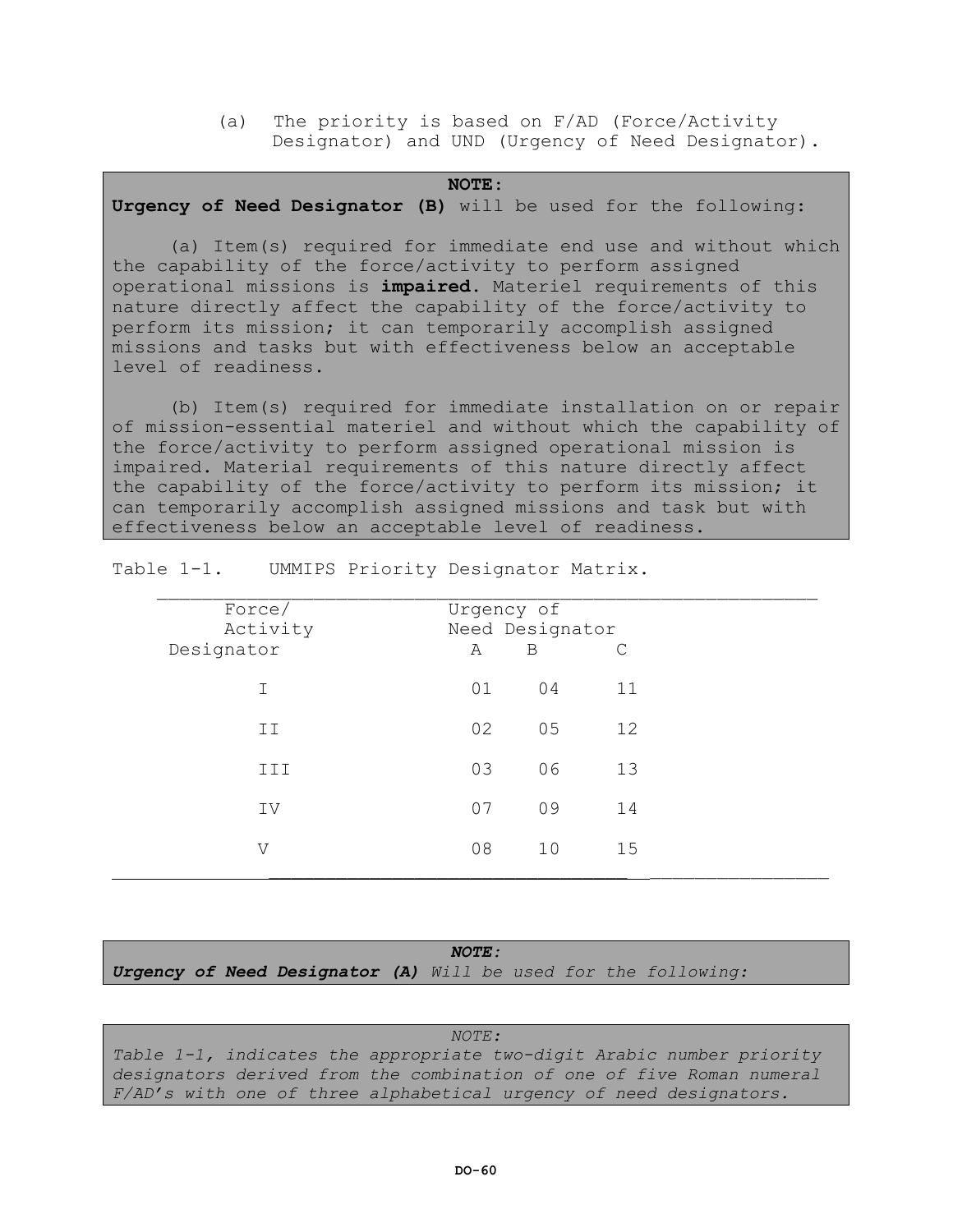(a) The priority is based on F/AD (Force/Activity Designator) and UND (Urgency of Need Designator).

> **NOTE:**
> **Urgency of Need Designator (B)** will be used for the following:
>
> (a) Item(s) required for immediate end use and without which the capability of the force/activity to perform assigned operational missions is **impaired.** Materiel requirements of this nature directly affect the capability of the force/activity to perform its mission; it can temporarily accomplish assigned missions and tasks but with effectiveness below an acceptable level of readiness.
>
> (b) Item(s) required for immediate installation on or repair of mission-essential materiel and without which the capability of the force/activity to perform assigned operational mission is impaired. Material requirements of this nature directly affect the capability of the force/activity to perform its mission; it can temporarily accomplish assigned missions and task but with effectiveness below an acceptable level of readiness.

Table 1-1. UMMIPS Priority Designator Matrix.

| Force/ Activity Designator | Urgency of Need Designator | | |
|---|---|---|---|
| | A | B | C |
| I | 01 | 04 | 11 |
| II | 02 | 05 | 12 |
| III | 03 | 06 | 13 |
| IV | 07 | 09 | 14 |
| V | 08 | 10 | 15 |

> ***NOTE:***
> ***Urgency of Need Designator (A)*** *Will be used for the following:*

> *NOTE:*
> *Table 1-1, indicates the appropriate two-digit Arabic number priority designators derived from the combination of one of five Roman numeral F/AD's with one of three alphabetical urgency of need designators.*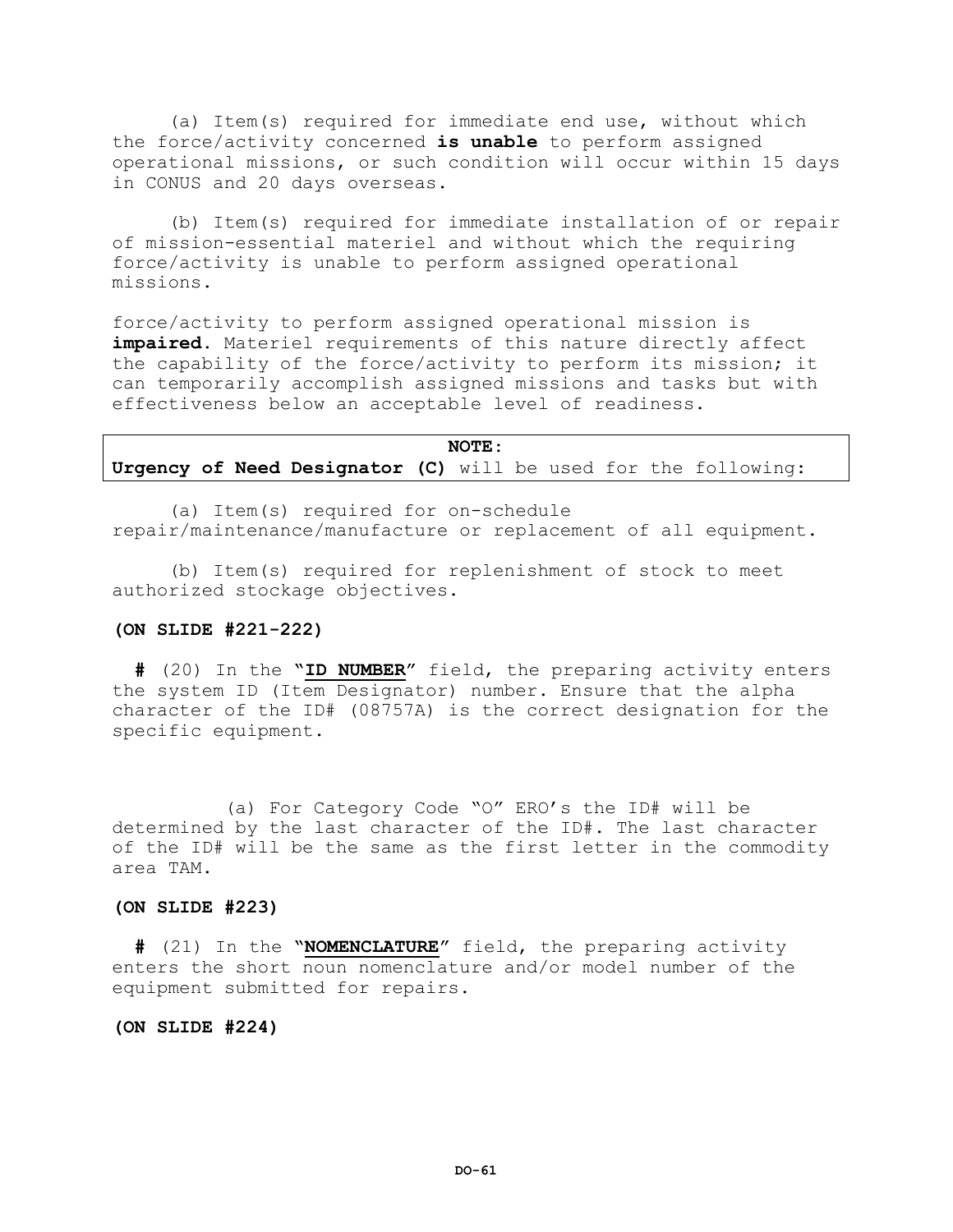(a) Item(s) required for immediate end use, without which the force/activity concerned **is unable** to perform assigned operational missions, or such condition will occur within 15 days in CONUS and 20 days overseas.

(b) Item(s) required for immediate installation of or repair of mission-essential materiel and without which the requiring force/activity is unable to perform assigned operational missions.

force/activity to perform assigned operational mission is **impaired**. Materiel requirements of this nature directly affect the capability of the force/activity to perform its mission; it can temporarily accomplish assigned missions and tasks but with effectiveness below an acceptable level of readiness.

> **NOTE:**
> **Urgency of Need Designator (C)** will be used for the following:

(a) Item(s) required for on-schedule repair/maintenance/manufacture or replacement of all equipment.

(b) Item(s) required for replenishment of stock to meet authorized stockage objectives.

**(ON SLIDE #221-222)**

**#** (20) In the "**ID NUMBER**" field, the preparing activity enters the system ID (Item Designator) number. Ensure that the alpha character of the ID# (08757A) is the correct designation for the specific equipment.

(a) For Category Code "O" ERO's the ID# will be determined by the last character of the ID#. The last character of the ID# will be the same as the first letter in the commodity area TAM.

**(ON SLIDE #223)**

**#** (21) In the "**NOMENCLATURE**" field, the preparing activity enters the short noun nomenclature and/or model number of the equipment submitted for repairs.

**(ON SLIDE #224)**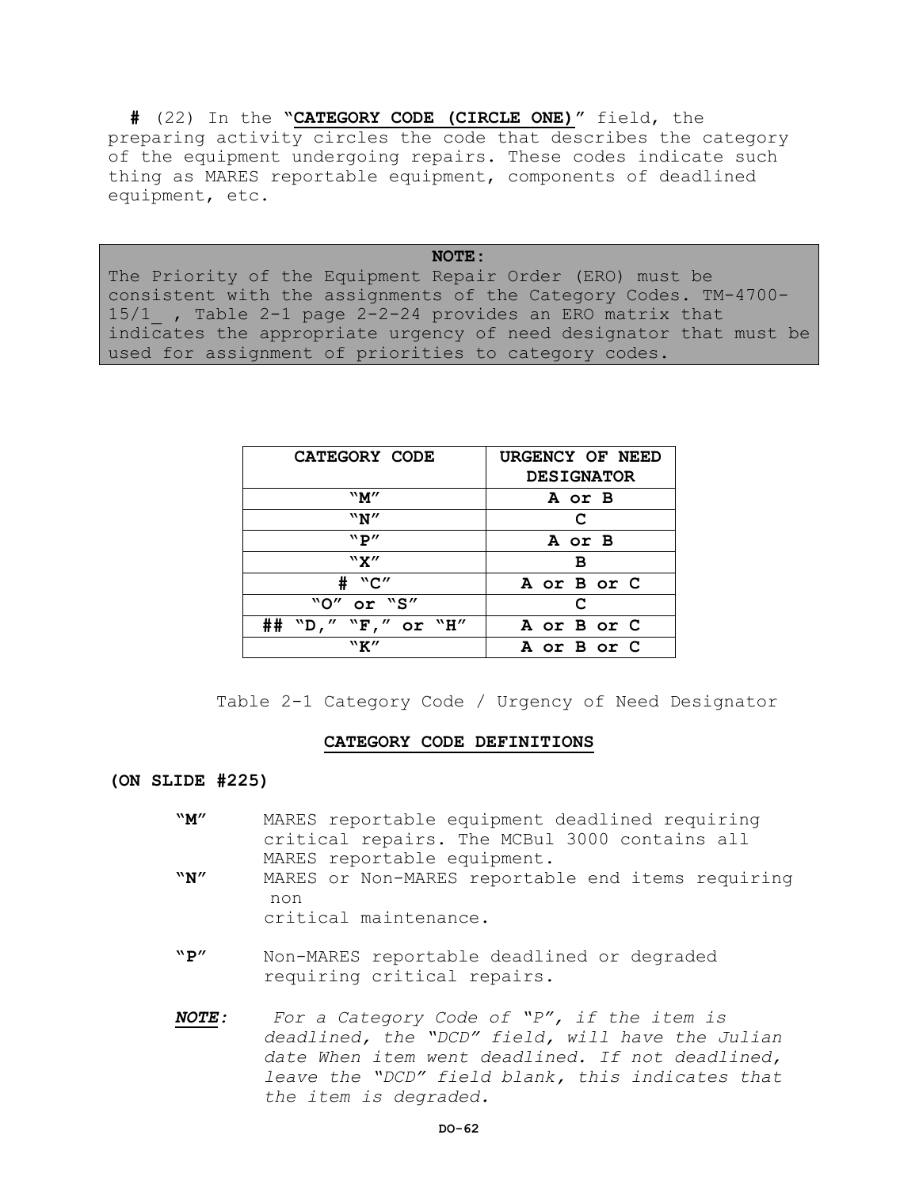**#** (22) In the "**CATEGORY CODE (CIRCLE ONE)**" field, the preparing activity circles the code that describes the category of the equipment undergoing repairs. These codes indicate such thing as MARES reportable equipment, components of deadlined equipment, etc.

> **NOTE:**
> The Priority of the Equipment Repair Order (ERO) must be consistent with the assignments of the Category Codes. TM-4700-15/1_ , Table 2-1 page 2-2-24 provides an ERO matrix that indicates the appropriate urgency of need designator that must be used for assignment of priorities to category codes.

| CATEGORY CODE | URGENCY OF NEED DESIGNATOR |
|---|---|
| "M" | A or B |
| "N" | C |
| "P" | A or B |
| "X" | B |
| # "C" | A or B or C |
| "O" or "S" | C |
| ## "D," "F," or "H" | A or B or C |
| "K" | A or B or C |

Table 2-1 Category Code / Urgency of Need Designator

**CATEGORY CODE DEFINITIONS**

**(ON SLIDE #225)**

**"M"** MARES reportable equipment deadlined requiring critical repairs. The MCBul 3000 contains all MARES reportable equipment.

**"N"** MARES or Non-MARES reportable end items requiring non critical maintenance.

**"P"** Non-MARES reportable deadlined or degraded requiring critical repairs.

***NOTE:*** *For a Category Code of "P", if the item is deadlined, the "DCD" field, will have the Julian date When item went deadlined. If not deadlined, leave the "DCD" field blank, this indicates that the item is degraded.*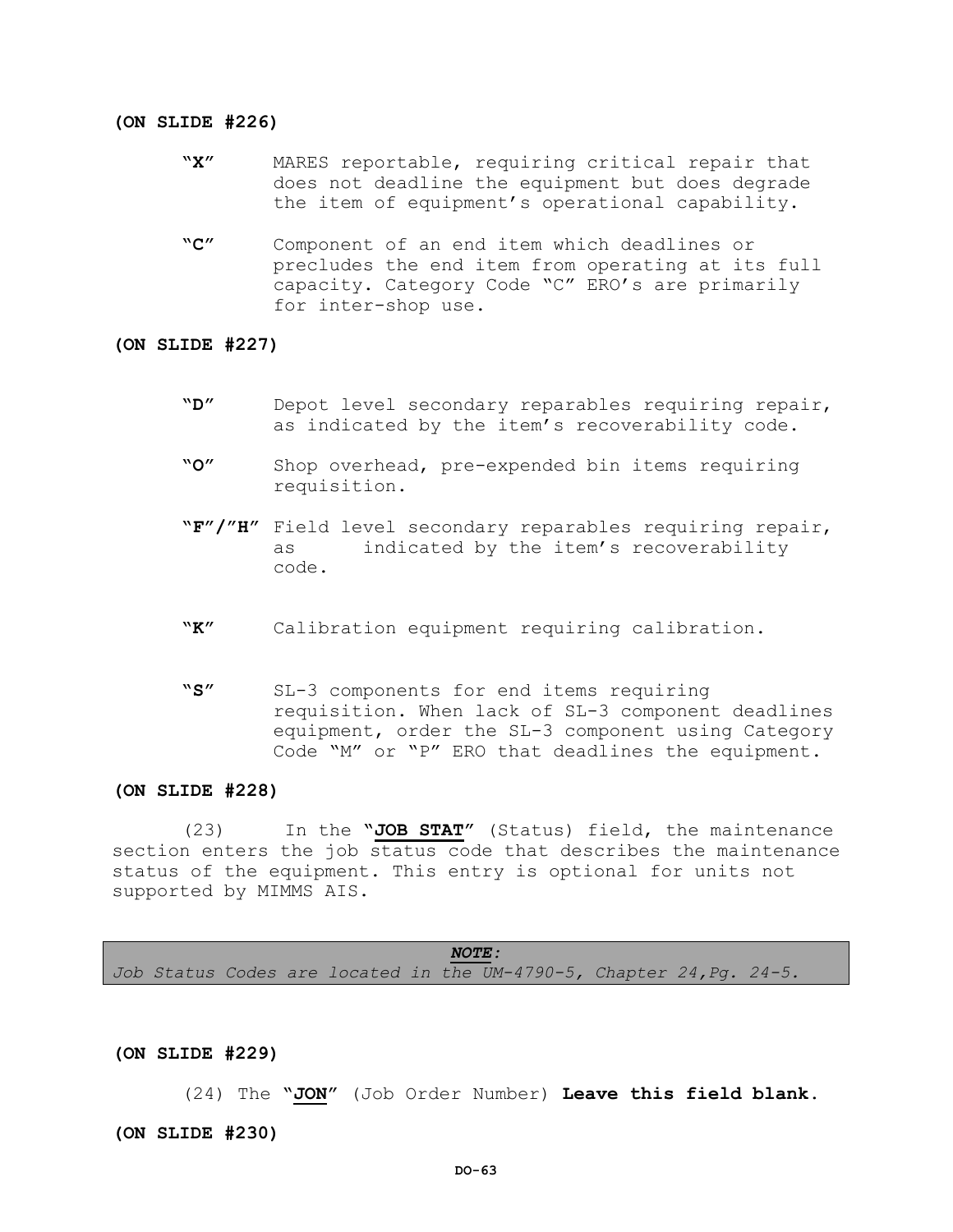**(ON SLIDE #226)**

**"X"** MARES reportable, requiring critical repair that does not deadline the equipment but does degrade the item of equipment's operational capability.

**"C"** Component of an end item which deadlines or precludes the end item from operating at its full capacity. Category Code "C" ERO's are primarily for inter-shop use.

**(ON SLIDE #227)**

**"D"** Depot level secondary reparables requiring repair, as indicated by the item's recoverability code.

**"O"** Shop overhead, pre-expended bin items requiring requisition.

**"F"/"H"** Field level secondary reparables requiring repair, as indicated by the item's recoverability code.

**"K"** Calibration equipment requiring calibration.

**"S"** SL-3 components for end items requiring requisition. When lack of SL-3 component deadlines equipment, order the SL-3 component using Category Code "M" or "P" ERO that deadlines the equipment.

**(ON SLIDE #228)**

(23) In the **"JOB STAT"** (Status) field, the maintenance section enters the job status code that describes the maintenance status of the equipment. This entry is optional for units not supported by MIMMS AIS.

> ***NOTE:***
> *Job Status Codes are located in the UM-4790-5, Chapter 24,Pg. 24-5.*

**(ON SLIDE #229)**

(24) The **"JON"** (Job Order Number) **Leave this field blank.**

**(ON SLIDE #230)**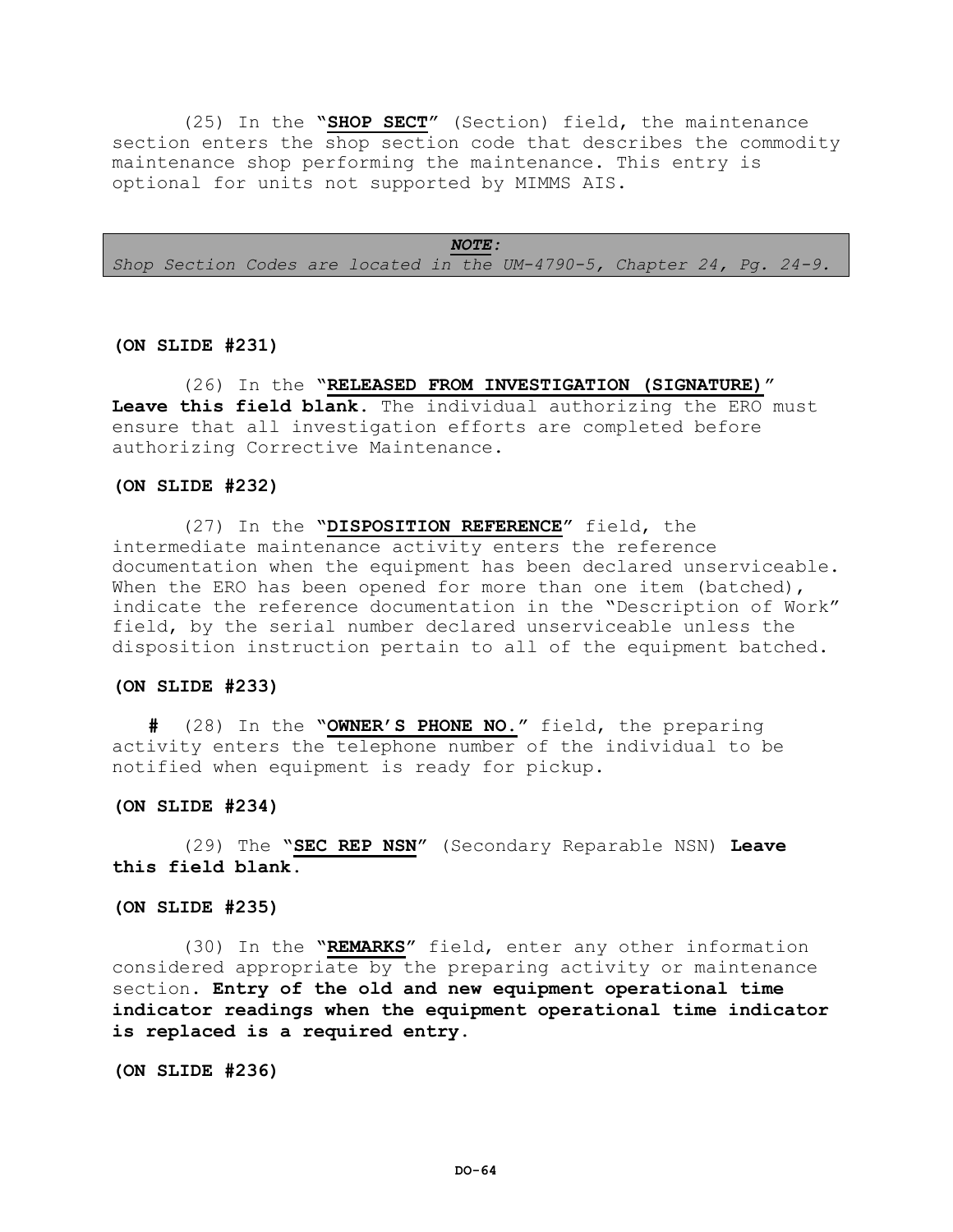(25) In the "**SHOP SECT**" (Section) field, the maintenance section enters the shop section code that describes the commodity maintenance shop performing the maintenance. This entry is optional for units not supported by MIMMS AIS.

> ***NOTE:***
> *Shop Section Codes are located in the UM-4790-5, Chapter 24, Pg. 24-9.*

**(ON SLIDE #231)**

(26) In the "**RELEASED FROM INVESTIGATION (SIGNATURE)**" **Leave this field blank.** The individual authorizing the ERO must ensure that all investigation efforts are completed before authorizing Corrective Maintenance.

**(ON SLIDE #232)**

(27) In the "**DISPOSITION REFERENCE**" field, the intermediate maintenance activity enters the reference documentation when the equipment has been declared unserviceable. When the ERO has been opened for more than one item (batched), indicate the reference documentation in the "Description of Work" field, by the serial number declared unserviceable unless the disposition instruction pertain to all of the equipment batched.

**(ON SLIDE #233)**

**#** (28) In the "**OWNER'S PHONE NO.**" field, the preparing activity enters the telephone number of the individual to be notified when equipment is ready for pickup.

**(ON SLIDE #234)**

(29) The "**SEC REP NSN**" (Secondary Reparable NSN) **Leave this field blank.**

**(ON SLIDE #235)**

(30) In the "**REMARKS**" field, enter any other information considered appropriate by the preparing activity or maintenance section. **Entry of the old and new equipment operational time indicator readings when the equipment operational time indicator is replaced is a required entry.**

**(ON SLIDE #236)**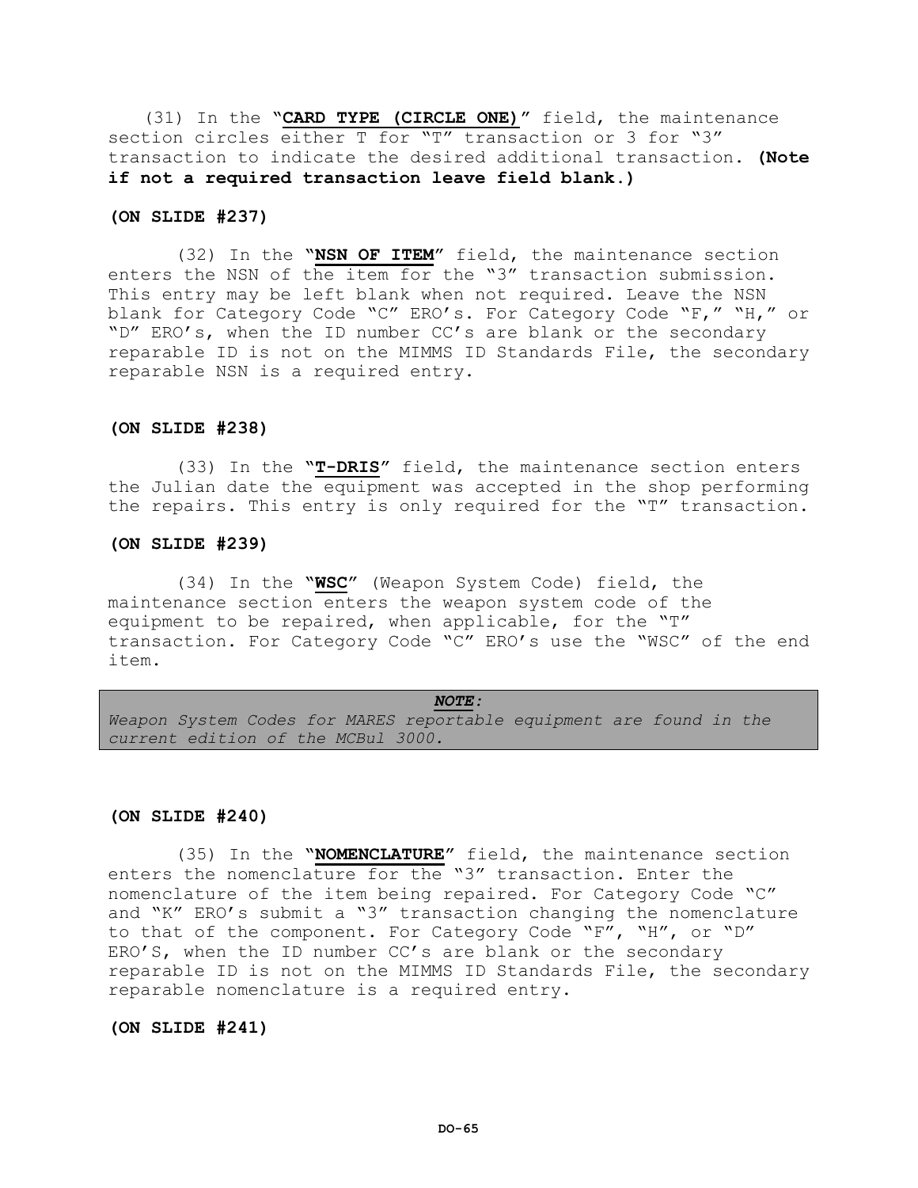(31) In the "**CARD TYPE (CIRCLE ONE)**" field, the maintenance section circles either T for "T" transaction or 3 for "3" transaction to indicate the desired additional transaction. **(Note if not a required transaction leave field blank.)**

**(ON SLIDE #237)**

(32) In the "**NSN OF ITEM**" field, the maintenance section enters the NSN of the item for the "3" transaction submission. This entry may be left blank when not required. Leave the NSN blank for Category Code "C" ERO's. For Category Code "F," "H," or "D" ERO's, when the ID number CC's are blank or the secondary reparable ID is not on the MIMMS ID Standards File, the secondary reparable NSN is a required entry.

**(ON SLIDE #238)**

(33) In the "**T-DRIS**" field, the maintenance section enters the Julian date the equipment was accepted in the shop performing the repairs. This entry is only required for the "T" transaction.

**(ON SLIDE #239)**

(34) In the "**WSC**" (Weapon System Code) field, the maintenance section enters the weapon system code of the equipment to be repaired, when applicable, for the "T" transaction. For Category Code "C" ERO's use the "WSC" of the end item.

> ***NOTE:***
> *Weapon System Codes for MARES reportable equipment are found in the current edition of the MCBul 3000.*

**(ON SLIDE #240)**

(35) In the "**NOMENCLATURE**" field, the maintenance section enters the nomenclature for the "3" transaction. Enter the nomenclature of the item being repaired. For Category Code "C" and "K" ERO's submit a "3" transaction changing the nomenclature to that of the component. For Category Code "F", "H", or "D" ERO'S, when the ID number CC's are blank or the secondary reparable ID is not on the MIMMS ID Standards File, the secondary reparable nomenclature is a required entry.

**(ON SLIDE #241)**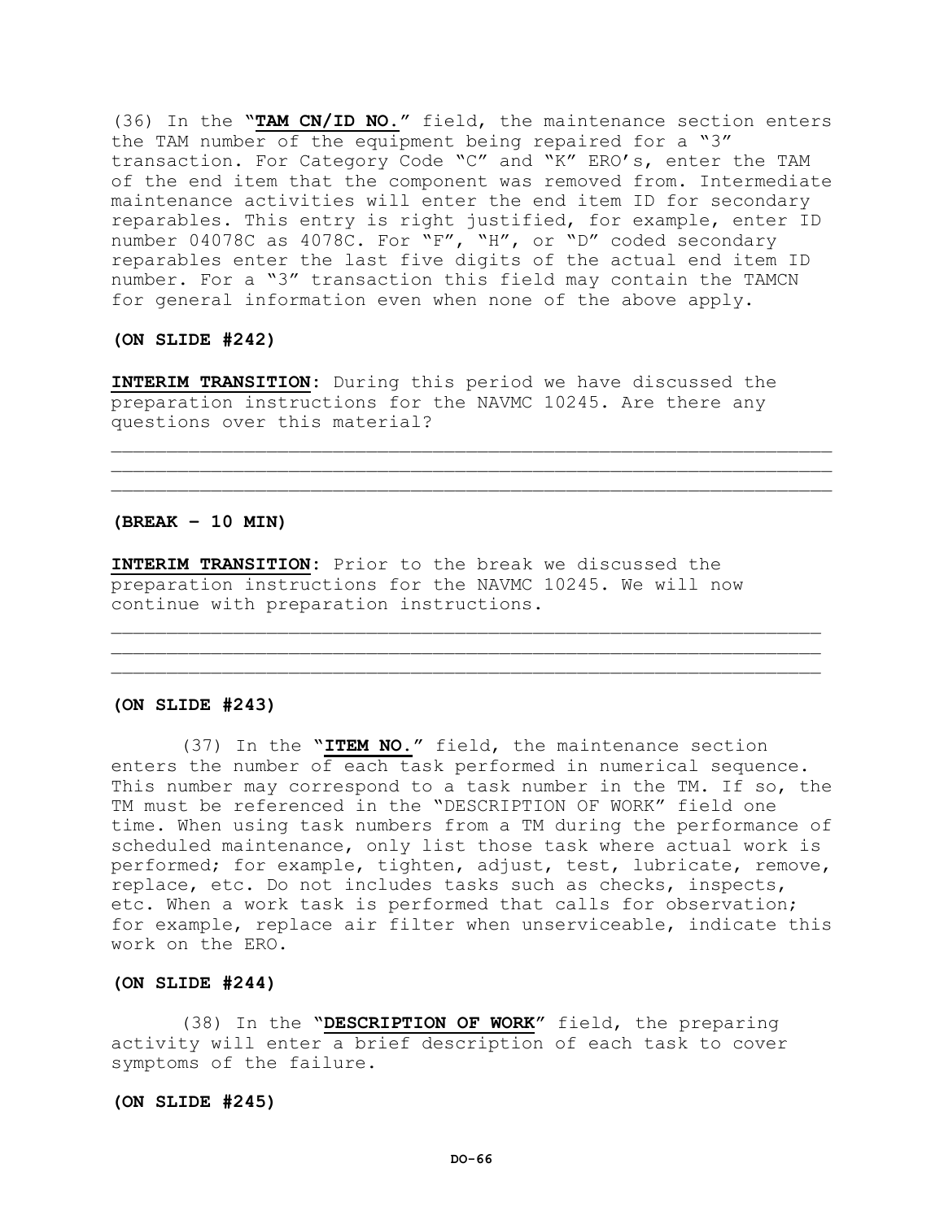(36) In the "**TAM CN/ID NO.**" field, the maintenance section enters the TAM number of the equipment being repaired for a "3" transaction. For Category Code "C" and "K" ERO's, enter the TAM of the end item that the component was removed from. Intermediate maintenance activities will enter the end item ID for secondary reparables. This entry is right justified, for example, enter ID number 04078C as 4078C. For "F", "H", or "D" coded secondary reparables enter the last five digits of the actual end item ID number. For a "3" transaction this field may contain the TAMCN for general information even when none of the above apply.

**(ON SLIDE #242)**

**INTERIM TRANSITION**: During this period we have discussed the preparation instructions for the NAVMC 10245. Are there any questions over this material?

_______________________________________________________________
_______________________________________________________________
_______________________________________________________________

**(BREAK – 10 MIN)**

**INTERIM TRANSITION**: Prior to the break we discussed the preparation instructions for the NAVMC 10245. We will now continue with preparation instructions.

_______________________________________________________________
_______________________________________________________________
_______________________________________________________________

**(ON SLIDE #243)**

(37) In the "**ITEM NO.**" field, the maintenance section enters the number of each task performed in numerical sequence. This number may correspond to a task number in the TM. If so, the TM must be referenced in the "DESCRIPTION OF WORK" field one time. When using task numbers from a TM during the performance of scheduled maintenance, only list those task where actual work is performed; for example, tighten, adjust, test, lubricate, remove, replace, etc. Do not includes tasks such as checks, inspects, etc. When a work task is performed that calls for observation; for example, replace air filter when unserviceable, indicate this work on the ERO.

**(ON SLIDE #244)**

(38) In the "**DESCRIPTION OF WORK**" field, the preparing activity will enter a brief description of each task to cover symptoms of the failure.

**(ON SLIDE #245)**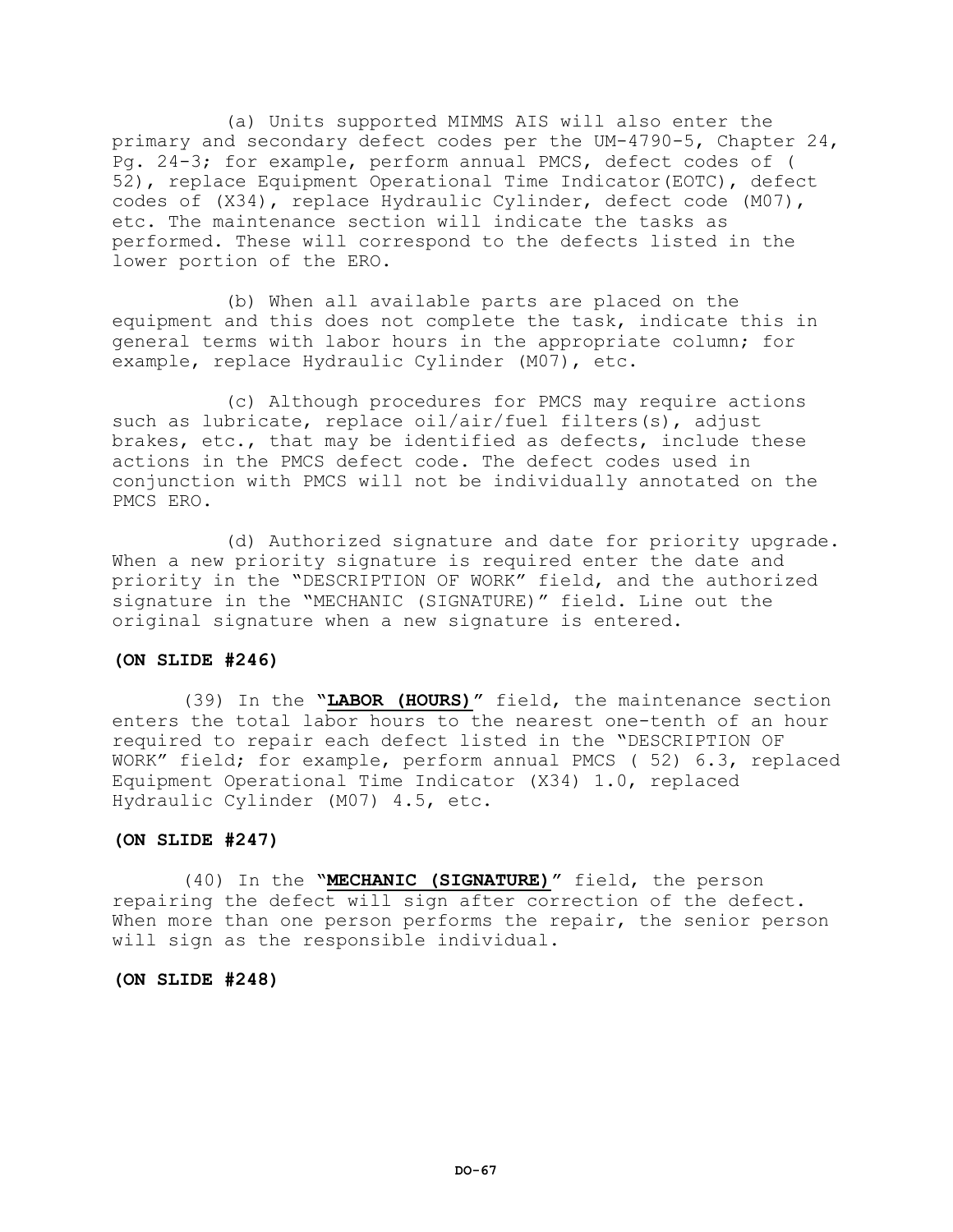(a) Units supported MIMMS AIS will also enter the primary and secondary defect codes per the UM-4790-5, Chapter 24, Pg. 24-3; for example, perform annual PMCS, defect codes of ( 52), replace Equipment Operational Time Indicator(EOTC), defect codes of (X34), replace Hydraulic Cylinder, defect code (M07), etc. The maintenance section will indicate the tasks as performed. These will correspond to the defects listed in the lower portion of the ERO.

(b) When all available parts are placed on the equipment and this does not complete the task, indicate this in general terms with labor hours in the appropriate column; for example, replace Hydraulic Cylinder (M07), etc.

(c) Although procedures for PMCS may require actions such as lubricate, replace oil/air/fuel filters(s), adjust brakes, etc., that may be identified as defects, include these actions in the PMCS defect code. The defect codes used in conjunction with PMCS will not be individually annotated on the PMCS ERO.

(d) Authorized signature and date for priority upgrade. When a new priority signature is required enter the date and priority in the "DESCRIPTION OF WORK" field, and the authorized signature in the "MECHANIC (SIGNATURE)" field. Line out the original signature when a new signature is entered.

**(ON SLIDE #246)**

(39) In the "**LABOR (HOURS)**" field, the maintenance section enters the total labor hours to the nearest one-tenth of an hour required to repair each defect listed in the "DESCRIPTION OF WORK" field; for example, perform annual PMCS ( 52) 6.3, replaced Equipment Operational Time Indicator (X34) 1.0, replaced Hydraulic Cylinder (M07) 4.5, etc.

**(ON SLIDE #247)**

(40) In the "**MECHANIC (SIGNATURE)**" field, the person repairing the defect will sign after correction of the defect. When more than one person performs the repair, the senior person will sign as the responsible individual.

**(ON SLIDE #248)**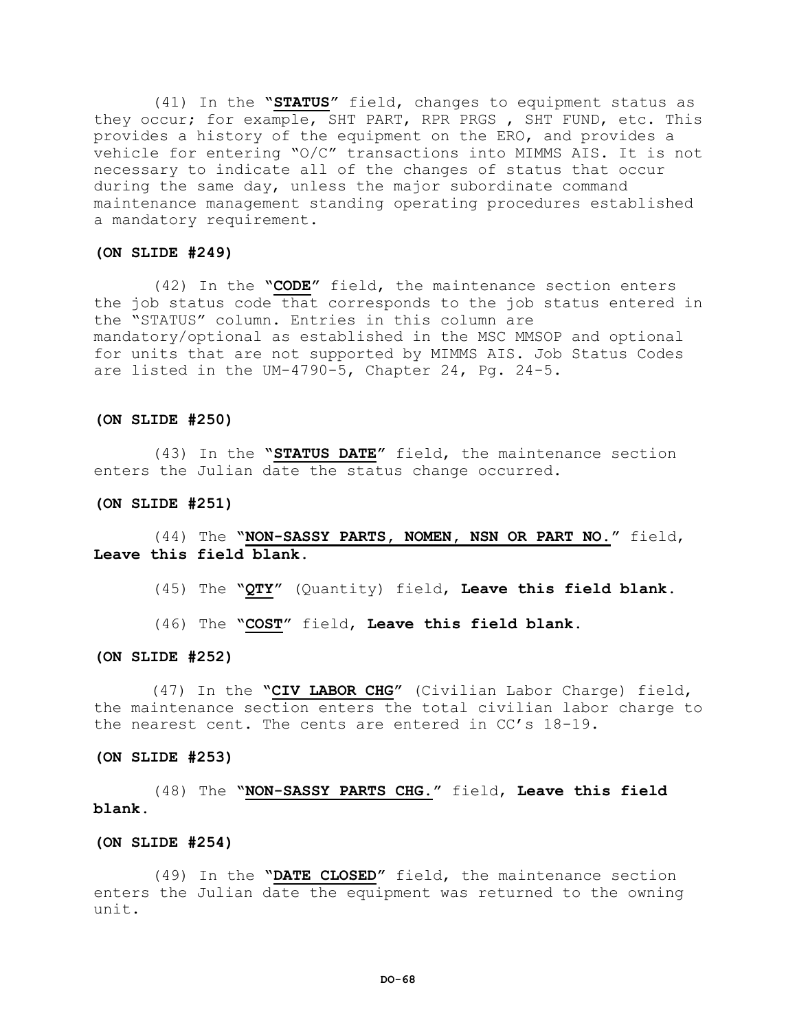(41) In the "**STATUS**" field, changes to equipment status as they occur; for example, SHT PART, RPR PRGS , SHT FUND, etc. This provides a history of the equipment on the ERO, and provides a vehicle for entering "O/C" transactions into MIMMS AIS. It is not necessary to indicate all of the changes of status that occur during the same day, unless the major subordinate command maintenance management standing operating procedures established a mandatory requirement.

**(ON SLIDE #249)**

(42) In the "**CODE**" field, the maintenance section enters the job status code that corresponds to the job status entered in the "STATUS" column. Entries in this column are mandatory/optional as established in the MSC MMSOP and optional for units that are not supported by MIMMS AIS. Job Status Codes are listed in the UM-4790-5, Chapter 24, Pg. 24-5.

**(ON SLIDE #250)**

(43) In the "**STATUS DATE**" field, the maintenance section enters the Julian date the status change occurred.

**(ON SLIDE #251)**

(44) The "**NON-SASSY PARTS, NOMEN, NSN OR PART NO.**" field, **Leave this field blank.**

(45) The "**QTY**" (Quantity) field, **Leave this field blank.**

(46) The "**COST**" field, **Leave this field blank.**

**(ON SLIDE #252)**

(47) In the "**CIV LABOR CHG**" (Civilian Labor Charge) field, the maintenance section enters the total civilian labor charge to the nearest cent. The cents are entered in CC's 18-19.

**(ON SLIDE #253)**

(48) The "**NON-SASSY PARTS CHG.**" field, **Leave this field blank.**

**(ON SLIDE #254)**

(49) In the "**DATE CLOSED**" field, the maintenance section enters the Julian date the equipment was returned to the owning unit.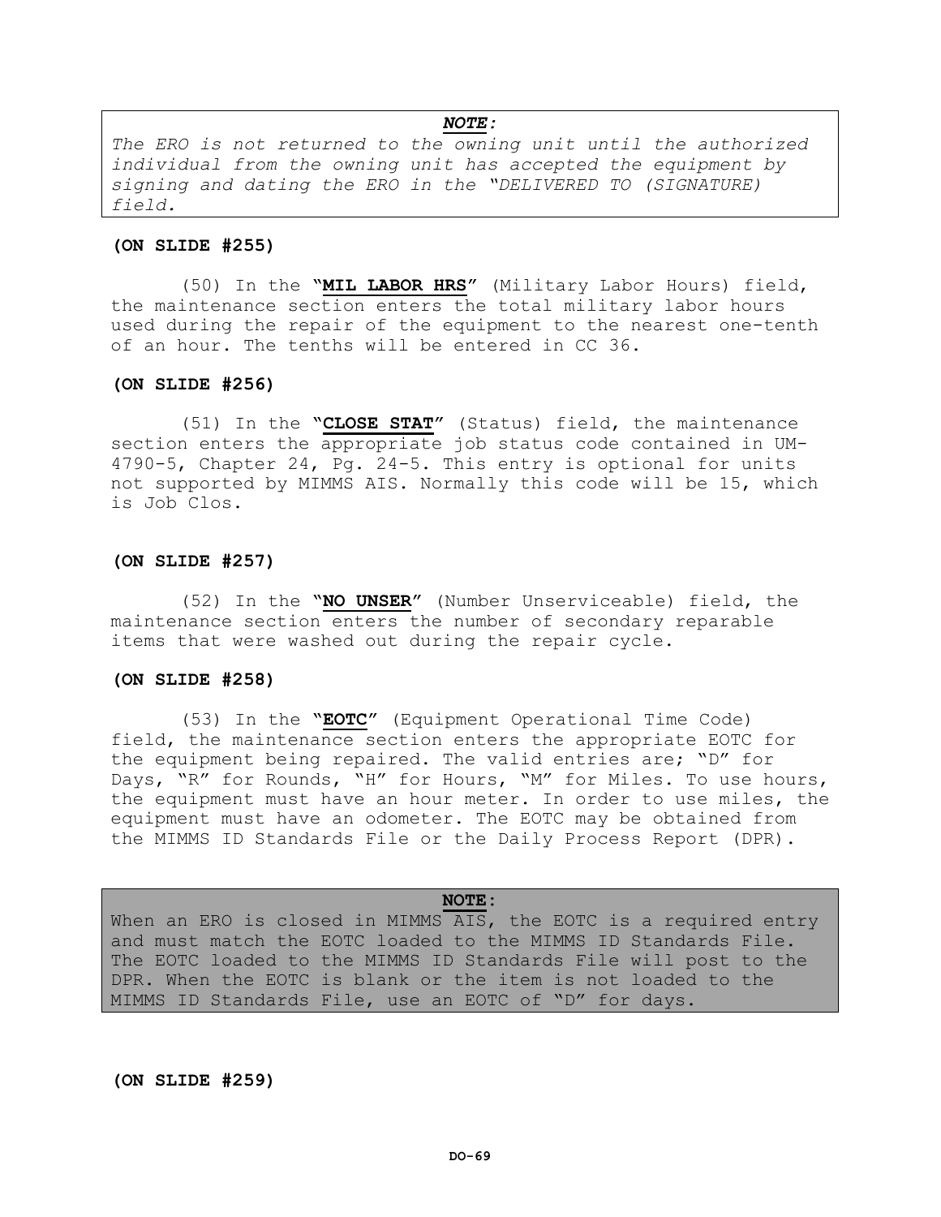> ***NOTE:***
> *The ERO is not returned to the owning unit until the authorized individual from the owning unit has accepted the equipment by signing and dating the ERO in the "DELIVERED TO (SIGNATURE) field.*

**(ON SLIDE #255)**

(50) In the **"MIL LABOR HRS"** (Military Labor Hours) field, the maintenance section enters the total military labor hours used during the repair of the equipment to the nearest one-tenth of an hour. The tenths will be entered in CC 36.

**(ON SLIDE #256)**

(51) In the **"CLOSE STAT"** (Status) field, the maintenance section enters the appropriate job status code contained in UM-4790-5, Chapter 24, Pg. 24-5. This entry is optional for units not supported by MIMMS AIS. Normally this code will be 15, which is Job Clos.

**(ON SLIDE #257)**

(52) In the **"NO UNSER"** (Number Unserviceable) field, the maintenance section enters the number of secondary reparable items that were washed out during the repair cycle.

**(ON SLIDE #258)**

(53) In the **"EOTC"** (Equipment Operational Time Code) field, the maintenance section enters the appropriate EOTC for the equipment being repaired. The valid entries are; "D" for Days, "R" for Rounds, "H" for Hours, "M" for Miles. To use hours, the equipment must have an hour meter. In order to use miles, the equipment must have an odometer. The EOTC may be obtained from the MIMMS ID Standards File or the Daily Process Report (DPR).

> **NOTE:**
> When an ERO is closed in MIMMS AIS, the EOTC is a required entry and must match the EOTC loaded to the MIMMS ID Standards File. The EOTC loaded to the MIMMS ID Standards File will post to the DPR. When the EOTC is blank or the item is not loaded to the MIMMS ID Standards File, use an EOTC of "D" for days.

**(ON SLIDE #259)**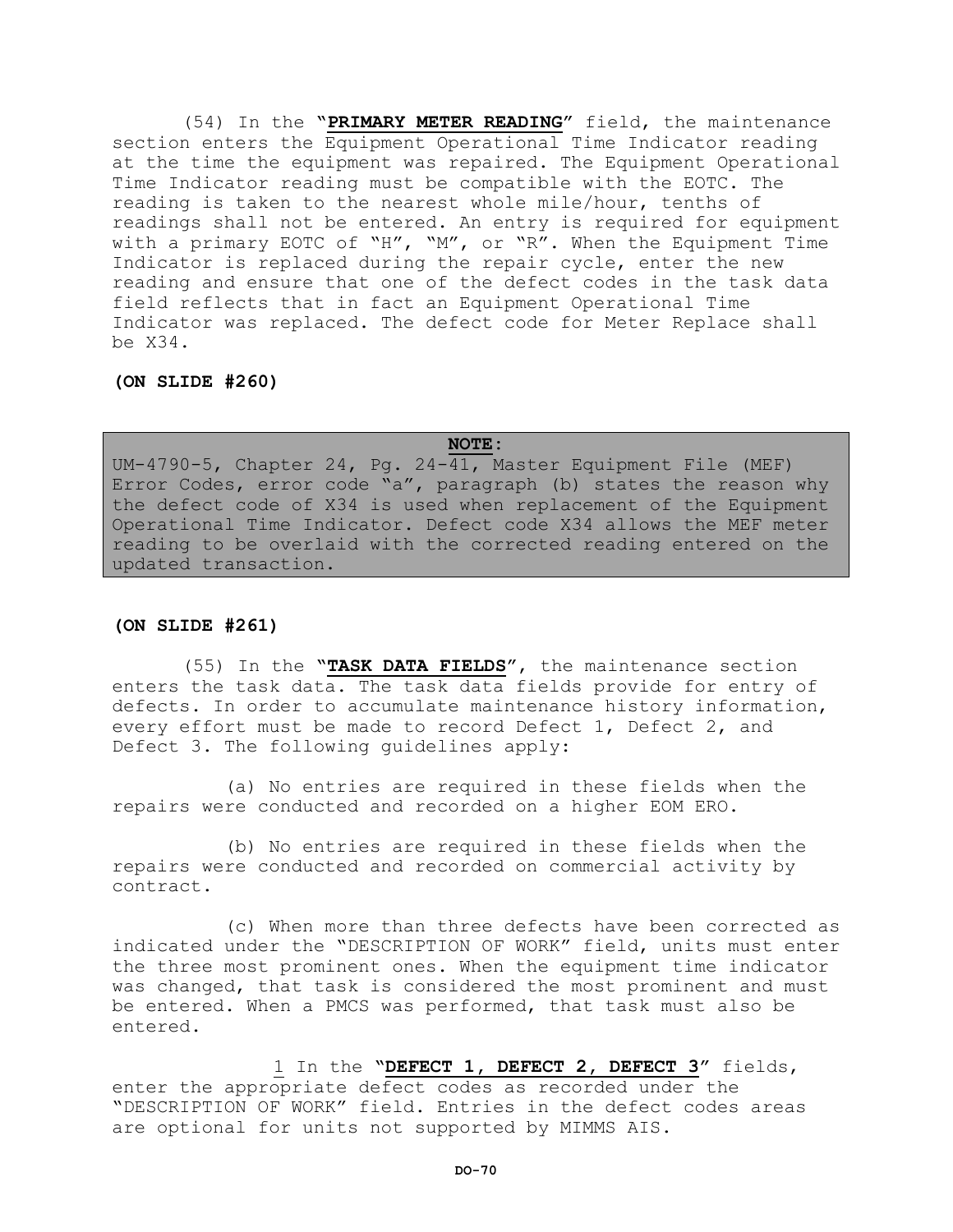(54) In the "**PRIMARY METER READING**" field, the maintenance section enters the Equipment Operational Time Indicator reading at the time the equipment was repaired. The Equipment Operational Time Indicator reading must be compatible with the EOTC. The reading is taken to the nearest whole mile/hour, tenths of readings shall not be entered. An entry is required for equipment with a primary EOTC of "H", "M", or "R". When the Equipment Time Indicator is replaced during the repair cycle, enter the new reading and ensure that one of the defect codes in the task data field reflects that in fact an Equipment Operational Time Indicator was replaced. The defect code for Meter Replace shall be X34.

**(ON SLIDE #260)**

> **NOTE:**
> UM-4790-5, Chapter 24, Pg. 24-41, Master Equipment File (MEF) Error Codes, error code "a", paragraph (b) states the reason why the defect code of X34 is used when replacement of the Equipment Operational Time Indicator. Defect code X34 allows the MEF meter reading to be overlaid with the corrected reading entered on the updated transaction.

**(ON SLIDE #261)**

(55) In the "**TASK DATA FIELDS**", the maintenance section enters the task data. The task data fields provide for entry of defects. In order to accumulate maintenance history information, every effort must be made to record Defect 1, Defect 2, and Defect 3. The following guidelines apply:

(a) No entries are required in these fields when the repairs were conducted and recorded on a higher EOM ERO.

(b) No entries are required in these fields when the repairs were conducted and recorded on commercial activity by contract.

(c) When more than three defects have been corrected as indicated under the "DESCRIPTION OF WORK" field, units must enter the three most prominent ones. When the equipment time indicator was changed, that task is considered the most prominent and must be entered. When a PMCS was performed, that task must also be entered.

1 In the "**DEFECT 1, DEFECT 2, DEFECT 3**" fields, enter the appropriate defect codes as recorded under the "DESCRIPTION OF WORK" field. Entries in the defect codes areas are optional for units not supported by MIMMS AIS.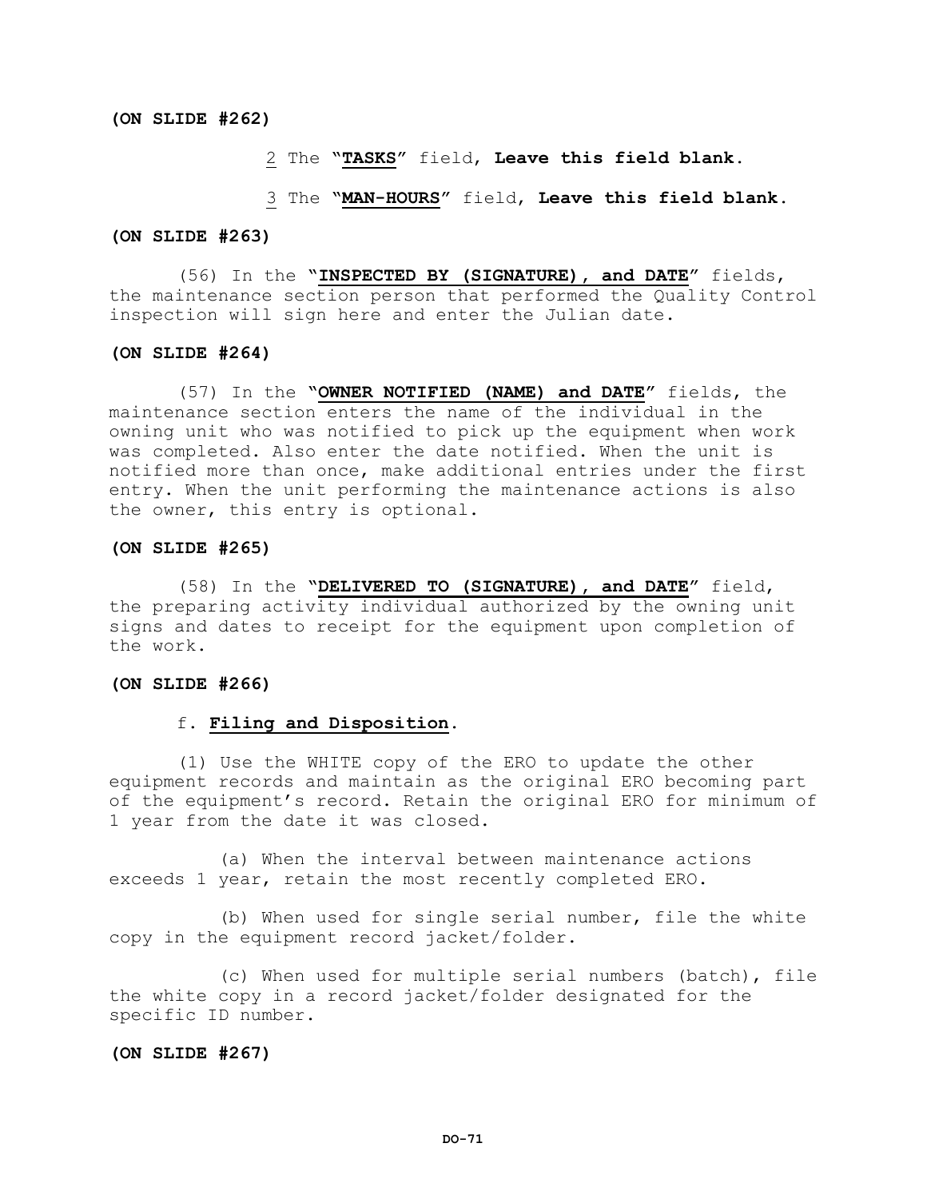**(ON SLIDE #262)**

2 The **"TASKS"** field, **Leave this field blank.**

3 The **"MAN-HOURS"** field, **Leave this field blank.**

**(ON SLIDE #263)**

(56) In the **"INSPECTED BY (SIGNATURE), and DATE"** fields, the maintenance section person that performed the Quality Control inspection will sign here and enter the Julian date.

**(ON SLIDE #264)**

(57) In the **"OWNER NOTIFIED (NAME) and DATE"** fields, the maintenance section enters the name of the individual in the owning unit who was notified to pick up the equipment when work was completed. Also enter the date notified. When the unit is notified more than once, make additional entries under the first entry. When the unit performing the maintenance actions is also the owner, this entry is optional.

**(ON SLIDE #265)**

(58) In the **"DELIVERED TO (SIGNATURE), and DATE"** field, the preparing activity individual authorized by the owning unit signs and dates to receipt for the equipment upon completion of the work.

**(ON SLIDE #266)**

f. **Filing and Disposition.**

(1) Use the WHITE copy of the ERO to update the other equipment records and maintain as the original ERO becoming part of the equipment's record. Retain the original ERO for minimum of 1 year from the date it was closed.

(a) When the interval between maintenance actions exceeds 1 year, retain the most recently completed ERO.

(b) When used for single serial number, file the white copy in the equipment record jacket/folder.

(c) When used for multiple serial numbers (batch), file the white copy in a record jacket/folder designated for the specific ID number.

**(ON SLIDE #267)**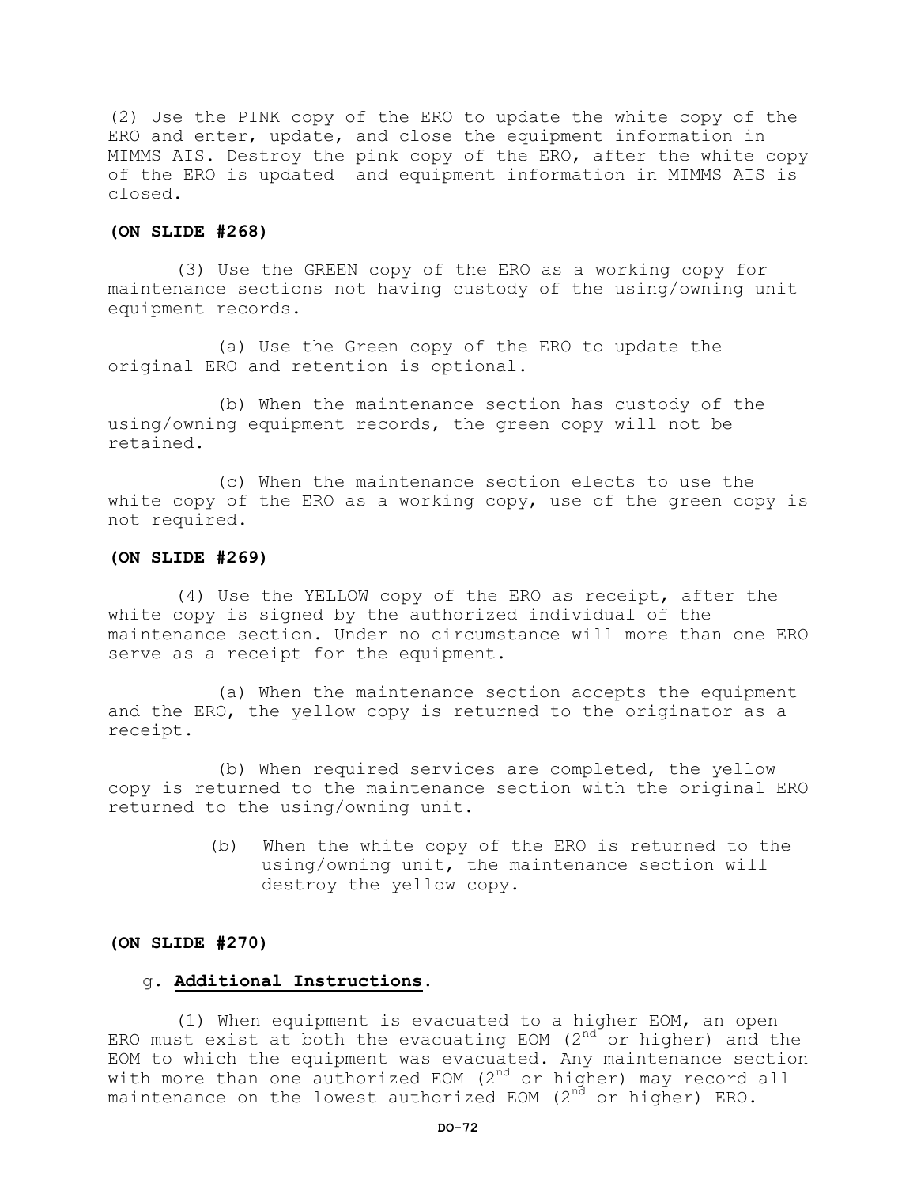(2) Use the PINK copy of the ERO to update the white copy of the ERO and enter, update, and close the equipment information in MIMMS AIS. Destroy the pink copy of the ERO, after the white copy of the ERO is updated and equipment information in MIMMS AIS is closed.

**(ON SLIDE #268)**

(3) Use the GREEN copy of the ERO as a working copy for maintenance sections not having custody of the using/owning unit equipment records.

(a) Use the Green copy of the ERO to update the original ERO and retention is optional.

(b) When the maintenance section has custody of the using/owning equipment records, the green copy will not be retained.

(c) When the maintenance section elects to use the white copy of the ERO as a working copy, use of the green copy is not required.

**(ON SLIDE #269)**

(4) Use the YELLOW copy of the ERO as receipt, after the white copy is signed by the authorized individual of the maintenance section. Under no circumstance will more than one ERO serve as a receipt for the equipment.

(a) When the maintenance section accepts the equipment and the ERO, the yellow copy is returned to the originator as a receipt.

(b) When required services are completed, the yellow copy is returned to the maintenance section with the original ERO returned to the using/owning unit.

(b) When the white copy of the ERO is returned to the using/owning unit, the maintenance section will destroy the yellow copy.

**(ON SLIDE #270)**

g. **Additional Instructions**.

(1) When equipment is evacuated to a higher EOM, an open ERO must exist at both the evacuating EOM (2nd or higher) and the EOM to which the equipment was evacuated. Any maintenance section with more than one authorized EOM (2nd or higher) may record all maintenance on the lowest authorized EOM (2nd or higher) ERO.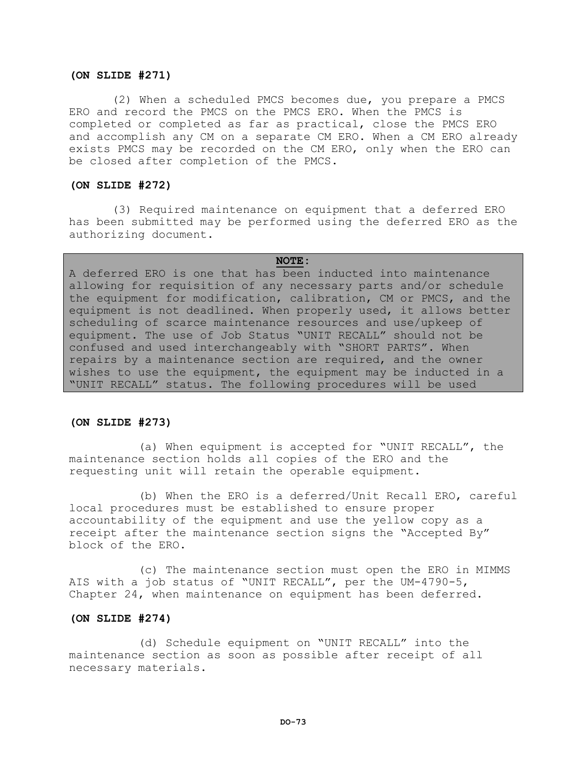**(ON SLIDE #271)**

(2) When a scheduled PMCS becomes due, you prepare a PMCS ERO and record the PMCS on the PMCS ERO. When the PMCS is completed or completed as far as practical, close the PMCS ERO and accomplish any CM on a separate CM ERO. When a CM ERO already exists PMCS may be recorded on the CM ERO, only when the ERO can be closed after completion of the PMCS.

**(ON SLIDE #272)**

(3) Required maintenance on equipment that a deferred ERO has been submitted may be performed using the deferred ERO as the authorizing document.

> **NOTE:**
> A deferred ERO is one that has been inducted into maintenance allowing for requisition of any necessary parts and/or schedule the equipment for modification, calibration, CM or PMCS, and the equipment is not deadlined. When properly used, it allows better scheduling of scarce maintenance resources and use/upkeep of equipment. The use of Job Status "UNIT RECALL" should not be confused and used interchangeably with "SHORT PARTS". When repairs by a maintenance section are required, and the owner wishes to use the equipment, the equipment may be inducted in a "UNIT RECALL" status. The following procedures will be used

**(ON SLIDE #273)**

(a) When equipment is accepted for "UNIT RECALL", the maintenance section holds all copies of the ERO and the requesting unit will retain the operable equipment.

(b) When the ERO is a deferred/Unit Recall ERO, careful local procedures must be established to ensure proper accountability of the equipment and use the yellow copy as a receipt after the maintenance section signs the "Accepted By" block of the ERO.

(c) The maintenance section must open the ERO in MIMMS AIS with a job status of "UNIT RECALL", per the UM-4790-5, Chapter 24, when maintenance on equipment has been deferred.

**(ON SLIDE #274)**

(d) Schedule equipment on "UNIT RECALL" into the maintenance section as soon as possible after receipt of all necessary materials.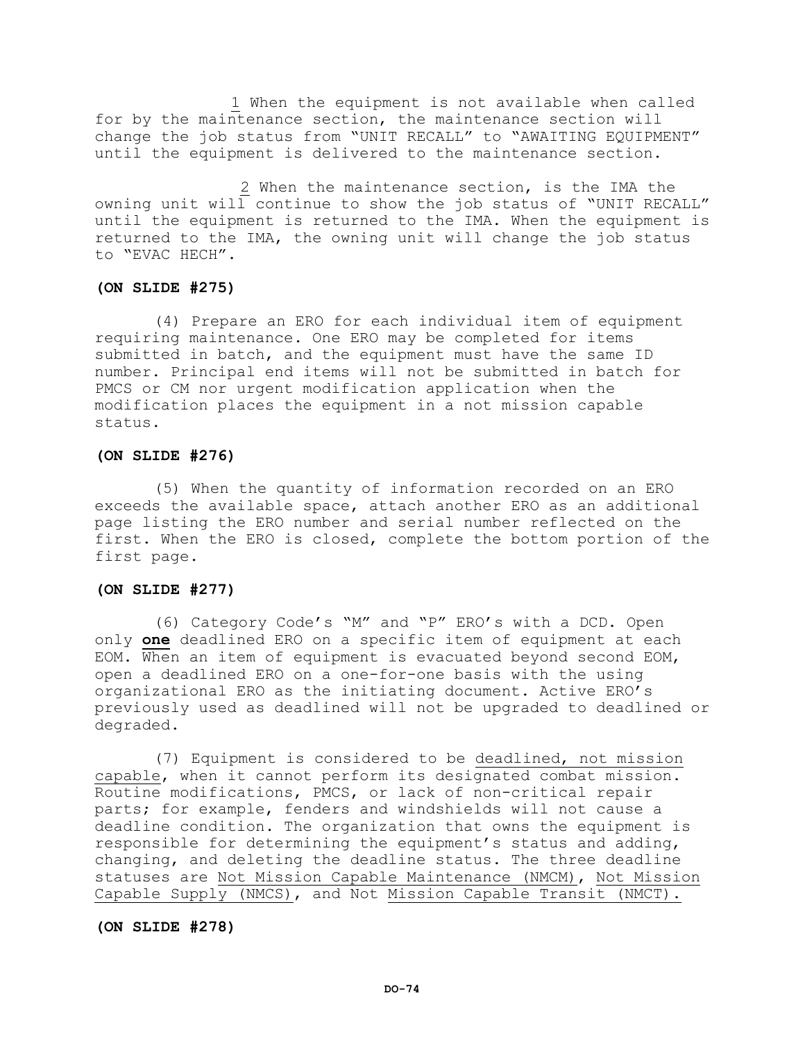<u>1</u> When the equipment is not available when called for by the maintenance section, the maintenance section will change the job status from "UNIT RECALL" to "AWAITING EQUIPMENT" until the equipment is delivered to the maintenance section.

<u>2</u> When the maintenance section, is the IMA the owning unit will continue to show the job status of "UNIT RECALL" until the equipment is returned to the IMA. When the equipment is returned to the IMA, the owning unit will change the job status to "EVAC HECH".

**(ON SLIDE #275)**

(4) Prepare an ERO for each individual item of equipment requiring maintenance. One ERO may be completed for items submitted in batch, and the equipment must have the same ID number. Principal end items will not be submitted in batch for PMCS or CM nor urgent modification application when the modification places the equipment in a not mission capable status.

**(ON SLIDE #276)**

(5) When the quantity of information recorded on an ERO exceeds the available space, attach another ERO as an additional page listing the ERO number and serial number reflected on the first. When the ERO is closed, complete the bottom portion of the first page.

**(ON SLIDE #277)**

(6) Category Code's "M" and "P" ERO's with a DCD. Open only <u>**one**</u> deadlined ERO on a specific item of equipment at each EOM. When an item of equipment is evacuated beyond second EOM, open a deadlined ERO on a one-for-one basis with the using organizational ERO as the initiating document. Active ERO's previously used as deadlined will not be upgraded to deadlined or degraded.

(7) Equipment is considered to be <u>deadlined, not mission capable</u>, when it cannot perform its designated combat mission. Routine modifications, PMCS, or lack of non-critical repair parts; for example, fenders and windshields will not cause a deadline condition. The organization that owns the equipment is responsible for determining the equipment's status and adding, changing, and deleting the deadline status. The three deadline statuses are <u>Not Mission Capable Maintenance (NMCM)</u>, <u>Not Mission Capable Supply (NMCS)</u>, and Not <u>Mission Capable Transit (NMCT).</u>

**(ON SLIDE #278)**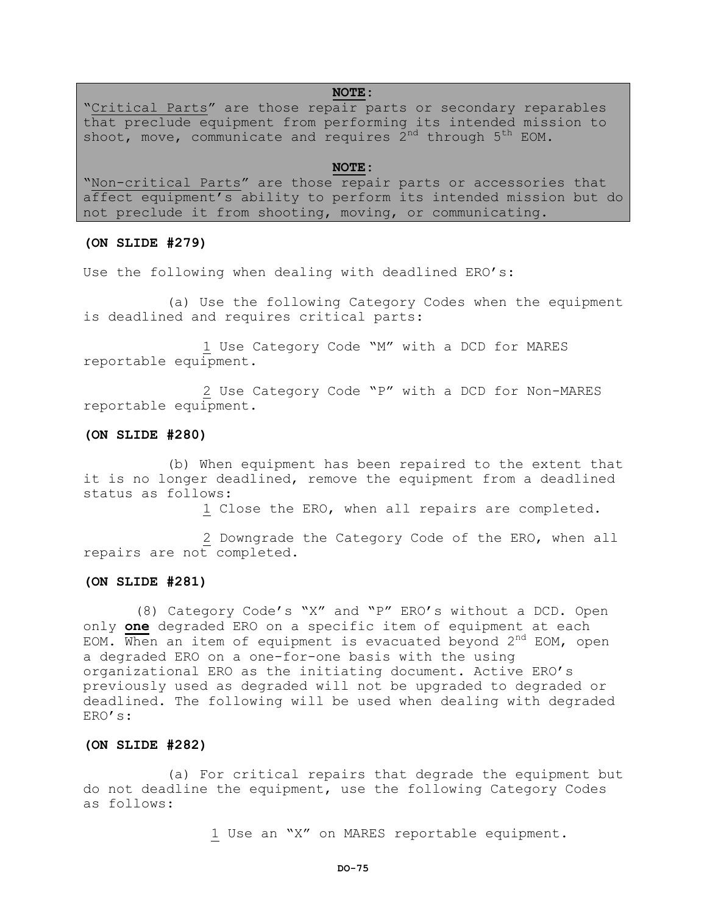**NOTE**:

"Critical Parts" are those repair parts or secondary reparables that preclude equipment from performing its intended mission to shoot, move, communicate and requires 2nd through 5th EOM.

**NOTE**:

"Non-critical Parts" are those repair parts or accessories that affect equipment's ability to perform its intended mission but do not preclude it from shooting, moving, or communicating.

**(ON SLIDE #279)**

Use the following when dealing with deadlined ERO's:

(a) Use the following Category Codes when the equipment is deadlined and requires critical parts:

1 Use Category Code "M" with a DCD for MARES reportable equipment.

2 Use Category Code "P" with a DCD for Non-MARES reportable equipment.

**(ON SLIDE #280)**

(b) When equipment has been repaired to the extent that it is no longer deadlined, remove the equipment from a deadlined status as follows:

1 Close the ERO, when all repairs are completed.

2 Downgrade the Category Code of the ERO, when all repairs are not completed.

**(ON SLIDE #281)**

(8) Category Code's "X" and "P" ERO's without a DCD. Open only **one** degraded ERO on a specific item of equipment at each EOM. When an item of equipment is evacuated beyond 2nd EOM, open a degraded ERO on a one-for-one basis with the using organizational ERO as the initiating document. Active ERO's previously used as degraded will not be upgraded to degraded or deadlined. The following will be used when dealing with degraded ERO's:

**(ON SLIDE #282)**

(a) For critical repairs that degrade the equipment but do not deadline the equipment, use the following Category Codes as follows:

1 Use an "X" on MARES reportable equipment.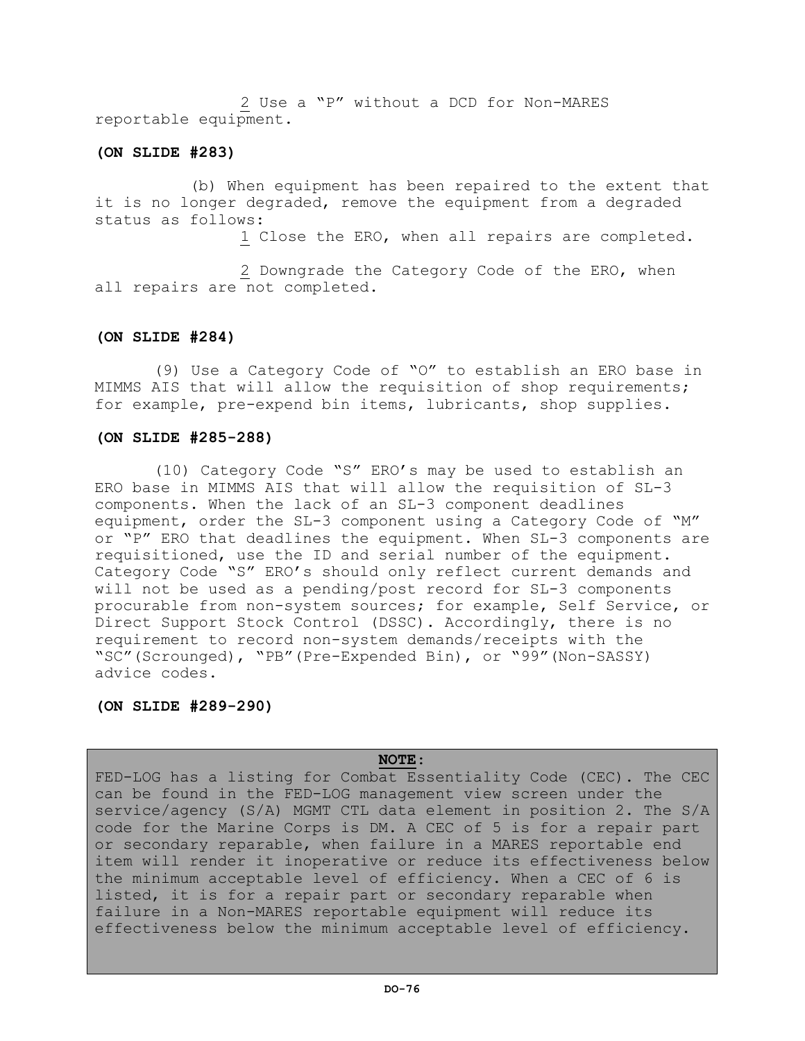2 Use a "P" without a DCD for Non-MARES reportable equipment.

**(ON SLIDE #283)**

(b) When equipment has been repaired to the extent that it is no longer degraded, remove the equipment from a degraded status as follows:

1 Close the ERO, when all repairs are completed.

2 Downgrade the Category Code of the ERO, when all repairs are not completed.

**(ON SLIDE #284)**

(9) Use a Category Code of "O" to establish an ERO base in MIMMS AIS that will allow the requisition of shop requirements; for example, pre-expend bin items, lubricants, shop supplies.

**(ON SLIDE #285-288)**

(10) Category Code "S" ERO's may be used to establish an ERO base in MIMMS AIS that will allow the requisition of SL-3 components. When the lack of an SL-3 component deadlines equipment, order the SL-3 component using a Category Code of "M" or "P" ERO that deadlines the equipment. When SL-3 components are requisitioned, use the ID and serial number of the equipment. Category Code "S" ERO's should only reflect current demands and will not be used as a pending/post record for SL-3 components procurable from non-system sources; for example, Self Service, or Direct Support Stock Control (DSSC). Accordingly, there is no requirement to record non-system demands/receipts with the "SC"(Scrounged), "PB"(Pre-Expended Bin), or "99"(Non-SASSY) advice codes.

**(ON SLIDE #289-290)**

**NOTE:**
FED-LOG has a listing for Combat Essentiality Code (CEC). The CEC can be found in the FED-LOG management view screen under the service/agency (S/A) MGMT CTL data element in position 2. The S/A code for the Marine Corps is DM. A CEC of 5 is for a repair part or secondary reparable, when failure in a MARES reportable end item will render it inoperative or reduce its effectiveness below the minimum acceptable level of efficiency. When a CEC of 6 is listed, it is for a repair part or secondary reparable when failure in a Non-MARES reportable equipment will reduce its effectiveness below the minimum acceptable level of efficiency.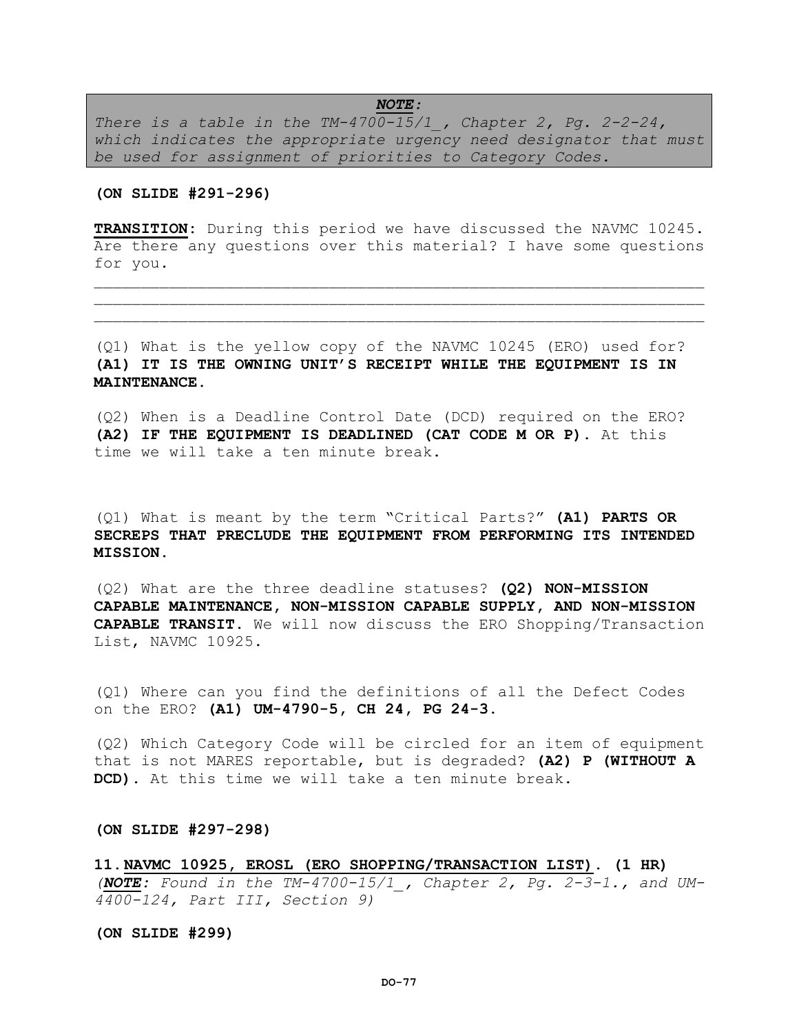***NOTE:***
*There is a table in the TM-4700-15/1_, Chapter 2, Pg. 2-2-24, which indicates the appropriate urgency need designator that must be used for assignment of priorities to Category Codes.*

**(ON SLIDE #291-296)**

**TRANSITION:** During this period we have discussed the NAVMC 10245. Are there any questions over this material? I have some questions for you.

_______________________________________________________________
_______________________________________________________________
_______________________________________________________________

(Q1) What is the yellow copy of the NAVMC 10245 (ERO) used for? **(A1) IT IS THE OWNING UNIT'S RECEIPT WHILE THE EQUIPMENT IS IN MAINTENANCE.**

(Q2) When is a Deadline Control Date (DCD) required on the ERO? **(A2) IF THE EQUIPMENT IS DEADLINED (CAT CODE M OR P).** At this time we will take a ten minute break.

(Q1) What is meant by the term "Critical Parts?" **(A1) PARTS OR SECREPS THAT PRECLUDE THE EQUIPMENT FROM PERFORMING ITS INTENDED MISSION.**

(Q2) What are the three deadline statuses? **(Q2) NON-MISSION CAPABLE MAINTENANCE, NON-MISSION CAPABLE SUPPLY, AND NON-MISSION CAPABLE TRANSIT.** We will now discuss the ERO Shopping/Transaction List, NAVMC 10925.

(Q1) Where can you find the definitions of all the Defect Codes on the ERO? **(A1) UM-4790-5, CH 24, PG 24-3.**

(Q2) Which Category Code will be circled for an item of equipment that is not MARES reportable, but is degraded? **(A2) P (WITHOUT A DCD).** At this time we will take a ten minute break.

**(ON SLIDE #297-298)**

**11. NAVMC 10925, EROSL (ERO SHOPPING/TRANSACTION LIST). (1 HR)**
*(**NOTE**: Found in the TM-4700-15/1_, Chapter 2, Pg. 2-3-1., and UM-4400-124, Part III, Section 9)*

**(ON SLIDE #299)**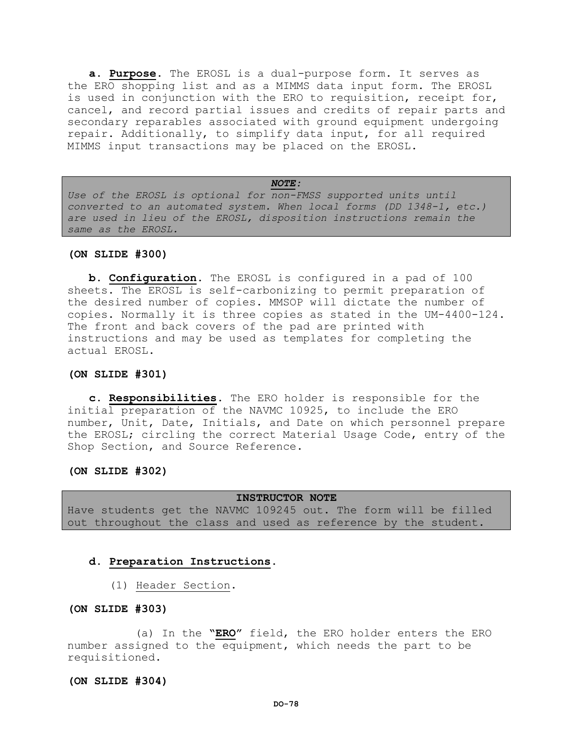**a. Purpose.** The EROSL is a dual-purpose form. It serves as the ERO shopping list and as a MIMMS data input form. The EROSL is used in conjunction with the ERO to requisition, receipt for, cancel, and record partial issues and credits of repair parts and secondary reparables associated with ground equipment undergoing repair. Additionally, to simplify data input, for all required MIMMS input transactions may be placed on the EROSL.

> ***NOTE:***
> *Use of the EROSL is optional for non-FMSS supported units until converted to an automated system. When local forms (DD 1348-1, etc.) are used in lieu of the EROSL, disposition instructions remain the same as the EROSL.*

**(ON SLIDE #300)**

**b. Configuration.** The EROSL is configured in a pad of 100 sheets. The EROSL is self-carbonizing to permit preparation of the desired number of copies. MMSOP will dictate the number of copies. Normally it is three copies as stated in the UM-4400-124. The front and back covers of the pad are printed with instructions and may be used as templates for completing the actual EROSL.

**(ON SLIDE #301)**

**c. Responsibilities.** The ERO holder is responsible for the initial preparation of the NAVMC 10925, to include the ERO number, Unit, Date, Initials, and Date on which personnel prepare the EROSL; circling the correct Material Usage Code, entry of the Shop Section, and Source Reference.

**(ON SLIDE #302)**

> **INSTRUCTOR NOTE**
> Have students get the NAVMC 109245 out. The form will be filled out throughout the class and used as reference by the student.

**d. Preparation Instructions.**

(1) Header Section.

**(ON SLIDE #303)**

(a) In the **"ERO"** field, the ERO holder enters the ERO number assigned to the equipment, which needs the part to be requisitioned.

**(ON SLIDE #304)**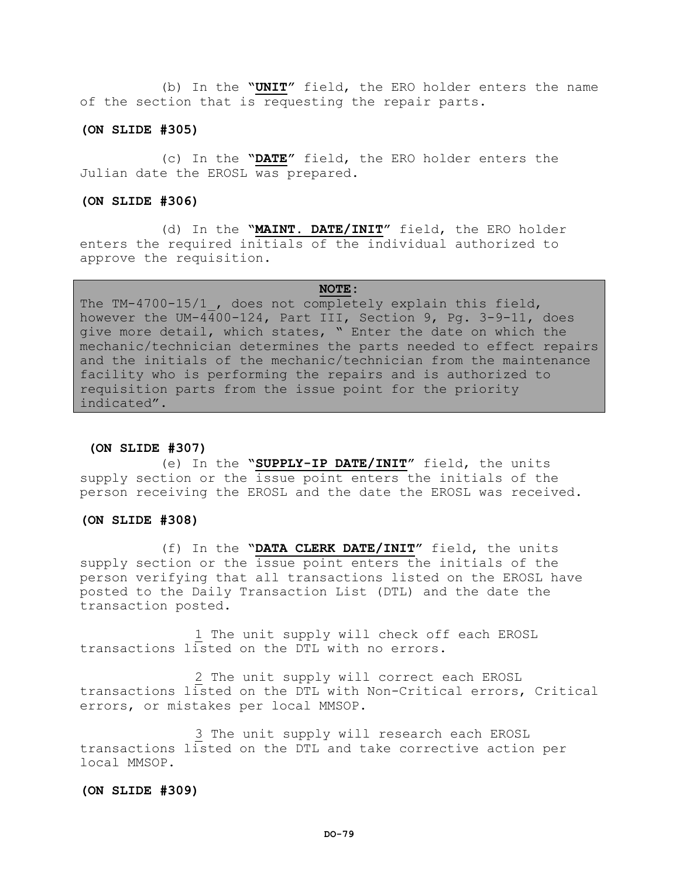(b) In the "**UNIT**" field, the ERO holder enters the name of the section that is requesting the repair parts.

**(ON SLIDE #305)**

(c) In the "**DATE**" field, the ERO holder enters the Julian date the EROSL was prepared.

**(ON SLIDE #306)**

(d) In the "**MAINT. DATE/INIT**" field, the ERO holder enters the required initials of the individual authorized to approve the requisition.

> **NOTE:**
> The TM-4700-15/1_, does not completely explain this field, however the UM-4400-124, Part III, Section 9, Pg. 3-9-11, does give more detail, which states, " Enter the date on which the mechanic/technician determines the parts needed to effect repairs and the initials of the mechanic/technician from the maintenance facility who is performing the repairs and is authorized to requisition parts from the issue point for the priority indicated".

**(ON SLIDE #307)**

(e) In the "**SUPPLY-IP DATE/INIT**" field, the units supply section or the issue point enters the initials of the person receiving the EROSL and the date the EROSL was received.

**(ON SLIDE #308)**

(f) In the "**DATA CLERK DATE/INIT**" field, the units supply section or the issue point enters the initials of the person verifying that all transactions listed on the EROSL have posted to the Daily Transaction List (DTL) and the date the transaction posted.

1 The unit supply will check off each EROSL transactions listed on the DTL with no errors.

2 The unit supply will correct each EROSL transactions listed on the DTL with Non-Critical errors, Critical errors, or mistakes per local MMSOP.

3 The unit supply will research each EROSL transactions listed on the DTL and take corrective action per local MMSOP.

**(ON SLIDE #309)**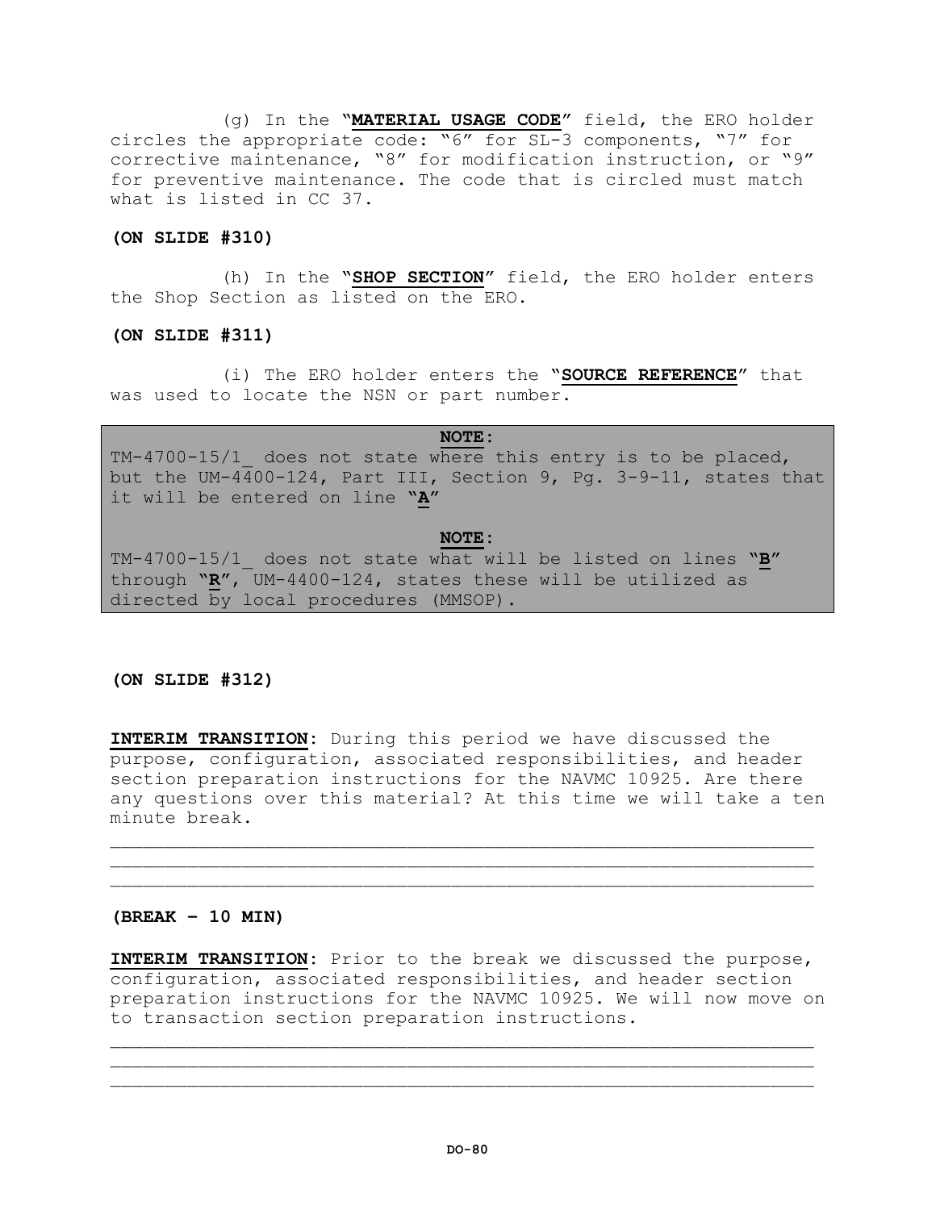(g) In the "**MATERIAL USAGE CODE**" field, the ERO holder circles the appropriate code: "6" for SL-3 components, "7" for corrective maintenance, "8" for modification instruction, or "9" for preventive maintenance. The code that is circled must match what is listed in CC 37.

**(ON SLIDE #310)**

(h) In the "**SHOP SECTION**" field, the ERO holder enters the Shop Section as listed on the ERO.

**(ON SLIDE #311)**

(i) The ERO holder enters the "**SOURCE REFERENCE**" that was used to locate the NSN or part number.

> **NOTE**:
> TM-4700-15/1_ does not state where this entry is to be placed, but the UM-4400-124, Part III, Section 9, Pg. 3-9-11, states that it will be entered on line "**A**"
>
> **NOTE**:
> TM-4700-15/1_ does not state what will be listed on lines "**B**" through "**R**", UM-4400-124, states these will be utilized as directed by local procedures (MMSOP).

**(ON SLIDE #312)**

**INTERIM TRANSITION**: During this period we have discussed the purpose, configuration, associated responsibilities, and header section preparation instructions for the NAVMC 10925. Are there any questions over this material? At this time we will take a ten minute break.

_______________________________________________________________
_______________________________________________________________
_______________________________________________________________

**(BREAK – 10 MIN)**

**INTERIM TRANSITION**: Prior to the break we discussed the purpose, configuration, associated responsibilities, and header section preparation instructions for the NAVMC 10925. We will now move on to transaction section preparation instructions.

_______________________________________________________________
_______________________________________________________________
_______________________________________________________________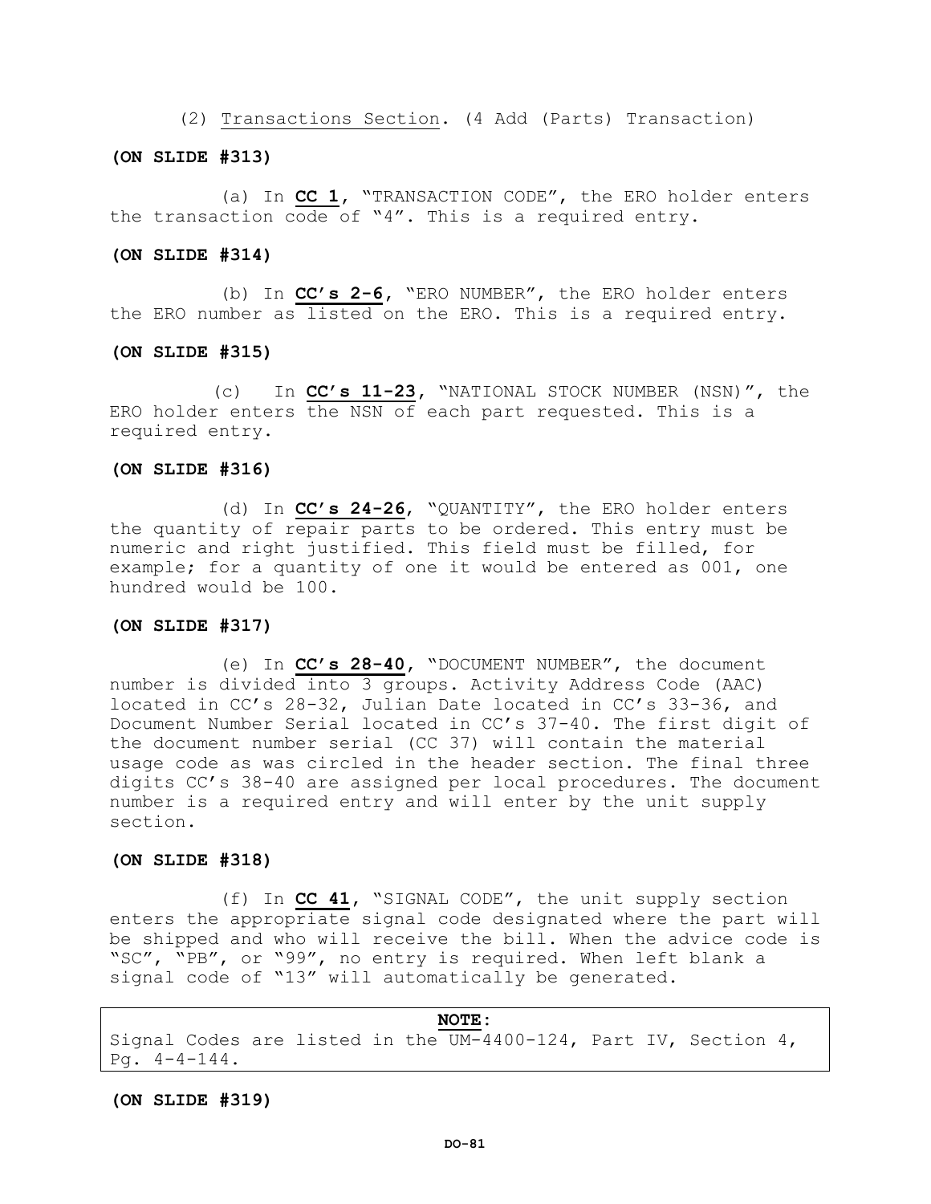(2) Transactions Section. (4 Add (Parts) Transaction)

**(ON SLIDE #313)**

(a) In **CC 1**, "TRANSACTION CODE", the ERO holder enters the transaction code of "4". This is a required entry.

**(ON SLIDE #314)**

(b) In **CC's 2-6**, "ERO NUMBER", the ERO holder enters the ERO number as listed on the ERO. This is a required entry.

**(ON SLIDE #315)**

(c) In **CC's 11-23**, "NATIONAL STOCK NUMBER (NSN)", the ERO holder enters the NSN of each part requested. This is a required entry.

**(ON SLIDE #316)**

(d) In **CC's 24-26**, "QUANTITY", the ERO holder enters the quantity of repair parts to be ordered. This entry must be numeric and right justified. This field must be filled, for example; for a quantity of one it would be entered as 001, one hundred would be 100.

**(ON SLIDE #317)**

(e) In **CC's 28-40**, "DOCUMENT NUMBER", the document number is divided into 3 groups. Activity Address Code (AAC) located in CC's 28-32, Julian Date located in CC's 33-36, and Document Number Serial located in CC's 37-40. The first digit of the document number serial (CC 37) will contain the material usage code as was circled in the header section. The final three digits CC's 38-40 are assigned per local procedures. The document number is a required entry and will enter by the unit supply section.

**(ON SLIDE #318)**

(f) In **CC 41**, "SIGNAL CODE", the unit supply section enters the appropriate signal code designated where the part will be shipped and who will receive the bill. When the advice code is "SC", "PB", or "99", no entry is required. When left blank a signal code of "13" will automatically be generated.

> **NOTE:**
> Signal Codes are listed in the UM-4400-124, Part IV, Section 4, Pg. 4-4-144.

**(ON SLIDE #319)**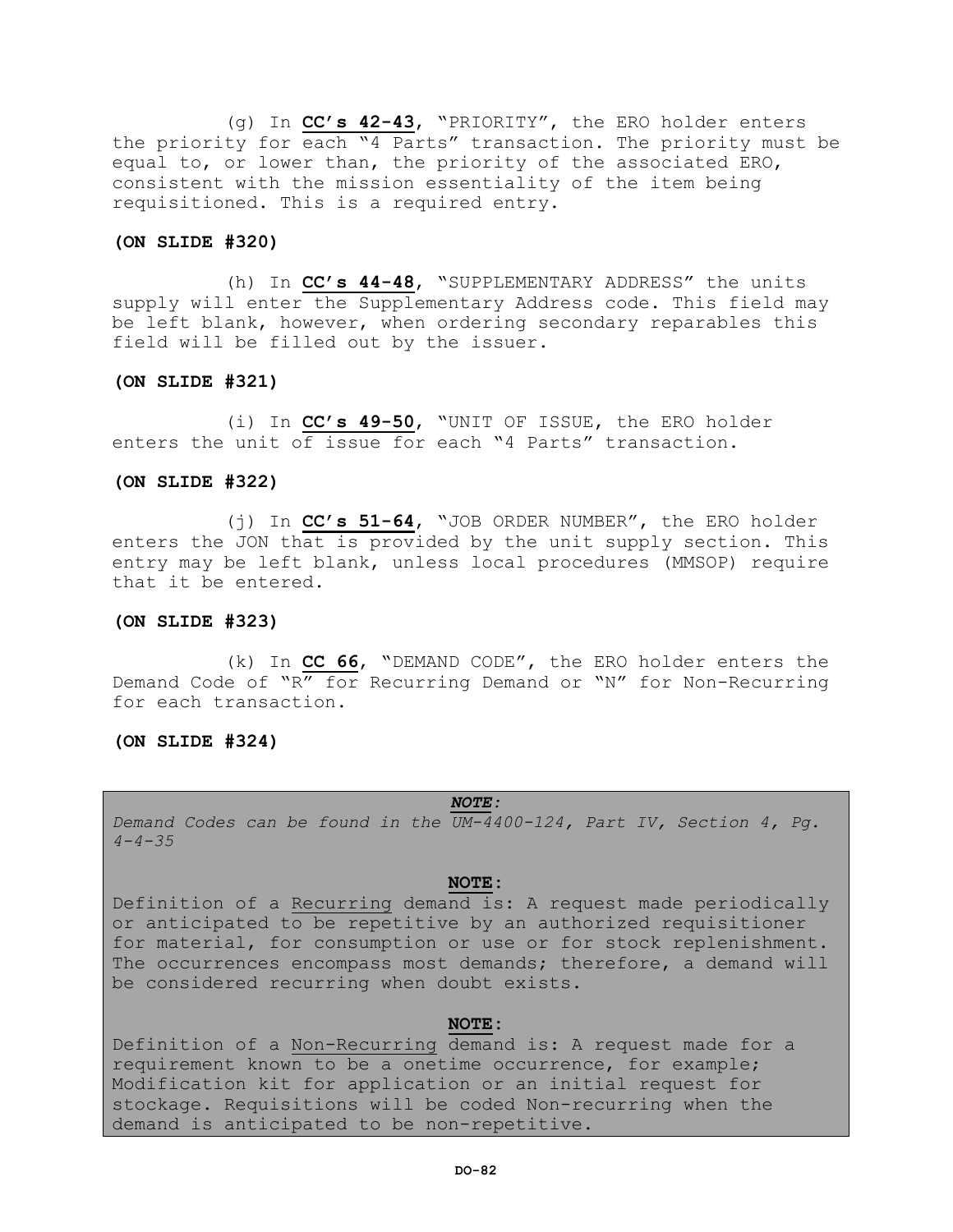(g) In **CC's 42-43**, "PRIORITY", the ERO holder enters the priority for each "4 Parts" transaction. The priority must be equal to, or lower than, the priority of the associated ERO, consistent with the mission essentiality of the item being requisitioned. This is a required entry.

**(ON SLIDE #320)**

(h) In **CC's 44-48**, "SUPPLEMENTARY ADDRESS" the units supply will enter the Supplementary Address code. This field may be left blank, however, when ordering secondary reparables this field will be filled out by the issuer.

**(ON SLIDE #321)**

(i) In **CC's 49-50**, "UNIT OF ISSUE, the ERO holder enters the unit of issue for each "4 Parts" transaction.

**(ON SLIDE #322)**

(j) In **CC's 51-64**, "JOB ORDER NUMBER", the ERO holder enters the JON that is provided by the unit supply section. This entry may be left blank, unless local procedures (MMSOP) require that it be entered.

**(ON SLIDE #323)**

(k) In **CC 66**, "DEMAND CODE", the ERO holder enters the Demand Code of "R" for Recurring Demand or "N" for Non-Recurring for each transaction.

**(ON SLIDE #324)**

> ***NOTE:***
> *Demand Codes can be found in the UM-4400-124, Part IV, Section 4, Pg. 4-4-35*
>
> **NOTE:**
> Definition of a Recurring demand is: A request made periodically or anticipated to be repetitive by an authorized requisitioner for material, for consumption or use or for stock replenishment. The occurrences encompass most demands; therefore, a demand will be considered recurring when doubt exists.
>
> **NOTE:**
> Definition of a Non-Recurring demand is: A request made for a requirement known to be a onetime occurrence, for example; Modification kit for application or an initial request for stockage. Requisitions will be coded Non-recurring when the demand is anticipated to be non-repetitive.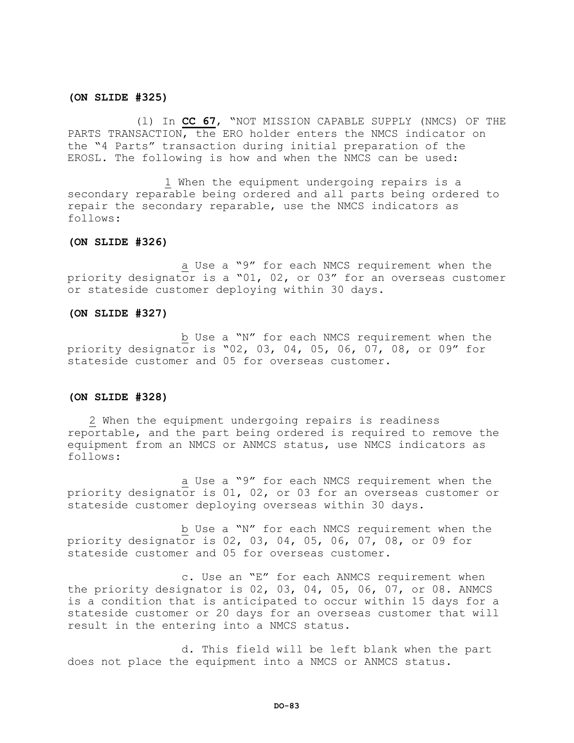**(ON SLIDE #325)**

(l) In **CC 67**, "NOT MISSION CAPABLE SUPPLY (NMCS) OF THE PARTS TRANSACTION, the ERO holder enters the NMCS indicator on the "4 Parts" transaction during initial preparation of the EROSL. The following is how and when the NMCS can be used:

1 When the equipment undergoing repairs is a secondary reparable being ordered and all parts being ordered to repair the secondary reparable, use the NMCS indicators as follows:

**(ON SLIDE #326)**

a Use a "9" for each NMCS requirement when the priority designator is a "01, 02, or 03" for an overseas customer or stateside customer deploying within 30 days.

**(ON SLIDE #327)**

b Use a "N" for each NMCS requirement when the priority designator is "02, 03, 04, 05, 06, 07, 08, or 09" for stateside customer and 05 for overseas customer.

**(ON SLIDE #328)**

2 When the equipment undergoing repairs is readiness reportable, and the part being ordered is required to remove the equipment from an NMCS or ANMCS status, use NMCS indicators as follows:

a Use a "9" for each NMCS requirement when the priority designator is 01, 02, or 03 for an overseas customer or stateside customer deploying overseas within 30 days.

b Use a "N" for each NMCS requirement when the priority designator is 02, 03, 04, 05, 06, 07, 08, or 09 for stateside customer and 05 for overseas customer.

c. Use an "E" for each ANMCS requirement when the priority designator is 02, 03, 04, 05, 06, 07, or 08. ANMCS is a condition that is anticipated to occur within 15 days for a stateside customer or 20 days for an overseas customer that will result in the entering into a NMCS status.

d. This field will be left blank when the part does not place the equipment into a NMCS or ANMCS status.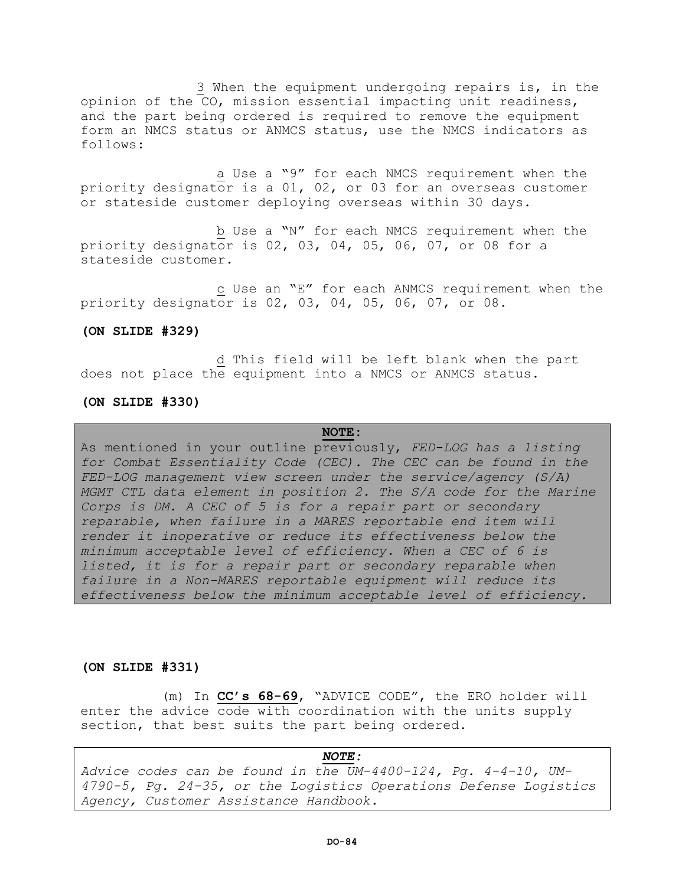3 When the equipment undergoing repairs is, in the opinion of the CO, mission essential impacting unit readiness, and the part being ordered is required to remove the equipment form an NMCS status or ANMCS status, use the NMCS indicators as follows:

a Use a "9" for each NMCS requirement when the priority designator is a 01, 02, or 03 for an overseas customer or stateside customer deploying overseas within 30 days.

b Use a "N" for each NMCS requirement when the priority designator is 02, 03, 04, 05, 06, 07, or 08 for a stateside customer.

c Use an "E" for each ANMCS requirement when the priority designator is 02, 03, 04, 05, 06, 07, or 08.

**(ON SLIDE #329)**

d This field will be left blank when the part does not place the equipment into a NMCS or ANMCS status.

**(ON SLIDE #330)**

> **NOTE:**
> As mentioned in your outline previously, *FED-LOG has a listing for Combat Essentiality Code (CEC). The CEC can be found in the FED-LOG management view screen under the service/agency (S/A) MGMT CTL data element in position 2. The S/A code for the Marine Corps is DM. A CEC of 5 is for a repair part or secondary reparable, when failure in a MARES reportable end item will render it inoperative or reduce its effectiveness below the minimum acceptable level of efficiency. When a CEC of 6 is listed, it is for a repair part or secondary reparable when failure in a Non-MARES reportable equipment will reduce its effectiveness below the minimum acceptable level of efficiency.*

**(ON SLIDE #331)**

(m) In **CC's 68-69**, "ADVICE CODE", the ERO holder will enter the advice code with coordination with the units supply section, that best suits the part being ordered.

> ***NOTE:***
> *Advice codes can be found in the UM-4400-124, Pg. 4-4-10, UM-4790-5, Pg. 24-35, or the Logistics Operations Defense Logistics Agency, Customer Assistance Handbook.*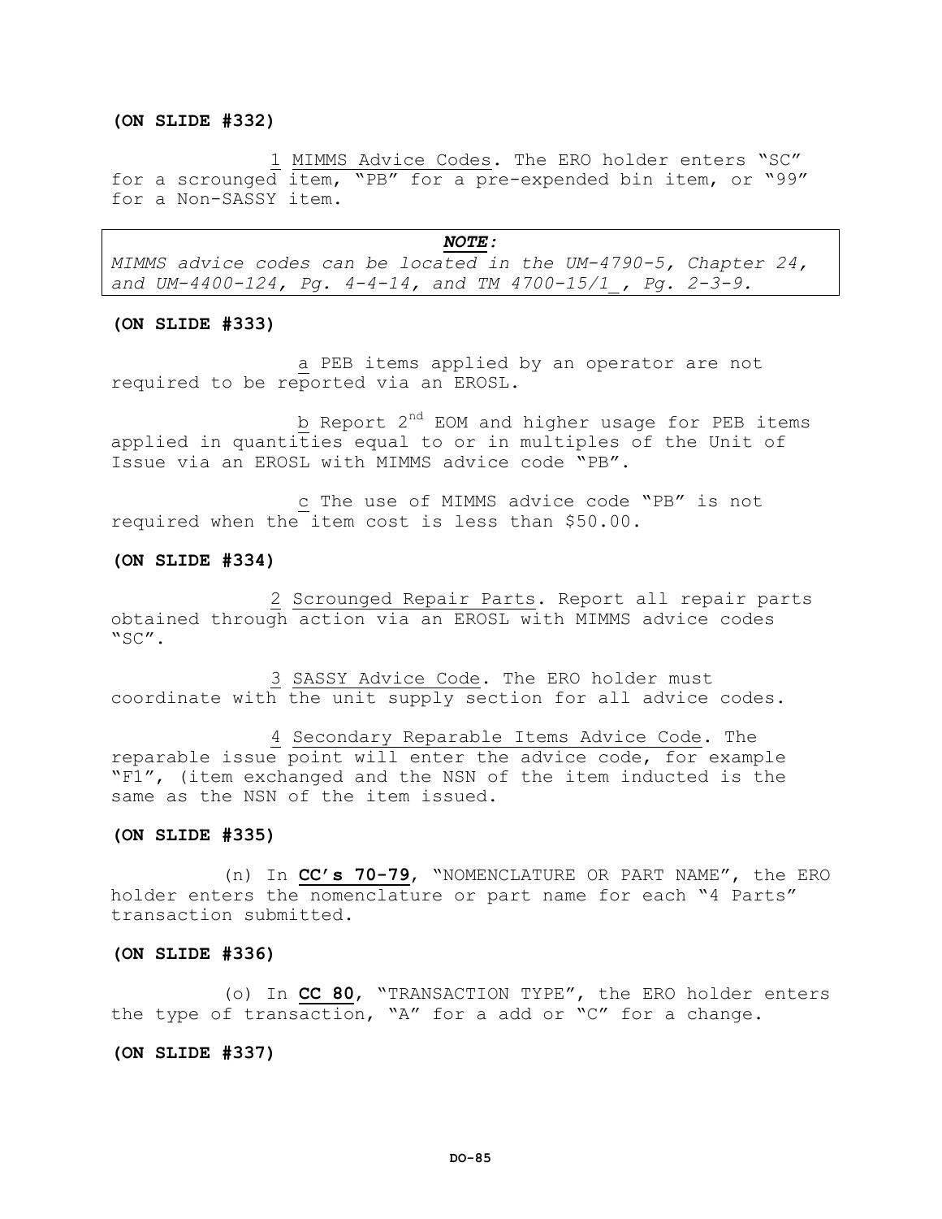**(ON SLIDE #332)**

1 MIMMS Advice Codes. The ERO holder enters "SC" for a scrounged item, "PB" for a pre-expended bin item, or "99" for a Non-SASSY item.

> ***NOTE:***
>
> *MIMMS advice codes can be located in the UM-4790-5, Chapter 24, and UM-4400-124, Pg. 4-4-14, and TM 4700-15/1_, Pg. 2-3-9.*

**(ON SLIDE #333)**

a PEB items applied by an operator are not required to be reported via an EROSL.

b Report 2nd EOM and higher usage for PEB items applied in quantities equal to or in multiples of the Unit of Issue via an EROSL with MIMMS advice code "PB".

c The use of MIMMS advice code "PB" is not required when the item cost is less than $50.00.

**(ON SLIDE #334)**

2 Scrounged Repair Parts. Report all repair parts obtained through action via an EROSL with MIMMS advice codes "SC".

3 SASSY Advice Code. The ERO holder must coordinate with the unit supply section for all advice codes.

4 Secondary Reparable Items Advice Code. The reparable issue point will enter the advice code, for example "F1", (item exchanged and the NSN of the item inducted is the same as the NSN of the item issued.

**(ON SLIDE #335)**

(n) In **CC's 70-79**, "NOMENCLATURE OR PART NAME", the ERO holder enters the nomenclature or part name for each "4 Parts" transaction submitted.

**(ON SLIDE #336)**

(o) In **CC 80**, "TRANSACTION TYPE", the ERO holder enters the type of transaction, "A" for a add or "C" for a change.

**(ON SLIDE #337)**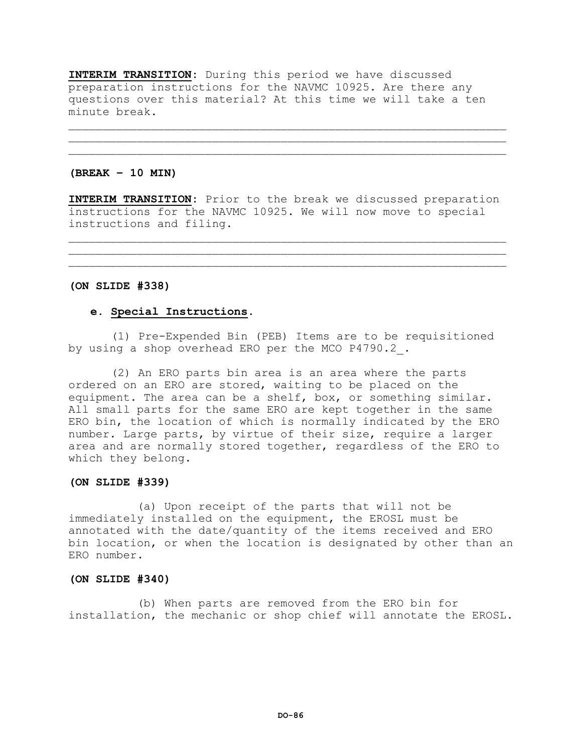**INTERIM TRANSITION**: During this period we have discussed preparation instructions for the NAVMC 10925. Are there any questions over this material? At this time we will take a ten minute break.

______________________________________________________________
______________________________________________________________
______________________________________________________________

**(BREAK – 10 MIN)**

**INTERIM TRANSITION**: Prior to the break we discussed preparation instructions for the NAVMC 10925. We will now move to special instructions and filing.

______________________________________________________________
______________________________________________________________
______________________________________________________________

**(ON SLIDE #338)**

**e. Special Instructions.**

(1) Pre-Expended Bin (PEB) Items are to be requisitioned by using a shop overhead ERO per the MCO P4790.2_.

(2) An ERO parts bin area is an area where the parts ordered on an ERO are stored, waiting to be placed on the equipment. The area can be a shelf, box, or something similar. All small parts for the same ERO are kept together in the same ERO bin, the location of which is normally indicated by the ERO number. Large parts, by virtue of their size, require a larger area and are normally stored together, regardless of the ERO to which they belong.

**(ON SLIDE #339)**

(a) Upon receipt of the parts that will not be immediately installed on the equipment, the EROSL must be annotated with the date/quantity of the items received and ERO bin location, or when the location is designated by other than an ERO number.

**(ON SLIDE #340)**

(b) When parts are removed from the ERO bin for installation, the mechanic or shop chief will annotate the EROSL.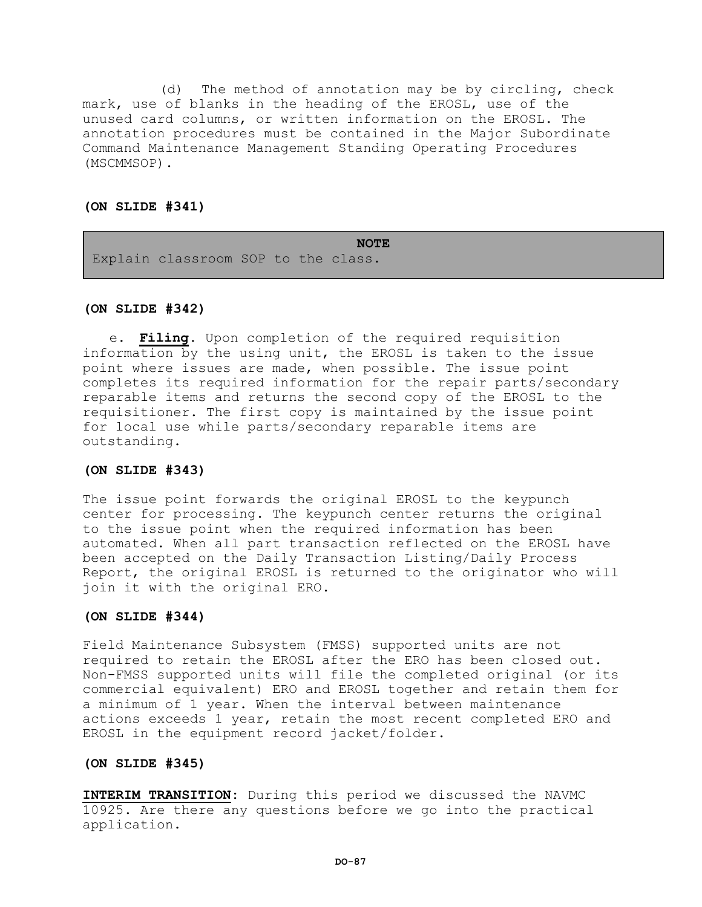(d) The method of annotation may be by circling, check mark, use of blanks in the heading of the EROSL, use of the unused card columns, or written information on the EROSL. The annotation procedures must be contained in the Major Subordinate Command Maintenance Management Standing Operating Procedures (MSCMMSOP).

**(ON SLIDE #341)**

| **NOTE** |
| --- |
| Explain classroom SOP to the class. |

**(ON SLIDE #342)**

e. **Filing**. Upon completion of the required requisition information by the using unit, the EROSL is taken to the issue point where issues are made, when possible. The issue point completes its required information for the repair parts/secondary reparable items and returns the second copy of the EROSL to the requisitioner. The first copy is maintained by the issue point for local use while parts/secondary reparable items are outstanding.

**(ON SLIDE #343)**

The issue point forwards the original EROSL to the keypunch center for processing. The keypunch center returns the original to the issue point when the required information has been automated. When all part transaction reflected on the EROSL have been accepted on the Daily Transaction Listing/Daily Process Report, the original EROSL is returned to the originator who will join it with the original ERO.

**(ON SLIDE #344)**

Field Maintenance Subsystem (FMSS) supported units are not required to retain the EROSL after the ERO has been closed out. Non-FMSS supported units will file the completed original (or its commercial equivalent) ERO and EROSL together and retain them for a minimum of 1 year. When the interval between maintenance actions exceeds 1 year, retain the most recent completed ERO and EROSL in the equipment record jacket/folder.

**(ON SLIDE #345)**

**INTERIM TRANSITION**: During this period we discussed the NAVMC 10925. Are there any questions before we go into the practical application.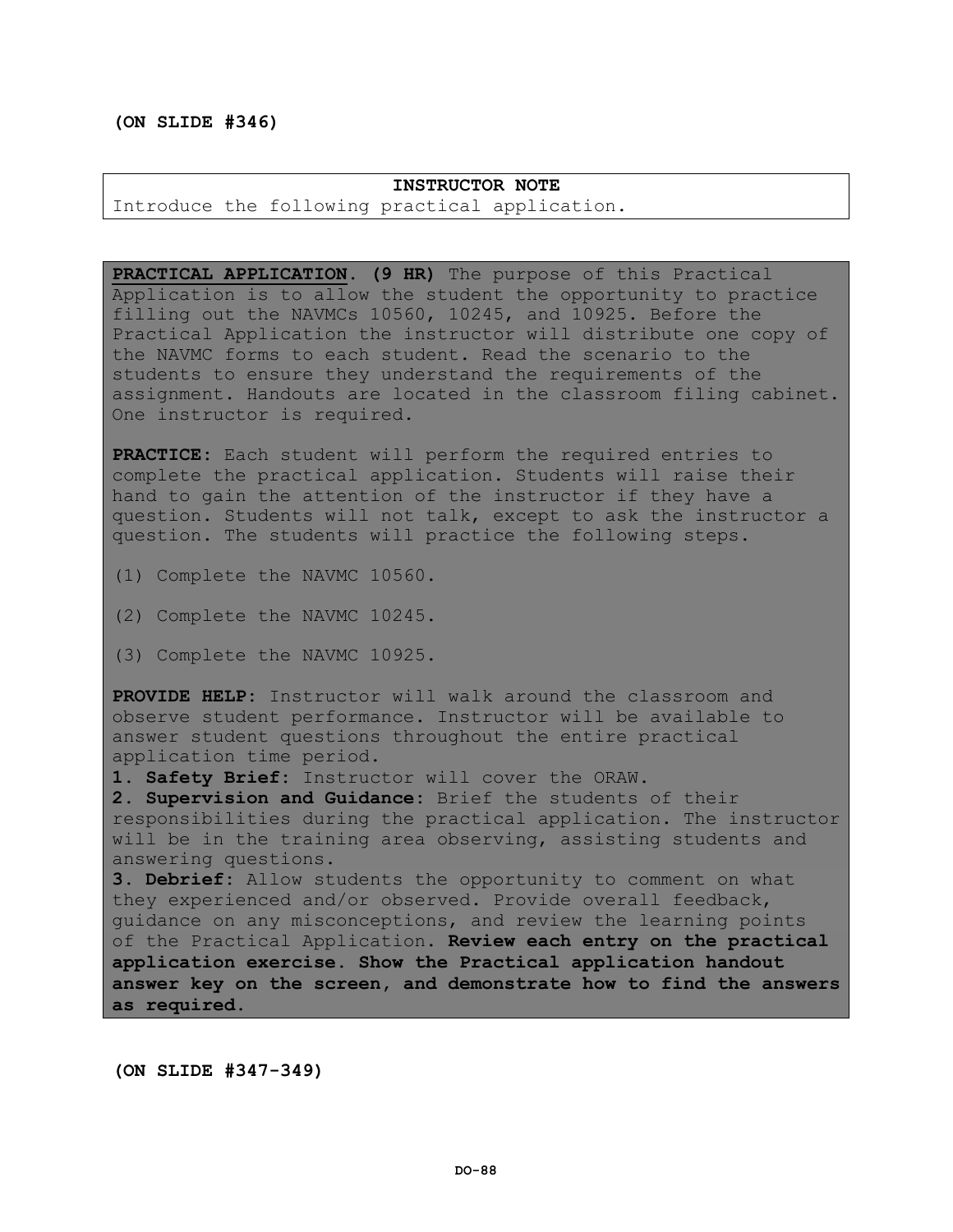**(ON SLIDE #346)**

**INSTRUCTOR NOTE**
Introduce the following practical application.

**PRACTICAL APPLICATION. (9 HR)** The purpose of this Practical Application is to allow the student the opportunity to practice filling out the NAVMCs 10560, 10245, and 10925. Before the Practical Application the instructor will distribute one copy of the NAVMC forms to each student. Read the scenario to the students to ensure they understand the requirements of the assignment. Handouts are located in the classroom filing cabinet. One instructor is required.

**PRACTICE:** Each student will perform the required entries to complete the practical application. Students will raise their hand to gain the attention of the instructor if they have a question. Students will not talk, except to ask the instructor a question. The students will practice the following steps.

(1) Complete the NAVMC 10560.

(2) Complete the NAVMC 10245.

(3) Complete the NAVMC 10925.

**PROVIDE HELP:** Instructor will walk around the classroom and observe student performance. Instructor will be available to answer student questions throughout the entire practical application time period.

**1. Safety Brief:** Instructor will cover the ORAW.

**2. Supervision and Guidance:** Brief the students of their responsibilities during the practical application. The instructor will be in the training area observing, assisting students and answering questions.

**3. Debrief:** Allow students the opportunity to comment on what they experienced and/or observed. Provide overall feedback, guidance on any misconceptions, and review the learning points of the Practical Application. **Review each entry on the practical application exercise. Show the Practical application handout answer key on the screen, and demonstrate how to find the answers as required.**

**(ON SLIDE #347-349)**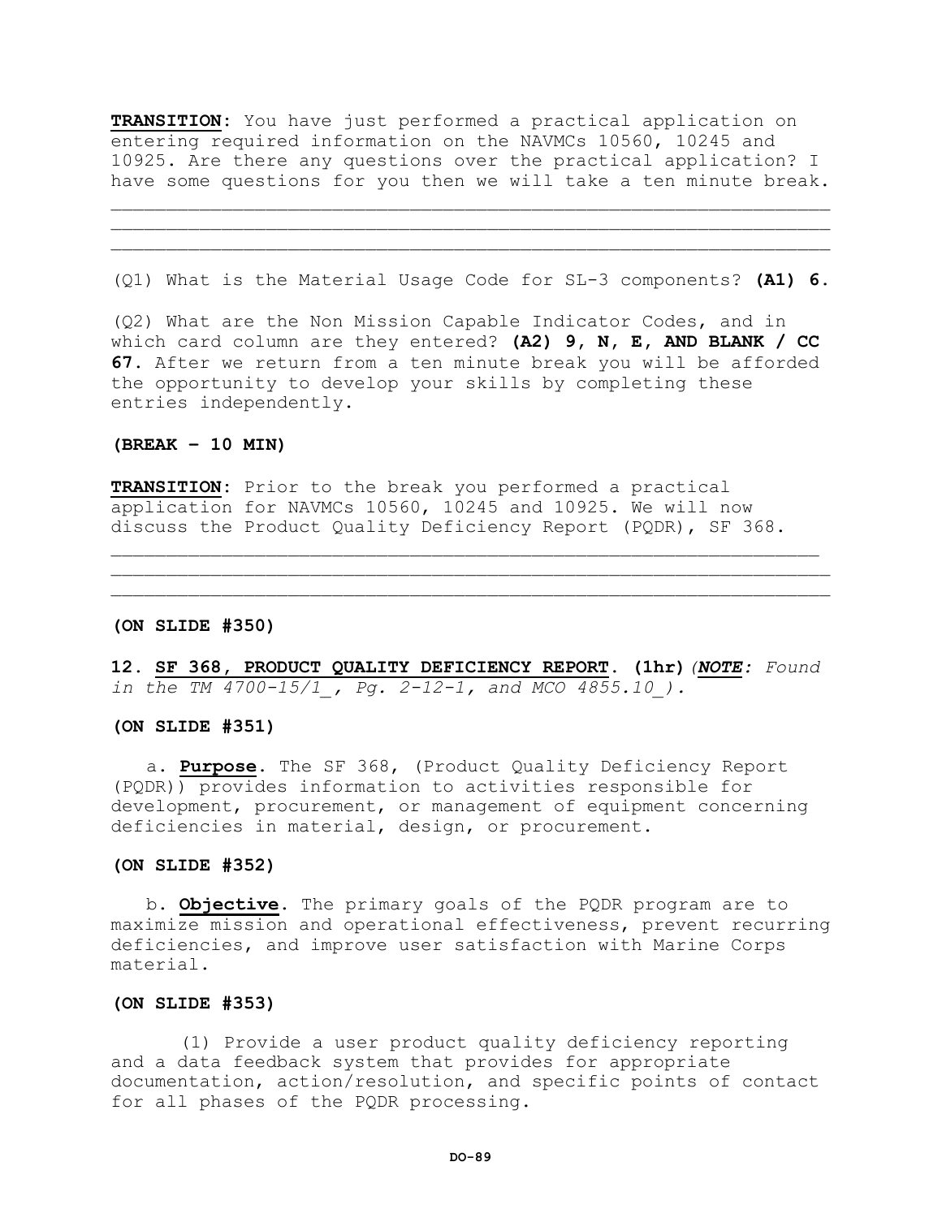**TRANSITION**: You have just performed a practical application on entering required information on the NAVMCs 10560, 10245 and 10925. Are there any questions over the practical application? I have some questions for you then we will take a ten minute break.

(Q1) What is the Material Usage Code for SL-3 components? **(A1) 6.**

(Q2) What are the Non Mission Capable Indicator Codes, and in which card column are they entered? **(A2) 9, N, E, AND BLANK / CC 67.** After we return from a ten minute break you will be afforded the opportunity to develop your skills by completing these entries independently.

**(BREAK – 10 MIN)**

**TRANSITION**: Prior to the break you performed a practical application for NAVMCs 10560, 10245 and 10925. We will now discuss the Product Quality Deficiency Report (PQDR), SF 368.

**(ON SLIDE #350)**

**12. SF 368, PRODUCT QUALITY DEFICIENCY REPORT. (1hr)** *(**NOTE**: Found in the TM 4700-15/1_, Pg. 2-12-1, and MCO 4855.10_).*

**(ON SLIDE #351)**

a. **Purpose**. The SF 368, (Product Quality Deficiency Report (PQDR)) provides information to activities responsible for development, procurement, or management of equipment concerning deficiencies in material, design, or procurement.

**(ON SLIDE #352)**

b. **Objective**. The primary goals of the PQDR program are to maximize mission and operational effectiveness, prevent recurring deficiencies, and improve user satisfaction with Marine Corps material.

**(ON SLIDE #353)**

(1) Provide a user product quality deficiency reporting and a data feedback system that provides for appropriate documentation, action/resolution, and specific points of contact for all phases of the PQDR processing.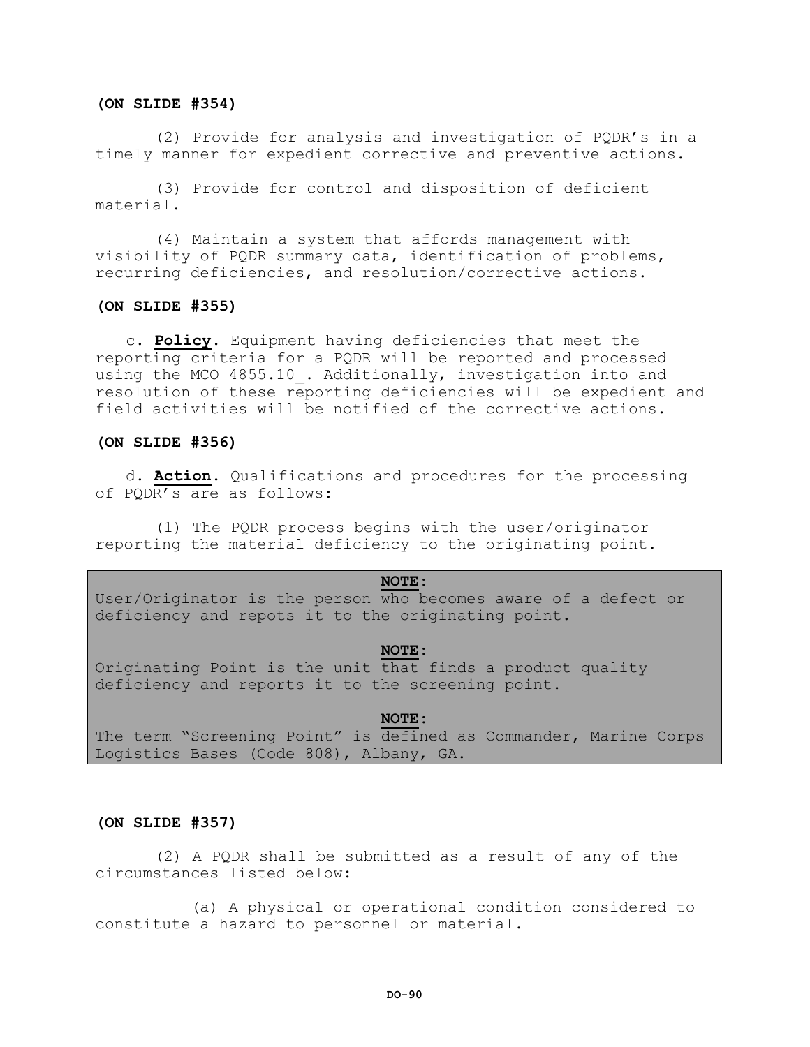**(ON SLIDE #354)**

(2) Provide for analysis and investigation of PQDR's in a timely manner for expedient corrective and preventive actions.

(3) Provide for control and disposition of deficient material.

(4) Maintain a system that affords management with visibility of PQDR summary data, identification of problems, recurring deficiencies, and resolution/corrective actions.

**(ON SLIDE #355)**

c. **Policy**. Equipment having deficiencies that meet the reporting criteria for a PQDR will be reported and processed using the MCO 4855.10_. Additionally, investigation into and resolution of these reporting deficiencies will be expedient and field activities will be notified of the corrective actions.

**(ON SLIDE #356)**

d. **Action**. Qualifications and procedures for the processing of PQDR's are as follows:

(1) The PQDR process begins with the user/originator reporting the material deficiency to the originating point.

> **NOTE**:
> User/Originator is the person who becomes aware of a defect or deficiency and repots it to the originating point.
>
> **NOTE**:
> Originating Point is the unit that finds a product quality deficiency and reports it to the screening point.
>
> **NOTE**:
> The term "Screening Point" is defined as Commander, Marine Corps Logistics Bases (Code 808), Albany, GA.

**(ON SLIDE #357)**

(2) A PQDR shall be submitted as a result of any of the circumstances listed below:

(a) A physical or operational condition considered to constitute a hazard to personnel or material.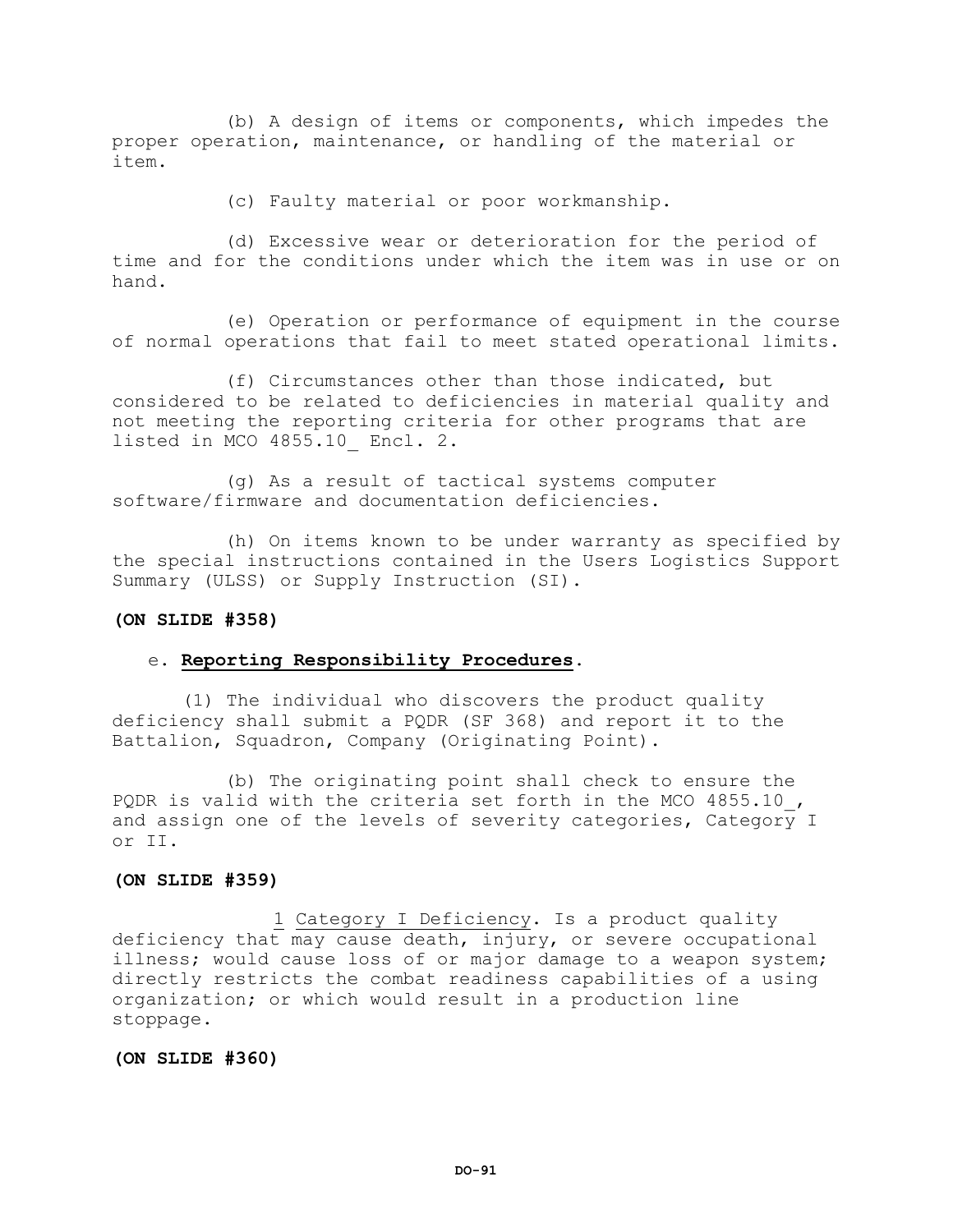(b) A design of items or components, which impedes the proper operation, maintenance, or handling of the material or item.

(c) Faulty material or poor workmanship.

(d) Excessive wear or deterioration for the period of time and for the conditions under which the item was in use or on hand.

(e) Operation or performance of equipment in the course of normal operations that fail to meet stated operational limits.

(f) Circumstances other than those indicated, but considered to be related to deficiencies in material quality and not meeting the reporting criteria for other programs that are listed in MCO 4855.10_ Encl. 2.

(g) As a result of tactical systems computer software/firmware and documentation deficiencies.

(h) On items known to be under warranty as specified by the special instructions contained in the Users Logistics Support Summary (ULSS) or Supply Instruction (SI).

**(ON SLIDE #358)**

e. **Reporting Responsibility Procedures**.

(1) The individual who discovers the product quality deficiency shall submit a PQDR (SF 368) and report it to the Battalion, Squadron, Company (Originating Point).

(b) The originating point shall check to ensure the PQDR is valid with the criteria set forth in the MCO 4855.10_, and assign one of the levels of severity categories, Category I or II.

**(ON SLIDE #359)**

1 Category I Deficiency. Is a product quality deficiency that may cause death, injury, or severe occupational illness; would cause loss of or major damage to a weapon system; directly restricts the combat readiness capabilities of a using organization; or which would result in a production line stoppage.

**(ON SLIDE #360)**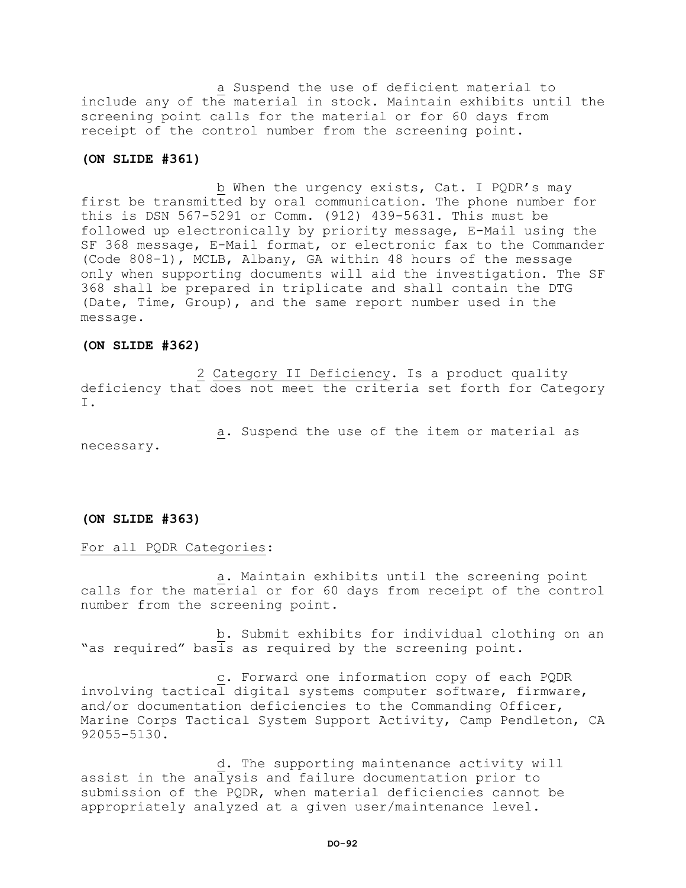a Suspend the use of deficient material to include any of the material in stock. Maintain exhibits until the screening point calls for the material or for 60 days from receipt of the control number from the screening point.

**(ON SLIDE #361)**

b When the urgency exists, Cat. I PQDR's may first be transmitted by oral communication. The phone number for this is DSN 567-5291 or Comm. (912) 439-5631. This must be followed up electronically by priority message, E-Mail using the SF 368 message, E-Mail format, or electronic fax to the Commander (Code 808-1), MCLB, Albany, GA within 48 hours of the message only when supporting documents will aid the investigation. The SF 368 shall be prepared in triplicate and shall contain the DTG (Date, Time, Group), and the same report number used in the message.

**(ON SLIDE #362)**

2 Category II Deficiency. Is a product quality deficiency that does not meet the criteria set forth for Category I.

a. Suspend the use of the item or material as necessary.

**(ON SLIDE #363)**

For all PQDR Categories:

a. Maintain exhibits until the screening point calls for the material or for 60 days from receipt of the control number from the screening point.

b. Submit exhibits for individual clothing on an "as required" basis as required by the screening point.

c. Forward one information copy of each PQDR involving tactical digital systems computer software, firmware, and/or documentation deficiencies to the Commanding Officer, Marine Corps Tactical System Support Activity, Camp Pendleton, CA 92055-5130.

d. The supporting maintenance activity will assist in the analysis and failure documentation prior to submission of the PQDR, when material deficiencies cannot be appropriately analyzed at a given user/maintenance level.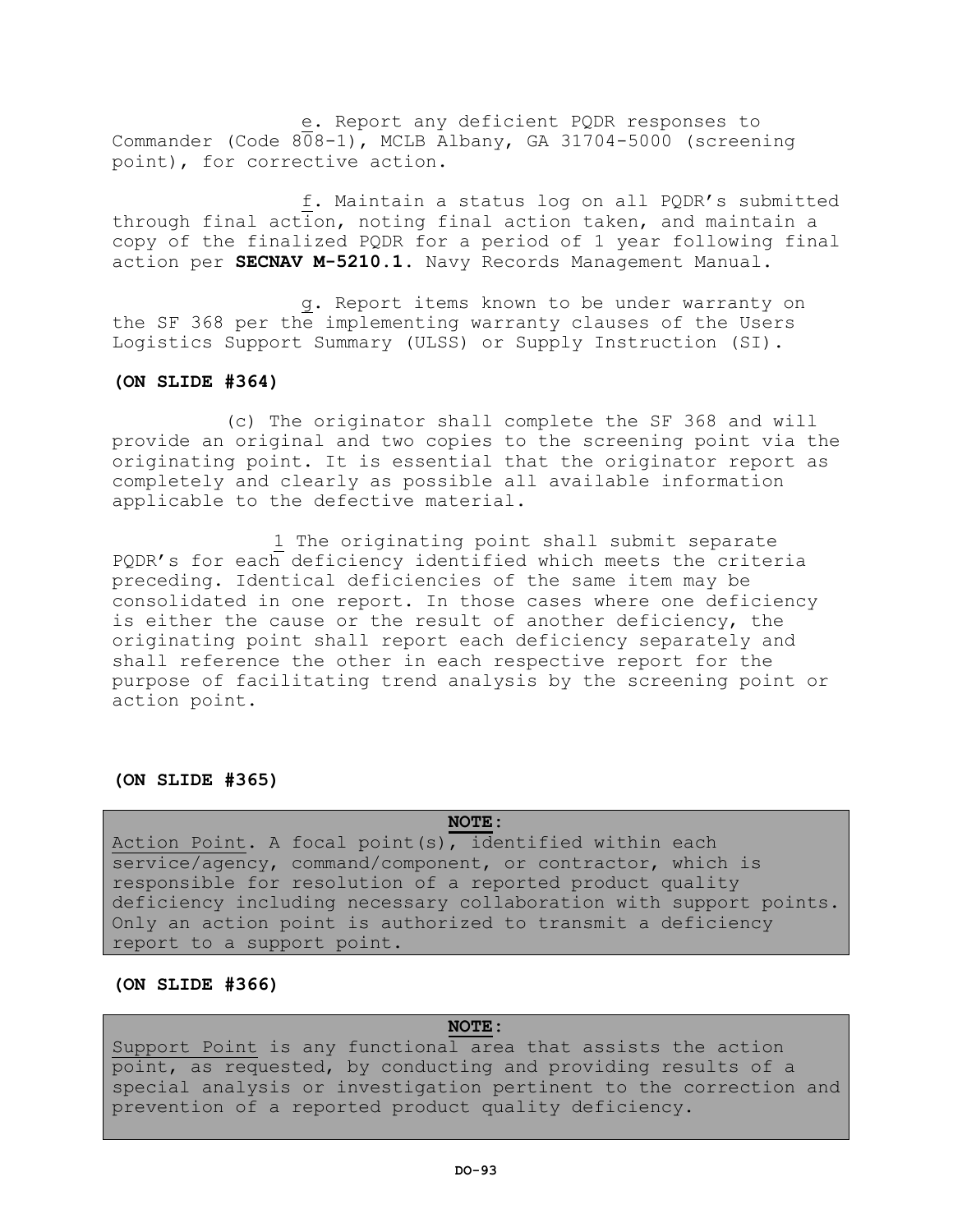e. Report any deficient PQDR responses to Commander (Code 808-1), MCLB Albany, GA 31704-5000 (screening point), for corrective action.

f. Maintain a status log on all PQDR's submitted through final action, noting final action taken, and maintain a copy of the finalized PQDR for a period of 1 year following final action per **SECNAV M-5210.1.** Navy Records Management Manual.

g. Report items known to be under warranty on the SF 368 per the implementing warranty clauses of the Users Logistics Support Summary (ULSS) or Supply Instruction (SI).

**(ON SLIDE #364)**

(c) The originator shall complete the SF 368 and will provide an original and two copies to the screening point via the originating point. It is essential that the originator report as completely and clearly as possible all available information applicable to the defective material.

1 The originating point shall submit separate PQDR's for each deficiency identified which meets the criteria preceding. Identical deficiencies of the same item may be consolidated in one report. In those cases where one deficiency is either the cause or the result of another deficiency, the originating point shall report each deficiency separately and shall reference the other in each respective report for the purpose of facilitating trend analysis by the screening point or action point.

**(ON SLIDE #365)**

**NOTE:**

Action Point. A focal point(s), identified within each service/agency, command/component, or contractor, which is responsible for resolution of a reported product quality deficiency including necessary collaboration with support points. Only an action point is authorized to transmit a deficiency report to a support point.

**(ON SLIDE #366)**

**NOTE:**

Support Point is any functional area that assists the action point, as requested, by conducting and providing results of a special analysis or investigation pertinent to the correction and prevention of a reported product quality deficiency.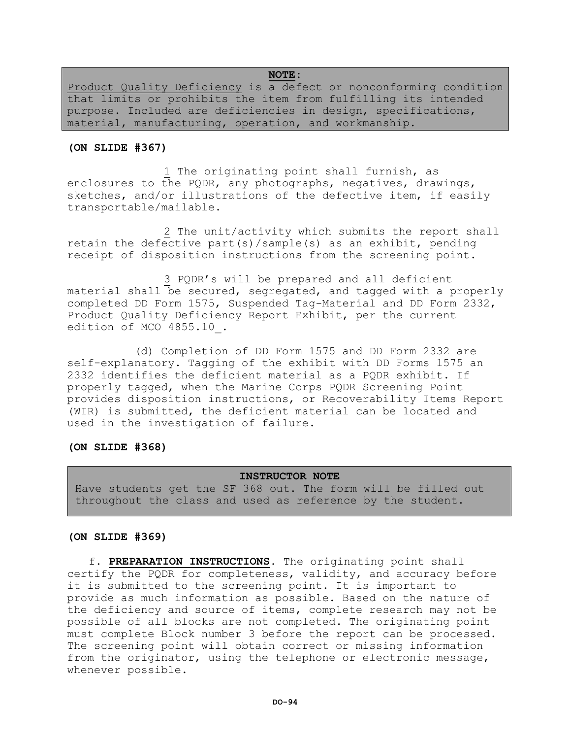**NOTE:**
Product Quality Deficiency is a defect or nonconforming condition that limits or prohibits the item from fulfilling its intended purpose. Included are deficiencies in design, specifications, material, manufacturing, operation, and workmanship.

**(ON SLIDE #367)**

1 The originating point shall furnish, as enclosures to the PQDR, any photographs, negatives, drawings, sketches, and/or illustrations of the defective item, if easily transportable/mailable.

2 The unit/activity which submits the report shall retain the defective part(s)/sample(s) as an exhibit, pending receipt of disposition instructions from the screening point.

3 PQDR's will be prepared and all deficient material shall be secured, segregated, and tagged with a properly completed DD Form 1575, Suspended Tag-Material and DD Form 2332, Product Quality Deficiency Report Exhibit, per the current edition of MCO 4855.10_.

(d) Completion of DD Form 1575 and DD Form 2332 are self-explanatory. Tagging of the exhibit with DD Forms 1575 an 2332 identifies the deficient material as a PQDR exhibit. If properly tagged, when the Marine Corps PQDR Screening Point provides disposition instructions, or Recoverability Items Report (WIR) is submitted, the deficient material can be located and used in the investigation of failure.

**(ON SLIDE #368)**

**INSTRUCTOR NOTE**
Have students get the SF 368 out. The form will be filled out throughout the class and used as reference by the student.

**(ON SLIDE #369)**

f. **PREPARATION INSTRUCTIONS**. The originating point shall certify the PQDR for completeness, validity, and accuracy before it is submitted to the screening point. It is important to provide as much information as possible. Based on the nature of the deficiency and source of items, complete research may not be possible of all blocks are not completed. The originating point must complete Block number 3 before the report can be processed. The screening point will obtain correct or missing information from the originator, using the telephone or electronic message, whenever possible.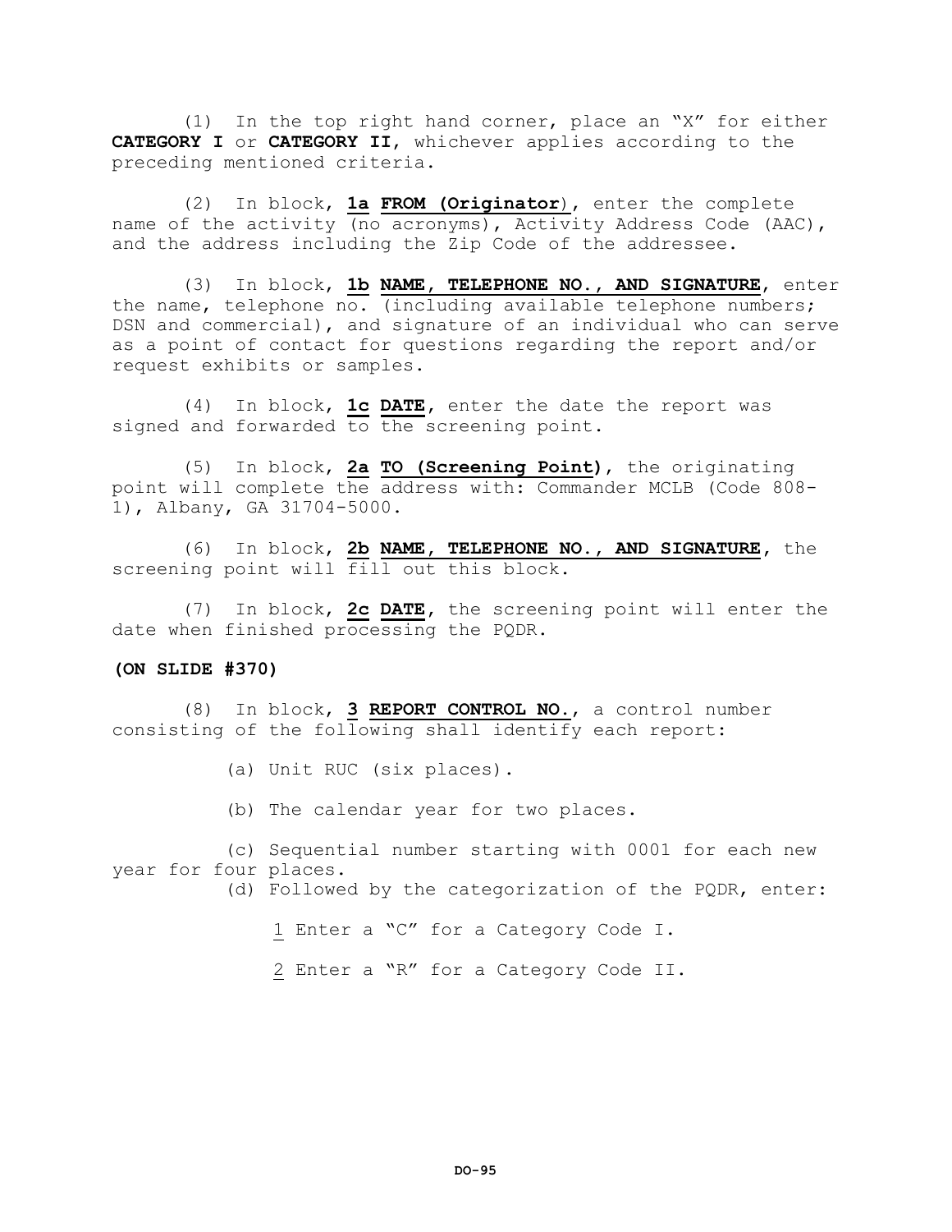(1) In the top right hand corner, place an "X" for either **CATEGORY I** or **CATEGORY II**, whichever applies according to the preceding mentioned criteria.

(2) In block, **1a FROM (Originator**), enter the complete name of the activity (no acronyms), Activity Address Code (AAC), and the address including the Zip Code of the addressee.

(3) In block, **1b NAME, TELEPHONE NO., AND SIGNATURE**, enter the name, telephone no. (including available telephone numbers; DSN and commercial), and signature of an individual who can serve as a point of contact for questions regarding the report and/or request exhibits or samples.

(4) In block, **1c DATE**, enter the date the report was signed and forwarded to the screening point.

(5) In block, **2a TO (Screening Point)**, the originating point will complete the address with: Commander MCLB (Code 808-1), Albany, GA 31704-5000.

(6) In block, **2b NAME, TELEPHONE NO., AND SIGNATURE**, the screening point will fill out this block.

(7) In block, **2c DATE**, the screening point will enter the date when finished processing the PQDR.

**(ON SLIDE #370)**

(8) In block, **3 REPORT CONTROL NO.**, a control number consisting of the following shall identify each report:

(a) Unit RUC (six places).

(b) The calendar year for two places.

(c) Sequential number starting with 0001 for each new year for four places.

(d) Followed by the categorization of the PQDR, enter:

1 Enter a "C" for a Category Code I.

2 Enter a "R" for a Category Code II.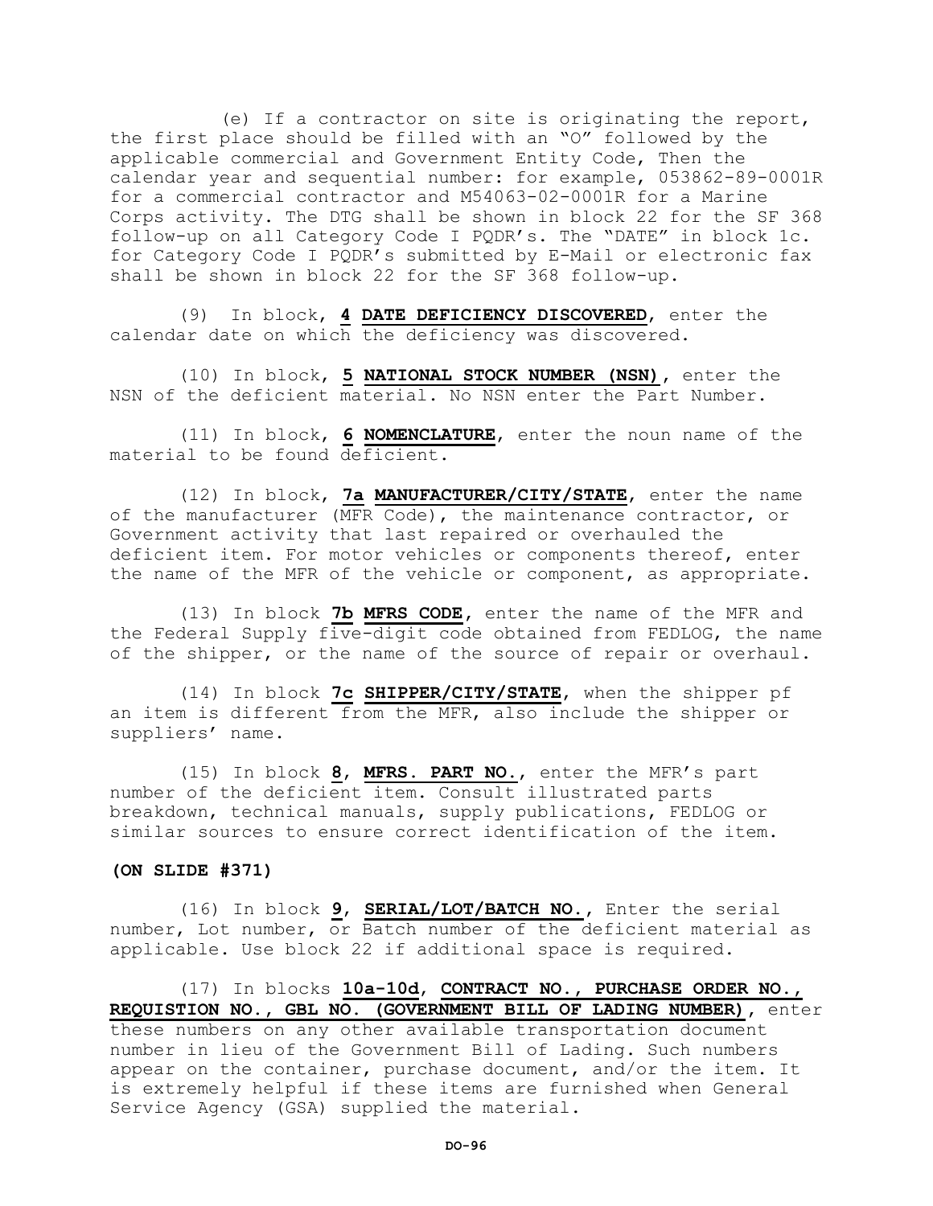(e) If a contractor on site is originating the report, the first place should be filled with an "O" followed by the applicable commercial and Government Entity Code, Then the calendar year and sequential number: for example, 053862-89-0001R for a commercial contractor and M54063-02-0001R for a Marine Corps activity. The DTG shall be shown in block 22 for the SF 368 follow-up on all Category Code I PQDR's. The "DATE" in block 1c. for Category Code I PQDR's submitted by E-Mail or electronic fax shall be shown in block 22 for the SF 368 follow-up.

(9) In block, **4 DATE DEFICIENCY DISCOVERED**, enter the calendar date on which the deficiency was discovered.

(10) In block, **5 NATIONAL STOCK NUMBER (NSN)**, enter the NSN of the deficient material. No NSN enter the Part Number.

(11) In block, **6 NOMENCLATURE**, enter the noun name of the material to be found deficient.

(12) In block, **7a MANUFACTURER/CITY/STATE**, enter the name of the manufacturer (MFR Code), the maintenance contractor, or Government activity that last repaired or overhauled the deficient item. For motor vehicles or components thereof, enter the name of the MFR of the vehicle or component, as appropriate.

(13) In block **7b MFRS CODE**, enter the name of the MFR and the Federal Supply five-digit code obtained from FEDLOG, the name of the shipper, or the name of the source of repair or overhaul.

(14) In block **7c SHIPPER/CITY/STATE**, when the shipper pf an item is different from the MFR, also include the shipper or suppliers' name.

(15) In block **8**, **MFRS. PART NO.**, enter the MFR's part number of the deficient item. Consult illustrated parts breakdown, technical manuals, supply publications, FEDLOG or similar sources to ensure correct identification of the item.

**(ON SLIDE #371)**

(16) In block **9**, **SERIAL/LOT/BATCH NO.**, Enter the serial number, Lot number, or Batch number of the deficient material as applicable. Use block 22 if additional space is required.

(17) In blocks **10a-10d**, **CONTRACT NO., PURCHASE ORDER NO., REQUISTION NO., GBL NO. (GOVERNMENT BILL OF LADING NUMBER)**, enter these numbers on any other available transportation document number in lieu of the Government Bill of Lading. Such numbers appear on the container, purchase document, and/or the item. It is extremely helpful if these items are furnished when General Service Agency (GSA) supplied the material.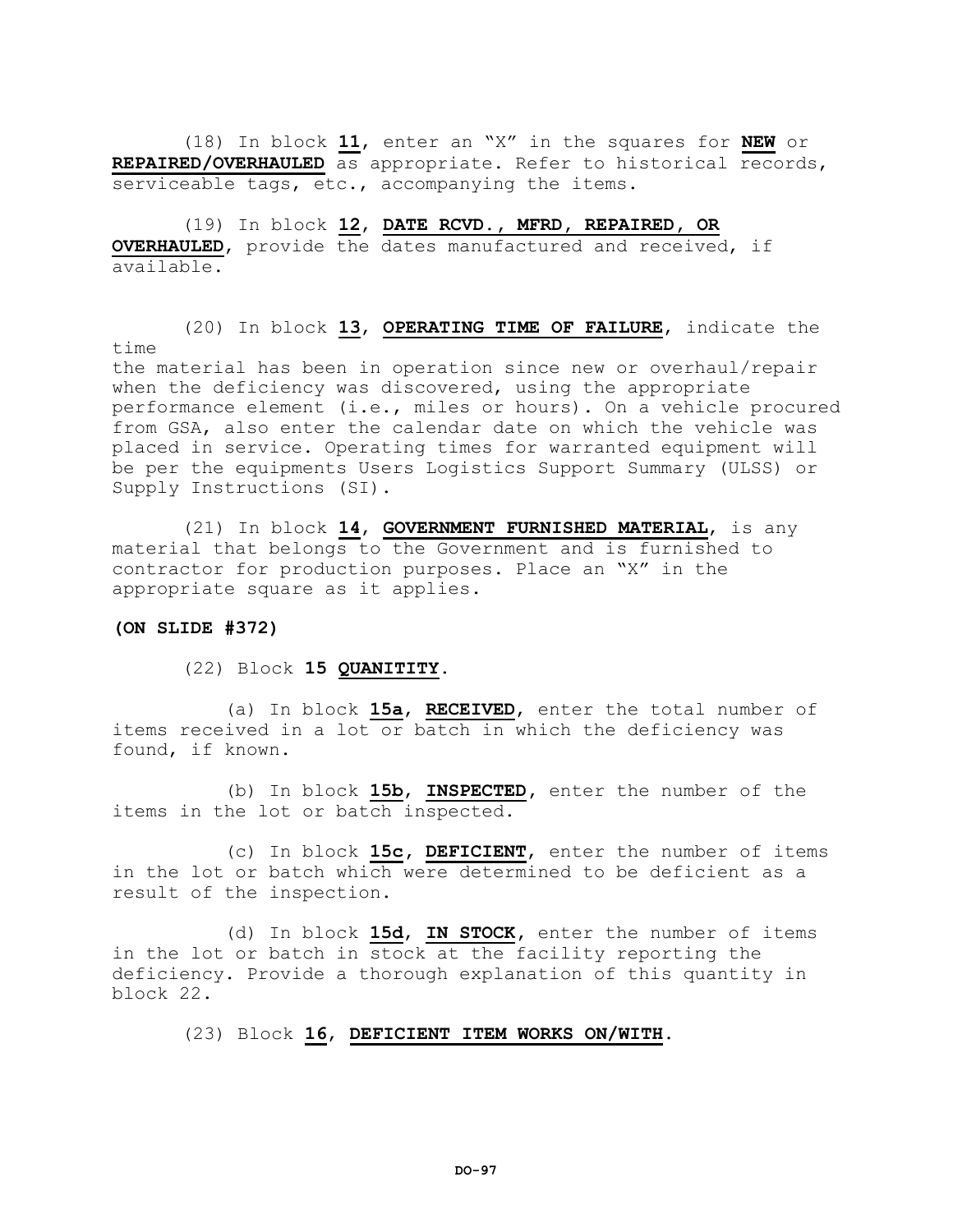(18) In block **<u>11</u>**, enter an "X" in the squares for **<u>NEW</u>** or **<u>REPAIRED/OVERHAULED</u>** as appropriate. Refer to historical records, serviceable tags, etc., accompanying the items.

(19) In block **<u>12</u>**, **<u>DATE RCVD., MFRD, REPAIRED, OR OVERHAULED</u>**, provide the dates manufactured and received, if available.

(20) In block **<u>13</u>**, **<u>OPERATING TIME OF FAILURE</u>**, indicate the time the material has been in operation since new or overhaul/repair when the deficiency was discovered, using the appropriate performance element (i.e., miles or hours). On a vehicle procured from GSA, also enter the calendar date on which the vehicle was placed in service. Operating times for warranted equipment will be per the equipments Users Logistics Support Summary (ULSS) or Supply Instructions (SI).

(21) In block **<u>14</u>**, **<u>GOVERNMENT FURNISHED MATERIAL</u>**, is any material that belongs to the Government and is furnished to contractor for production purposes. Place an "X" in the appropriate square as it applies.

**(ON SLIDE #372)**

(22) Block **15 <u>QUANITITY</u>**.

(a) In block **<u>15a</u>**, **<u>RECEIVED</u>**, enter the total number of items received in a lot or batch in which the deficiency was found, if known.

(b) In block **<u>15b</u>**, **<u>INSPECTED</u>**, enter the number of the items in the lot or batch inspected.

(c) In block **<u>15c</u>**, **<u>DEFICIENT</u>**, enter the number of items in the lot or batch which were determined to be deficient as a result of the inspection.

(d) In block **<u>15d</u>**, **<u>IN STOCK</u>**, enter the number of items in the lot or batch in stock at the facility reporting the deficiency. Provide a thorough explanation of this quantity in block 22.

(23) Block **<u>16</u>**, **<u>DEFICIENT ITEM WORKS ON/WITH</u>**.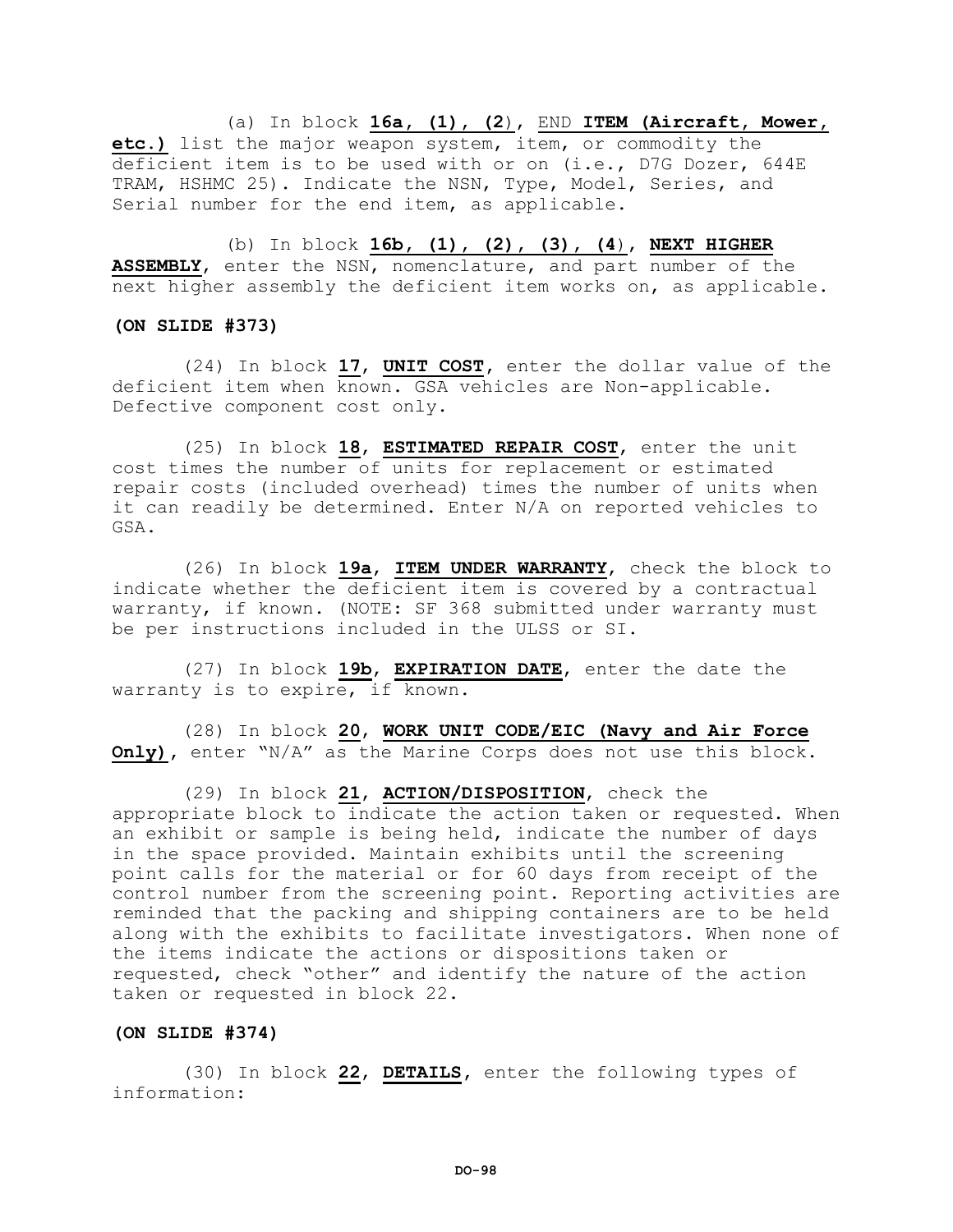(a) In block **16a, (1), (2**), END **ITEM (Aircraft, Mower, etc.)** list the major weapon system, item, or commodity the deficient item is to be used with or on (i.e., D7G Dozer, 644E TRAM, HSHMC 25). Indicate the NSN, Type, Model, Series, and Serial number for the end item, as applicable.

(b) In block **16b, (1), (2), (3), (4**), **NEXT HIGHER ASSEMBLY**, enter the NSN, nomenclature, and part number of the next higher assembly the deficient item works on, as applicable.

**(ON SLIDE #373)**

(24) In block **17**, **UNIT COST**, enter the dollar value of the deficient item when known. GSA vehicles are Non-applicable. Defective component cost only.

(25) In block **18**, **ESTIMATED REPAIR COST**, enter the unit cost times the number of units for replacement or estimated repair costs (included overhead) times the number of units when it can readily be determined. Enter N/A on reported vehicles to GSA.

(26) In block **19a**, **ITEM UNDER WARRANTY**, check the block to indicate whether the deficient item is covered by a contractual warranty, if known. (NOTE: SF 368 submitted under warranty must be per instructions included in the ULSS or SI.

(27) In block **19b**, **EXPIRATION DATE**, enter the date the warranty is to expire, if known.

(28) In block **20**, **WORK UNIT CODE/EIC (Navy and Air Force Only)**, enter "N/A" as the Marine Corps does not use this block.

(29) In block **21**, **ACTION/DISPOSITION**, check the appropriate block to indicate the action taken or requested. When an exhibit or sample is being held, indicate the number of days in the space provided. Maintain exhibits until the screening point calls for the material or for 60 days from receipt of the control number from the screening point. Reporting activities are reminded that the packing and shipping containers are to be held along with the exhibits to facilitate investigators. When none of the items indicate the actions or dispositions taken or requested, check "other" and identify the nature of the action taken or requested in block 22.

**(ON SLIDE #374)**

(30) In block **22**, **DETAILS**, enter the following types of information: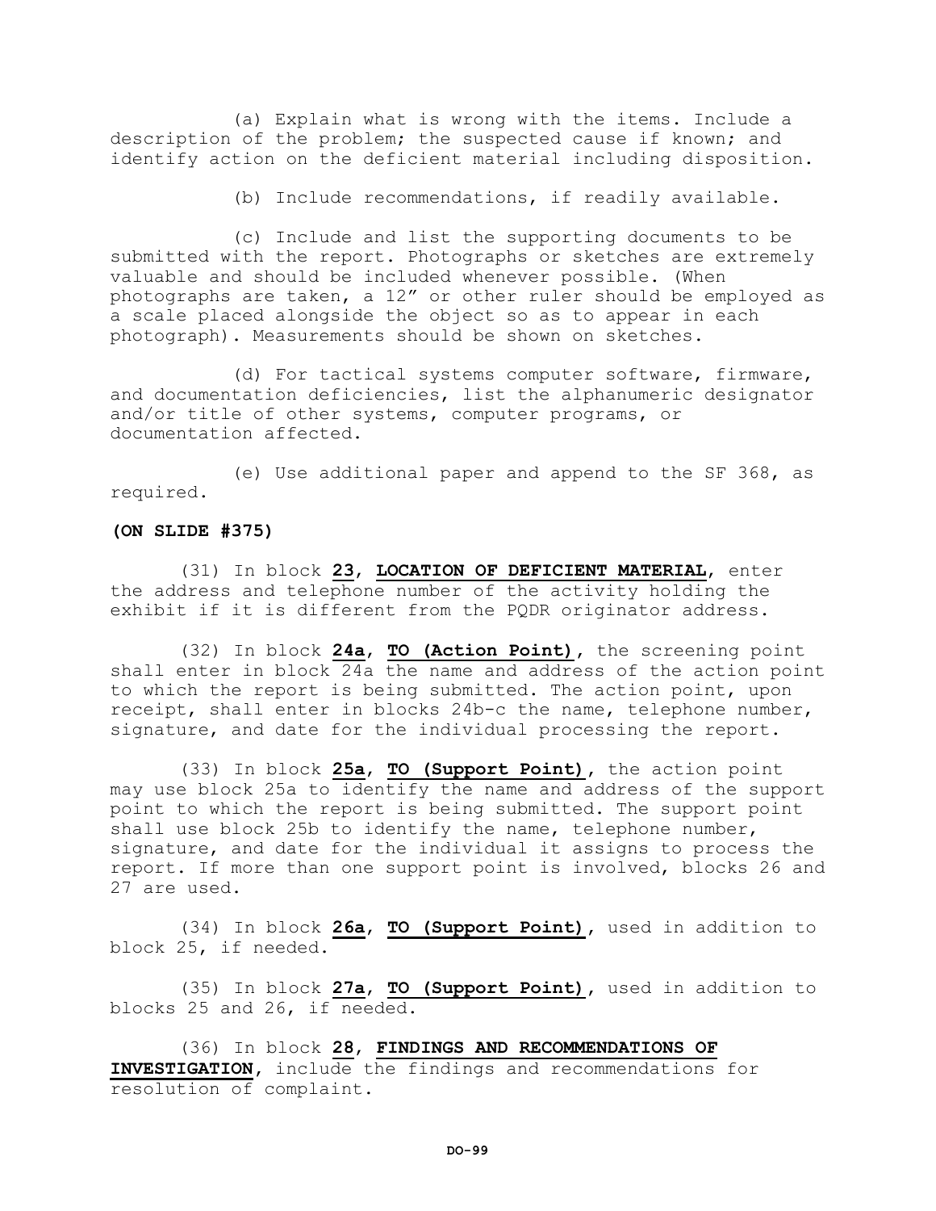(a) Explain what is wrong with the items. Include a description of the problem; the suspected cause if known; and identify action on the deficient material including disposition.

(b) Include recommendations, if readily available.

(c) Include and list the supporting documents to be submitted with the report. Photographs or sketches are extremely valuable and should be included whenever possible. (When photographs are taken, a 12" or other ruler should be employed as a scale placed alongside the object so as to appear in each photograph). Measurements should be shown on sketches.

(d) For tactical systems computer software, firmware, and documentation deficiencies, list the alphanumeric designator and/or title of other systems, computer programs, or documentation affected.

(e) Use additional paper and append to the SF 368, as required.

**(ON SLIDE #375)**

(31) In block **23**, **LOCATION OF DEFICIENT MATERIAL**, enter the address and telephone number of the activity holding the exhibit if it is different from the PQDR originator address.

(32) In block **24a**, **TO (Action Point)**, the screening point shall enter in block 24a the name and address of the action point to which the report is being submitted. The action point, upon receipt, shall enter in blocks 24b-c the name, telephone number, signature, and date for the individual processing the report.

(33) In block **25a**, **TO (Support Point)**, the action point may use block 25a to identify the name and address of the support point to which the report is being submitted. The support point shall use block 25b to identify the name, telephone number, signature, and date for the individual it assigns to process the report. If more than one support point is involved, blocks 26 and 27 are used.

(34) In block **26a**, **TO (Support Point)**, used in addition to block 25, if needed.

(35) In block **27a**, **TO (Support Point)**, used in addition to blocks 25 and 26, if needed.

(36) In block **28**, **FINDINGS AND RECOMMENDATIONS OF INVESTIGATION**, include the findings and recommendations for resolution of complaint.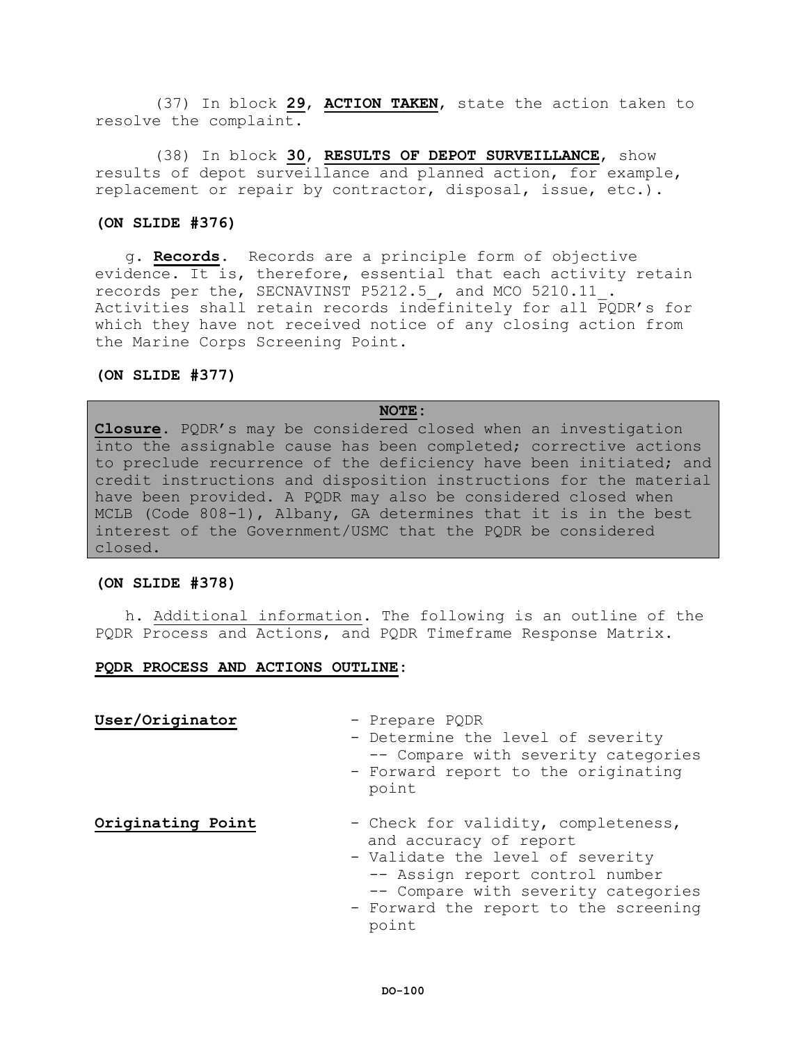(37) In block **29**, **ACTION TAKEN**, state the action taken to resolve the complaint.

(38) In block **30**, **RESULTS OF DEPOT SURVEILLANCE**, show results of depot surveillance and planned action, for example, replacement or repair by contractor, disposal, issue, etc.).

**(ON SLIDE #376)**

g. **Records**. Records are a principle form of objective evidence. It is, therefore, essential that each activity retain records per the, SECNAVINST P5212.5_, and MCO 5210.11_. Activities shall retain records indefinitely for all PQDR's for which they have not received notice of any closing action from the Marine Corps Screening Point.

**(ON SLIDE #377)**

> **NOTE:**
> **Closure**. PQDR's may be considered closed when an investigation into the assignable cause has been completed; corrective actions to preclude recurrence of the deficiency have been initiated; and credit instructions and disposition instructions for the material have been provided. A PQDR may also be considered closed when MCLB (Code 808-1), Albany, GA determines that it is in the best interest of the Government/USMC that the PQDR be considered closed.

**(ON SLIDE #378)**

h. Additional information. The following is an outline of the PQDR Process and Actions, and PQDR Timeframe Response Matrix.

**PQDR PROCESS AND ACTIONS OUTLINE:**

**User/Originator**

- Prepare PQDR
- Determine the level of severity
  - Compare with severity categories
- Forward report to the originating point

**Originating Point**

- Check for validity, completeness, and accuracy of report
- Validate the level of severity
  - Assign report control number
  - Compare with severity categories
- Forward the report to the screening point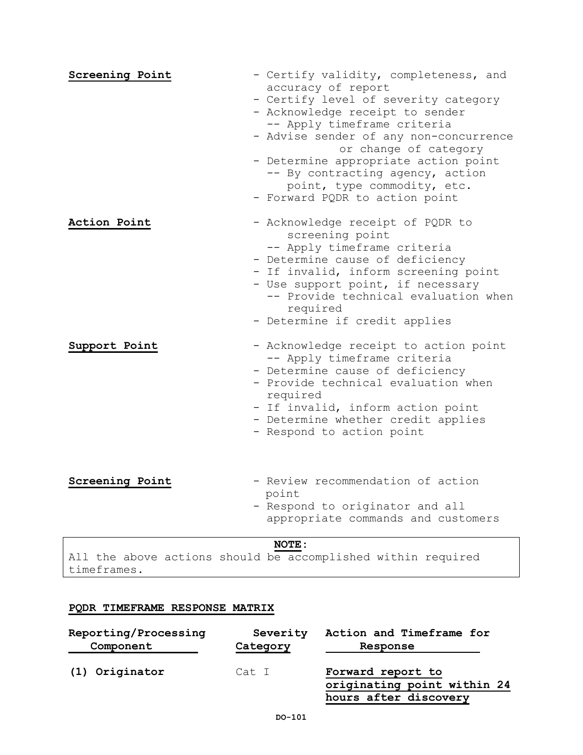**Screening Point**

- Certify validity, completeness, and accuracy of report
- Certify level of severity category
- Acknowledge receipt to sender
  - -- Apply timeframe criteria
- Advise sender of any non-concurrence or change of category
- Determine appropriate action point
  - -- By contracting agency, action point, type commodity, etc.
- Forward PQDR to action point

**Action Point**

- Acknowledge receipt of PQDR to screening point
  - -- Apply timeframe criteria
- Determine cause of deficiency
- If invalid, inform screening point
- Use support point, if necessary
  - -- Provide technical evaluation when required
- Determine if credit applies

**Support Point**

- Acknowledge receipt to action point
  - -- Apply timeframe criteria
- Determine cause of deficiency
- Provide technical evaluation when required
- If invalid, inform action point
- Determine whether credit applies
- Respond to action point

**Screening Point**

- Review recommendation of action point
- Respond to originator and all appropriate commands and customers

> **NOTE:**
> All the above actions should be accomplished within required timeframes.

**PQDR TIMEFRAME RESPONSE MATRIX**

| Reporting/Processing Component | Severity Category | Action and Timeframe for Response |
|---|---|---|
| **(1) Originator** | Cat I | **Forward report to originating point within 24 hours after discovery** |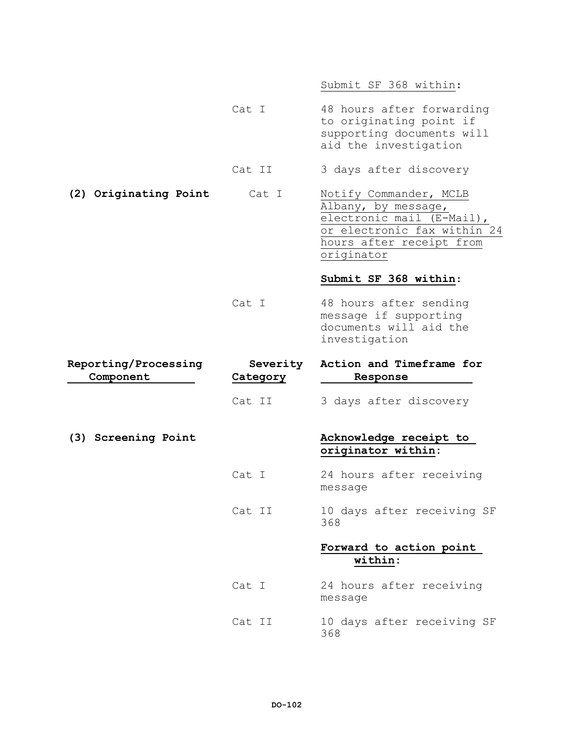| Reporting/Processing Component | Severity Category | Action and Timeframe for Response |
|---|---|---|
| | | Submit SF 368 within: |
| | Cat I | 48 hours after forwarding to originating point if supporting documents will aid the investigation |
| | Cat II | 3 days after discovery |
| **(2) Originating Point** | Cat I | Notify Commander, MCLB Albany, by message, electronic mail (E-Mail), or electronic fax within 24 hours after receipt from originator |
| | | **Submit SF 368 within**: |
| | Cat I | 48 hours after sending message if supporting documents will aid the investigation |
| | Cat II | 3 days after discovery |
| **(3) Screening Point** | | **Acknowledge receipt to originator within**: |
| | Cat I | 24 hours after receiving message |
| | Cat II | 10 days after receiving SF 368 |
| | | **Forward to action point within**: |
| | Cat I | 24 hours after receiving message |
| | Cat II | 10 days after receiving SF 368 |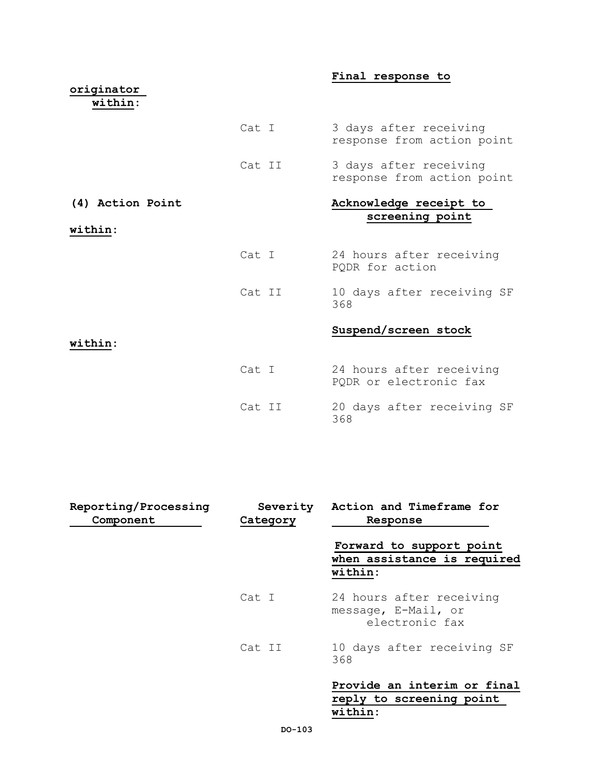| Reporting/Processing Component | Severity Category | Action and Timeframe for Response |
|---|---|---|
| | | **Final response to originator within:** |
| | Cat I | 3 days after receiving response from action point |
| | Cat II | 3 days after receiving response from action point |
| **(4) Action Point** | | **Acknowledge receipt to screening point within:** |
| | Cat I | 24 hours after receiving PQDR for action |
| | Cat II | 10 days after receiving SF 368 |
| | | **Suspend/screen stock within:** |
| | Cat I | 24 hours after receiving PQDR or electronic fax |
| | Cat II | 20 days after receiving SF 368 |

| Reporting/Processing Component | Severity Category | Action and Timeframe for Response |
|---|---|---|
| | | **Forward to support point when assistance is required within:** |
| | Cat I | 24 hours after receiving message, E-Mail, or electronic fax |
| | Cat II | 10 days after receiving SF 368 |
| | | **Provide an interim or final reply to screening point within:** |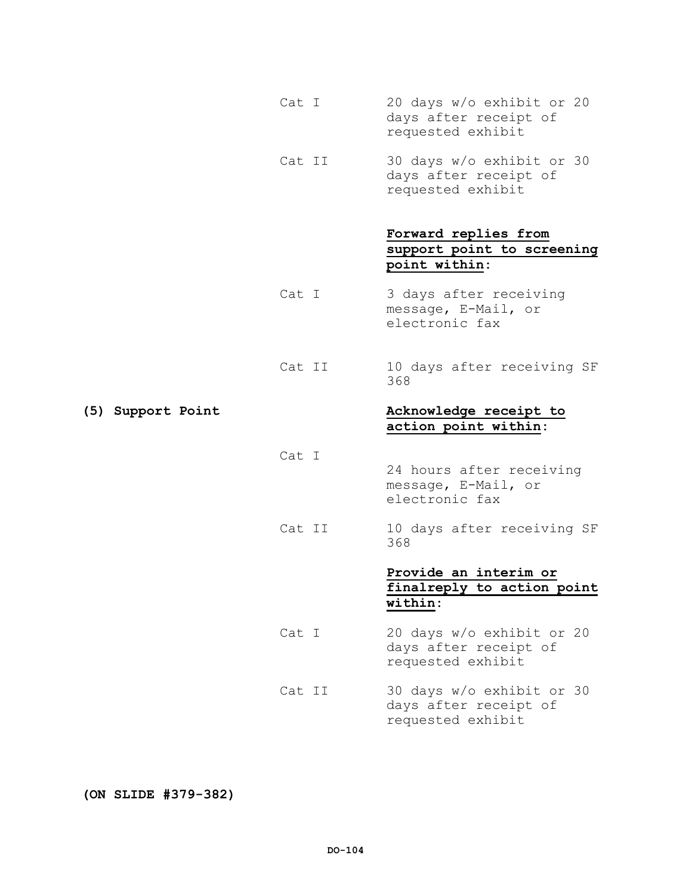Cat I — 20 days w/o exhibit or 20 days after receipt of requested exhibit

Cat II — 30 days w/o exhibit or 30 days after receipt of requested exhibit

**Forward replies from support point to screening point within:**

Cat I — 3 days after receiving message, E-Mail, or electronic fax

Cat II — 10 days after receiving SF 368

**(5) Support Point**

**Acknowledge receipt to action point within:**

Cat I — 24 hours after receiving message, E-Mail, or electronic fax

Cat II — 10 days after receiving SF 368

**Provide an interim or finalreply to action point within:**

Cat I — 20 days w/o exhibit or 20 days after receipt of requested exhibit

Cat II — 30 days w/o exhibit or 30 days after receipt of requested exhibit

**(ON SLIDE #379-382)**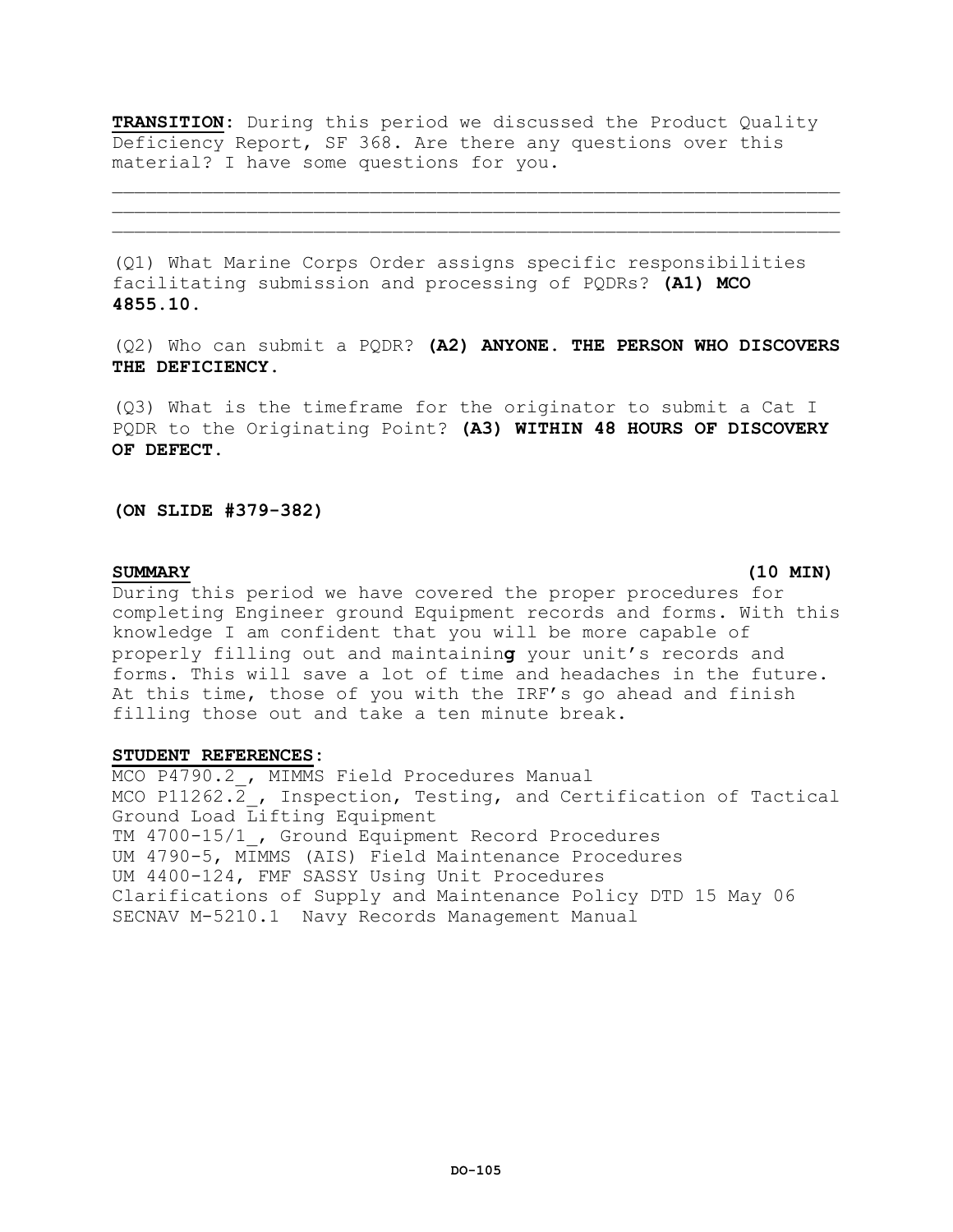**TRANSITION**: During this period we discussed the Product Quality Deficiency Report, SF 368. Are there any questions over this material? I have some questions for you.

\_\_\_\_\_\_\_\_\_\_\_\_\_\_\_\_\_\_\_\_\_\_\_\_\_\_\_\_\_\_\_\_\_\_\_\_\_\_\_\_\_\_\_\_\_\_\_\_\_\_\_\_\_\_\_\_\_\_\_\_\_\_\_\_\_\_
\_\_\_\_\_\_\_\_\_\_\_\_\_\_\_\_\_\_\_\_\_\_\_\_\_\_\_\_\_\_\_\_\_\_\_\_\_\_\_\_\_\_\_\_\_\_\_\_\_\_\_\_\_\_\_\_\_\_\_\_\_\_\_\_\_\_
\_\_\_\_\_\_\_\_\_\_\_\_\_\_\_\_\_\_\_\_\_\_\_\_\_\_\_\_\_\_\_\_\_\_\_\_\_\_\_\_\_\_\_\_\_\_\_\_\_\_\_\_\_\_\_\_\_\_\_\_\_\_\_\_\_\_

(Q1) What Marine Corps Order assigns specific responsibilities facilitating submission and processing of PQDRs? **(A1) MCO 4855.10.**

(Q2) Who can submit a PQDR? **(A2) ANYONE. THE PERSON WHO DISCOVERS THE DEFICIENCY.**

(Q3) What is the timeframe for the originator to submit a Cat I PQDR to the Originating Point? **(A3) WITHIN 48 HOURS OF DISCOVERY OF DEFECT.**

**(ON SLIDE #379-382)**

**SUMMARY** **(10 MIN)**

During this period we have covered the proper procedures for completing Engineer ground Equipment records and forms. With this knowledge I am confident that you will be more capable of properly filling out and maintaining your unit's records and forms. This will save a lot of time and headaches in the future. At this time, those of you with the IRF's go ahead and finish filling those out and take a ten minute break.

**STUDENT REFERENCES**:

MCO P4790.2_, MIMMS Field Procedures Manual
MCO P11262.2_, Inspection, Testing, and Certification of Tactical Ground Load Lifting Equipment
TM 4700-15/1_, Ground Equipment Record Procedures
UM 4790-5, MIMMS (AIS) Field Maintenance Procedures
UM 4400-124, FMF SASSY Using Unit Procedures
Clarifications of Supply and Maintenance Policy DTD 15 May 06
SECNAV M-5210.1 Navy Records Management Manual